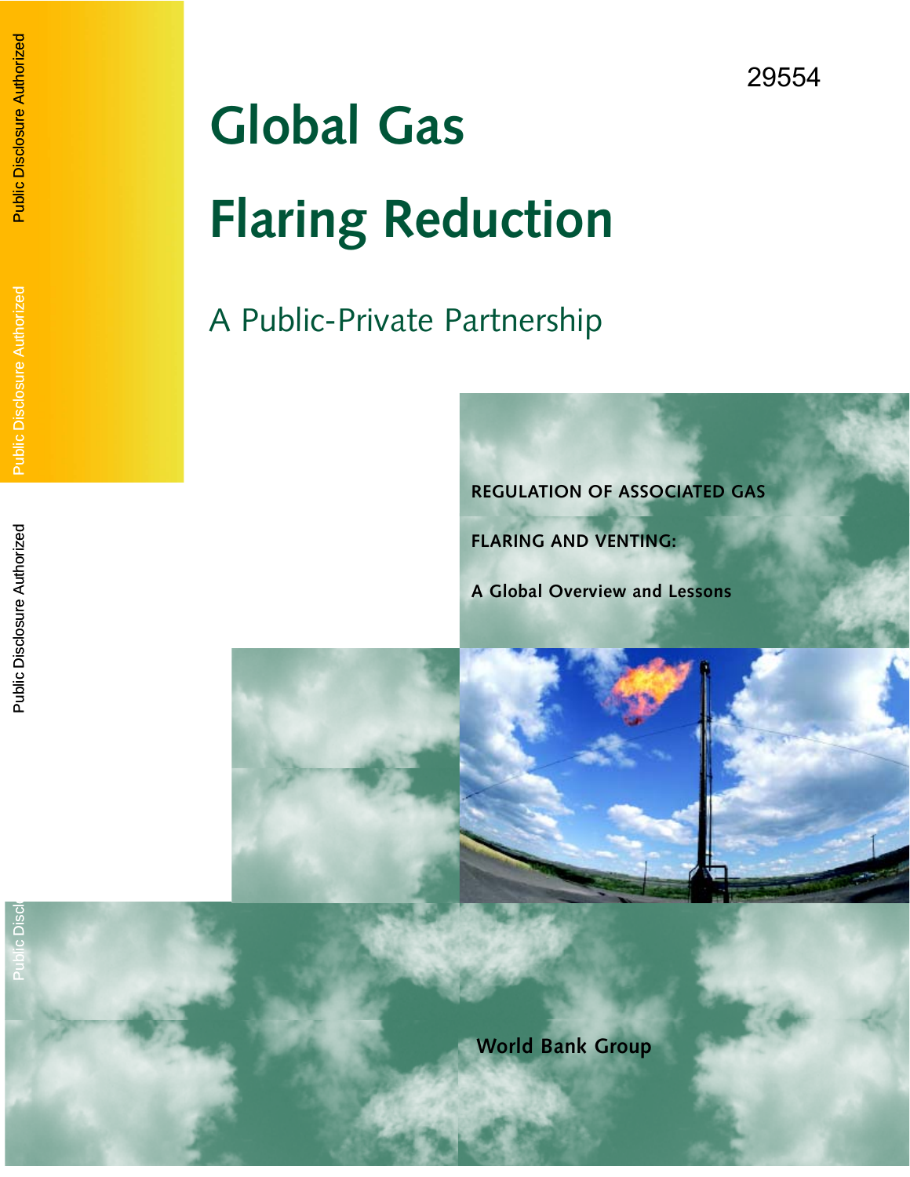29554

# Global Gas Flaring Reduction

## A Public-Private Partnership

**REGULATION OF ASSOCIATED GAS FLARING AND VENTING:**

**A Global Overview and Lessons**

World Bank Group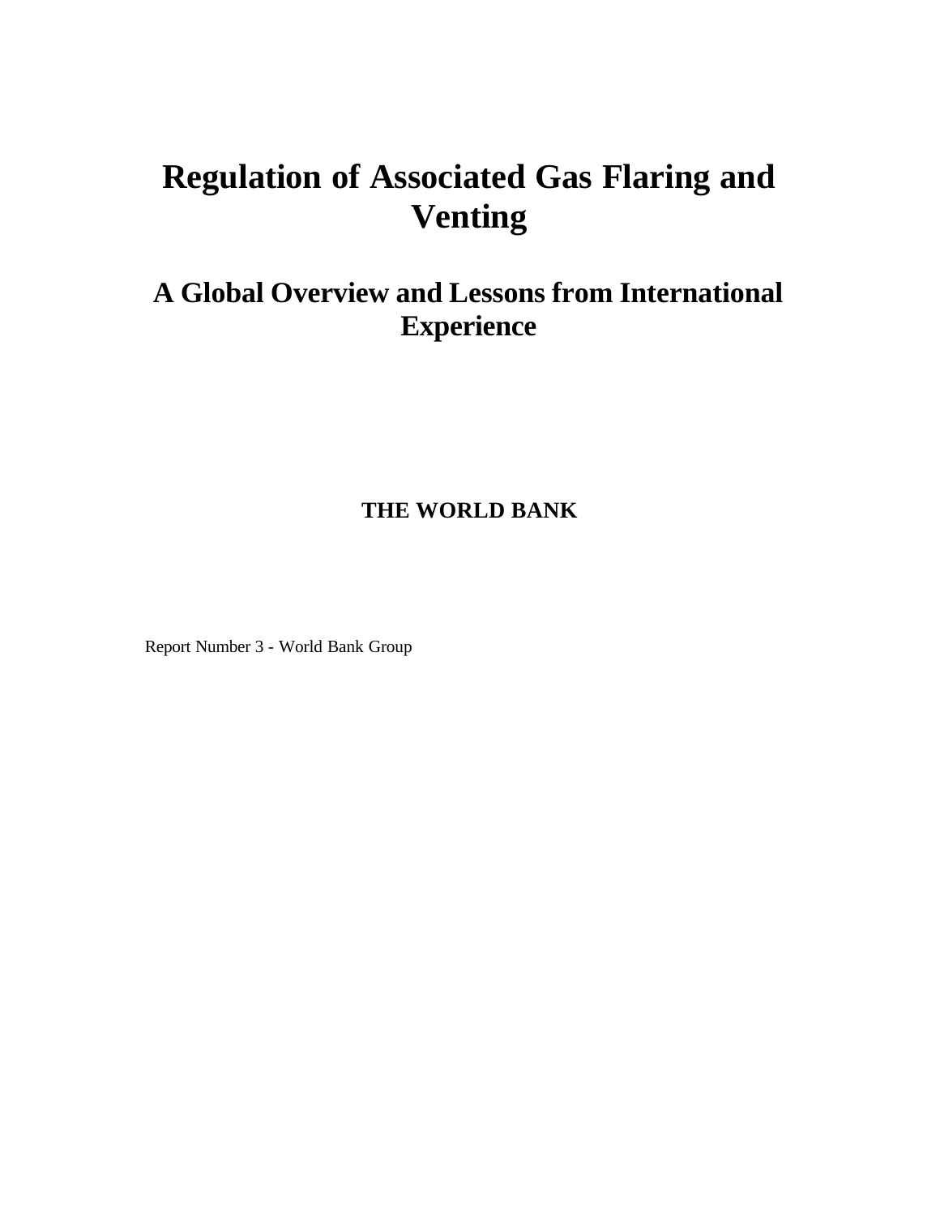# Regulation of Associated Gas Flaring and Venting

## A Global Overview and Lessons from International Experience

**THE WORLD BANK**

Report Number 3 - World Bank Group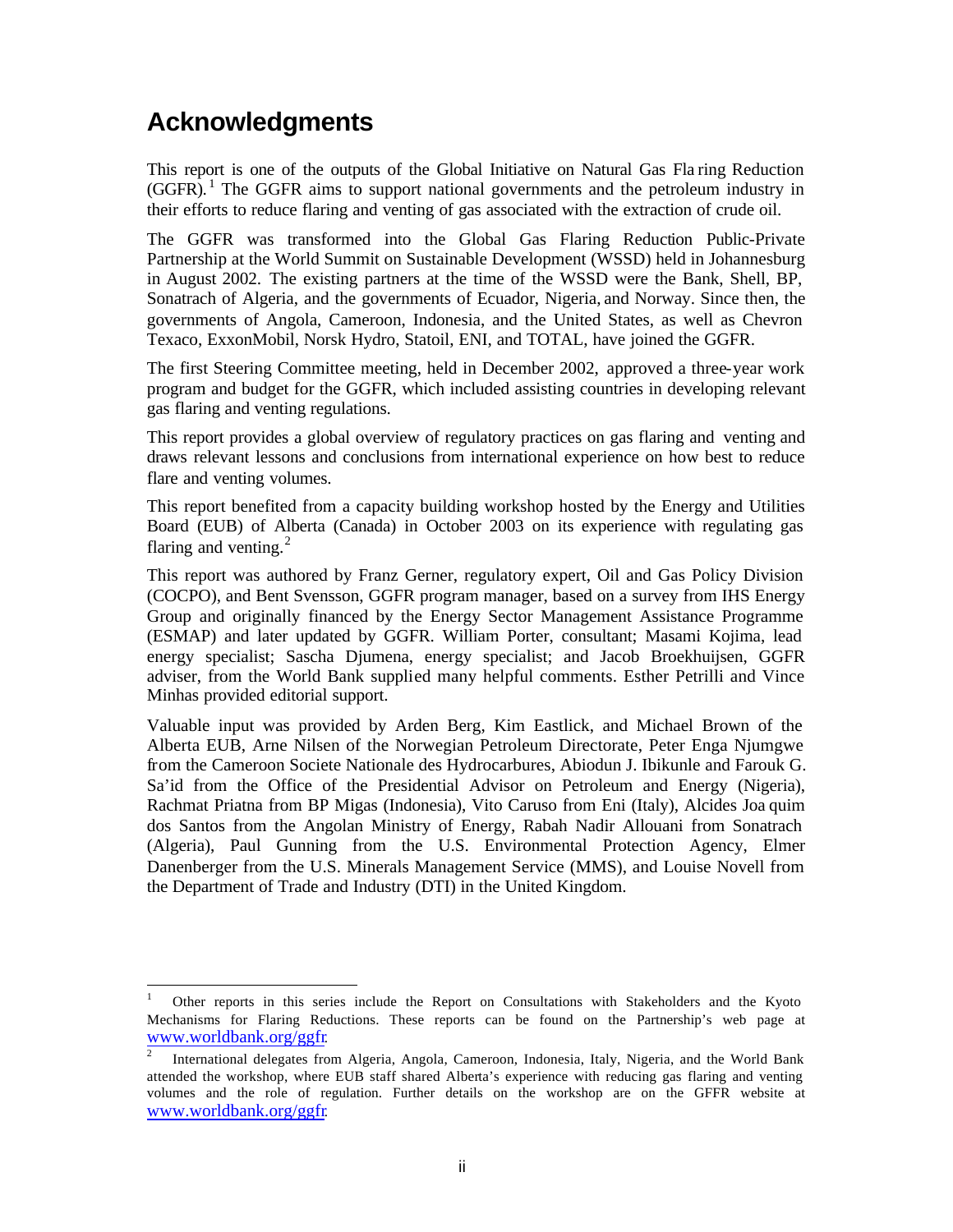## Acknowledgments

This report is one of the outputs of the Global Initiative on Natural Gas Flaring Reduction (GGFR).[1] The GGFR aims to support national governments and the petroleum industry in their efforts to reduce flaring and venting of gas associated with the extraction of crude oil.

The GGFR was transformed into the Global Gas Flaring Reduction Public-Private Partnership at the World Summit on Sustainable Development (WSSD) held in Johannesburg in August 2002. The existing partners at the time of the WSSD were the Bank, Shell, BP, Sonatrach of Algeria, and the governments of Ecuador, Nigeria, and Norway. Since then, the governments of Angola, Cameroon, Indonesia, and the United States, as well as Chevron Texaco, ExxonMobil, Norsk Hydro, Statoil, ENI, and TOTAL, have joined the GGFR.

The first Steering Committee meeting, held in December 2002, approved a three-year work program and budget for the GGFR, which included assisting countries in developing relevant gas flaring and venting regulations.

This report provides a global overview of regulatory practices on gas flaring and venting and draws relevant lessons and conclusions from international experience on how best to reduce flare and venting volumes.

This report benefited from a capacity building workshop hosted by the Energy and Utilities Board (EUB) of Alberta (Canada) in October 2003 on its experience with regulating gas flaring and venting.[2]

This report was authored by Franz Gerner, regulatory expert, Oil and Gas Policy Division (COCPO), and Bent Svensson, GGFR program manager, based on a survey from IHS Energy Group and originally financed by the Energy Sector Management Assistance Programme (ESMAP) and later updated by GGFR. William Porter, consultant; Masami Kojima, lead energy specialist; Sascha Djumena, energy specialist; and Jacob Broekhuijsen, GGFR adviser, from the World Bank supplied many helpful comments. Esther Petrilli and Vince Minhas provided editorial support.

Valuable input was provided by Arden Berg, Kim Eastlick, and Michael Brown of the Alberta EUB, Arne Nilsen of the Norwegian Petroleum Directorate, Peter Enga Njumgwe from the Cameroon Societe Nationale des Hydrocarbures, Abiodun J. Ibikunle and Farouk G. Sa'id from the Office of the Presidential Advisor on Petroleum and Energy (Nigeria), Rachmat Priatna from BP Migas (Indonesia), Vito Caruso from Eni (Italy), Alcides Joaquim dos Santos from the Angolan Ministry of Energy, Rabah Nadir Allouani from Sonatrach (Algeria), Paul Gunning from the U.S. Environmental Protection Agency, Elmer Danenberger from the U.S. Minerals Management Service (MMS), and Louise Novell from the Department of Trade and Industry (DTI) in the United Kingdom.

---

[1] Other reports in this series include the Report on Consultations with Stakeholders and the Kyoto Mechanisms for Flaring Reductions. These reports can be found on the Partnership's web page at www.worldbank.org/ggfr.

[2] International delegates from Algeria, Angola, Cameroon, Indonesia, Italy, Nigeria, and the World Bank attended the workshop, where EUB staff shared Alberta's experience with reducing gas flaring and venting volumes and the role of regulation. Further details on the workshop are on the GFFR website at www.worldbank.org/ggfr.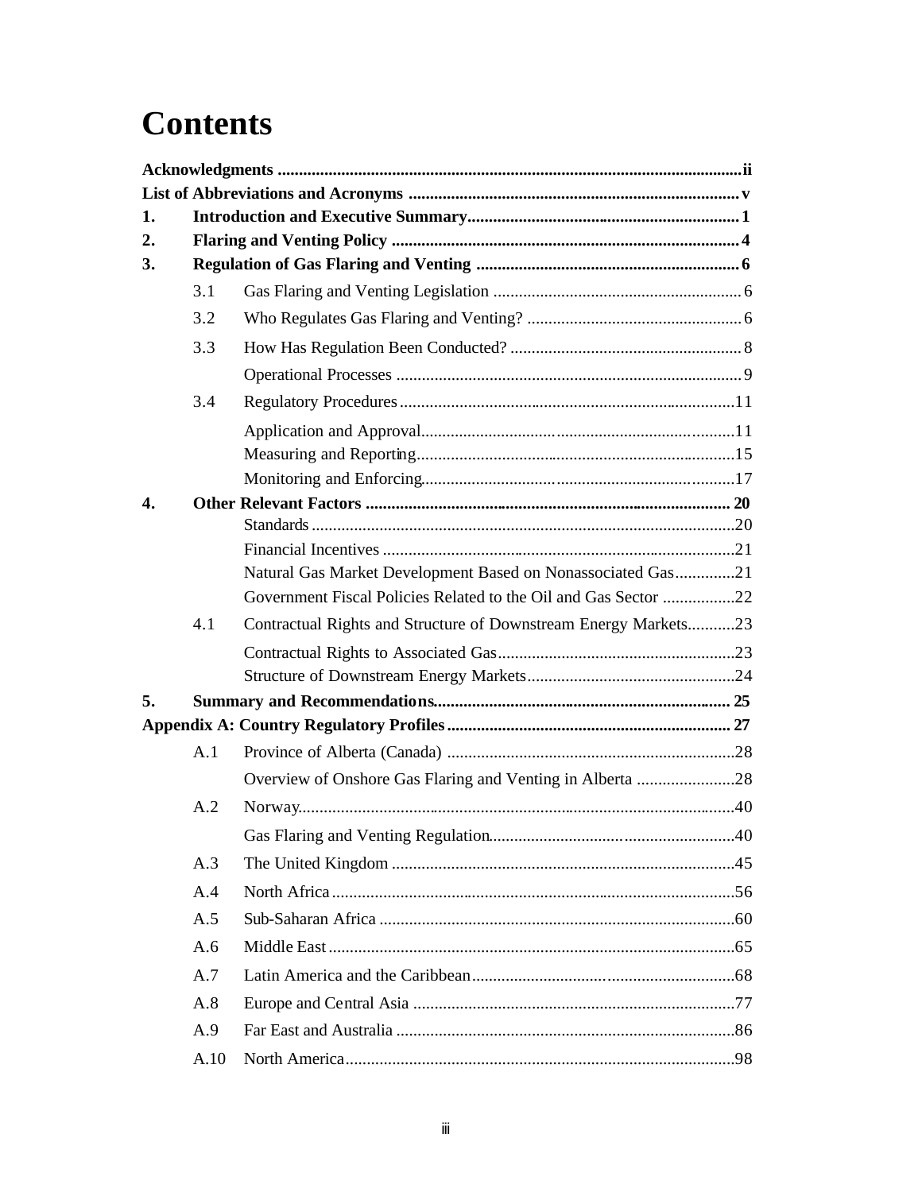# Contents

**Acknowledgments** ............ ii

**List of Abbreviations and Acronyms** ............ v

**1. Introduction and Executive Summary** ............ 1

**2. Flaring and Venting Policy** ............ 4

**3. Regulation of Gas Flaring and Venting** ............ 6

- 3.1 Gas Flaring and Venting Legislation ............ 6
- 3.2 Who Regulates Gas Flaring and Venting? ............ 6
- 3.3 How Has Regulation Been Conducted? ............ 8
  - Operational Processes ............ 9
- 3.4 Regulatory Procedures ............ 11
  - Application and Approval ............ 11
  - Measuring and Reporting ............ 15
  - Monitoring and Enforcing ............ 17

**4. Other Relevant Factors** ............ 20

- Standards ............ 20
- Financial Incentives ............ 21
- Natural Gas Market Development Based on Nonassociated Gas ............ 21
- Government Fiscal Policies Related to the Oil and Gas Sector ............ 22
- 4.1 Contractual Rights and Structure of Downstream Energy Markets ............ 23
  - Contractual Rights to Associated Gas ............ 23
  - Structure of Downstream Energy Markets ............ 24

**5. Summary and Recommendations** ............ 25

**Appendix A: Country Regulatory Profiles** ............ 27

- A.1 Province of Alberta (Canada) ............ 28
  - Overview of Onshore Gas Flaring and Venting in Alberta ............ 28
- A.2 Norway ............ 40
  - Gas Flaring and Venting Regulation ............ 40
- A.3 The United Kingdom ............ 45
- A.4 North Africa ............ 56
- A.5 Sub-Saharan Africa ............ 60
- A.6 Middle East ............ 65
- A.7 Latin America and the Caribbean ............ 68
- A.8 Europe and Central Asia ............ 77
- A.9 Far East and Australia ............ 86
- A.10 North America ............ 98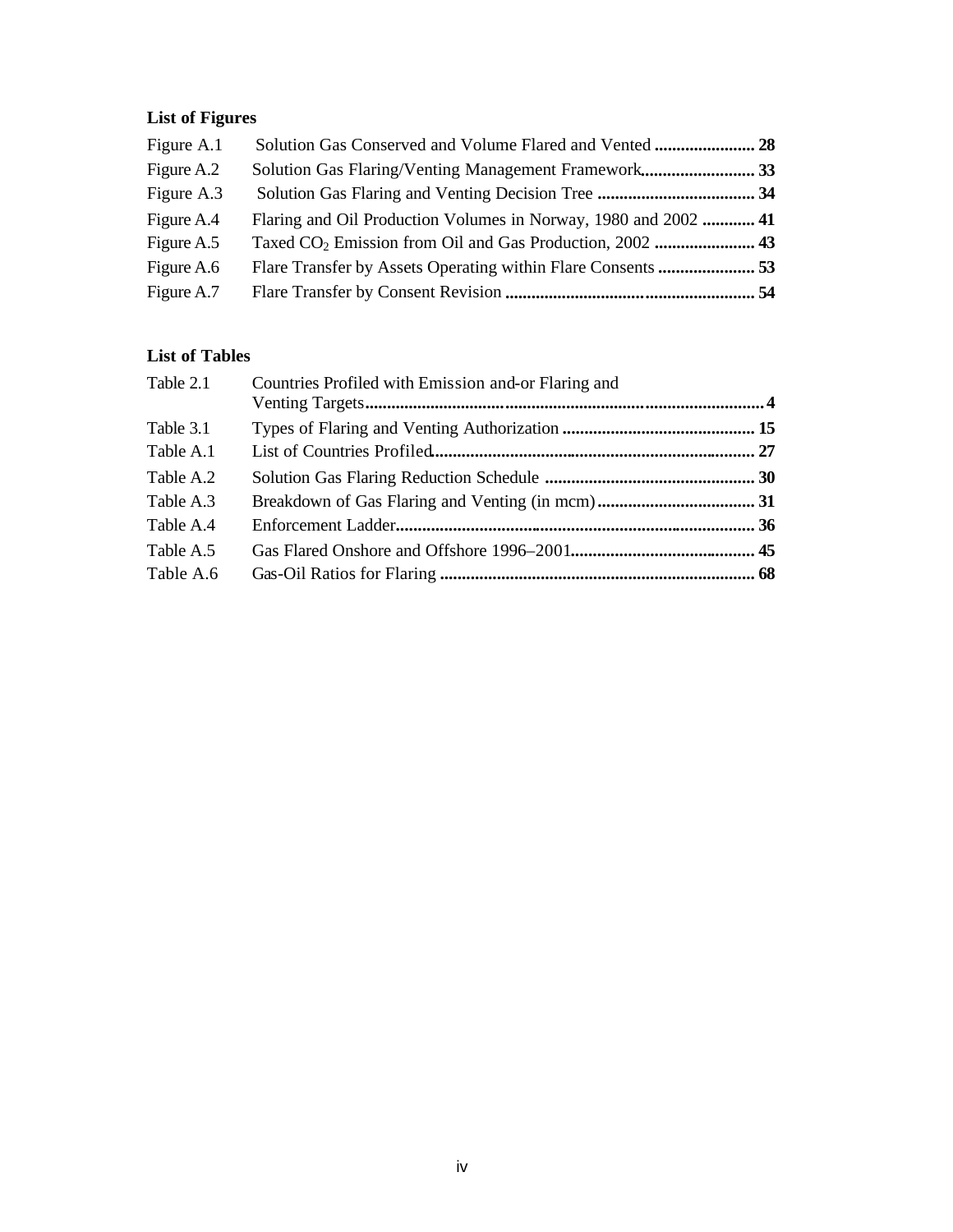### List of Figures

| | | |
|---|---|---|
| Figure A.1 | Solution Gas Conserved and Volume Flared and Vented | **28** |
| Figure A.2 | Solution Gas Flaring/Venting Management Framework | **33** |
| Figure A.3 | Solution Gas Flaring and Venting Decision Tree | **34** |
| Figure A.4 | Flaring and Oil Production Volumes in Norway, 1980 and 2002 | **41** |
| Figure A.5 | Taxed $CO_2$ Emission from Oil and Gas Production, 2002 | **43** |
| Figure A.6 | Flare Transfer by Assets Operating within Flare Consents | **53** |
| Figure A.7 | Flare Transfer by Consent Revision | **54** |

### List of Tables

| | | |
|---|---|---|
| Table 2.1 | Countries Profiled with Emission and-or Flaring and Venting Targets | **4** |
| Table 3.1 | Types of Flaring and Venting Authorization | **15** |
| Table A.1 | List of Countries Profiled | **27** |
| Table A.2 | Solution Gas Flaring Reduction Schedule | **30** |
| Table A.3 | Breakdown of Gas Flaring and Venting (in mcm) | **31** |
| Table A.4 | Enforcement Ladder | **36** |
| Table A.5 | Gas Flared Onshore and Offshore 1996–2001 | **45** |
| Table A.6 | Gas-Oil Ratios for Flaring | **68** |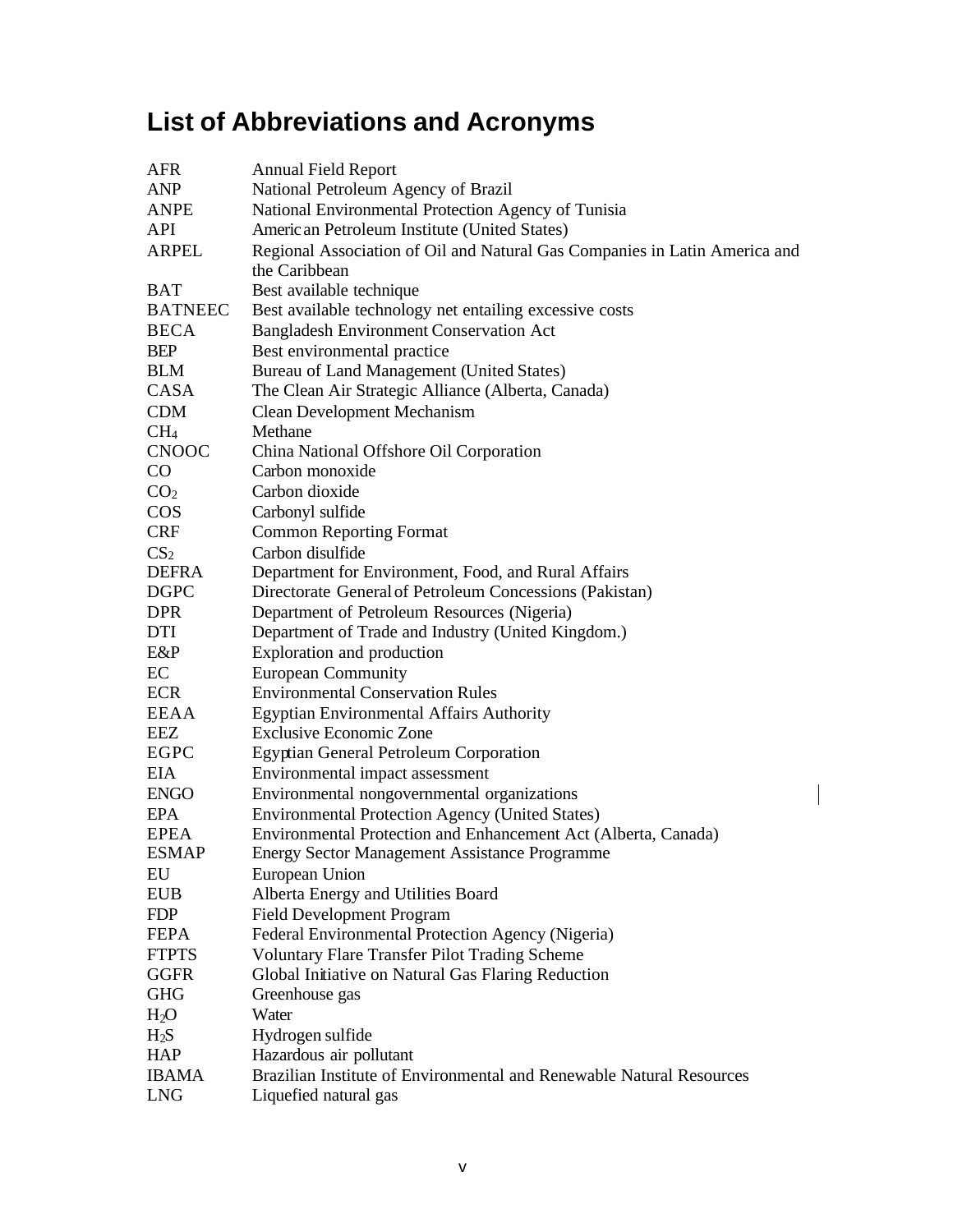# List of Abbreviations and Acronyms

| | |
|---|---|
| AFR | Annual Field Report |
| ANP | National Petroleum Agency of Brazil |
| ANPE | National Environmental Protection Agency of Tunisia |
| API | American Petroleum Institute (United States) |
| ARPEL | Regional Association of Oil and Natural Gas Companies in Latin America and the Caribbean |
| BAT | Best available technique |
| BATNEEC | Best available technology net entailing excessive costs |
| BECA | Bangladesh Environment Conservation Act |
| BEP | Best environmental practice |
| BLM | Bureau of Land Management (United States) |
| CASA | The Clean Air Strategic Alliance (Alberta, Canada) |
| CDM | Clean Development Mechanism |
| $CH_4$ | Methane |
| CNOOC | China National Offshore Oil Corporation |
| CO | Carbon monoxide |
| $CO_2$ | Carbon dioxide |
| COS | Carbonyl sulfide |
| CRF | Common Reporting Format |
| $CS_2$ | Carbon disulfide |
| DEFRA | Department for Environment, Food, and Rural Affairs |
| DGPC | Directorate General of Petroleum Concessions (Pakistan) |
| DPR | Department of Petroleum Resources (Nigeria) |
| DTI | Department of Trade and Industry (United Kingdom.) |
| E&P | Exploration and production |
| EC | European Community |
| ECR | Environmental Conservation Rules |
| EEAA | Egyptian Environmental Affairs Authority |
| EEZ | Exclusive Economic Zone |
| EGPC | Egyptian General Petroleum Corporation |
| EIA | Environmental impact assessment |
| ENGO | Environmental nongovernmental organizations |
| EPA | Environmental Protection Agency (United States) |
| EPEA | Environmental Protection and Enhancement Act (Alberta, Canada) |
| ESMAP | Energy Sector Management Assistance Programme |
| EU | European Union |
| EUB | Alberta Energy and Utilities Board |
| FDP | Field Development Program |
| FEPA | Federal Environmental Protection Agency (Nigeria) |
| FTPTS | Voluntary Flare Transfer Pilot Trading Scheme |
| GGFR | Global Initiative on Natural Gas Flaring Reduction |
| GHG | Greenhouse gas |
| $H_2O$ | Water |
| $H_2S$ | Hydrogen sulfide |
| HAP | Hazardous air pollutant |
| IBAMA | Brazilian Institute of Environmental and Renewable Natural Resources |
| LNG | Liquefied natural gas |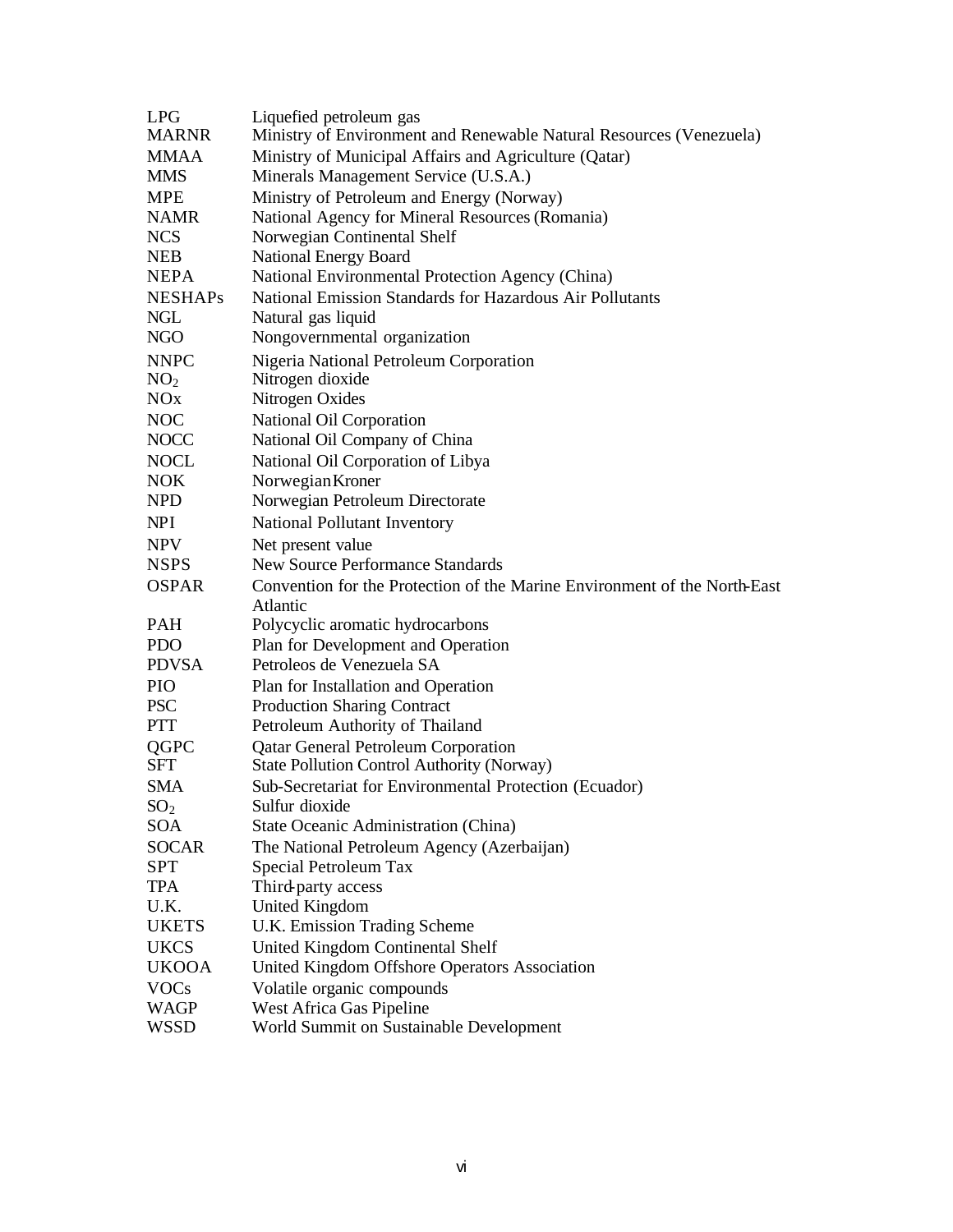| | |
|---|---|
| LPG | Liquefied petroleum gas |
| MARNR | Ministry of Environment and Renewable Natural Resources (Venezuela) |
| MMAA | Ministry of Municipal Affairs and Agriculture (Qatar) |
| MMS | Minerals Management Service (U.S.A.) |
| MPE | Ministry of Petroleum and Energy (Norway) |
| NAMR | National Agency for Mineral Resources (Romania) |
| NCS | Norwegian Continental Shelf |
| NEB | National Energy Board |
| NEPA | National Environmental Protection Agency (China) |
| NESHAPs | National Emission Standards for Hazardous Air Pollutants |
| NGL | Natural gas liquid |
| NGO | Nongovernmental organization |
| NNPC | Nigeria National Petroleum Corporation |
| $NO_2$ | Nitrogen dioxide |
| NOx | Nitrogen Oxides |
| NOC | National Oil Corporation |
| NOCC | National Oil Company of China |
| NOCL | National Oil Corporation of Libya |
| NOK | Norwegian Kroner |
| NPD | Norwegian Petroleum Directorate |
| NPI | National Pollutant Inventory |
| NPV | Net present value |
| NSPS | New Source Performance Standards |
| OSPAR | Convention for the Protection of the Marine Environment of the North-East Atlantic |
| PAH | Polycyclic aromatic hydrocarbons |
| PDO | Plan for Development and Operation |
| PDVSA | Petroleos de Venezuela SA |
| PIO | Plan for Installation and Operation |
| PSC | Production Sharing Contract |
| PTT | Petroleum Authority of Thailand |
| QGPC | Qatar General Petroleum Corporation |
| SFT | State Pollution Control Authority (Norway) |
| SMA | Sub-Secretariat for Environmental Protection (Ecuador) |
| $SO_2$ | Sulfur dioxide |
| SOA | State Oceanic Administration (China) |
| SOCAR | The National Petroleum Agency (Azerbaijan) |
| SPT | Special Petroleum Tax |
| TPA | Third-party access |
| U.K. | United Kingdom |
| UKETS | U.K. Emission Trading Scheme |
| UKCS | United Kingdom Continental Shelf |
| UKOOA | United Kingdom Offshore Operators Association |
| VOCs | Volatile organic compounds |
| WAGP | West Africa Gas Pipeline |
| WSSD | World Summit on Sustainable Development |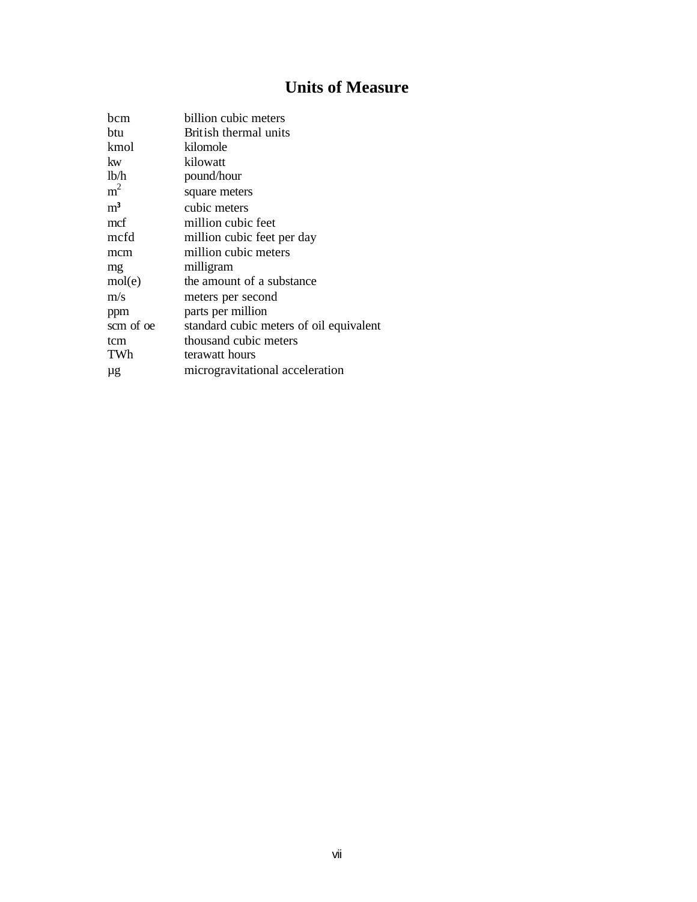# Units of Measure

| | |
|---|---|
| bcm | billion cubic meters |
| btu | British thermal units |
| kmol | kilomole |
| kw | kilowatt |
| lb/h | pound/hour |
| $m^2$ | square meters |
| $m^3$ | cubic meters |
| mcf | million cubic feet |
| mcfd | million cubic feet per day |
| mcm | million cubic meters |
| mg | milligram |
| mol(e) | the amount of a substance |
| m/s | meters per second |
| ppm | parts per million |
| scm of oe | standard cubic meters of oil equivalent |
| tcm | thousand cubic meters |
| TWh | terawatt hours |
| µg | microgravitational acceleration |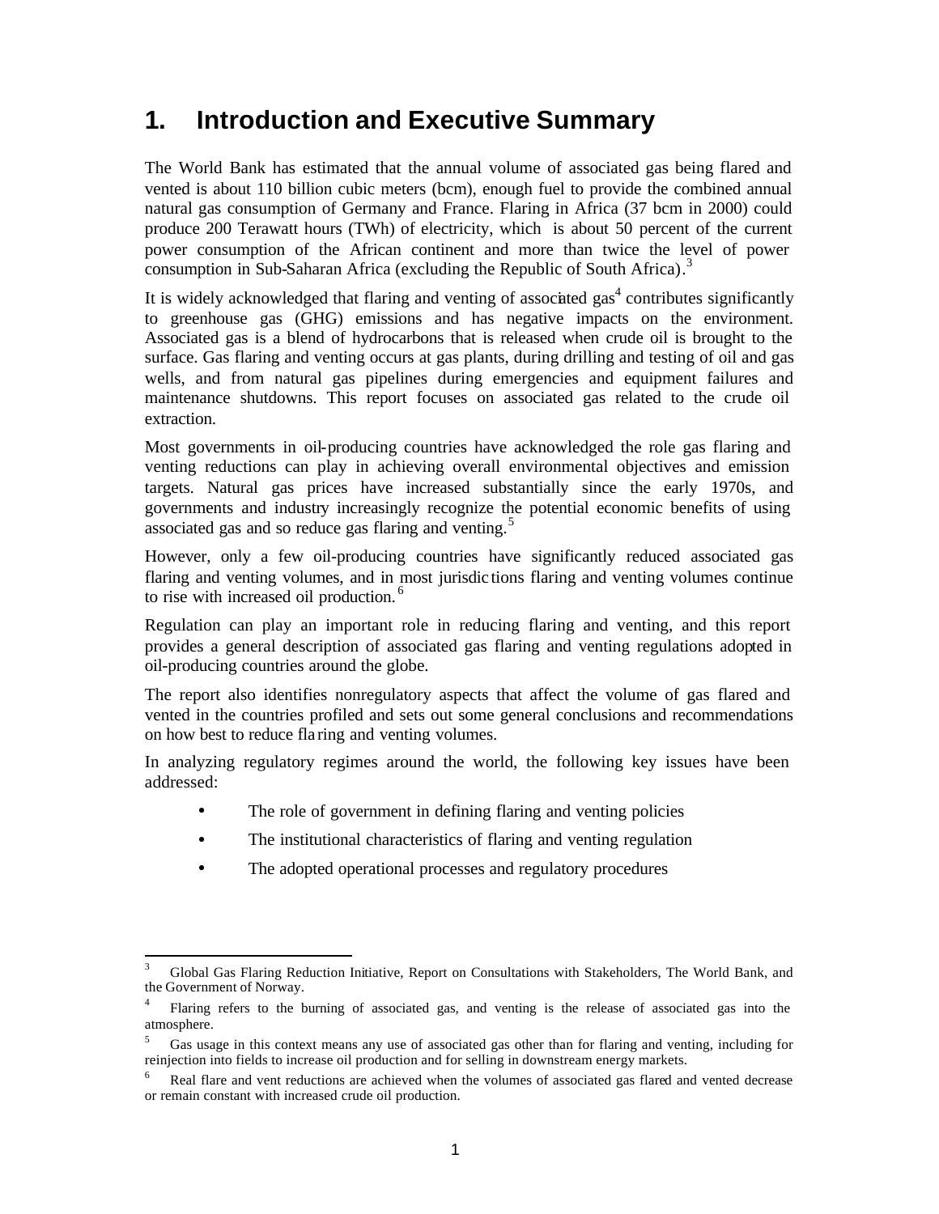# 1. Introduction and Executive Summary

The World Bank has estimated that the annual volume of associated gas being flared and vented is about 110 billion cubic meters (bcm), enough fuel to provide the combined annual natural gas consumption of Germany and France. Flaring in Africa (37 bcm in 2000) could produce 200 Terawatt hours (TWh) of electricity, which is about 50 percent of the current power consumption of the African continent and more than twice the level of power consumption in Sub-Saharan Africa (excluding the Republic of South Africa).[3]

It is widely acknowledged that flaring and venting of associated gas[4] contributes significantly to greenhouse gas (GHG) emissions and has negative impacts on the environment. Associated gas is a blend of hydrocarbons that is released when crude oil is brought to the surface. Gas flaring and venting occurs at gas plants, during drilling and testing of oil and gas wells, and from natural gas pipelines during emergencies and equipment failures and maintenance shutdowns. This report focuses on associated gas related to the crude oil extraction.

Most governments in oil-producing countries have acknowledged the role gas flaring and venting reductions can play in achieving overall environmental objectives and emission targets. Natural gas prices have increased substantially since the early 1970s, and governments and industry increasingly recognize the potential economic benefits of using associated gas and so reduce gas flaring and venting.[5]

However, only a few oil-producing countries have significantly reduced associated gas flaring and venting volumes, and in most jurisdictions flaring and venting volumes continue to rise with increased oil production.[6]

Regulation can play an important role in reducing flaring and venting, and this report provides a general description of associated gas flaring and venting regulations adopted in oil-producing countries around the globe.

The report also identifies nonregulatory aspects that affect the volume of gas flared and vented in the countries profiled and sets out some general conclusions and recommendations on how best to reduce flaring and venting volumes.

In analyzing regulatory regimes around the world, the following key issues have been addressed:

- The role of government in defining flaring and venting policies
- The institutional characteristics of flaring and venting regulation
- The adopted operational processes and regulatory procedures

---

[3] Global Gas Flaring Reduction Initiative, Report on Consultations with Stakeholders, The World Bank, and the Government of Norway.

[4] Flaring refers to the burning of associated gas, and venting is the release of associated gas into the atmosphere.

[5] Gas usage in this context means any use of associated gas other than for flaring and venting, including for reinjection into fields to increase oil production and for selling in downstream energy markets.

[6] Real flare and vent reductions are achieved when the volumes of associated gas flared and vented decrease or remain constant with increased crude oil production.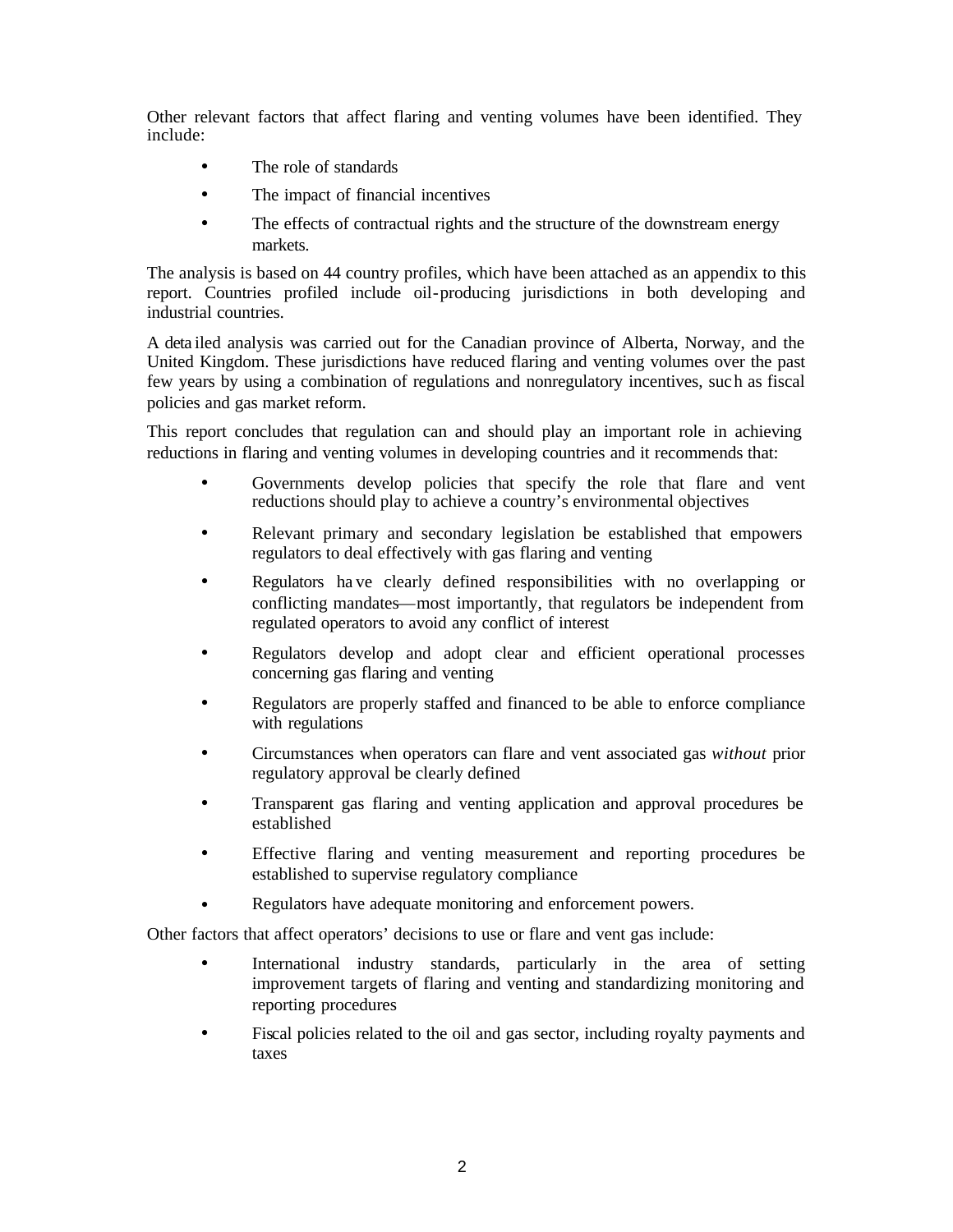Other relevant factors that affect flaring and venting volumes have been identified. They include:

- The role of standards
- The impact of financial incentives
- The effects of contractual rights and the structure of the downstream energy markets.

The analysis is based on 44 country profiles, which have been attached as an appendix to this report. Countries profiled include oil-producing jurisdictions in both developing and industrial countries.

A detailed analysis was carried out for the Canadian province of Alberta, Norway, and the United Kingdom. These jurisdictions have reduced flaring and venting volumes over the past few years by using a combination of regulations and nonregulatory incentives, such as fiscal policies and gas market reform.

This report concludes that regulation can and should play an important role in achieving reductions in flaring and venting volumes in developing countries and it recommends that:

- Governments develop policies that specify the role that flare and vent reductions should play to achieve a country's environmental objectives
- Relevant primary and secondary legislation be established that empowers regulators to deal effectively with gas flaring and venting
- Regulators have clearly defined responsibilities with no overlapping or conflicting mandates—most importantly, that regulators be independent from regulated operators to avoid any conflict of interest
- Regulators develop and adopt clear and efficient operational processes concerning gas flaring and venting
- Regulators are properly staffed and financed to be able to enforce compliance with regulations
- Circumstances when operators can flare and vent associated gas *without* prior regulatory approval be clearly defined
- Transparent gas flaring and venting application and approval procedures be established
- Effective flaring and venting measurement and reporting procedures be established to supervise regulatory compliance
- Regulators have adequate monitoring and enforcement powers.

Other factors that affect operators' decisions to use or flare and vent gas include:

- International industry standards, particularly in the area of setting improvement targets of flaring and venting and standardizing monitoring and reporting procedures
- Fiscal policies related to the oil and gas sector, including royalty payments and taxes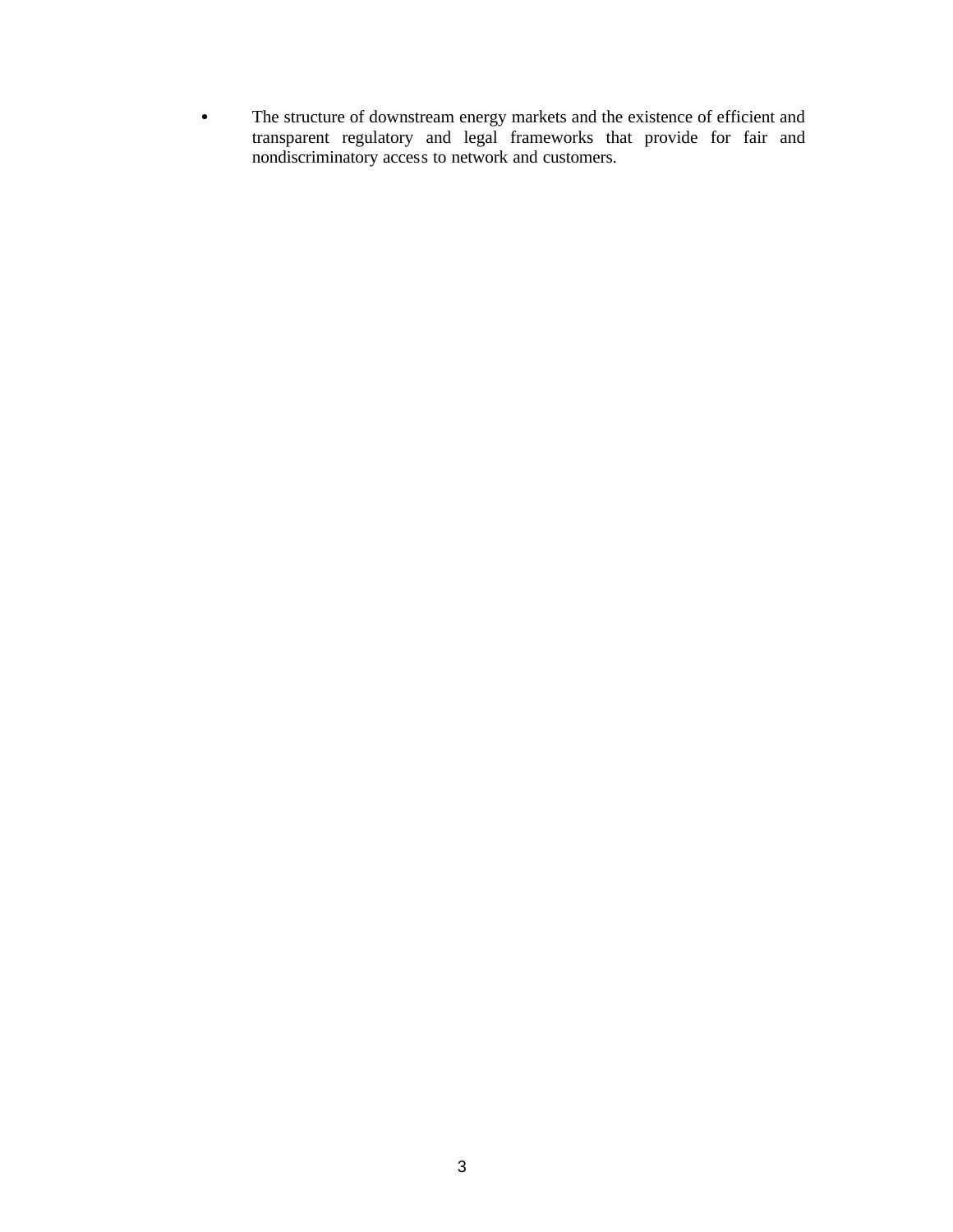- The structure of downstream energy markets and the existence of efficient and transparent regulatory and legal frameworks that provide for fair and nondiscriminatory access to network and customers.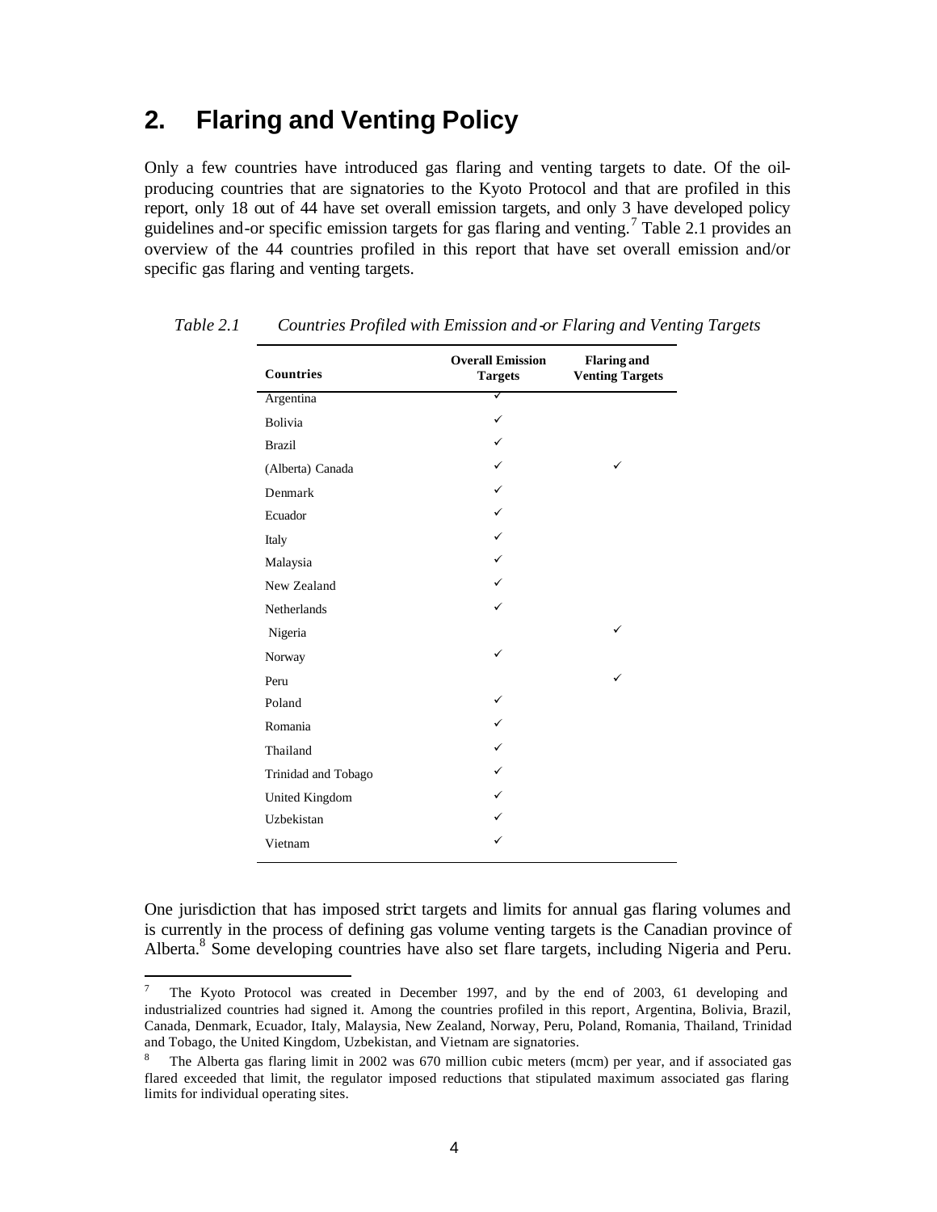## 2. Flaring and Venting Policy

Only a few countries have introduced gas flaring and venting targets to date. Of the oil-producing countries that are signatories to the Kyoto Protocol and that are profiled in this report, only 18 out of 44 have set overall emission targets, and only 3 have developed policy guidelines and-or specific emission targets for gas flaring and venting.[7] Table 2.1 provides an overview of the 44 countries profiled in this report that have set overall emission and/or specific gas flaring and venting targets.

*Table 2.1 Countries Profiled with Emission and-or Flaring and Venting Targets*

| Countries | Overall Emission Targets | Flaring and Venting Targets |
|---|---|---|
| Argentina | ✓ | |
| Bolivia | ✓ | |
| Brazil | ✓ | |
| (Alberta) Canada | ✓ | ✓ |
| Denmark | ✓ | |
| Ecuador | ✓ | |
| Italy | ✓ | |
| Malaysia | ✓ | |
| New Zealand | ✓ | |
| Netherlands | ✓ | |
| Nigeria | | ✓ |
| Norway | ✓ | |
| Peru | | ✓ |
| Poland | ✓ | |
| Romania | ✓ | |
| Thailand | ✓ | |
| Trinidad and Tobago | ✓ | |
| United Kingdom | ✓ | |
| Uzbekistan | ✓ | |
| Vietnam | ✓ | |

One jurisdiction that has imposed strict targets and limits for annual gas flaring volumes and is currently in the process of defining gas volume venting targets is the Canadian province of Alberta.[8] Some developing countries have also set flare targets, including Nigeria and Peru.

[7] The Kyoto Protocol was created in December 1997, and by the end of 2003, 61 developing and industrialized countries had signed it. Among the countries profiled in this report, Argentina, Bolivia, Brazil, Canada, Denmark, Ecuador, Italy, Malaysia, New Zealand, Norway, Peru, Poland, Romania, Thailand, Trinidad and Tobago, the United Kingdom, Uzbekistan, and Vietnam are signatories.

[8] The Alberta gas flaring limit in 2002 was 670 million cubic meters (mcm) per year, and if associated gas flared exceeded that limit, the regulator imposed reductions that stipulated maximum associated gas flaring limits for individual operating sites.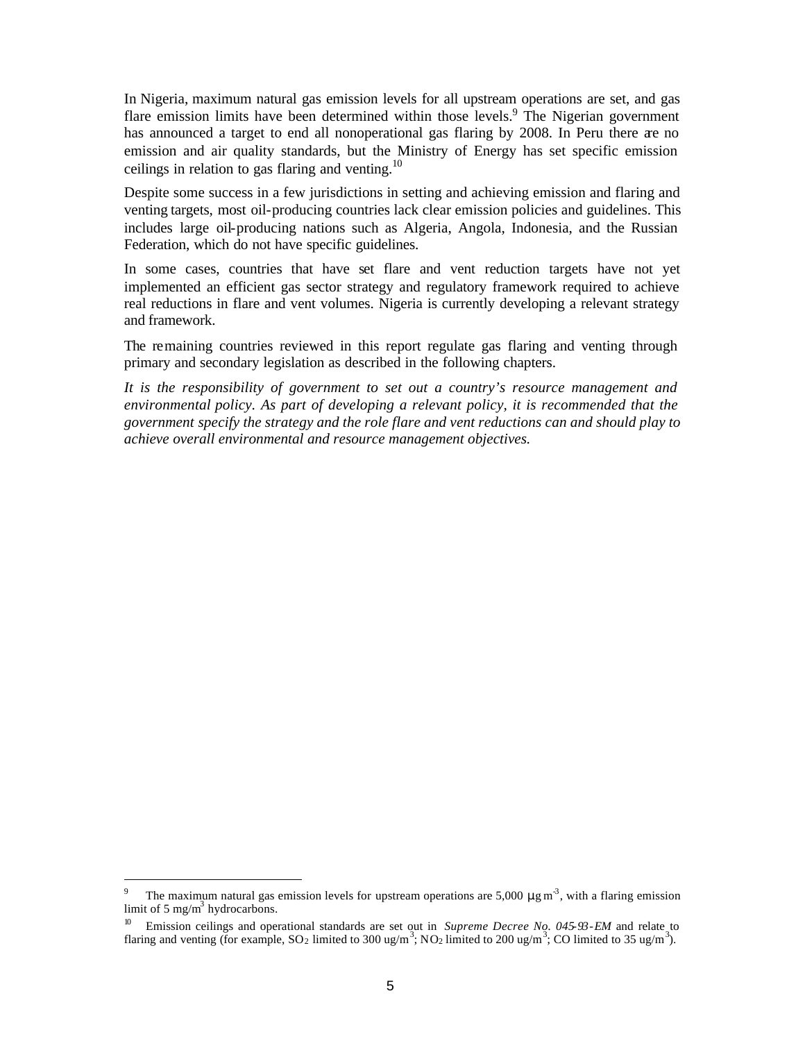In Nigeria, maximum natural gas emission levels for all upstream operations are set, and gas flare emission limits have been determined within those levels.[9] The Nigerian government has announced a target to end all nonoperational gas flaring by 2008. In Peru there are no emission and air quality standards, but the Ministry of Energy has set specific emission ceilings in relation to gas flaring and venting.[10]

Despite some success in a few jurisdictions in setting and achieving emission and flaring and venting targets, most oil-producing countries lack clear emission policies and guidelines. This includes large oil-producing nations such as Algeria, Angola, Indonesia, and the Russian Federation, which do not have specific guidelines.

In some cases, countries that have set flare and vent reduction targets have not yet implemented an efficient gas sector strategy and regulatory framework required to achieve real reductions in flare and vent volumes. Nigeria is currently developing a relevant strategy and framework.

The remaining countries reviewed in this report regulate gas flaring and venting through primary and secondary legislation as described in the following chapters.

*It is the responsibility of government to set out a country's resource management and environmental policy. As part of developing a relevant policy, it is recommended that the government specify the strategy and the role flare and vent reductions can and should play to achieve overall environmental and resource management objectives.*

---

[9] The maximum natural gas emission levels for upstream operations are 5,000 $\mu g\, m^{-3}$, with a flaring emission limit of 5 $mg/m^3$ hydrocarbons.

[10] Emission ceilings and operational standards are set out in *Supreme Decree No. 045-93-EM* and relate to flaring and venting (for example, $SO_2$ limited to 300 $ug/m^3$; $NO_2$ limited to 200 $ug/m^3$; CO limited to 35 $ug/m^3$).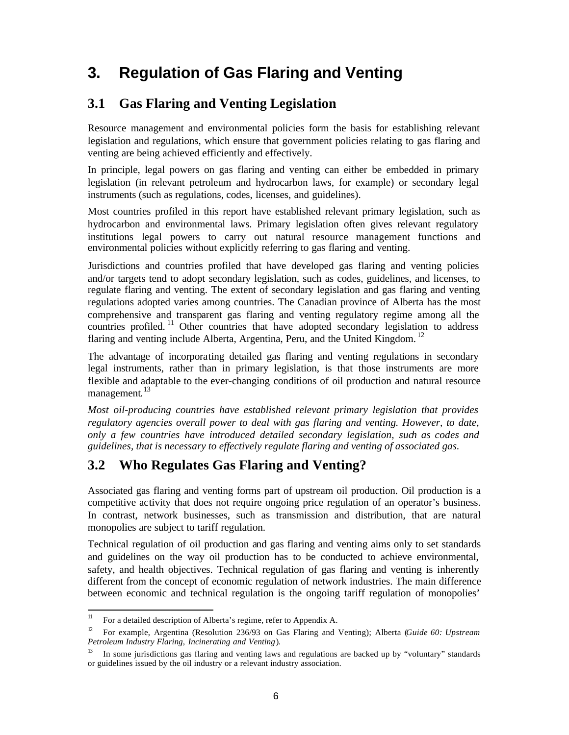# 3. Regulation of Gas Flaring and Venting

## 3.1 Gas Flaring and Venting Legislation

Resource management and environmental policies form the basis for establishing relevant legislation and regulations, which ensure that government policies relating to gas flaring and venting are being achieved efficiently and effectively.

In principle, legal powers on gas flaring and venting can either be embedded in primary legislation (in relevant petroleum and hydrocarbon laws, for example) or secondary legal instruments (such as regulations, codes, licenses, and guidelines).

Most countries profiled in this report have established relevant primary legislation, such as hydrocarbon and environmental laws. Primary legislation often gives relevant regulatory institutions legal powers to carry out natural resource management functions and environmental policies without explicitly referring to gas flaring and venting.

Jurisdictions and countries profiled that have developed gas flaring and venting policies and/or targets tend to adopt secondary legislation, such as codes, guidelines, and licenses, to regulate flaring and venting. The extent of secondary legislation and gas flaring and venting regulations adopted varies among countries. The Canadian province of Alberta has the most comprehensive and transparent gas flaring and venting regulatory regime among all the countries profiled.[11] Other countries that have adopted secondary legislation to address flaring and venting include Alberta, Argentina, Peru, and the United Kingdom.[12]

The advantage of incorporating detailed gas flaring and venting regulations in secondary legal instruments, rather than in primary legislation, is that those instruments are more flexible and adaptable to the ever-changing conditions of oil production and natural resource management.[13]

*Most oil-producing countries have established relevant primary legislation that provides regulatory agencies overall power to deal with gas flaring and venting. However, to date, only a few countries have introduced detailed secondary legislation, such as codes and guidelines, that is necessary to effectively regulate flaring and venting of associated gas.*

## 3.2 Who Regulates Gas Flaring and Venting?

Associated gas flaring and venting forms part of upstream oil production. Oil production is a competitive activity that does not require ongoing price regulation of an operator's business. In contrast, network businesses, such as transmission and distribution, that are natural monopolies are subject to tariff regulation.

Technical regulation of oil production and gas flaring and venting aims only to set standards and guidelines on the way oil production has to be conducted to achieve environmental, safety, and health objectives. Technical regulation of gas flaring and venting is inherently different from the concept of economic regulation of network industries. The main difference between economic and technical regulation is the ongoing tariff regulation of monopolies'

---

[11] For a detailed description of Alberta's regime, refer to Appendix A.

[12] For example, Argentina (Resolution 236/93 on Gas Flaring and Venting); Alberta (*Guide 60: Upstream Petroleum Industry Flaring, Incinerating and Venting*).

[13] In some jurisdictions gas flaring and venting laws and regulations are backed up by "voluntary" standards or guidelines issued by the oil industry or a relevant industry association.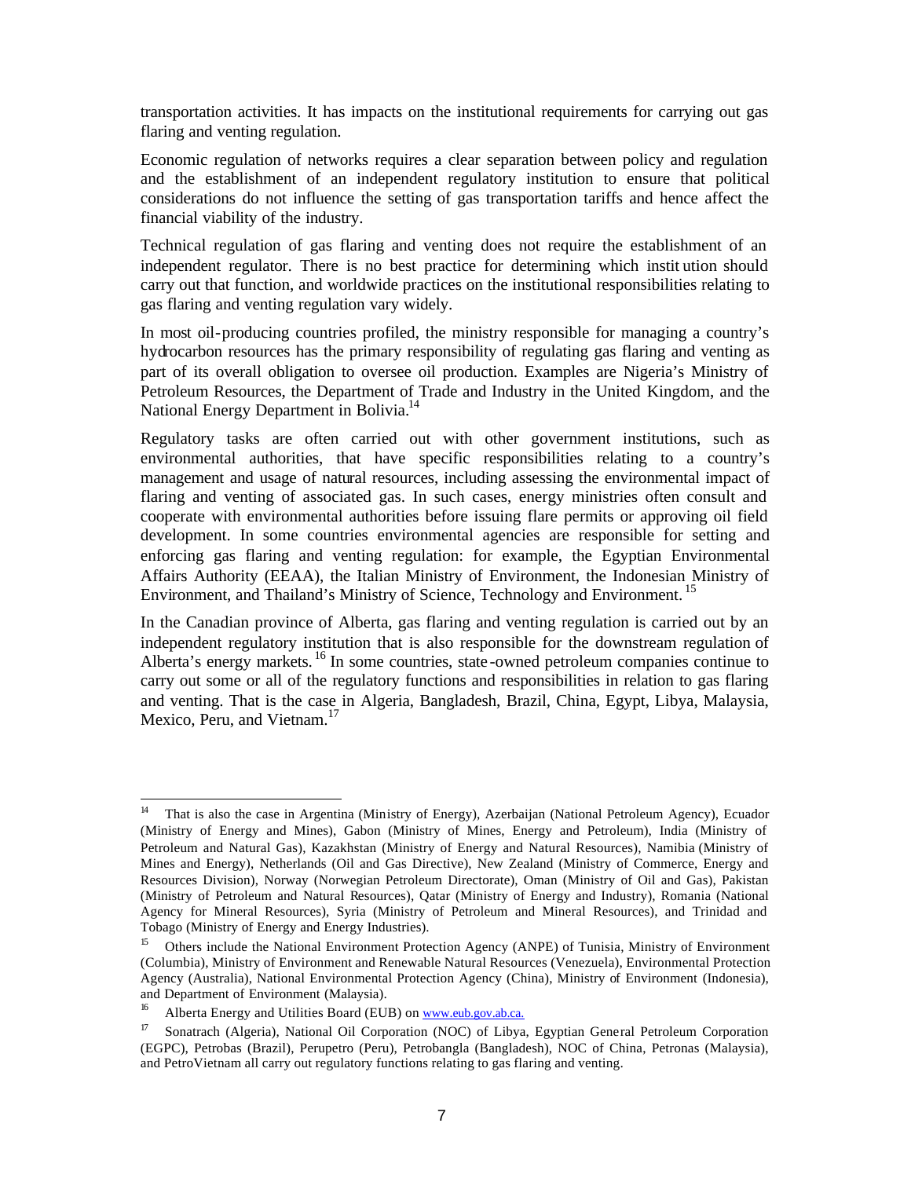transportation activities. It has impacts on the institutional requirements for carrying out gas flaring and venting regulation.

Economic regulation of networks requires a clear separation between policy and regulation and the establishment of an independent regulatory institution to ensure that political considerations do not influence the setting of gas transportation tariffs and hence affect the financial viability of the industry.

Technical regulation of gas flaring and venting does not require the establishment of an independent regulator. There is no best practice for determining which institution should carry out that function, and worldwide practices on the institutional responsibilities relating to gas flaring and venting regulation vary widely.

In most oil-producing countries profiled, the ministry responsible for managing a country's hydrocarbon resources has the primary responsibility of regulating gas flaring and venting as part of its overall obligation to oversee oil production. Examples are Nigeria's Ministry of Petroleum Resources, the Department of Trade and Industry in the United Kingdom, and the National Energy Department in Bolivia.[14]

Regulatory tasks are often carried out with other government institutions, such as environmental authorities, that have specific responsibilities relating to a country's management and usage of natural resources, including assessing the environmental impact of flaring and venting of associated gas. In such cases, energy ministries often consult and cooperate with environmental authorities before issuing flare permits or approving oil field development. In some countries environmental agencies are responsible for setting and enforcing gas flaring and venting regulation: for example, the Egyptian Environmental Affairs Authority (EEAA), the Italian Ministry of Environment, the Indonesian Ministry of Environment, and Thailand's Ministry of Science, Technology and Environment.[15]

In the Canadian province of Alberta, gas flaring and venting regulation is carried out by an independent regulatory institution that is also responsible for the downstream regulation of Alberta's energy markets.[16] In some countries, state-owned petroleum companies continue to carry out some or all of the regulatory functions and responsibilities in relation to gas flaring and venting. That is the case in Algeria, Bangladesh, Brazil, China, Egypt, Libya, Malaysia, Mexico, Peru, and Vietnam.[17]

---

[14] That is also the case in Argentina (Ministry of Energy), Azerbaijan (National Petroleum Agency), Ecuador (Ministry of Energy and Mines), Gabon (Ministry of Mines, Energy and Petroleum), India (Ministry of Petroleum and Natural Gas), Kazakhstan (Ministry of Energy and Natural Resources), Namibia (Ministry of Mines and Energy), Netherlands (Oil and Gas Directive), New Zealand (Ministry of Commerce, Energy and Resources Division), Norway (Norwegian Petroleum Directorate), Oman (Ministry of Oil and Gas), Pakistan (Ministry of Petroleum and Natural Resources), Qatar (Ministry of Energy and Industry), Romania (National Agency for Mineral Resources), Syria (Ministry of Petroleum and Mineral Resources), and Trinidad and Tobago (Ministry of Energy and Energy Industries).

[15] Others include the National Environment Protection Agency (ANPE) of Tunisia, Ministry of Environment (Columbia), Ministry of Environment and Renewable Natural Resources (Venezuela), Environmental Protection Agency (Australia), National Environmental Protection Agency (China), Ministry of Environment (Indonesia), and Department of Environment (Malaysia).

[16] Alberta Energy and Utilities Board (EUB) on www.eub.gov.ab.ca.

[17] Sonatrach (Algeria), National Oil Corporation (NOC) of Libya, Egyptian General Petroleum Corporation (EGPC), Petrobas (Brazil), Perupetro (Peru), Petrobangla (Bangladesh), NOC of China, Petronas (Malaysia), and PetroVietnam all carry out regulatory functions relating to gas flaring and venting.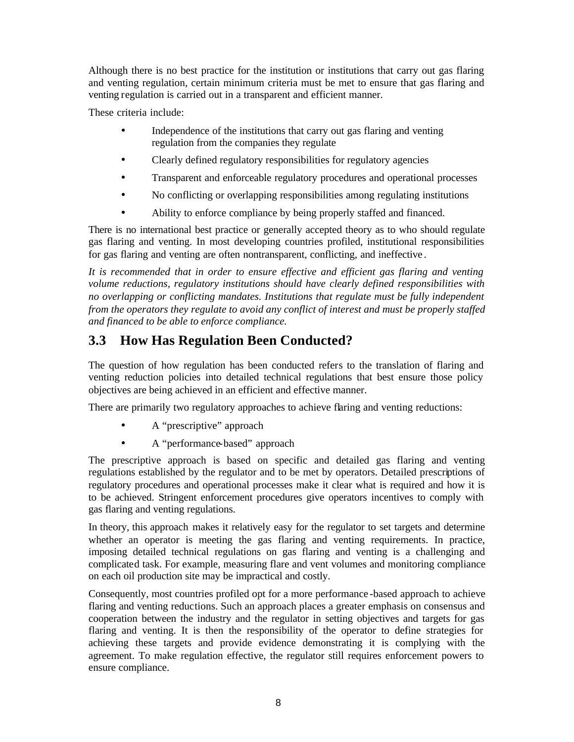Although there is no best practice for the institution or institutions that carry out gas flaring and venting regulation, certain minimum criteria must be met to ensure that gas flaring and venting regulation is carried out in a transparent and efficient manner.

These criteria include:

- Independence of the institutions that carry out gas flaring and venting regulation from the companies they regulate
- Clearly defined regulatory responsibilities for regulatory agencies
- Transparent and enforceable regulatory procedures and operational processes
- No conflicting or overlapping responsibilities among regulating institutions
- Ability to enforce compliance by being properly staffed and financed.

There is no international best practice or generally accepted theory as to who should regulate gas flaring and venting. In most developing countries profiled, institutional responsibilities for gas flaring and venting are often nontransparent, conflicting, and ineffective.

*It is recommended that in order to ensure effective and efficient gas flaring and venting volume reductions, regulatory institutions should have clearly defined responsibilities with no overlapping or conflicting mandates. Institutions that regulate must be fully independent from the operators they regulate to avoid any conflict of interest and must be properly staffed and financed to be able to enforce compliance.*

## 3.3 How Has Regulation Been Conducted?

The question of how regulation has been conducted refers to the translation of flaring and venting reduction policies into detailed technical regulations that best ensure those policy objectives are being achieved in an efficient and effective manner.

There are primarily two regulatory approaches to achieve flaring and venting reductions:

- A "prescriptive" approach
- A "performance-based" approach

The prescriptive approach is based on specific and detailed gas flaring and venting regulations established by the regulator and to be met by operators. Detailed prescriptions of regulatory procedures and operational processes make it clear what is required and how it is to be achieved. Stringent enforcement procedures give operators incentives to comply with gas flaring and venting regulations.

In theory, this approach makes it relatively easy for the regulator to set targets and determine whether an operator is meeting the gas flaring and venting requirements. In practice, imposing detailed technical regulations on gas flaring and venting is a challenging and complicated task. For example, measuring flare and vent volumes and monitoring compliance on each oil production site may be impractical and costly.

Consequently, most countries profiled opt for a more performance-based approach to achieve flaring and venting reductions. Such an approach places a greater emphasis on consensus and cooperation between the industry and the regulator in setting objectives and targets for gas flaring and venting. It is then the responsibility of the operator to define strategies for achieving these targets and provide evidence demonstrating it is complying with the agreement. To make regulation effective, the regulator still requires enforcement powers to ensure compliance.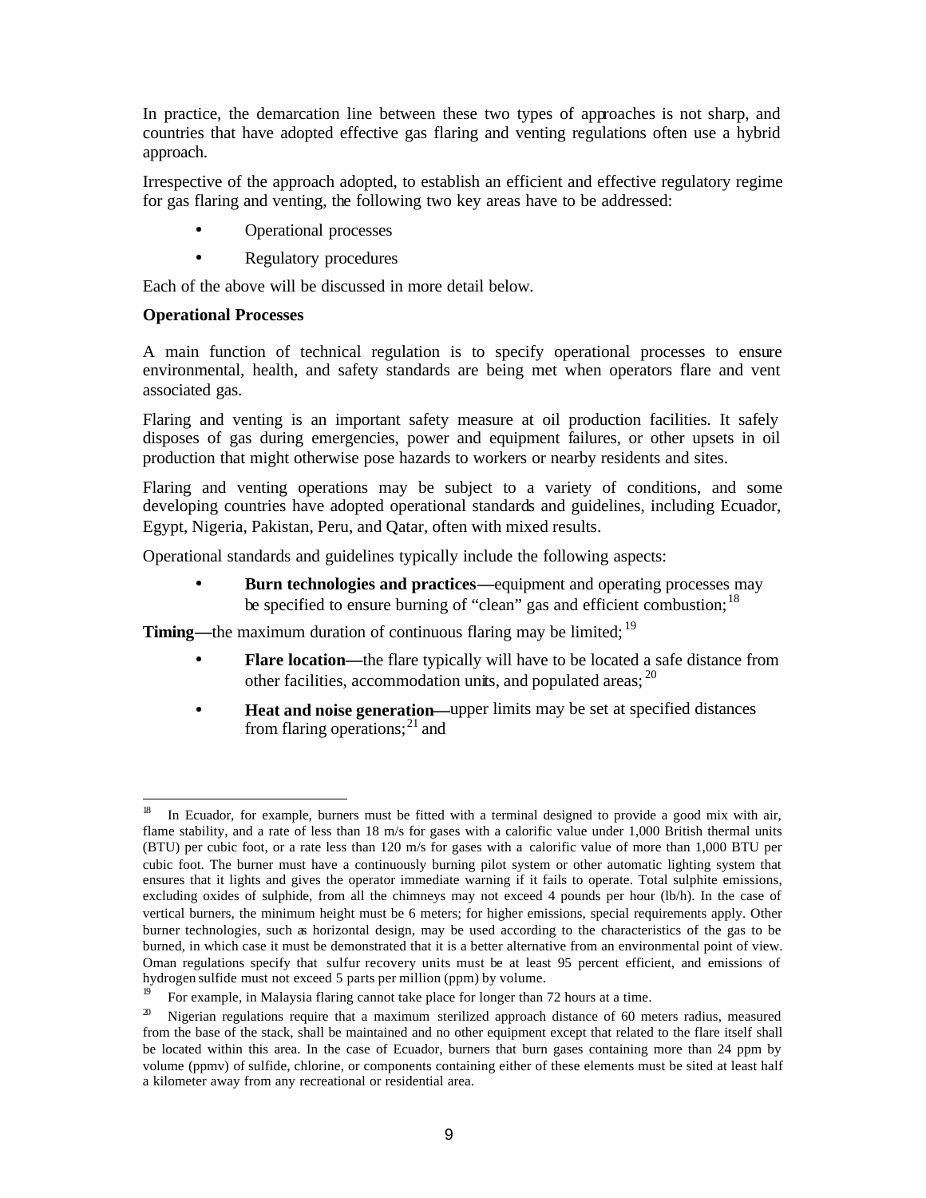In practice, the demarcation line between these two types of approaches is not sharp, and countries that have adopted effective gas flaring and venting regulations often use a hybrid approach.

Irrespective of the approach adopted, to establish an efficient and effective regulatory regime for gas flaring and venting, the following two key areas have to be addressed:

- Operational processes
- Regulatory procedures

Each of the above will be discussed in more detail below.

**Operational Processes**

A main function of technical regulation is to specify operational processes to ensure environmental, health, and safety standards are being met when operators flare and vent associated gas.

Flaring and venting is an important safety measure at oil production facilities. It safely disposes of gas during emergencies, power and equipment failures, or other upsets in oil production that might otherwise pose hazards to workers or nearby residents and sites.

Flaring and venting operations may be subject to a variety of conditions, and some developing countries have adopted operational standards and guidelines, including Ecuador, Egypt, Nigeria, Pakistan, Peru, and Qatar, often with mixed results.

Operational standards and guidelines typically include the following aspects:

- **Burn technologies and practices—**equipment and operating processes may be specified to ensure burning of "clean" gas and efficient combustion;[18]

**Timing—**the maximum duration of continuous flaring may be limited;[19]

- **Flare location—**the flare typically will have to be located a safe distance from other facilities, accommodation units, and populated areas;[20]
- **Heat and noise generation—**upper limits may be set at specified distances from flaring operations;[21] and

---

[18] In Ecuador, for example, burners must be fitted with a terminal designed to provide a good mix with air, flame stability, and a rate of less than 18 m/s for gases with a calorific value under 1,000 British thermal units (BTU) per cubic foot, or a rate less than 120 m/s for gases with a calorific value of more than 1,000 BTU per cubic foot. The burner must have a continuously burning pilot system or other automatic lighting system that ensures that it lights and gives the operator immediate warning if it fails to operate. Total sulphite emissions, excluding oxides of sulphide, from all the chimneys may not exceed 4 pounds per hour (lb/h). In the case of vertical burners, the minimum height must be 6 meters; for higher emissions, special requirements apply. Other burner technologies, such as horizontal design, may be used according to the characteristics of the gas to be burned, in which case it must be demonstrated that it is a better alternative from an environmental point of view. Oman regulations specify that sulfur recovery units must be at least 95 percent efficient, and emissions of hydrogen sulfide must not exceed 5 parts per million (ppm) by volume.

[19] For example, in Malaysia flaring cannot take place for longer than 72 hours at a time.

[20] Nigerian regulations require that a maximum sterilized approach distance of 60 meters radius, measured from the base of the stack, shall be maintained and no other equipment except that related to the flare itself shall be located within this area. In the case of Ecuador, burners that burn gases containing more than 24 ppm by volume (ppmv) of sulfide, chlorine, or components containing either of these elements must be sited at least half a kilometer away from any recreational or residential area.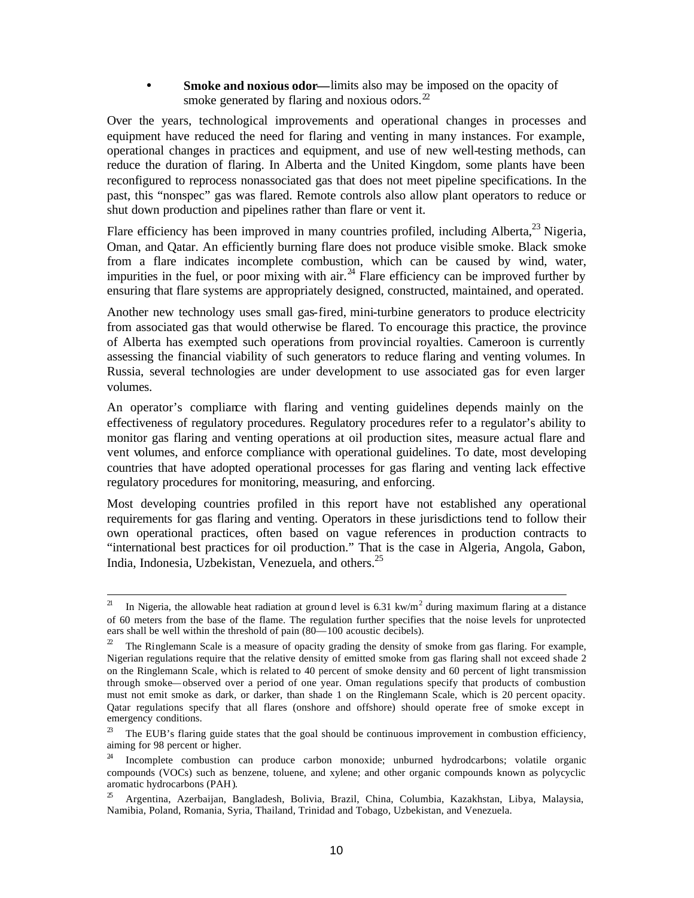- **Smoke and noxious odor—** limits also may be imposed on the opacity of smoke generated by flaring and noxious odors.[22]

Over the years, technological improvements and operational changes in processes and equipment have reduced the need for flaring and venting in many instances. For example, operational changes in practices and equipment, and use of new well-testing methods, can reduce the duration of flaring. In Alberta and the United Kingdom, some plants have been reconfigured to reprocess nonassociated gas that does not meet pipeline specifications. In the past, this "nonspec" gas was flared. Remote controls also allow plant operators to reduce or shut down production and pipelines rather than flare or vent it.

Flare efficiency has been improved in many countries profiled, including Alberta,[23] Nigeria, Oman, and Qatar. An efficiently burning flare does not produce visible smoke. Black smoke from a flare indicates incomplete combustion, which can be caused by wind, water, impurities in the fuel, or poor mixing with air.[24] Flare efficiency can be improved further by ensuring that flare systems are appropriately designed, constructed, maintained, and operated.

Another new technology uses small gas-fired, mini-turbine generators to produce electricity from associated gas that would otherwise be flared. To encourage this practice, the province of Alberta has exempted such operations from provincial royalties. Cameroon is currently assessing the financial viability of such generators to reduce flaring and venting volumes. In Russia, several technologies are under development to use associated gas for even larger volumes.

An operator's compliance with flaring and venting guidelines depends mainly on the effectiveness of regulatory procedures. Regulatory procedures refer to a regulator's ability to monitor gas flaring and venting operations at oil production sites, measure actual flare and vent volumes, and enforce compliance with operational guidelines. To date, most developing countries that have adopted operational processes for gas flaring and venting lack effective regulatory procedures for monitoring, measuring, and enforcing.

Most developing countries profiled in this report have not established any operational requirements for gas flaring and venting. Operators in these jurisdictions tend to follow their own operational practices, often based on vague references in production contracts to "international best practices for oil production." That is the case in Algeria, Angola, Gabon, India, Indonesia, Uzbekistan, Venezuela, and others.[25]

---

[21] In Nigeria, the allowable heat radiation at ground level is 6.31 $kw/m^2$ during maximum flaring at a distance of 60 meters from the base of the flame. The regulation further specifies that the noise levels for unprotected ears shall be well within the threshold of pain (80—100 acoustic decibels).

[22] The Ringlemann Scale is a measure of opacity grading the density of smoke from gas flaring. For example, Nigerian regulations require that the relative density of emitted smoke from gas flaring shall not exceed shade 2 on the Ringlemann Scale, which is related to 40 percent of smoke density and 60 percent of light transmission through smoke—observed over a period of one year. Oman regulations specify that products of combustion must not emit smoke as dark, or darker, than shade 1 on the Ringlemann Scale, which is 20 percent opacity. Qatar regulations specify that all flares (onshore and offshore) should operate free of smoke except in emergency conditions.

[23] The EUB's flaring guide states that the goal should be continuous improvement in combustion efficiency, aiming for 98 percent or higher.

[24] Incomplete combustion can produce carbon monoxide; unburned hydrodcarbons; volatile organic compounds (VOCs) such as benzene, toluene, and xylene; and other organic compounds known as polycyclic aromatic hydrocarbons (PAH).

[25] Argentina, Azerbaijan, Bangladesh, Bolivia, Brazil, China, Columbia, Kazakhstan, Libya, Malaysia, Namibia, Poland, Romania, Syria, Thailand, Trinidad and Tobago, Uzbekistan, and Venezuela.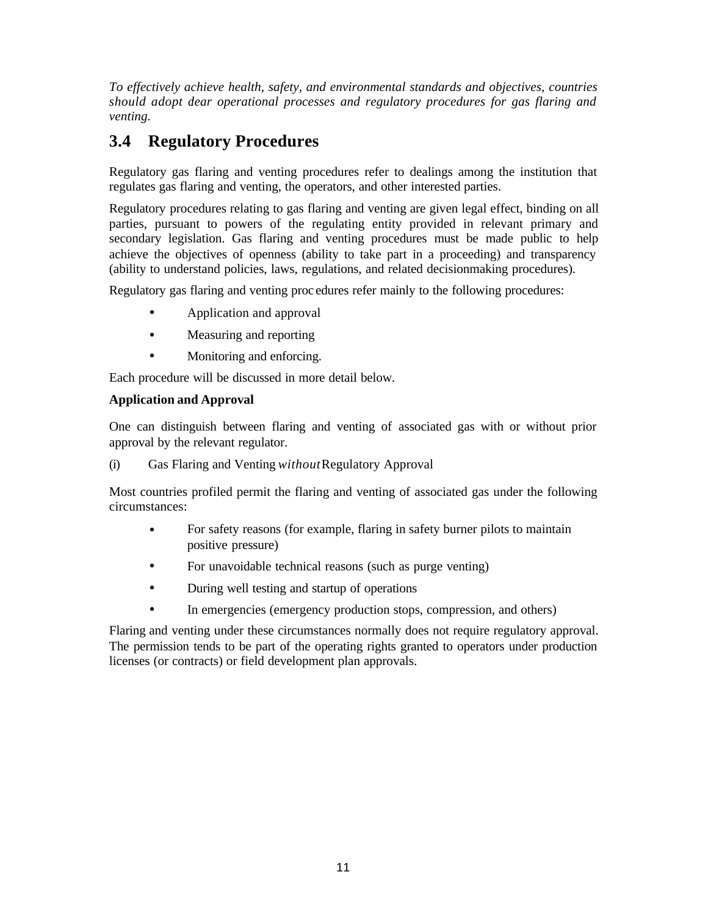*To effectively achieve health, safety, and environmental standards and objectives, countries should adopt dear operational processes and regulatory procedures for gas flaring and venting.*

## 3.4 Regulatory Procedures

Regulatory gas flaring and venting procedures refer to dealings among the institution that regulates gas flaring and venting, the operators, and other interested parties.

Regulatory procedures relating to gas flaring and venting are given legal effect, binding on all parties, pursuant to powers of the regulating entity provided in relevant primary and secondary legislation. Gas flaring and venting procedures must be made public to help achieve the objectives of openness (ability to take part in a proceeding) and transparency (ability to understand policies, laws, regulations, and related decisionmaking procedures).

Regulatory gas flaring and venting proc edures refer mainly to the following procedures:

- Application and approval
- Measuring and reporting
- Monitoring and enforcing.

Each procedure will be discussed in more detail below.

**Application and Approval**

One can distinguish between flaring and venting of associated gas with or without prior approval by the relevant regulator.

(i) Gas Flaring and Venting *without* Regulatory Approval

Most countries profiled permit the flaring and venting of associated gas under the following circumstances:

- For safety reasons (for example, flaring in safety burner pilots to maintain positive pressure)
- For unavoidable technical reasons (such as purge venting)
- During well testing and startup of operations
- In emergencies (emergency production stops, compression, and others)

Flaring and venting under these circumstances normally does not require regulatory approval. The permission tends to be part of the operating rights granted to operators under production licenses (or contracts) or field development plan approvals.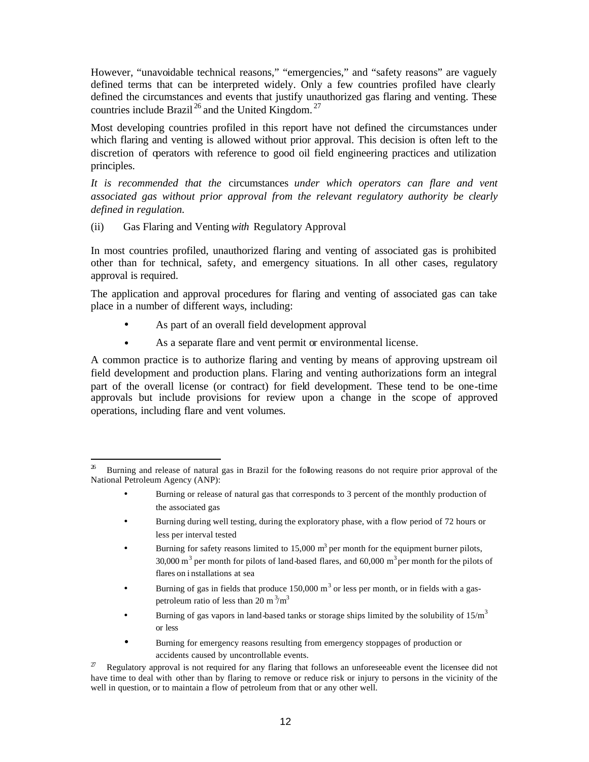However, "unavoidable technical reasons," "emergencies," and "safety reasons" are vaguely defined terms that can be interpreted widely. Only a few countries profiled have clearly defined the circumstances and events that justify unauthorized gas flaring and venting. These countries include Brazil[26] and the United Kingdom.[27]

Most developing countries profiled in this report have not defined the circumstances under which flaring and venting is allowed without prior approval. This decision is often left to the discretion of operators with reference to good oil field engineering practices and utilization principles.

*It is recommended that the* circumstances *under which operators can flare and vent associated gas without prior approval from the relevant regulatory authority be clearly defined in regulation.*

(ii) Gas Flaring and Venting *with* Regulatory Approval

In most countries profiled, unauthorized flaring and venting of associated gas is prohibited other than for technical, safety, and emergency situations. In all other cases, regulatory approval is required.

The application and approval procedures for flaring and venting of associated gas can take place in a number of different ways, including:

- As part of an overall field development approval
- As a separate flare and vent permit or environmental license.

A common practice is to authorize flaring and venting by means of approving upstream oil field development and production plans. Flaring and venting authorizations form an integral part of the overall license (or contract) for field development. These tend to be one-time approvals but include provisions for review upon a change in the scope of approved operations, including flare and vent volumes.

---

[26] Burning and release of natural gas in Brazil for the following reasons do not require prior approval of the National Petroleum Agency (ANP):

- Burning or release of natural gas that corresponds to 3 percent of the monthly production of the associated gas
- Burning during well testing, during the exploratory phase, with a flow period of 72 hours or less per interval tested
- Burning for safety reasons limited to 15,000 $m^3$ per month for the equipment burner pilots, 30,000 $m^3$ per month for pilots of land-based flares, and 60,000 $m^3$ per month for the pilots of flares on installations at sea
- Burning of gas in fields that produce 150,000 $m^3$ or less per month, or in fields with a gas-petroleum ratio of less than 20 $m^3/m^3$
- Burning of gas vapors in land-based tanks or storage ships limited by the solubility of $15/m^3$ or less
- Burning for emergency reasons resulting from emergency stoppages of production or accidents caused by uncontrollable events.

[27] Regulatory approval is not required for any flaring that follows an unforeseeable event the licensee did not have time to deal with other than by flaring to remove or reduce risk or injury to persons in the vicinity of the well in question, or to maintain a flow of petroleum from that or any other well.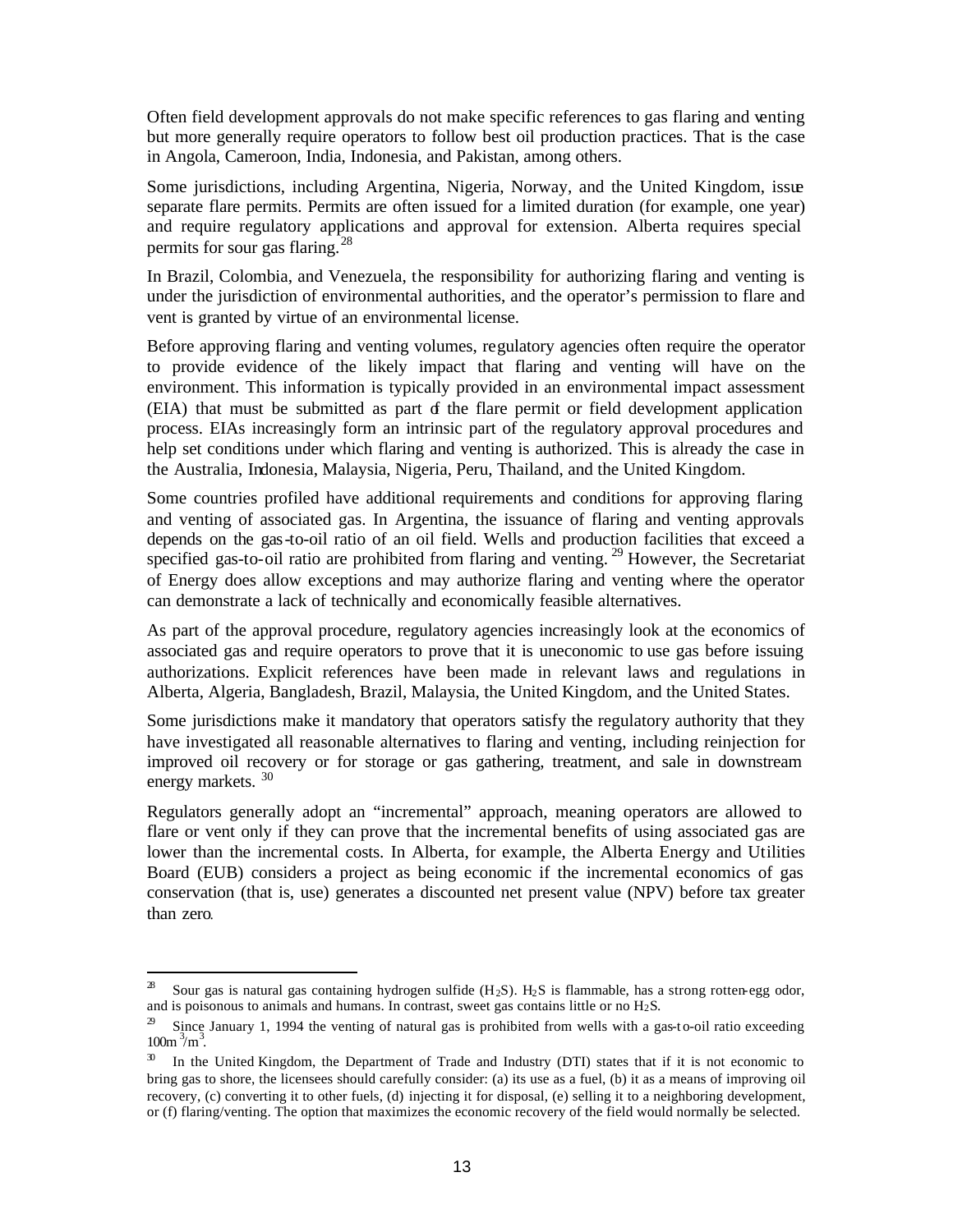Often field development approvals do not make specific references to gas flaring and venting but more generally require operators to follow best oil production practices. That is the case in Angola, Cameroon, India, Indonesia, and Pakistan, among others.

Some jurisdictions, including Argentina, Nigeria, Norway, and the United Kingdom, issue separate flare permits. Permits are often issued for a limited duration (for example, one year) and require regulatory applications and approval for extension. Alberta requires special permits for sour gas flaring.[28]

In Brazil, Colombia, and Venezuela, the responsibility for authorizing flaring and venting is under the jurisdiction of environmental authorities, and the operator's permission to flare and vent is granted by virtue of an environmental license.

Before approving flaring and venting volumes, regulatory agencies often require the operator to provide evidence of the likely impact that flaring and venting will have on the environment. This information is typically provided in an environmental impact assessment (EIA) that must be submitted as part of the flare permit or field development application process. EIAs increasingly form an intrinsic part of the regulatory approval procedures and help set conditions under which flaring and venting is authorized. This is already the case in the Australia, Indonesia, Malaysia, Nigeria, Peru, Thailand, and the United Kingdom.

Some countries profiled have additional requirements and conditions for approving flaring and venting of associated gas. In Argentina, the issuance of flaring and venting approvals depends on the gas-to-oil ratio of an oil field. Wells and production facilities that exceed a specified gas-to-oil ratio are prohibited from flaring and venting.[29] However, the Secretariat of Energy does allow exceptions and may authorize flaring and venting where the operator can demonstrate a lack of technically and economically feasible alternatives.

As part of the approval procedure, regulatory agencies increasingly look at the economics of associated gas and require operators to prove that it is uneconomic to use gas before issuing authorizations. Explicit references have been made in relevant laws and regulations in Alberta, Algeria, Bangladesh, Brazil, Malaysia, the United Kingdom, and the United States.

Some jurisdictions make it mandatory that operators satisfy the regulatory authority that they have investigated all reasonable alternatives to flaring and venting, including reinjection for improved oil recovery or for storage or gas gathering, treatment, and sale in downstream energy markets.[30]

Regulators generally adopt an "incremental" approach, meaning operators are allowed to flare or vent only if they can prove that the incremental benefits of using associated gas are lower than the incremental costs. In Alberta, for example, the Alberta Energy and Utilities Board (EUB) considers a project as being economic if the incremental economics of gas conservation (that is, use) generates a discounted net present value (NPV) before tax greater than zero.

---

[28] Sour gas is natural gas containing hydrogen sulfide ($H_2S$). $H_2S$ is flammable, has a strong rotten-egg odor, and is poisonous to animals and humans. In contrast, sweet gas contains little or no $H_2S$.

[29] Since January 1, 1994 the venting of natural gas is prohibited from wells with a gas-to-oil ratio exceeding $100m^3/m^3$.

[30] In the United Kingdom, the Department of Trade and Industry (DTI) states that if it is not economic to bring gas to shore, the licensees should carefully consider: (a) its use as a fuel, (b) it as a means of improving oil recovery, (c) converting it to other fuels, (d) injecting it for disposal, (e) selling it to a neighboring development, or (f) flaring/venting. The option that maximizes the economic recovery of the field would normally be selected.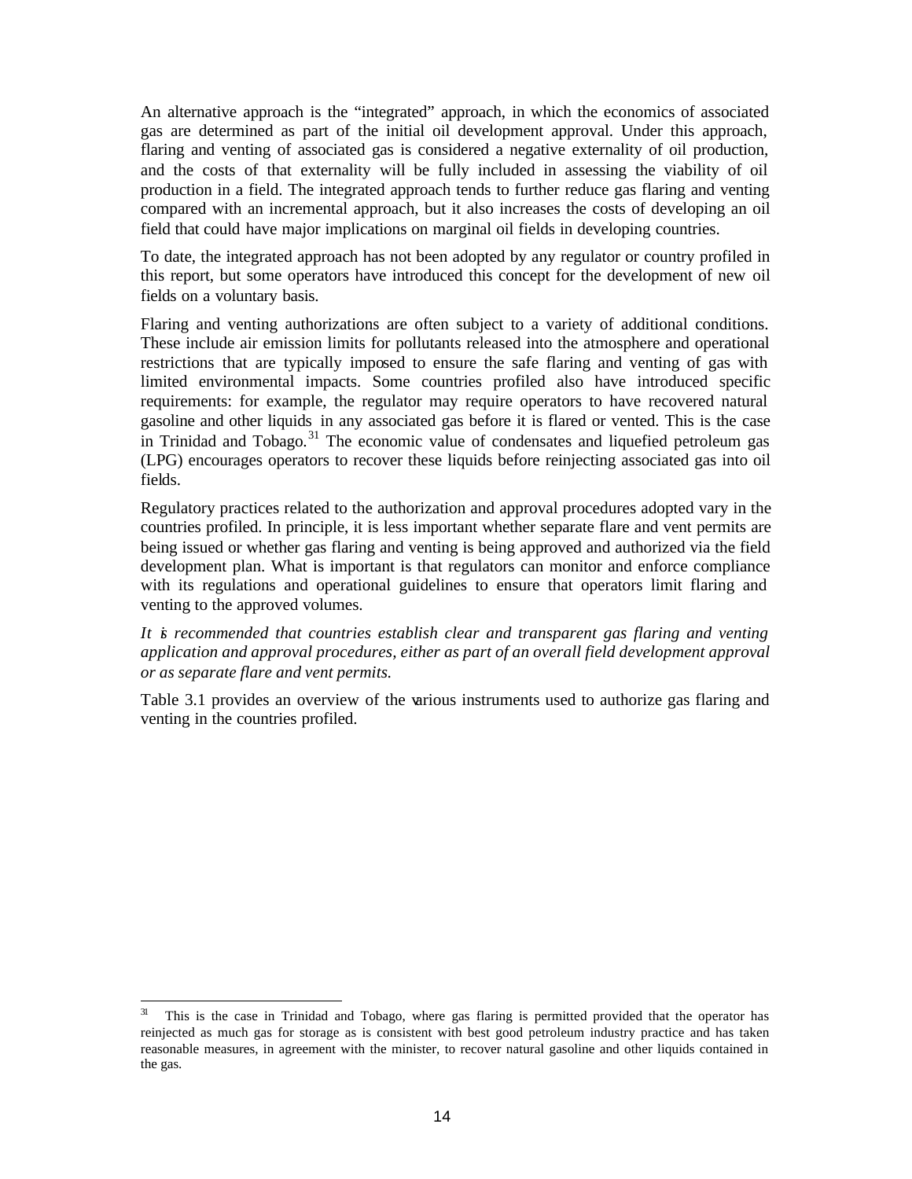An alternative approach is the "integrated" approach, in which the economics of associated gas are determined as part of the initial oil development approval. Under this approach, flaring and venting of associated gas is considered a negative externality of oil production, and the costs of that externality will be fully included in assessing the viability of oil production in a field. The integrated approach tends to further reduce gas flaring and venting compared with an incremental approach, but it also increases the costs of developing an oil field that could have major implications on marginal oil fields in developing countries.

To date, the integrated approach has not been adopted by any regulator or country profiled in this report, but some operators have introduced this concept for the development of new oil fields on a voluntary basis.

Flaring and venting authorizations are often subject to a variety of additional conditions. These include air emission limits for pollutants released into the atmosphere and operational restrictions that are typically imposed to ensure the safe flaring and venting of gas with limited environmental impacts. Some countries profiled also have introduced specific requirements: for example, the regulator may require operators to have recovered natural gasoline and other liquids in any associated gas before it is flared or vented. This is the case in Trinidad and Tobago.[31] The economic value of condensates and liquefied petroleum gas (LPG) encourages operators to recover these liquids before reinjecting associated gas into oil fields.

Regulatory practices related to the authorization and approval procedures adopted vary in the countries profiled. In principle, it is less important whether separate flare and vent permits are being issued or whether gas flaring and venting is being approved and authorized via the field development plan. What is important is that regulators can monitor and enforce compliance with its regulations and operational guidelines to ensure that operators limit flaring and venting to the approved volumes.

*It is recommended that countries establish clear and transparent gas flaring and venting application and approval procedures, either as part of an overall field development approval or as separate flare and vent permits.*

Table 3.1 provides an overview of the various instruments used to authorize gas flaring and venting in the countries profiled.

---

[31] This is the case in Trinidad and Tobago, where gas flaring is permitted provided that the operator has reinjected as much gas for storage as is consistent with best good petroleum industry practice and has taken reasonable measures, in agreement with the minister, to recover natural gasoline and other liquids contained in the gas.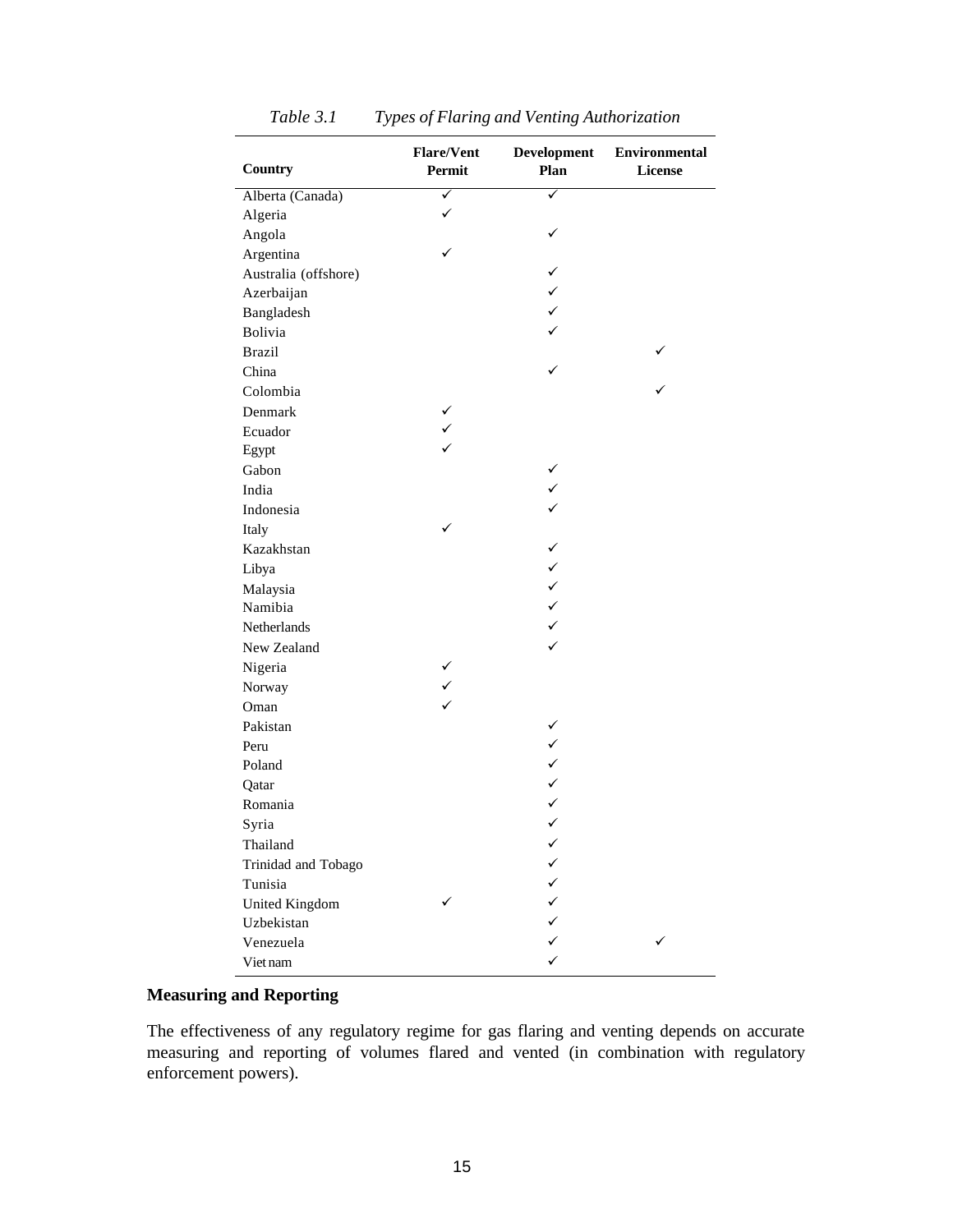*Table 3.1 Types of Flaring and Venting Authorization*

| Country | Flare/Vent Permit | Development Plan | Environmental License |
|---|---|---|---|
| Alberta (Canada) | ✓ | ✓ | |
| Algeria | ✓ | | |
| Angola | | ✓ | |
| Argentina | ✓ | | |
| Australia (offshore) | | ✓ | |
| Azerbaijan | | ✓ | |
| Bangladesh | | ✓ | |
| Bolivia | | ✓ | |
| Brazil | | | ✓ |
| China | | ✓ | |
| Colombia | | | ✓ |
| Denmark | ✓ | | |
| Ecuador | ✓ | | |
| Egypt | ✓ | | |
| Gabon | | ✓ | |
| India | | ✓ | |
| Indonesia | | ✓ | |
| Italy | ✓ | | |
| Kazakhstan | | ✓ | |
| Libya | | ✓ | |
| Malaysia | | ✓ | |
| Namibia | | ✓ | |
| Netherlands | | ✓ | |
| New Zealand | | ✓ | |
| Nigeria | ✓ | | |
| Norway | ✓ | | |
| Oman | ✓ | | |
| Pakistan | | ✓ | |
| Peru | | ✓ | |
| Poland | | ✓ | |
| Qatar | | ✓ | |
| Romania | | ✓ | |
| Syria | | ✓ | |
| Thailand | | ✓ | |
| Trinidad and Tobago | | ✓ | |
| Tunisia | | ✓ | |
| United Kingdom | ✓ | ✓ | |
| Uzbekistan | | ✓ | |
| Venezuela | | ✓ | ✓ |
| Viet nam | | ✓ | |

**Measuring and Reporting**

The effectiveness of any regulatory regime for gas flaring and venting depends on accurate measuring and reporting of volumes flared and vented (in combination with regulatory enforcement powers).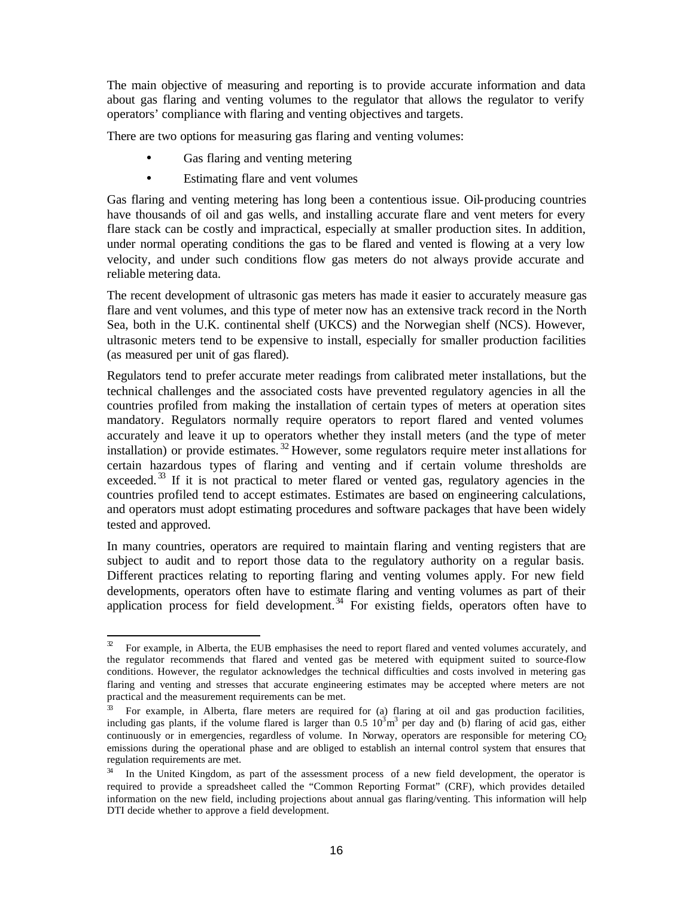The main objective of measuring and reporting is to provide accurate information and data about gas flaring and venting volumes to the regulator that allows the regulator to verify operators' compliance with flaring and venting objectives and targets.

There are two options for measuring gas flaring and venting volumes:

- Gas flaring and venting metering
- Estimating flare and vent volumes

Gas flaring and venting metering has long been a contentious issue. Oil-producing countries have thousands of oil and gas wells, and installing accurate flare and vent meters for every flare stack can be costly and impractical, especially at smaller production sites. In addition, under normal operating conditions the gas to be flared and vented is flowing at a very low velocity, and under such conditions flow gas meters do not always provide accurate and reliable metering data.

The recent development of ultrasonic gas meters has made it easier to accurately measure gas flare and vent volumes, and this type of meter now has an extensive track record in the North Sea, both in the U.K. continental shelf (UKCS) and the Norwegian shelf (NCS). However, ultrasonic meters tend to be expensive to install, especially for smaller production facilities (as measured per unit of gas flared).

Regulators tend to prefer accurate meter readings from calibrated meter installations, but the technical challenges and the associated costs have prevented regulatory agencies in all the countries profiled from making the installation of certain types of meters at operation sites mandatory. Regulators normally require operators to report flared and vented volumes accurately and leave it up to operators whether they install meters (and the type of meter installation) or provide estimates.[32] However, some regulators require meter installations for certain hazardous types of flaring and venting and if certain volume thresholds are exceeded.[33] If it is not practical to meter flared or vented gas, regulatory agencies in the countries profiled tend to accept estimates. Estimates are based on engineering calculations, and operators must adopt estimating procedures and software packages that have been widely tested and approved.

In many countries, operators are required to maintain flaring and venting registers that are subject to audit and to report those data to the regulatory authority on a regular basis. Different practices relating to reporting flaring and venting volumes apply. For new field developments, operators often have to estimate flaring and venting volumes as part of their application process for field development.[34] For existing fields, operators often have to

---

[32] For example, in Alberta, the EUB emphasises the need to report flared and vented volumes accurately, and the regulator recommends that flared and vented gas be metered with equipment suited to source-flow conditions. However, the regulator acknowledges the technical difficulties and costs involved in metering gas flaring and venting and stresses that accurate engineering estimates may be accepted where meters are not practical and the measurement requirements can be met.

[33] For example, in Alberta, flare meters are required for (a) flaring at oil and gas production facilities, including gas plants, if the volume flared is larger than 0.5 $10^3 m^3$ per day and (b) flaring of acid gas, either continuously or in emergencies, regardless of volume. In Norway, operators are responsible for metering $CO_2$ emissions during the operational phase and are obliged to establish an internal control system that ensures that regulation requirements are met.

[34] In the United Kingdom, as part of the assessment process of a new field development, the operator is required to provide a spreadsheet called the "Common Reporting Format" (CRF), which provides detailed information on the new field, including projections about annual gas flaring/venting. This information will help DTI decide whether to approve a field development.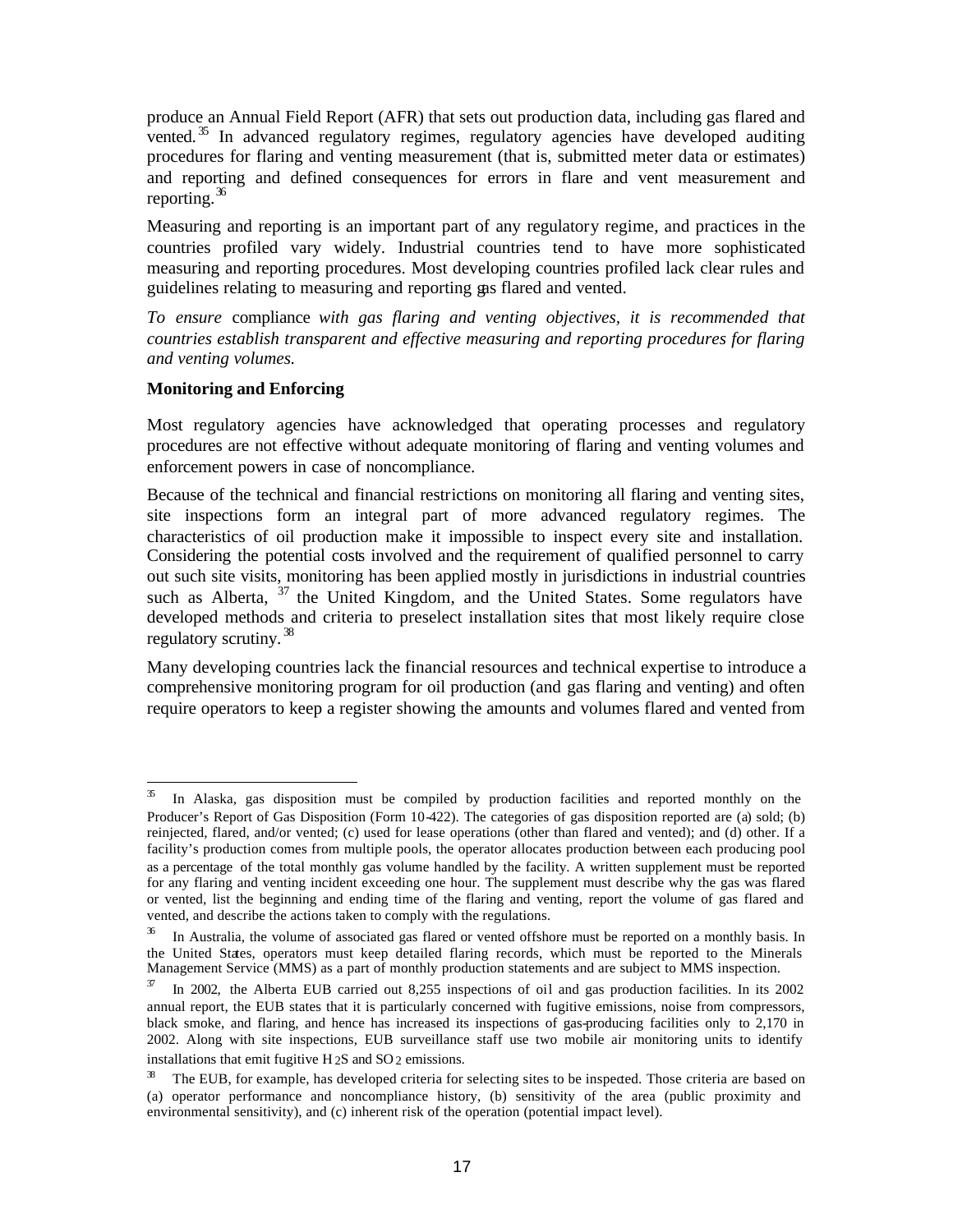produce an Annual Field Report (AFR) that sets out production data, including gas flared and vented.[35] In advanced regulatory regimes, regulatory agencies have developed auditing procedures for flaring and venting measurement (that is, submitted meter data or estimates) and reporting and defined consequences for errors in flare and vent measurement and reporting.[36]

Measuring and reporting is an important part of any regulatory regime, and practices in the countries profiled vary widely. Industrial countries tend to have more sophisticated measuring and reporting procedures. Most developing countries profiled lack clear rules and guidelines relating to measuring and reporting gas flared and vented.

*To ensure* compliance *with gas flaring and venting objectives, it is recommended that countries establish transparent and effective measuring and reporting procedures for flaring and venting volumes.*

**Monitoring and Enforcing**

Most regulatory agencies have acknowledged that operating processes and regulatory procedures are not effective without adequate monitoring of flaring and venting volumes and enforcement powers in case of noncompliance.

Because of the technical and financial restrictions on monitoring all flaring and venting sites, site inspections form an integral part of more advanced regulatory regimes. The characteristics of oil production make it impossible to inspect every site and installation. Considering the potential costs involved and the requirement of qualified personnel to carry out such site visits, monitoring has been applied mostly in jurisdictions in industrial countries such as Alberta, [37] the United Kingdom, and the United States. Some regulators have developed methods and criteria to preselect installation sites that most likely require close regulatory scrutiny.[38]

Many developing countries lack the financial resources and technical expertise to introduce a comprehensive monitoring program for oil production (and gas flaring and venting) and often require operators to keep a register showing the amounts and volumes flared and vented from

---

[35] In Alaska, gas disposition must be compiled by production facilities and reported monthly on the Producer's Report of Gas Disposition (Form 10-422). The categories of gas disposition reported are (a) sold; (b) reinjected, flared, and/or vented; (c) used for lease operations (other than flared and vented); and (d) other. If a facility's production comes from multiple pools, the operator allocates production between each producing pool as a percentage of the total monthly gas volume handled by the facility. A written supplement must be reported for any flaring and venting incident exceeding one hour. The supplement must describe why the gas was flared or vented, list the beginning and ending time of the flaring and venting, report the volume of gas flared and vented, and describe the actions taken to comply with the regulations.

[36] In Australia, the volume of associated gas flared or vented offshore must be reported on a monthly basis. In the United States, operators must keep detailed flaring records, which must be reported to the Minerals Management Service (MMS) as a part of monthly production statements and are subject to MMS inspection.

[37] In 2002, the Alberta EUB carried out 8,255 inspections of oil and gas production facilities. In its 2002 annual report, the EUB states that it is particularly concerned with fugitive emissions, noise from compressors, black smoke, and flaring, and hence has increased its inspections of gas-producing facilities only to 2,170 in 2002. Along with site inspections, EUB surveillance staff use two mobile air monitoring units to identify installations that emit fugitive $H_2S$ and $SO_2$ emissions.

[38] The EUB, for example, has developed criteria for selecting sites to be inspected. Those criteria are based on (a) operator performance and noncompliance history, (b) sensitivity of the area (public proximity and environmental sensitivity), and (c) inherent risk of the operation (potential impact level).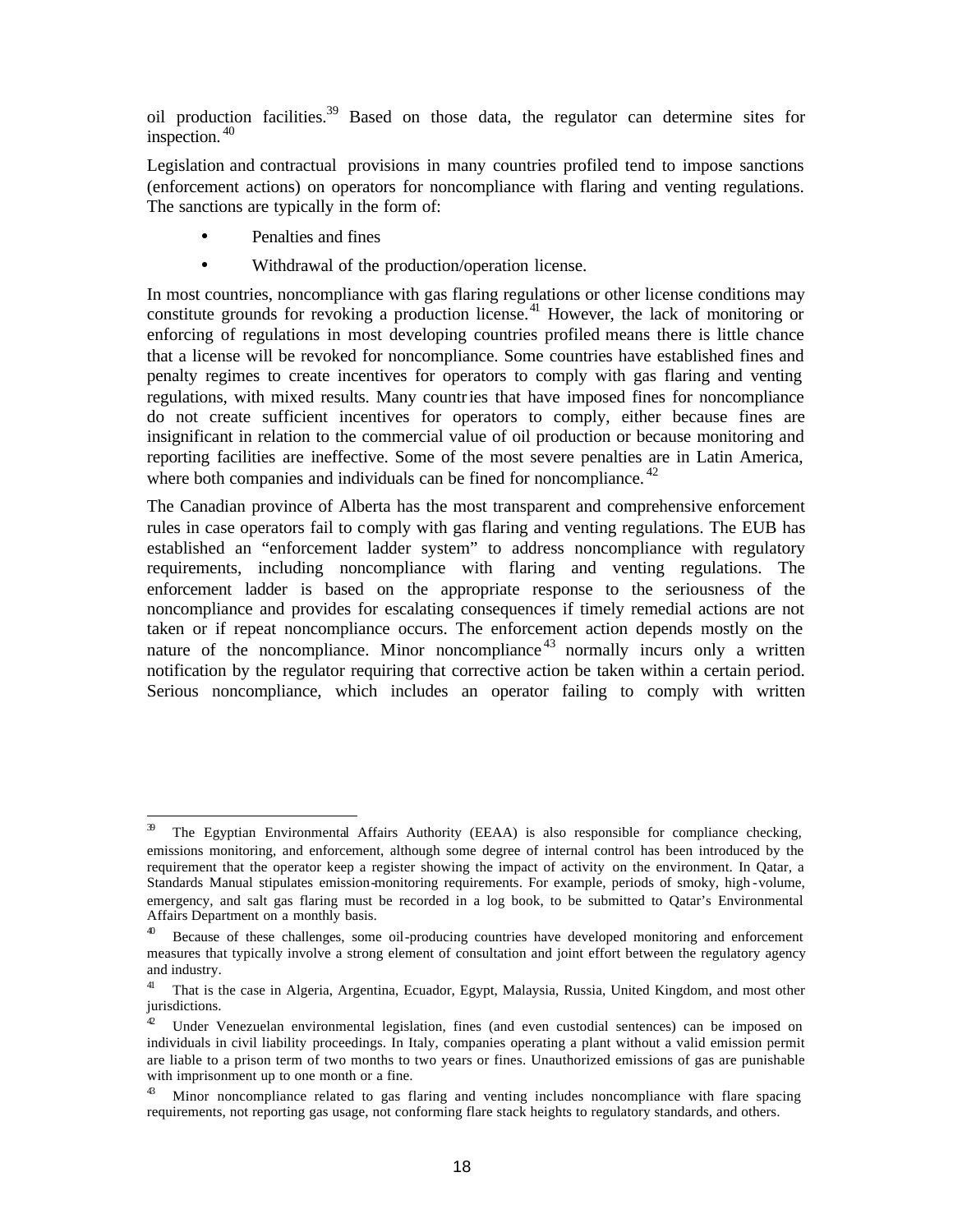oil production facilities.[39] Based on those data, the regulator can determine sites for inspection.[40]

Legislation and contractual provisions in many countries profiled tend to impose sanctions (enforcement actions) on operators for noncompliance with flaring and venting regulations. The sanctions are typically in the form of:

- Penalties and fines
- Withdrawal of the production/operation license.

In most countries, noncompliance with gas flaring regulations or other license conditions may constitute grounds for revoking a production license.[41] However, the lack of monitoring or enforcing of regulations in most developing countries profiled means there is little chance that a license will be revoked for noncompliance. Some countries have established fines and penalty regimes to create incentives for operators to comply with gas flaring and venting regulations, with mixed results. Many countries that have imposed fines for noncompliance do not create sufficient incentives for operators to comply, either because fines are insignificant in relation to the commercial value of oil production or because monitoring and reporting facilities are ineffective. Some of the most severe penalties are in Latin America, where both companies and individuals can be fined for noncompliance.[42]

The Canadian province of Alberta has the most transparent and comprehensive enforcement rules in case operators fail to comply with gas flaring and venting regulations. The EUB has established an "enforcement ladder system" to address noncompliance with regulatory requirements, including noncompliance with flaring and venting regulations. The enforcement ladder is based on the appropriate response to the seriousness of the noncompliance and provides for escalating consequences if timely remedial actions are not taken or if repeat noncompliance occurs. The enforcement action depends mostly on the nature of the noncompliance. Minor noncompliance[43] normally incurs only a written notification by the regulator requiring that corrective action be taken within a certain period. Serious noncompliance, which includes an operator failing to comply with written

---

[39] The Egyptian Environmental Affairs Authority (EEAA) is also responsible for compliance checking, emissions monitoring, and enforcement, although some degree of internal control has been introduced by the requirement that the operator keep a register showing the impact of activity on the environment. In Qatar, a Standards Manual stipulates emission-monitoring requirements. For example, periods of smoky, high-volume, emergency, and salt gas flaring must be recorded in a log book, to be submitted to Qatar's Environmental Affairs Department on a monthly basis.

[40] Because of these challenges, some oil-producing countries have developed monitoring and enforcement measures that typically involve a strong element of consultation and joint effort between the regulatory agency and industry.

[41] That is the case in Algeria, Argentina, Ecuador, Egypt, Malaysia, Russia, United Kingdom, and most other jurisdictions.

[42] Under Venezuelan environmental legislation, fines (and even custodial sentences) can be imposed on individuals in civil liability proceedings. In Italy, companies operating a plant without a valid emission permit are liable to a prison term of two months to two years or fines. Unauthorized emissions of gas are punishable with imprisonment up to one month or a fine.

[43] Minor noncompliance related to gas flaring and venting includes noncompliance with flare spacing requirements, not reporting gas usage, not conforming flare stack heights to regulatory standards, and others.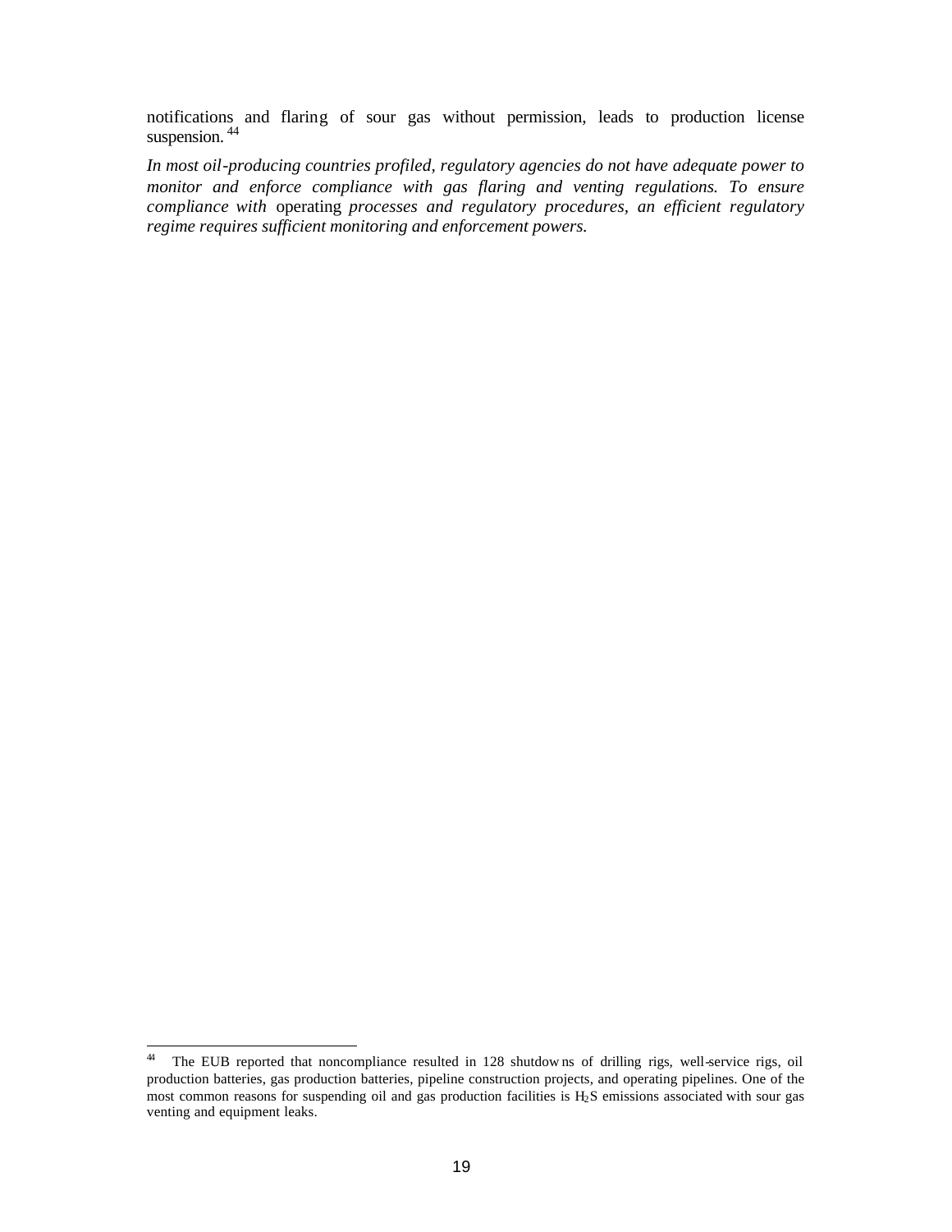notifications and flaring of sour gas without permission, leads to production license suspension.[44]

*In most oil-producing countries profiled, regulatory agencies do not have adequate power to monitor and enforce compliance with gas flaring and venting regulations. To ensure compliance with* operating *processes and regulatory procedures, an efficient regulatory regime requires sufficient monitoring and enforcement powers.*

---

[44] The EUB reported that noncompliance resulted in 128 shutdowns of drilling rigs, well-service rigs, oil production batteries, gas production batteries, pipeline construction projects, and operating pipelines. One of the most common reasons for suspending oil and gas production facilities is $H_2S$ emissions associated with sour gas venting and equipment leaks.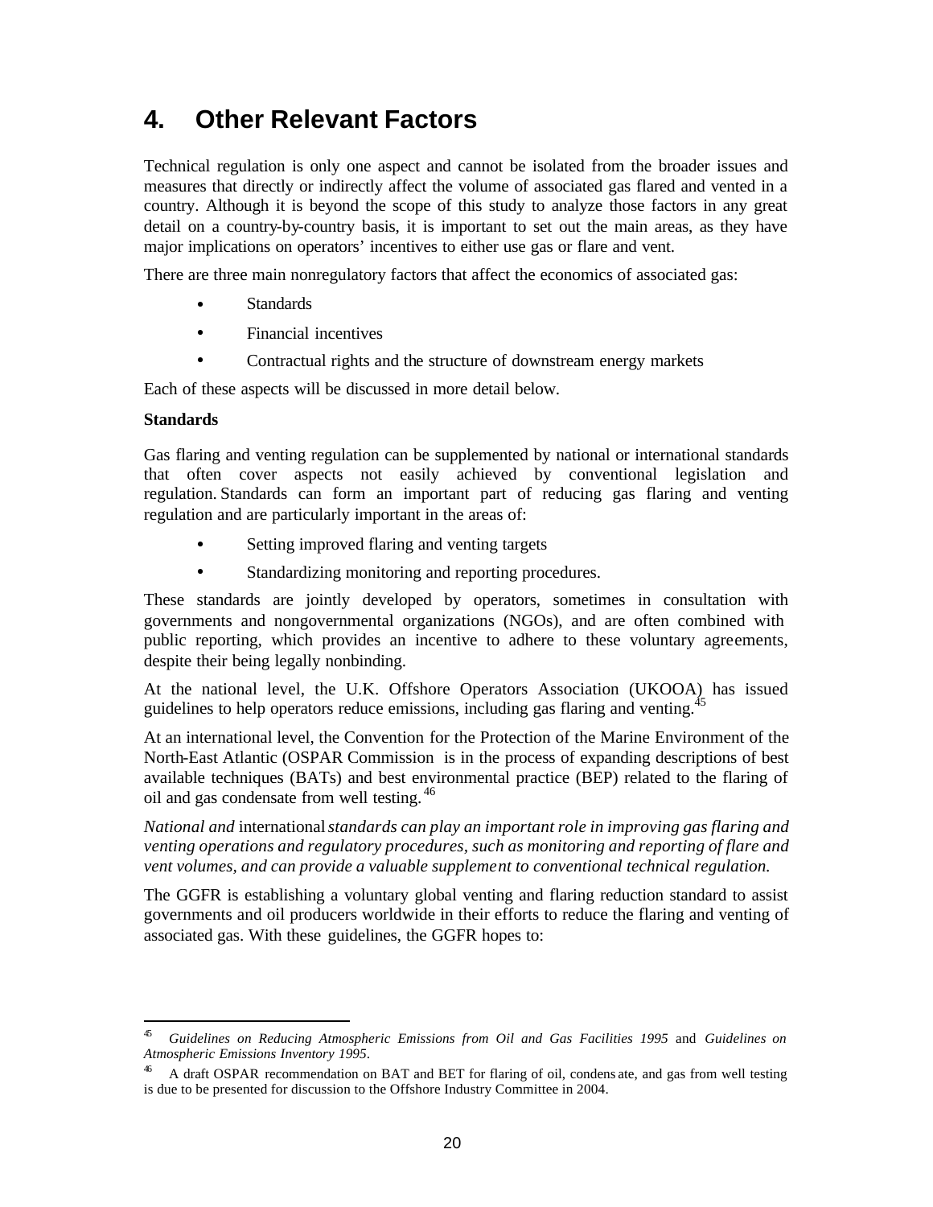# 4. Other Relevant Factors

Technical regulation is only one aspect and cannot be isolated from the broader issues and measures that directly or indirectly affect the volume of associated gas flared and vented in a country. Although it is beyond the scope of this study to analyze those factors in any great detail on a country-by-country basis, it is important to set out the main areas, as they have major implications on operators' incentives to either use gas or flare and vent.

There are three main nonregulatory factors that affect the economics of associated gas:

- Standards
- Financial incentives
- Contractual rights and the structure of downstream energy markets

Each of these aspects will be discussed in more detail below.

**Standards**

Gas flaring and venting regulation can be supplemented by national or international standards that often cover aspects not easily achieved by conventional legislation and regulation. Standards can form an important part of reducing gas flaring and venting regulation and are particularly important in the areas of:

- Setting improved flaring and venting targets
- Standardizing monitoring and reporting procedures.

These standards are jointly developed by operators, sometimes in consultation with governments and nongovernmental organizations (NGOs), and are often combined with public reporting, which provides an incentive to adhere to these voluntary agreements, despite their being legally nonbinding.

At the national level, the U.K. Offshore Operators Association (UKOOA) has issued guidelines to help operators reduce emissions, including gas flaring and venting.[45]

At an international level, the Convention for the Protection of the Marine Environment of the North-East Atlantic (OSPAR Commission is in the process of expanding descriptions of best available techniques (BATs) and best environmental practice (BEP) related to the flaring of oil and gas condensate from well testing.[46]

*National and* international *standards can play an important role in improving gas flaring and venting operations and regulatory procedures, such as monitoring and reporting of flare and vent volumes, and can provide a valuable supplement to conventional technical regulation.*

The GGFR is establishing a voluntary global venting and flaring reduction standard to assist governments and oil producers worldwide in their efforts to reduce the flaring and venting of associated gas. With these guidelines, the GGFR hopes to:

---

[45] *Guidelines on Reducing Atmospheric Emissions from Oil and Gas Facilities 1995* and *Guidelines on Atmospheric Emissions Inventory 1995*.

[46] A draft OSPAR recommendation on BAT and BET for flaring of oil, condensate, and gas from well testing is due to be presented for discussion to the Offshore Industry Committee in 2004.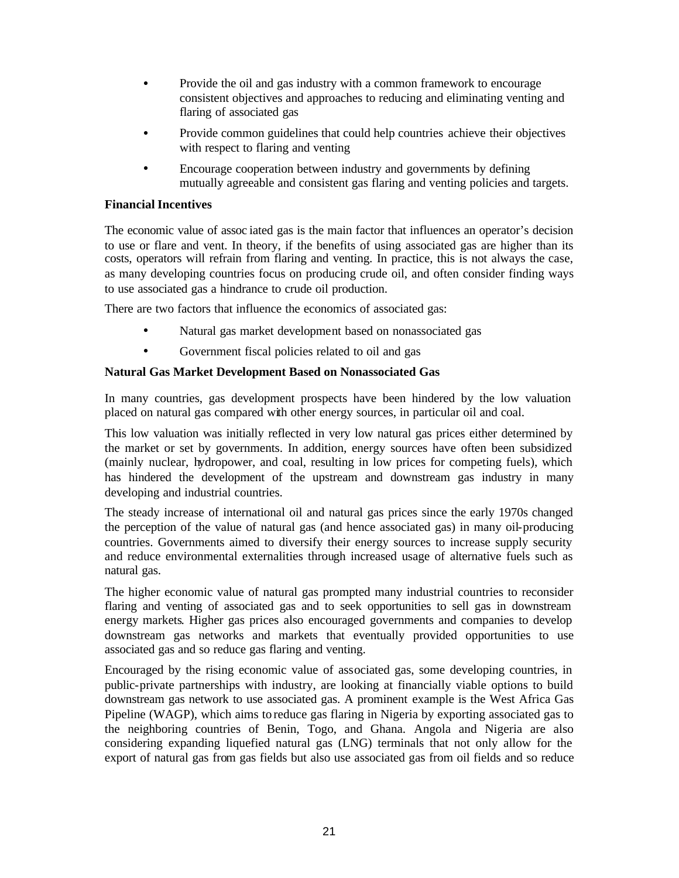- Provide the oil and gas industry with a common framework to encourage consistent objectives and approaches to reducing and eliminating venting and flaring of associated gas
- Provide common guidelines that could help countries achieve their objectives with respect to flaring and venting
- Encourage cooperation between industry and governments by defining mutually agreeable and consistent gas flaring and venting policies and targets.

**Financial Incentives**

The economic value of associated gas is the main factor that influences an operator's decision to use or flare and vent. In theory, if the benefits of using associated gas are higher than its costs, operators will refrain from flaring and venting. In practice, this is not always the case, as many developing countries focus on producing crude oil, and often consider finding ways to use associated gas a hindrance to crude oil production.

There are two factors that influence the economics of associated gas:

- Natural gas market development based on nonassociated gas
- Government fiscal policies related to oil and gas

**Natural Gas Market Development Based on Nonassociated Gas**

In many countries, gas development prospects have been hindered by the low valuation placed on natural gas compared with other energy sources, in particular oil and coal.

This low valuation was initially reflected in very low natural gas prices either determined by the market or set by governments. In addition, energy sources have often been subsidized (mainly nuclear, hydropower, and coal, resulting in low prices for competing fuels), which has hindered the development of the upstream and downstream gas industry in many developing and industrial countries.

The steady increase of international oil and natural gas prices since the early 1970s changed the perception of the value of natural gas (and hence associated gas) in many oil-producing countries. Governments aimed to diversify their energy sources to increase supply security and reduce environmental externalities through increased usage of alternative fuels such as natural gas.

The higher economic value of natural gas prompted many industrial countries to reconsider flaring and venting of associated gas and to seek opportunities to sell gas in downstream energy markets. Higher gas prices also encouraged governments and companies to develop downstream gas networks and markets that eventually provided opportunities to use associated gas and so reduce gas flaring and venting.

Encouraged by the rising economic value of associated gas, some developing countries, in public-private partnerships with industry, are looking at financially viable options to build downstream gas network to use associated gas. A prominent example is the West Africa Gas Pipeline (WAGP), which aims to reduce gas flaring in Nigeria by exporting associated gas to the neighboring countries of Benin, Togo, and Ghana. Angola and Nigeria are also considering expanding liquefied natural gas (LNG) terminals that not only allow for the export of natural gas from gas fields but also use associated gas from oil fields and so reduce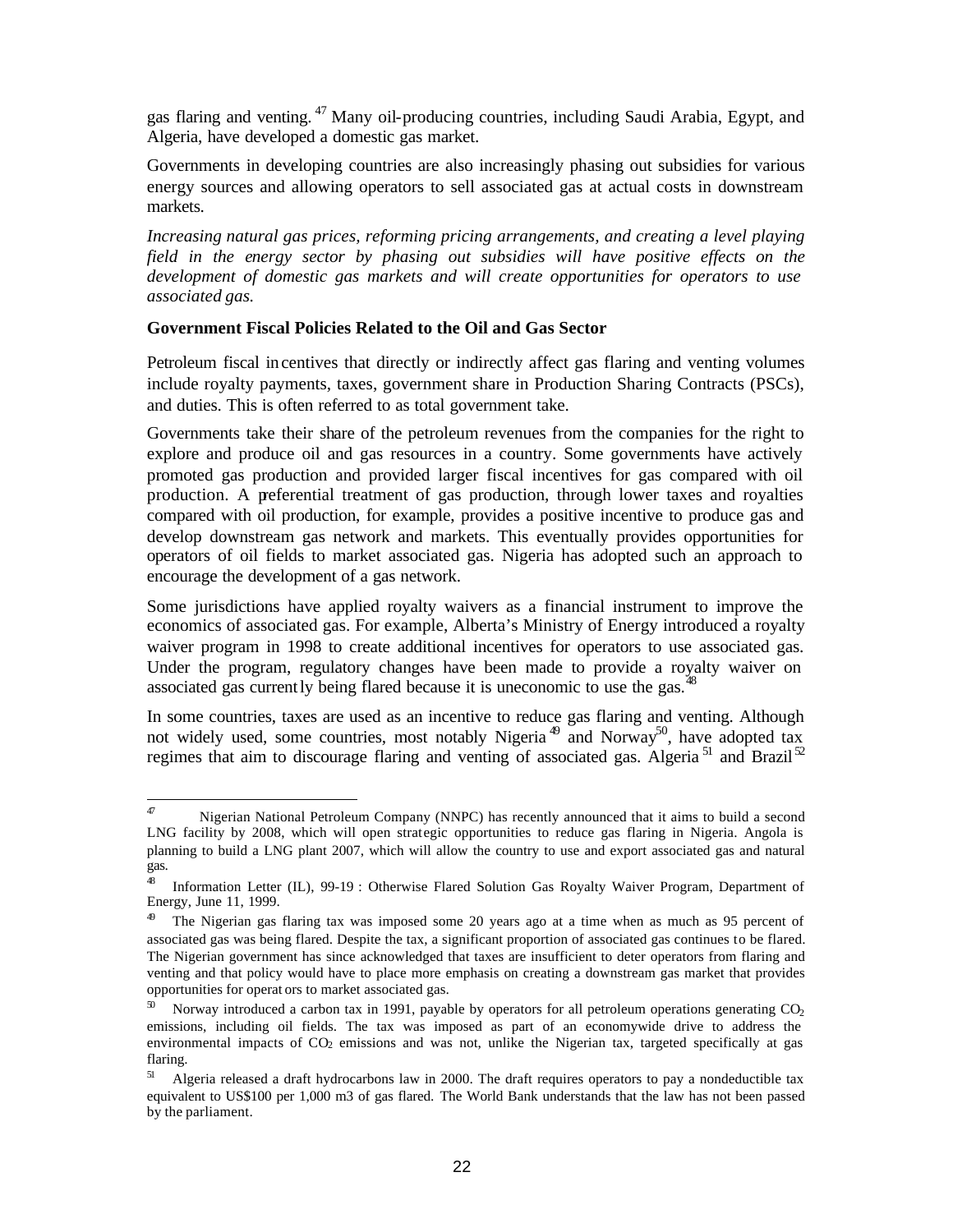gas flaring and venting.[47] Many oil-producing countries, including Saudi Arabia, Egypt, and Algeria, have developed a domestic gas market.

Governments in developing countries are also increasingly phasing out subsidies for various energy sources and allowing operators to sell associated gas at actual costs in downstream markets.

*Increasing natural gas prices, reforming pricing arrangements, and creating a level playing field in the energy sector by phasing out subsidies will have positive effects on the development of domestic gas markets and will create opportunities for operators to use associated gas.*

**Government Fiscal Policies Related to the Oil and Gas Sector**

Petroleum fiscal incentives that directly or indirectly affect gas flaring and venting volumes include royalty payments, taxes, government share in Production Sharing Contracts (PSCs), and duties. This is often referred to as total government take.

Governments take their share of the petroleum revenues from the companies for the right to explore and produce oil and gas resources in a country. Some governments have actively promoted gas production and provided larger fiscal incentives for gas compared with oil production. A preferential treatment of gas production, through lower taxes and royalties compared with oil production, for example, provides a positive incentive to produce gas and develop downstream gas network and markets. This eventually provides opportunities for operators of oil fields to market associated gas. Nigeria has adopted such an approach to encourage the development of a gas network.

Some jurisdictions have applied royalty waivers as a financial instrument to improve the economics of associated gas. For example, Alberta's Ministry of Energy introduced a royalty waiver program in 1998 to create additional incentives for operators to use associated gas. Under the program, regulatory changes have been made to provide a royalty waiver on associated gas currently being flared because it is uneconomic to use the gas.[48]

In some countries, taxes are used as an incentive to reduce gas flaring and venting. Although not widely used, some countries, most notably Nigeria[49] and Norway[50], have adopted tax regimes that aim to discourage flaring and venting of associated gas. Algeria[51] and Brazil[52]

---

[47] Nigerian National Petroleum Company (NNPC) has recently announced that it aims to build a second LNG facility by 2008, which will open strategic opportunities to reduce gas flaring in Nigeria. Angola is planning to build a LNG plant 2007, which will allow the country to use and export associated gas and natural gas.

[48] Information Letter (IL), 99-19 : Otherwise Flared Solution Gas Royalty Waiver Program, Department of Energy, June 11, 1999.

[49] The Nigerian gas flaring tax was imposed some 20 years ago at a time when as much as 95 percent of associated gas was being flared. Despite the tax, a significant proportion of associated gas continues to be flared. The Nigerian government has since acknowledged that taxes are insufficient to deter operators from flaring and venting and that policy would have to place more emphasis on creating a downstream gas market that provides opportunities for operators to market associated gas.

[50] Norway introduced a carbon tax in 1991, payable by operators for all petroleum operations generating $CO_2$ emissions, including oil fields. The tax was imposed as part of an economywide drive to address the environmental impacts of $CO_2$ emissions and was not, unlike the Nigerian tax, targeted specifically at gas flaring.

[51] Algeria released a draft hydrocarbons law in 2000. The draft requires operators to pay a nondeductible tax equivalent to US$100 per 1,000 m3 of gas flared. The World Bank understands that the law has not been passed by the parliament.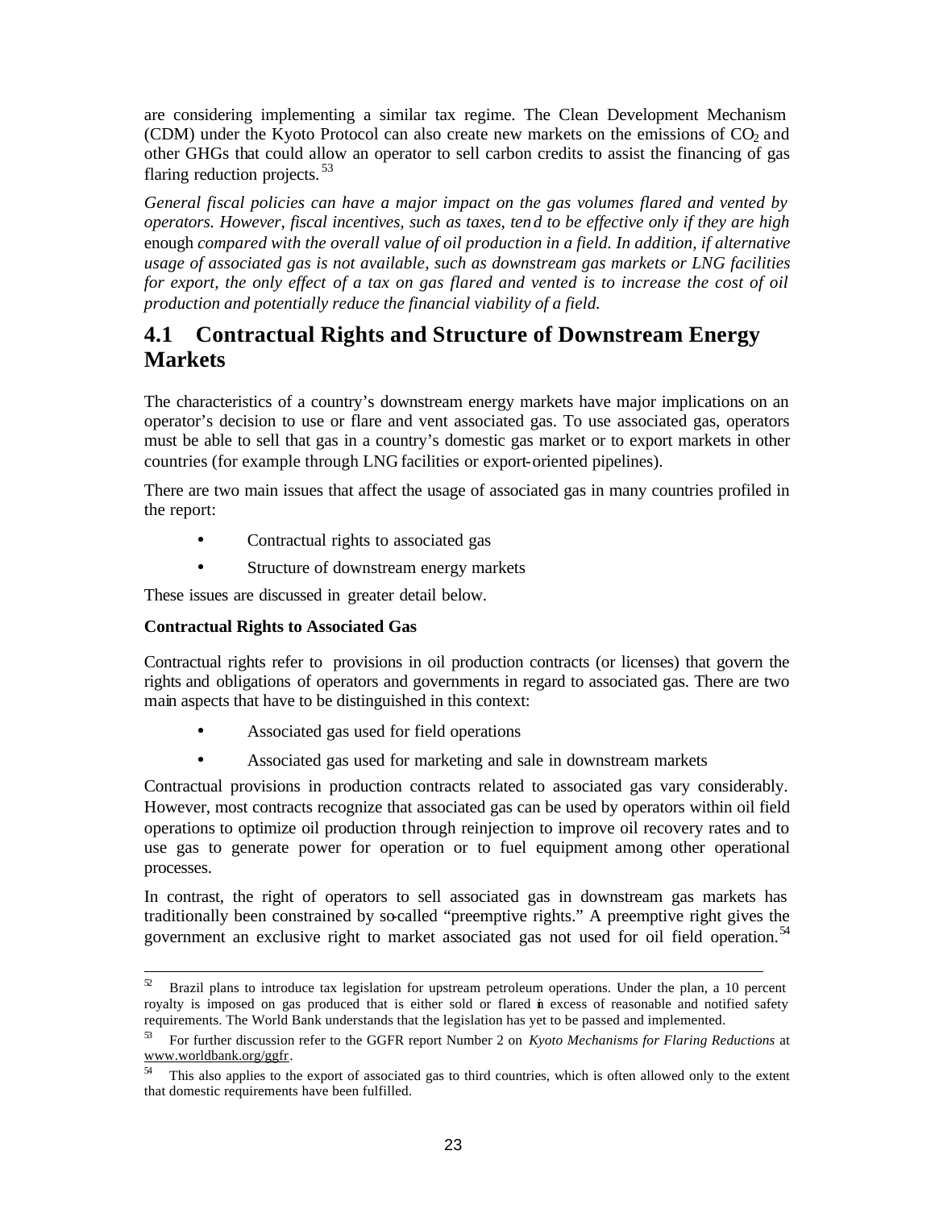are considering implementing a similar tax regime. The Clean Development Mechanism (CDM) under the Kyoto Protocol can also create new markets on the emissions of $CO_2$ and other GHGs that could allow an operator to sell carbon credits to assist the financing of gas flaring reduction projects.[53]

*General fiscal policies can have a major impact on the gas volumes flared and vented by operators. However, fiscal incentives, such as taxes, tend to be effective only if they are high* enough *compared with the overall value of oil production in a field. In addition, if alternative usage of associated gas is not available, such as downstream gas markets or LNG facilities for export, the only effect of a tax on gas flared and vented is to increase the cost of oil production and potentially reduce the financial viability of a field.*

## 4.1 Contractual Rights and Structure of Downstream Energy Markets

The characteristics of a country's downstream energy markets have major implications on an operator's decision to use or flare and vent associated gas. To use associated gas, operators must be able to sell that gas in a country's domestic gas market or to export markets in other countries (for example through LNG facilities or export-oriented pipelines).

There are two main issues that affect the usage of associated gas in many countries profiled in the report:

- Contractual rights to associated gas
- Structure of downstream energy markets

These issues are discussed in greater detail below.

**Contractual Rights to Associated Gas**

Contractual rights refer to provisions in oil production contracts (or licenses) that govern the rights and obligations of operators and governments in regard to associated gas. There are two main aspects that have to be distinguished in this context:

- Associated gas used for field operations
- Associated gas used for marketing and sale in downstream markets

Contractual provisions in production contracts related to associated gas vary considerably. However, most contracts recognize that associated gas can be used by operators within oil field operations to optimize oil production through reinjection to improve oil recovery rates and to use gas to generate power for operation or to fuel equipment among other operational processes.

In contrast, the right of operators to sell associated gas in downstream gas markets has traditionally been constrained by so-called "preemptive rights." A preemptive right gives the government an exclusive right to market associated gas not used for oil field operation.[54]

---

[52] Brazil plans to introduce tax legislation for upstream petroleum operations. Under the plan, a 10 percent royalty is imposed on gas produced that is either sold or flared in excess of reasonable and notified safety requirements. The World Bank understands that the legislation has yet to be passed and implemented.

[53] For further discussion refer to the GGFR report Number 2 on *Kyoto Mechanisms for Flaring Reductions* at www.worldbank.org/ggfr.

[54] This also applies to the export of associated gas to third countries, which is often allowed only to the extent that domestic requirements have been fulfilled.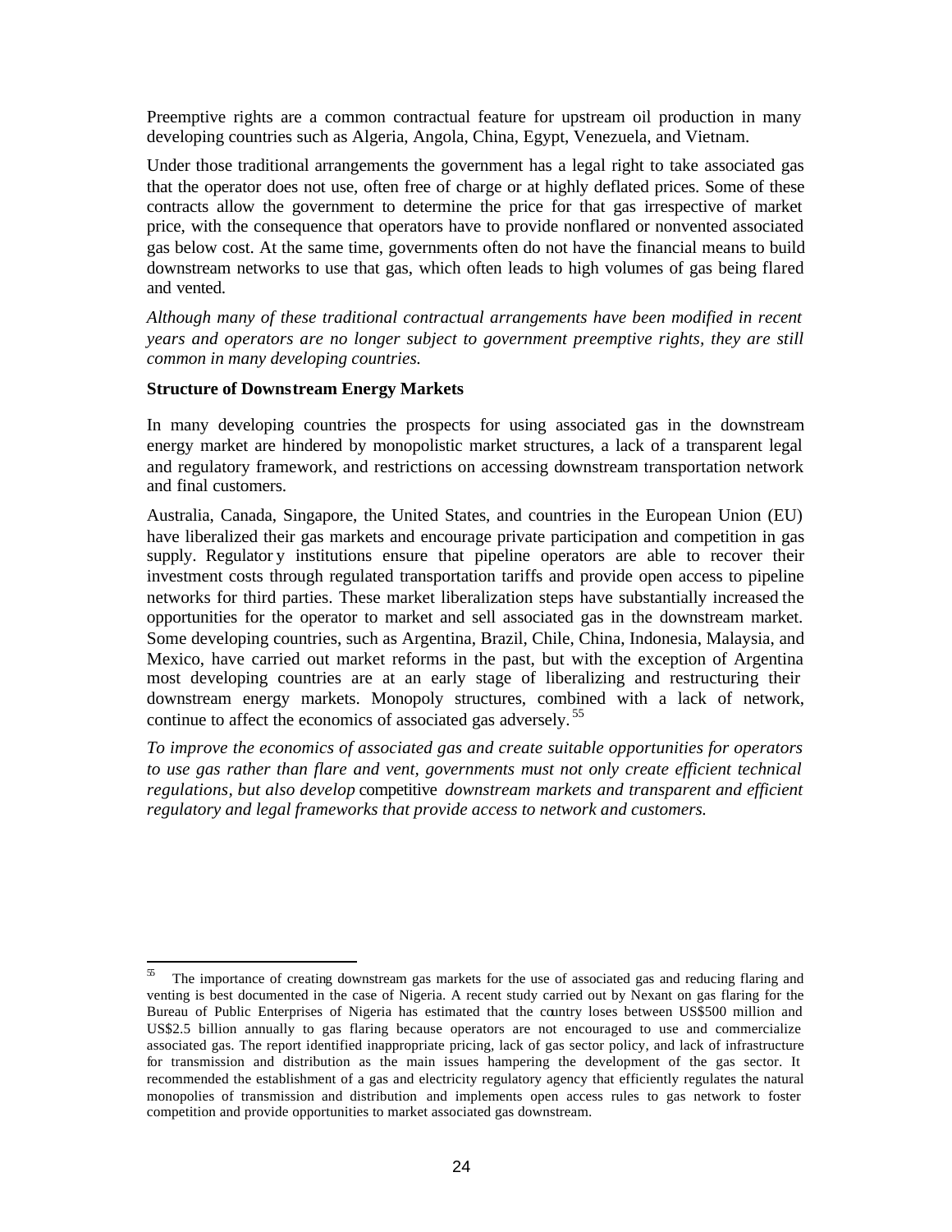Preemptive rights are a common contractual feature for upstream oil production in many developing countries such as Algeria, Angola, China, Egypt, Venezuela, and Vietnam.

Under those traditional arrangements the government has a legal right to take associated gas that the operator does not use, often free of charge or at highly deflated prices. Some of these contracts allow the government to determine the price for that gas irrespective of market price, with the consequence that operators have to provide nonflared or nonvented associated gas below cost. At the same time, governments often do not have the financial means to build downstream networks to use that gas, which often leads to high volumes of gas being flared and vented.

*Although many of these traditional contractual arrangements have been modified in recent years and operators are no longer subject to government preemptive rights, they are still common in many developing countries.*

**Structure of Downstream Energy Markets**

In many developing countries the prospects for using associated gas in the downstream energy market are hindered by monopolistic market structures, a lack of a transparent legal and regulatory framework, and restrictions on accessing downstream transportation network and final customers.

Australia, Canada, Singapore, the United States, and countries in the European Union (EU) have liberalized their gas markets and encourage private participation and competition in gas supply. Regulatory institutions ensure that pipeline operators are able to recover their investment costs through regulated transportation tariffs and provide open access to pipeline networks for third parties. These market liberalization steps have substantially increased the opportunities for the operator to market and sell associated gas in the downstream market. Some developing countries, such as Argentina, Brazil, Chile, China, Indonesia, Malaysia, and Mexico, have carried out market reforms in the past, but with the exception of Argentina most developing countries are at an early stage of liberalizing and restructuring their downstream energy markets. Monopoly structures, combined with a lack of network, continue to affect the economics of associated gas adversely.[55]

*To improve the economics of associated gas and create suitable opportunities for operators to use gas rather than flare and vent, governments must not only create efficient technical regulations, but also develop* competitive *downstream markets and transparent and efficient regulatory and legal frameworks that provide access to network and customers.*

---

[55] The importance of creating downstream gas markets for the use of associated gas and reducing flaring and venting is best documented in the case of Nigeria. A recent study carried out by Nexant on gas flaring for the Bureau of Public Enterprises of Nigeria has estimated that the country loses between US$500 million and US$2.5 billion annually to gas flaring because operators are not encouraged to use and commercialize associated gas. The report identified inappropriate pricing, lack of gas sector policy, and lack of infrastructure for transmission and distribution as the main issues hampering the development of the gas sector. It recommended the establishment of a gas and electricity regulatory agency that efficiently regulates the natural monopolies of transmission and distribution and implements open access rules to gas network to foster competition and provide opportunities to market associated gas downstream.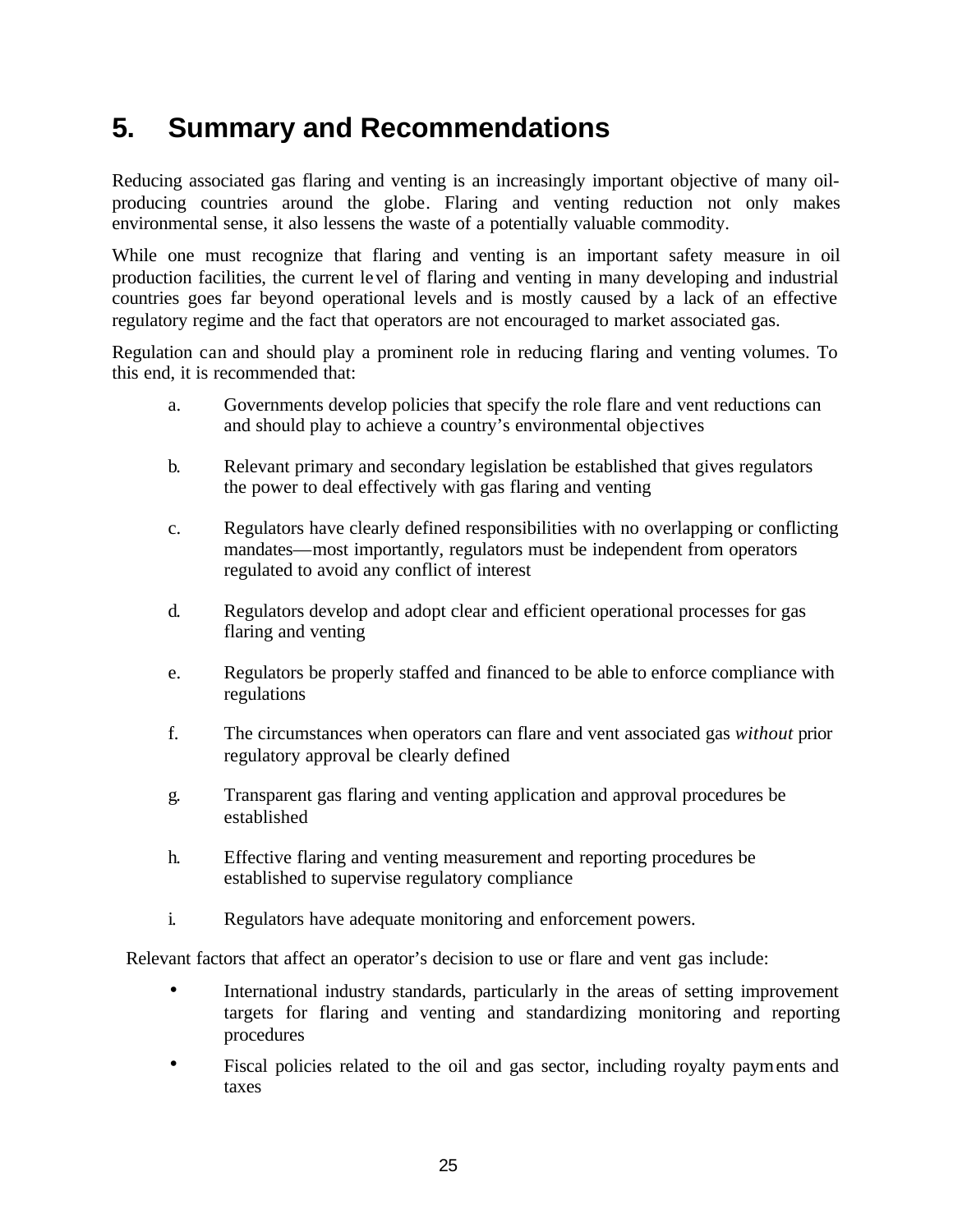# 5. Summary and Recommendations

Reducing associated gas flaring and venting is an increasingly important objective of many oil-producing countries around the globe. Flaring and venting reduction not only makes environmental sense, it also lessens the waste of a potentially valuable commodity.

While one must recognize that flaring and venting is an important safety measure in oil production facilities, the current level of flaring and venting in many developing and industrial countries goes far beyond operational levels and is mostly caused by a lack of an effective regulatory regime and the fact that operators are not encouraged to market associated gas.

Regulation can and should play a prominent role in reducing flaring and venting volumes. To this end, it is recommended that:

a. Governments develop policies that specify the role flare and vent reductions can and should play to achieve a country's environmental objectives

b. Relevant primary and secondary legislation be established that gives regulators the power to deal effectively with gas flaring and venting

c. Regulators have clearly defined responsibilities with no overlapping or conflicting mandates—most importantly, regulators must be independent from operators regulated to avoid any conflict of interest

d. Regulators develop and adopt clear and efficient operational processes for gas flaring and venting

e. Regulators be properly staffed and financed to be able to enforce compliance with regulations

f. The circumstances when operators can flare and vent associated gas *without* prior regulatory approval be clearly defined

g. Transparent gas flaring and venting application and approval procedures be established

h. Effective flaring and venting measurement and reporting procedures be established to supervise regulatory compliance

i. Regulators have adequate monitoring and enforcement powers.

Relevant factors that affect an operator's decision to use or flare and vent gas include:

- International industry standards, particularly in the areas of setting improvement targets for flaring and venting and standardizing monitoring and reporting procedures
- Fiscal policies related to the oil and gas sector, including royalty payments and taxes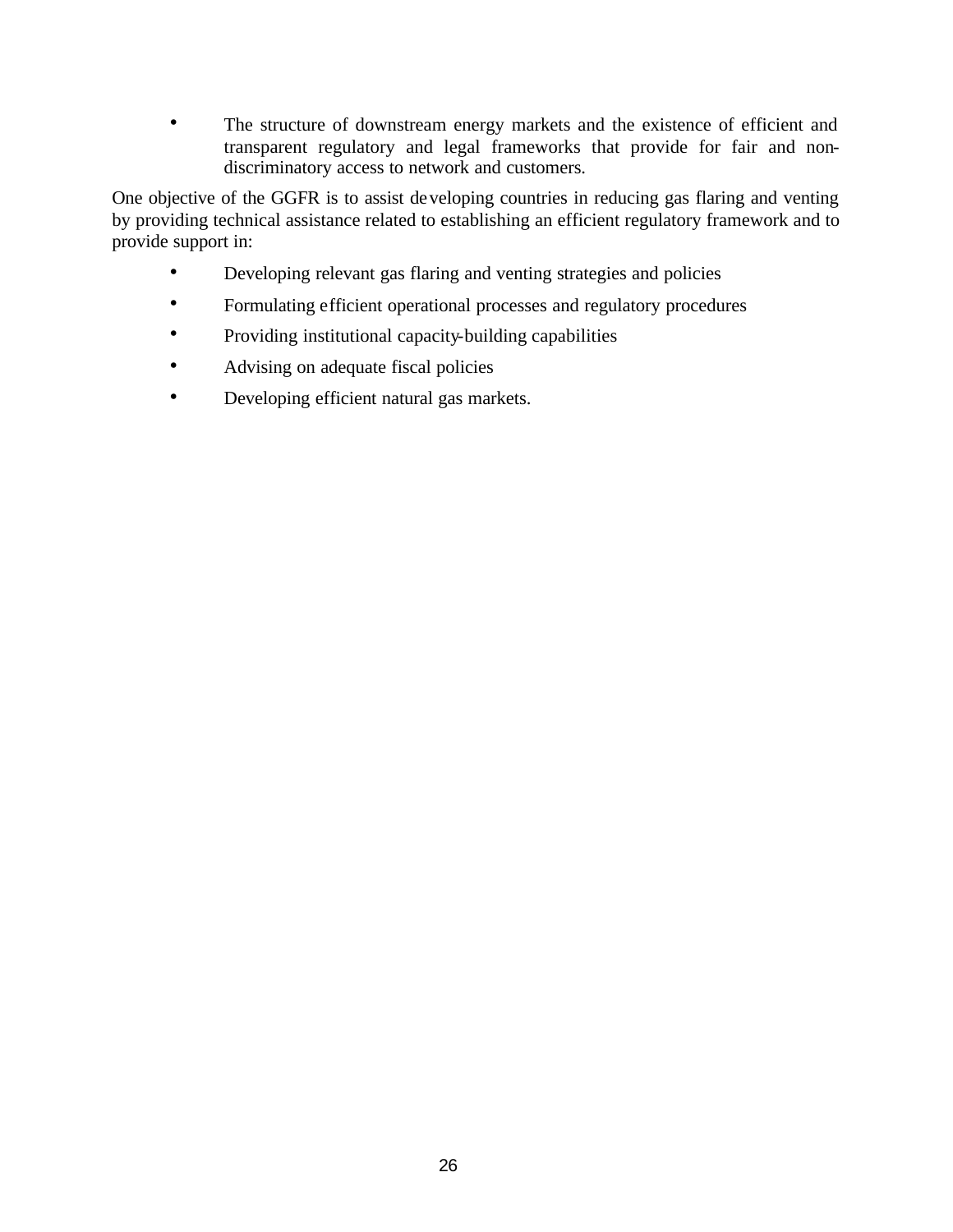- The structure of downstream energy markets and the existence of efficient and transparent regulatory and legal frameworks that provide for fair and non-discriminatory access to network and customers.

One objective of the GGFR is to assist developing countries in reducing gas flaring and venting by providing technical assistance related to establishing an efficient regulatory framework and to provide support in:

- Developing relevant gas flaring and venting strategies and policies
- Formulating efficient operational processes and regulatory procedures
- Providing institutional capacity-building capabilities
- Advising on adequate fiscal policies
- Developing efficient natural gas markets.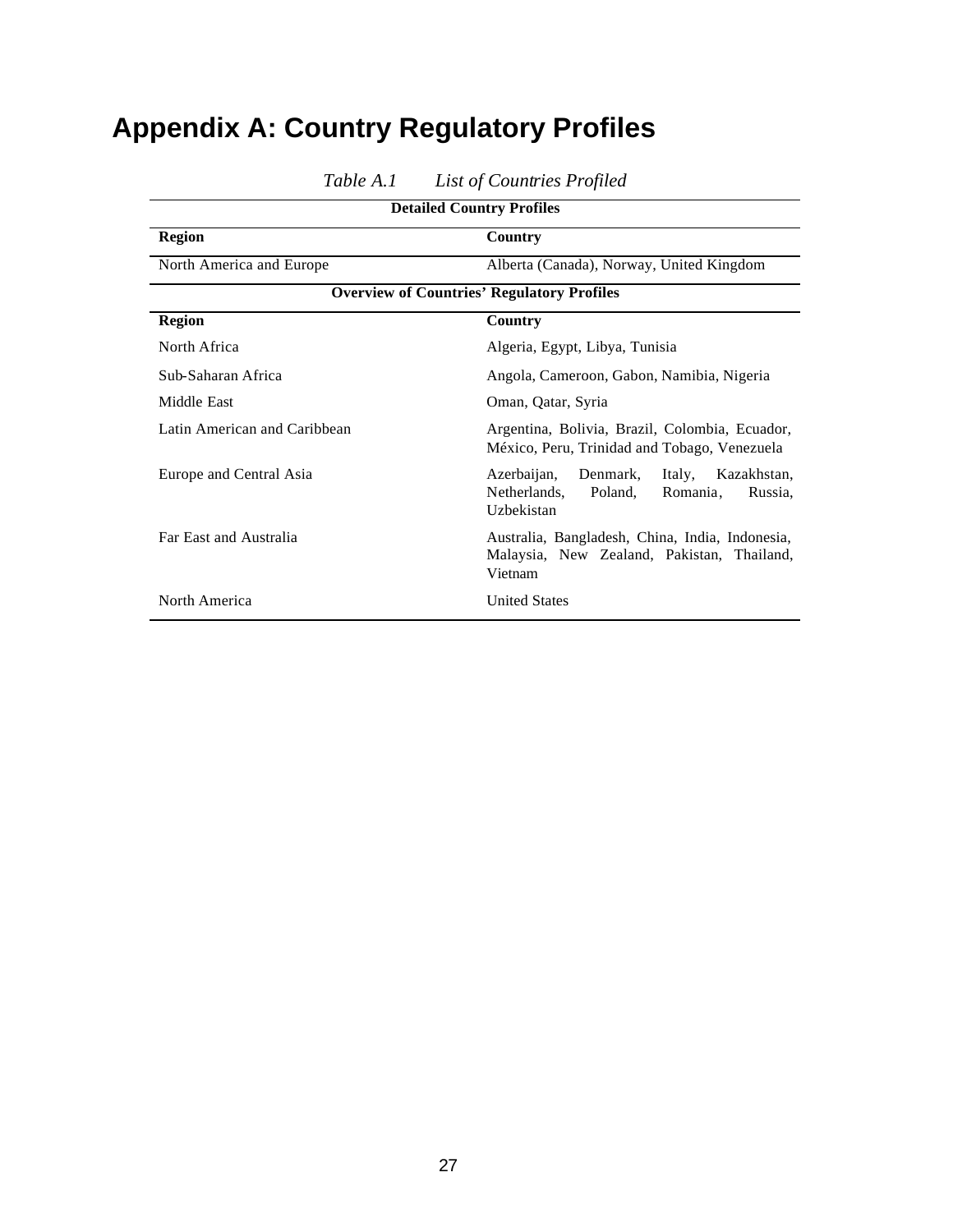# Appendix A: Country Regulatory Profiles

*Table A.1 List of Countries Profiled*

| **Detailed Country Profiles** | |
|---|---|
| **Region** | **Country** |
| North America and Europe | Alberta (Canada), Norway, United Kingdom |
| **Overview of Countries' Regulatory Profiles** | |
| **Region** | **Country** |
| North Africa | Algeria, Egypt, Libya, Tunisia |
| Sub-Saharan Africa | Angola, Cameroon, Gabon, Namibia, Nigeria |
| Middle East | Oman, Qatar, Syria |
| Latin American and Caribbean | Argentina, Bolivia, Brazil, Colombia, Ecuador, México, Peru, Trinidad and Tobago, Venezuela |
| Europe and Central Asia | Azerbaijan, Denmark, Italy, Kazakhstan, Netherlands, Poland, Romania, Russia, Uzbekistan |
| Far East and Australia | Australia, Bangladesh, China, India, Indonesia, Malaysia, New Zealand, Pakistan, Thailand, Vietnam |
| North America | United States |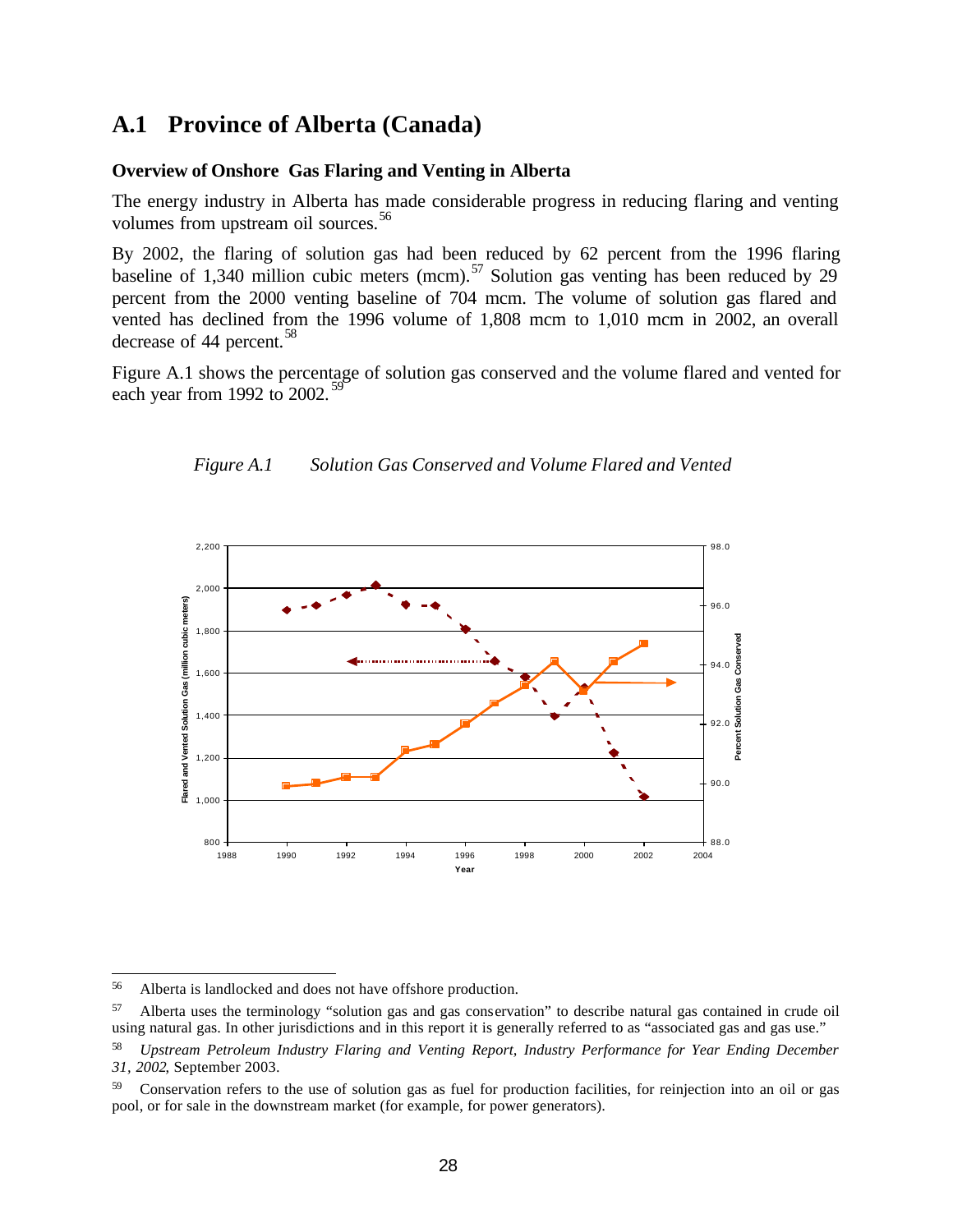## A.1 Province of Alberta (Canada)

### Overview of Onshore Gas Flaring and Venting in Alberta

The energy industry in Alberta has made considerable progress in reducing flaring and venting volumes from upstream oil sources.[56]

By 2002, the flaring of solution gas had been reduced by 62 percent from the 1996 flaring baseline of 1,340 million cubic meters (mcm).[57] Solution gas venting has been reduced by 29 percent from the 2000 venting baseline of 704 mcm. The volume of solution gas flared and vented has declined from the 1996 volume of 1,808 mcm to 1,010 mcm in 2002, an overall decrease of 44 percent.[58]

Figure A.1 shows the percentage of solution gas conserved and the volume flared and vented for each year from 1992 to 2002.[59]

*Figure A.1 Solution Gas Conserved and Volume Flared and Vented*

---

[56] Alberta is landlocked and does not have offshore production.

[57] Alberta uses the terminology "solution gas and gas conservation" to describe natural gas contained in crude oil using natural gas. In other jurisdictions and in this report it is generally referred to as "associated gas and gas use."

[58] *Upstream Petroleum Industry Flaring and Venting Report, Industry Performance for Year Ending December 31, 2002*, September 2003.

[59] Conservation refers to the use of solution gas as fuel for production facilities, for reinjection into an oil or gas pool, or for sale in the downstream market (for example, for power generators).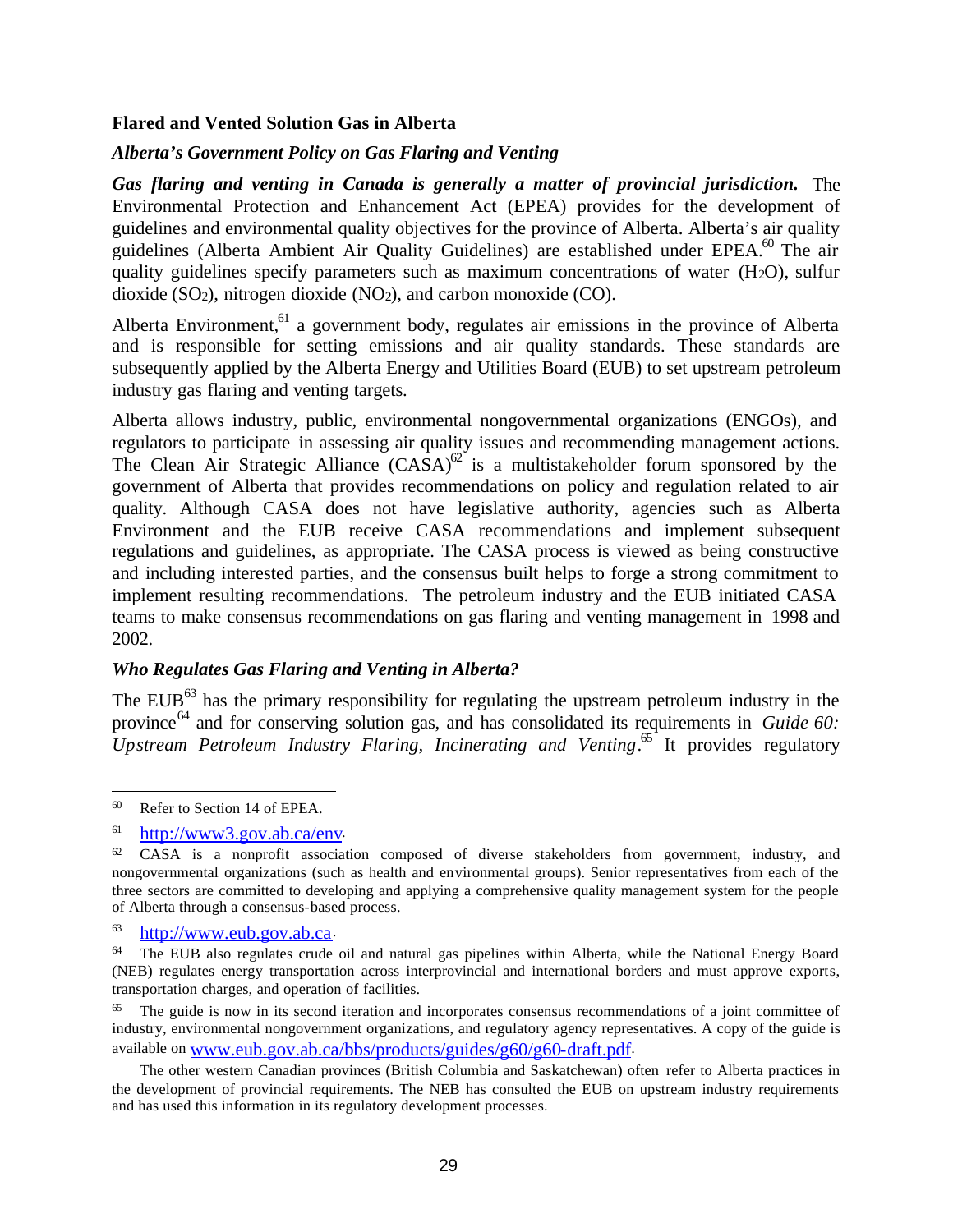**Flared and Vented Solution Gas in Alberta**

***Alberta's Government Policy on Gas Flaring and Venting***

***Gas flaring and venting in Canada is generally a matter of provincial jurisdiction.*** The Environmental Protection and Enhancement Act (EPEA) provides for the development of guidelines and environmental quality objectives for the province of Alberta. Alberta's air quality guidelines (Alberta Ambient Air Quality Guidelines) are established under EPEA.[60] The air quality guidelines specify parameters such as maximum concentrations of water ($H_2O$), sulfur dioxide ($SO_2$), nitrogen dioxide ($NO_2$), and carbon monoxide (CO).

Alberta Environment,[61] a government body, regulates air emissions in the province of Alberta and is responsible for setting emissions and air quality standards. These standards are subsequently applied by the Alberta Energy and Utilities Board (EUB) to set upstream petroleum industry gas flaring and venting targets.

Alberta allows industry, public, environmental nongovernmental organizations (ENGOs), and regulators to participate in assessing air quality issues and recommending management actions. The Clean Air Strategic Alliance (CASA)[62] is a multistakeholder forum sponsored by the government of Alberta that provides recommendations on policy and regulation related to air quality. Although CASA does not have legislative authority, agencies such as Alberta Environment and the EUB receive CASA recommendations and implement subsequent regulations and guidelines, as appropriate. The CASA process is viewed as being constructive and including interested parties, and the consensus built helps to forge a strong commitment to implement resulting recommendations. The petroleum industry and the EUB initiated CASA teams to make consensus recommendations on gas flaring and venting management in 1998 and 2002.

***Who Regulates Gas Flaring and Venting in Alberta?***

The EUB[63] has the primary responsibility for regulating the upstream petroleum industry in the province[64] and for conserving solution gas, and has consolidated its requirements in *Guide 60: Upstream Petroleum Industry Flaring, Incinerating and Venting*.[65] It provides regulatory

---

[60] Refer to Section 14 of EPEA.

[61] http://www3.gov.ab.ca/env.

[62] CASA is a nonprofit association composed of diverse stakeholders from government, industry, and nongovernmental organizations (such as health and environmental groups). Senior representatives from each of the three sectors are committed to developing and applying a comprehensive quality management system for the people of Alberta through a consensus-based process.

[63] http://www.eub.gov.ab.ca.

[64] The EUB also regulates crude oil and natural gas pipelines within Alberta, while the National Energy Board (NEB) regulates energy transportation across interprovincial and international borders and must approve exports, transportation charges, and operation of facilities.

[65] The guide is now in its second iteration and incorporates consensus recommendations of a joint committee of industry, environmental nongovernment organizations, and regulatory agency representatives. A copy of the guide is available on www.eub.gov.ab.ca/bbs/products/guides/g60/g60-draft.pdf.

The other western Canadian provinces (British Columbia and Saskatchewan) often refer to Alberta practices in the development of provincial requirements. The NEB has consulted the EUB on upstream industry requirements and has used this information in its regulatory development processes.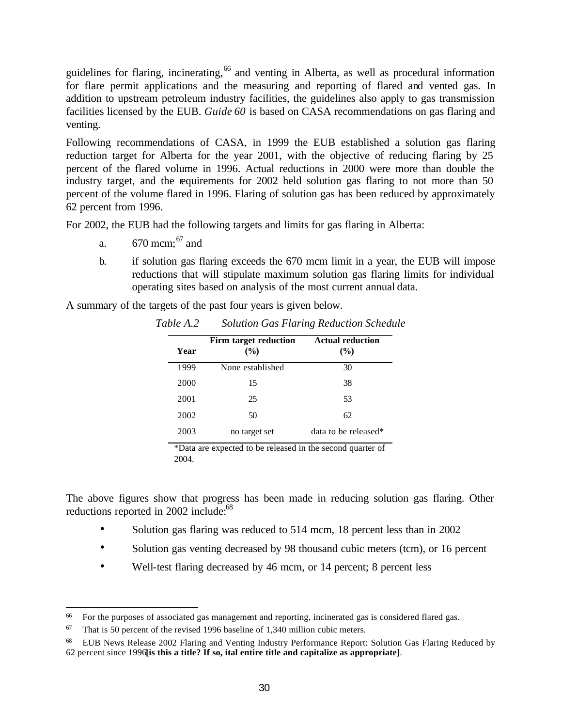guidelines for flaring, incinerating,[66] and venting in Alberta, as well as procedural information for flare permit applications and the measuring and reporting of flared and vented gas. In addition to upstream petroleum industry facilities, the guidelines also apply to gas transmission facilities licensed by the EUB. *Guide 60* is based on CASA recommendations on gas flaring and venting.

Following recommendations of CASA, in 1999 the EUB established a solution gas flaring reduction target for Alberta for the year 2001, with the objective of reducing flaring by 25 percent of the flared volume in 1996. Actual reductions in 2000 were more than double the industry target, and the requirements for 2002 held solution gas flaring to not more than 50 percent of the volume flared in 1996. Flaring of solution gas has been reduced by approximately 62 percent from 1996.

For 2002, the EUB had the following targets and limits for gas flaring in Alberta:

a. 670 mcm;[67] and

b. if solution gas flaring exceeds the 670 mcm limit in a year, the EUB will impose reductions that will stipulate maximum solution gas flaring limits for individual operating sites based on analysis of the most current annual data.

A summary of the targets of the past four years is given below.

*Table A.2 Solution Gas Flaring Reduction Schedule*

| Year | Firm target reduction (%) | Actual reduction (%) |
|---|---|---|
| 1999 | None established | 30 |
| 2000 | 15 | 38 |
| 2001 | 25 | 53 |
| 2002 | 50 | 62 |
| 2003 | no target set | data to be released* |

*Data are expected to be released in the second quarter of 2004.

The above figures show that progress has been made in reducing solution gas flaring. Other reductions reported in 2002 include:[68]

- Solution gas flaring was reduced to 514 mcm, 18 percent less than in 2002
- Solution gas venting decreased by 98 thousand cubic meters (tcm), or 16 percent
- Well-test flaring decreased by 46 mcm, or 14 percent; 8 percent less

---

[66] For the purposes of associated gas management and reporting, incinerated gas is considered flared gas.

[67] That is 50 percent of the revised 1996 baseline of 1,340 million cubic meters.

[68] EUB News Release 2002 Flaring and Venting Industry Performance Report: Solution Gas Flaring Reduced by 62 percent since 1996**[is this a title? If so, ital entire title and capitalize as appropriate]**.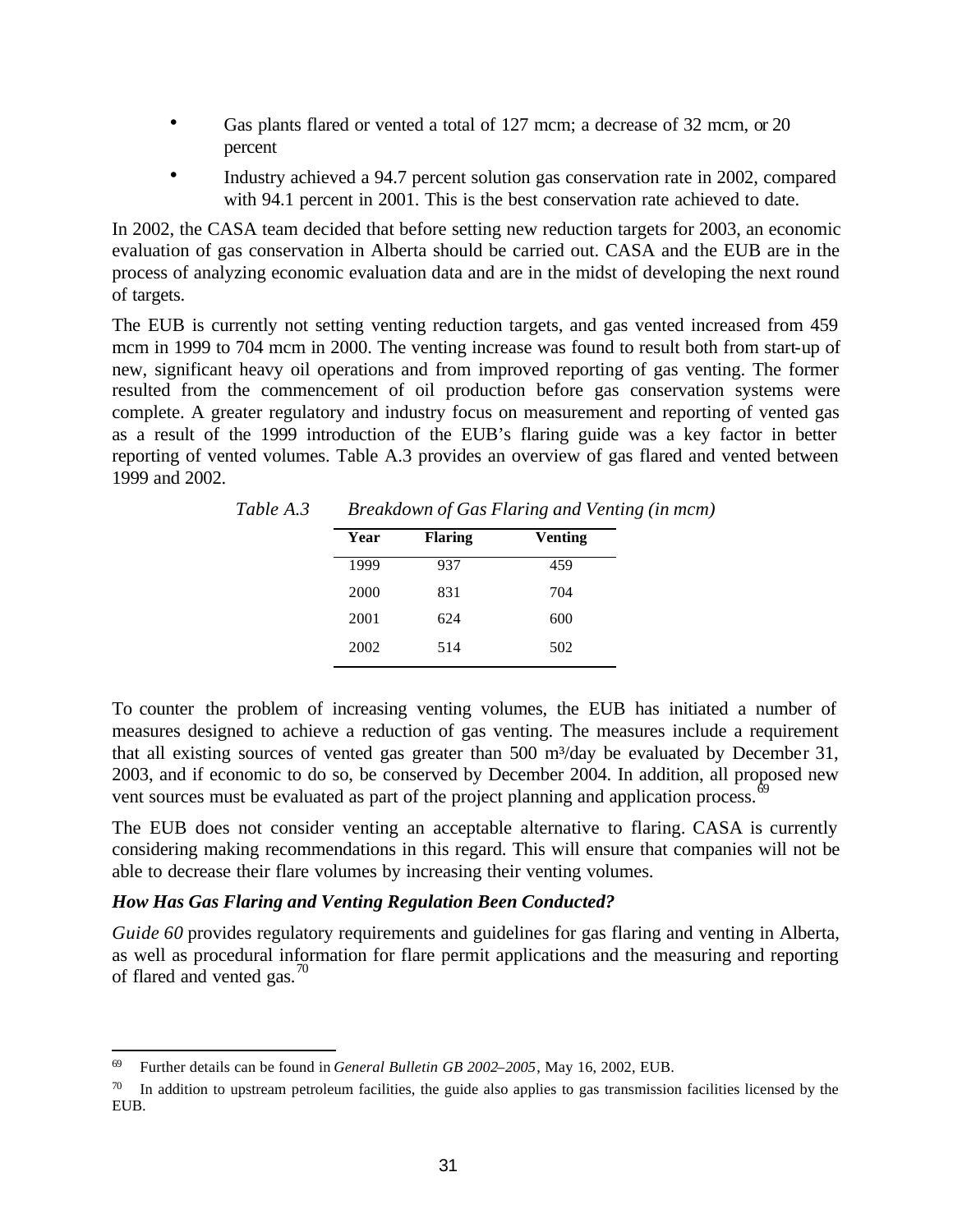- Gas plants flared or vented a total of 127 mcm; a decrease of 32 mcm, or 20 percent
- Industry achieved a 94.7 percent solution gas conservation rate in 2002, compared with 94.1 percent in 2001. This is the best conservation rate achieved to date.

In 2002, the CASA team decided that before setting new reduction targets for 2003, an economic evaluation of gas conservation in Alberta should be carried out. CASA and the EUB are in the process of analyzing economic evaluation data and are in the midst of developing the next round of targets.

The EUB is currently not setting venting reduction targets, and gas vented increased from 459 mcm in 1999 to 704 mcm in 2000. The venting increase was found to result both from start-up of new, significant heavy oil operations and from improved reporting of gas venting. The former resulted from the commencement of oil production before gas conservation systems were complete. A greater regulatory and industry focus on measurement and reporting of vented gas as a result of the 1999 introduction of the EUB's flaring guide was a key factor in better reporting of vented volumes. Table A.3 provides an overview of gas flared and vented between 1999 and 2002.

*Table A.3 Breakdown of Gas Flaring and Venting (in mcm)*

| Year | Flaring | Venting |
|---|---|---|
| 1999 | 937 | 459 |
| 2000 | 831 | 704 |
| 2001 | 624 | 600 |
| 2002 | 514 | 502 |

To counter the problem of increasing venting volumes, the EUB has initiated a number of measures designed to achieve a reduction of gas venting. The measures include a requirement that all existing sources of vented gas greater than 500 m³/day be evaluated by December 31, 2003, and if economic to do so, be conserved by December 2004. In addition, all proposed new vent sources must be evaluated as part of the project planning and application process.[69]

The EUB does not consider venting an acceptable alternative to flaring. CASA is currently considering making recommendations in this regard. This will ensure that companies will not be able to decrease their flare volumes by increasing their venting volumes.

***How Has Gas Flaring and Venting Regulation Been Conducted?***

*Guide 60* provides regulatory requirements and guidelines for gas flaring and venting in Alberta, as well as procedural information for flare permit applications and the measuring and reporting of flared and vented gas.[70]

---

[69] Further details can be found in *General Bulletin GB 2002–2005*, May 16, 2002, EUB.

[70] In addition to upstream petroleum facilities, the guide also applies to gas transmission facilities licensed by the EUB.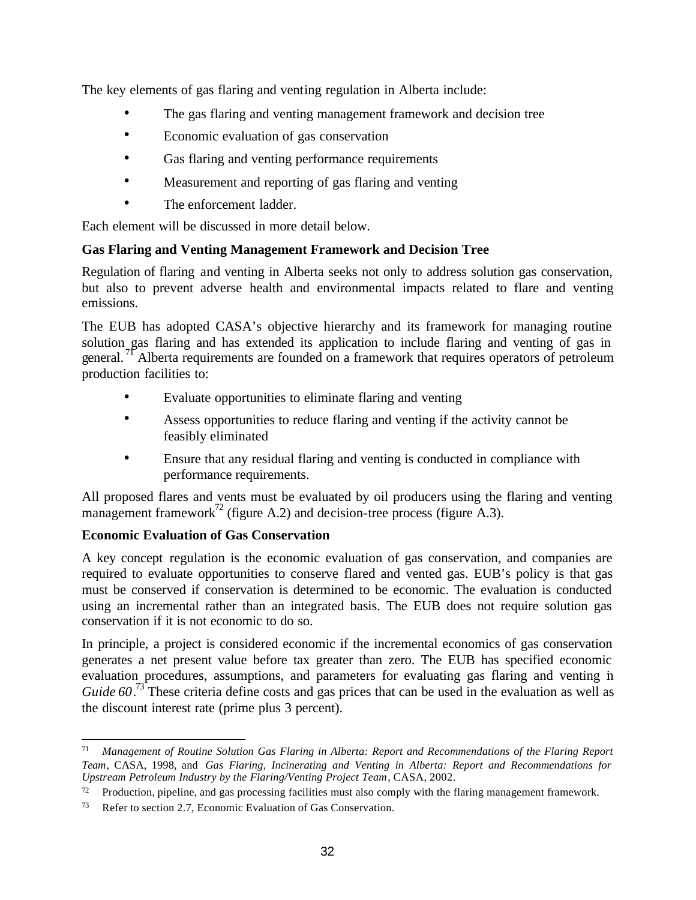The key elements of gas flaring and venting regulation in Alberta include:

- The gas flaring and venting management framework and decision tree
- Economic evaluation of gas conservation
- Gas flaring and venting performance requirements
- Measurement and reporting of gas flaring and venting
- The enforcement ladder.

Each element will be discussed in more detail below.

**Gas Flaring and Venting Management Framework and Decision Tree**

Regulation of flaring and venting in Alberta seeks not only to address solution gas conservation, but also to prevent adverse health and environmental impacts related to flare and venting emissions.

The EUB has adopted CASA's objective hierarchy and its framework for managing routine solution gas flaring and has extended its application to include flaring and venting of gas in general.[71] Alberta requirements are founded on a framework that requires operators of petroleum production facilities to:

- Evaluate opportunities to eliminate flaring and venting
- Assess opportunities to reduce flaring and venting if the activity cannot be feasibly eliminated
- Ensure that any residual flaring and venting is conducted in compliance with performance requirements.

All proposed flares and vents must be evaluated by oil producers using the flaring and venting management framework[72] (figure A.2) and decision-tree process (figure A.3).

**Economic Evaluation of Gas Conservation**

A key concept regulation is the economic evaluation of gas conservation, and companies are required to evaluate opportunities to conserve flared and vented gas. EUB's policy is that gas must be conserved if conservation is determined to be economic. The evaluation is conducted using an incremental rather than an integrated basis. The EUB does not require solution gas conservation if it is not economic to do so.

In principle, a project is considered economic if the incremental economics of gas conservation generates a net present value before tax greater than zero. The EUB has specified economic evaluation procedures, assumptions, and parameters for evaluating gas flaring and venting in *Guide 60*.[73] These criteria define costs and gas prices that can be used in the evaluation as well as the discount interest rate (prime plus 3 percent).

---

[71] *Management of Routine Solution Gas Flaring in Alberta: Report and Recommendations of the Flaring Report Team*, CASA, 1998, and *Gas Flaring, Incinerating and Venting in Alberta: Report and Recommendations for Upstream Petroleum Industry by the Flaring/Venting Project Team*, CASA, 2002.

[72] Production, pipeline, and gas processing facilities must also comply with the flaring management framework.

[73] Refer to section 2.7, Economic Evaluation of Gas Conservation.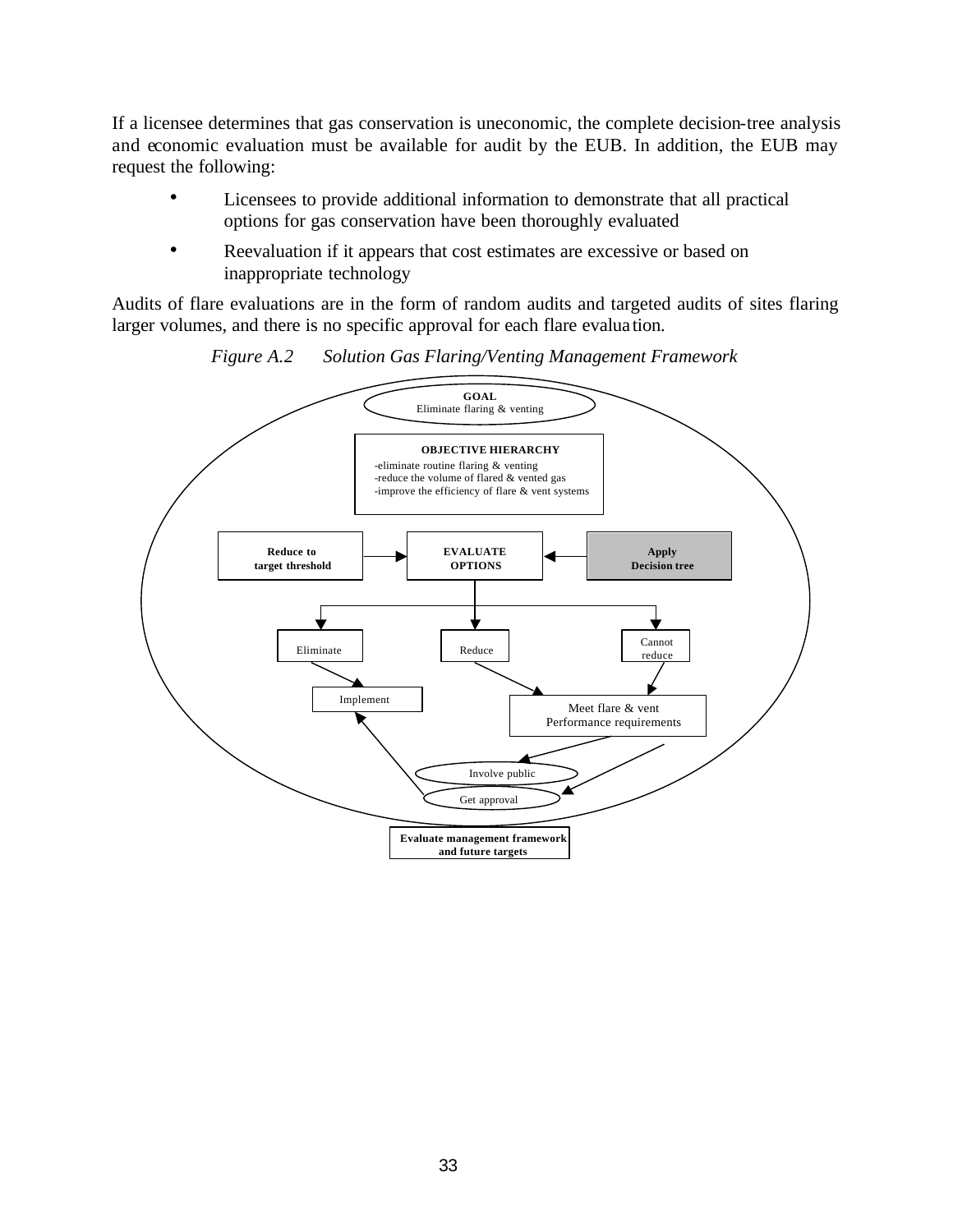If a licensee determines that gas conservation is uneconomic, the complete decision-tree analysis and economic evaluation must be available for audit by the EUB. In addition, the EUB may request the following:

- Licensees to provide additional information to demonstrate that all practical options for gas conservation have been thoroughly evaluated
- Reevaluation if it appears that cost estimates are excessive or based on inappropriate technology

Audits of flare evaluations are in the form of random audits and targeted audits of sites flaring larger volumes, and there is no specific approval for each flare evaluation.

*Figure A.2 Solution Gas Flaring/Venting Management Framework*

**GOAL**
Eliminate flaring & venting

**OBJECTIVE HIERARCHY**
- -eliminate routine flaring & venting
- -reduce the volume of flared & vented gas
- -improve the efficiency of flare & vent systems

**Reduce to target threshold** → **EVALUATE OPTIONS** ← **Apply Decision tree**

Eliminate | Reduce | Cannot reduce

Implement

Meet flare & vent Performance requirements

Involve public

Get approval

**Evaluate management framework and future targets**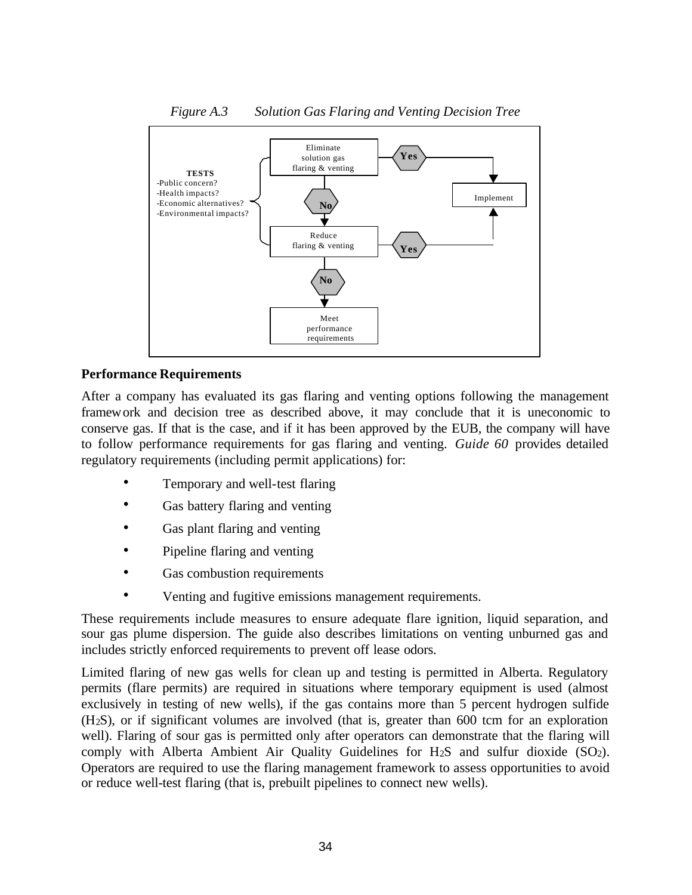*Figure A.3 Solution Gas Flaring and Venting Decision Tree*

TESTS
-Public concern?
-Health impacts?
-Economic alternatives?
-Environmental impacts?

Eliminate solution gas flaring & venting → Yes → Implement

No ↓

Reduce flaring & venting → Yes → Implement

No ↓

Meet performance requirements

**Performance Requirements**

After a company has evaluated its gas flaring and venting options following the management framework and decision tree as described above, it may conclude that it is uneconomic to conserve gas. If that is the case, and if it has been approved by the EUB, the company will have to follow performance requirements for gas flaring and venting. *Guide 60* provides detailed regulatory requirements (including permit applications) for:

- Temporary and well-test flaring
- Gas battery flaring and venting
- Gas plant flaring and venting
- Pipeline flaring and venting
- Gas combustion requirements
- Venting and fugitive emissions management requirements.

These requirements include measures to ensure adequate flare ignition, liquid separation, and sour gas plume dispersion. The guide also describes limitations on venting unburned gas and includes strictly enforced requirements to prevent off lease odors.

Limited flaring of new gas wells for clean up and testing is permitted in Alberta. Regulatory permits (flare permits) are required in situations where temporary equipment is used (almost exclusively in testing of new wells), if the gas contains more than 5 percent hydrogen sulfide ($H_2S$), or if significant volumes are involved (that is, greater than 600 tcm for an exploration well). Flaring of sour gas is permitted only after operators can demonstrate that the flaring will comply with Alberta Ambient Air Quality Guidelines for $H_2S$ and sulfur dioxide ($SO_2$). Operators are required to use the flaring management framework to assess opportunities to avoid or reduce well-test flaring (that is, prebuilt pipelines to connect new wells).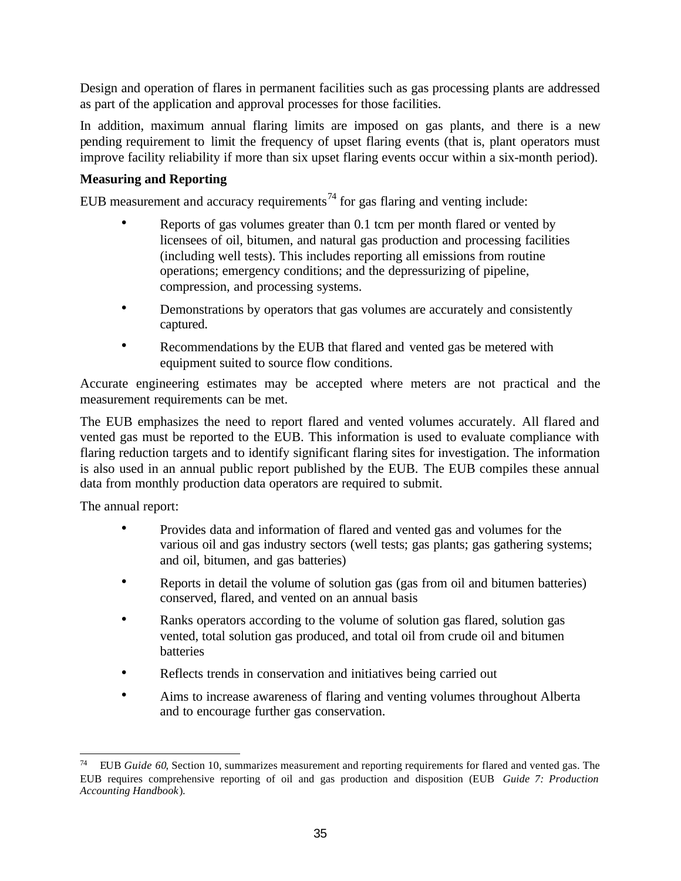Design and operation of flares in permanent facilities such as gas processing plants are addressed as part of the application and approval processes for those facilities.

In addition, maximum annual flaring limits are imposed on gas plants, and there is a new pending requirement to limit the frequency of upset flaring events (that is, plant operators must improve facility reliability if more than six upset flaring events occur within a six-month period).

**Measuring and Reporting**

EUB measurement and accuracy requirements[74] for gas flaring and venting include:

- Reports of gas volumes greater than 0.1 tcm per month flared or vented by licensees of oil, bitumen, and natural gas production and processing facilities (including well tests). This includes reporting all emissions from routine operations; emergency conditions; and the depressurizing of pipeline, compression, and processing systems.
- Demonstrations by operators that gas volumes are accurately and consistently captured.
- Recommendations by the EUB that flared and vented gas be metered with equipment suited to source flow conditions.

Accurate engineering estimates may be accepted where meters are not practical and the measurement requirements can be met.

The EUB emphasizes the need to report flared and vented volumes accurately. All flared and vented gas must be reported to the EUB. This information is used to evaluate compliance with flaring reduction targets and to identify significant flaring sites for investigation. The information is also used in an annual public report published by the EUB. The EUB compiles these annual data from monthly production data operators are required to submit.

The annual report:

- Provides data and information of flared and vented gas and volumes for the various oil and gas industry sectors (well tests; gas plants; gas gathering systems; and oil, bitumen, and gas batteries)
- Reports in detail the volume of solution gas (gas from oil and bitumen batteries) conserved, flared, and vented on an annual basis
- Ranks operators according to the volume of solution gas flared, solution gas vented, total solution gas produced, and total oil from crude oil and bitumen batteries
- Reflects trends in conservation and initiatives being carried out
- Aims to increase awareness of flaring and venting volumes throughout Alberta and to encourage further gas conservation.

---

[74] EUB *Guide 60*, Section 10, summarizes measurement and reporting requirements for flared and vented gas. The EUB requires comprehensive reporting of oil and gas production and disposition (EUB *Guide 7: Production Accounting Handbook*).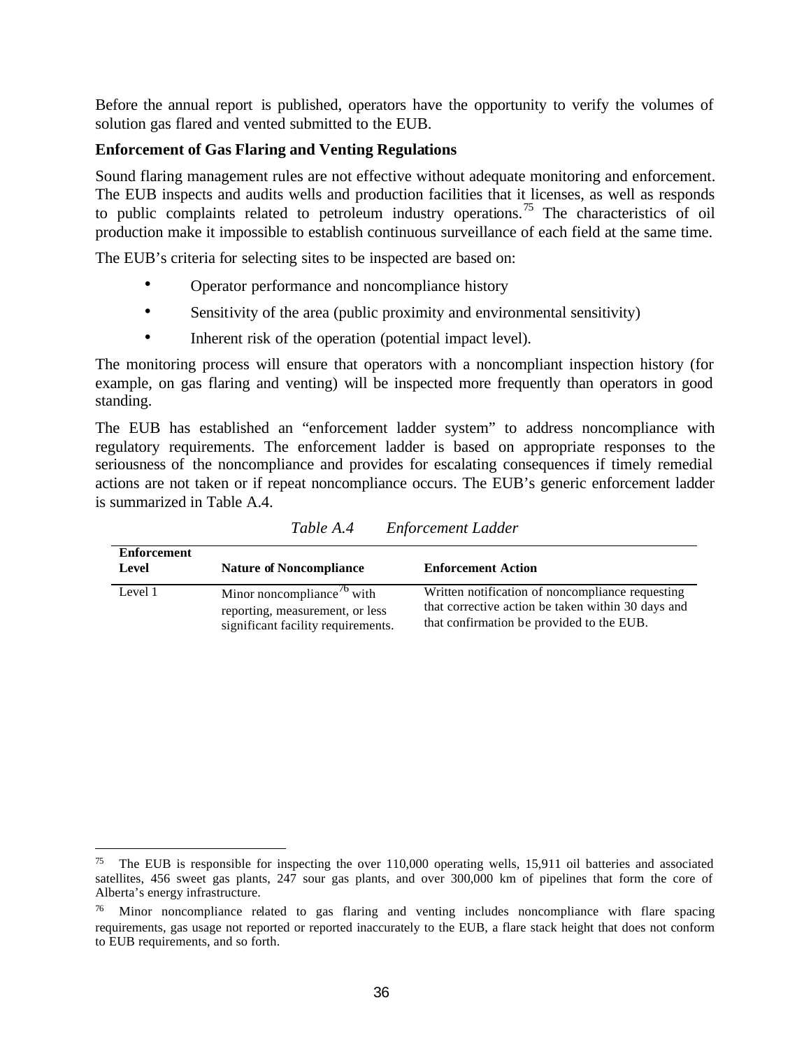Before the annual report is published, operators have the opportunity to verify the volumes of solution gas flared and vented submitted to the EUB.

**Enforcement of Gas Flaring and Venting Regulations**

Sound flaring management rules are not effective without adequate monitoring and enforcement. The EUB inspects and audits wells and production facilities that it licenses, as well as responds to public complaints related to petroleum industry operations.[75] The characteristics of oil production make it impossible to establish continuous surveillance of each field at the same time.

The EUB's criteria for selecting sites to be inspected are based on:

- Operator performance and noncompliance history
- Sensitivity of the area (public proximity and environmental sensitivity)
- Inherent risk of the operation (potential impact level).

The monitoring process will ensure that operators with a noncompliant inspection history (for example, on gas flaring and venting) will be inspected more frequently than operators in good standing.

The EUB has established an "enforcement ladder system" to address noncompliance with regulatory requirements. The enforcement ladder is based on appropriate responses to the seriousness of the noncompliance and provides for escalating consequences if timely remedial actions are not taken or if repeat noncompliance occurs. The EUB's generic enforcement ladder is summarized in Table A.4.

*Table A.4 Enforcement Ladder*

| Enforcement Level | Nature of Noncompliance | Enforcement Action |
|---|---|---|
| Level 1 | Minor noncompliance[76] with reporting, measurement, or less significant facility requirements. | Written notification of noncompliance requesting that corrective action be taken within 30 days and that confirmation be provided to the EUB. |

[75] The EUB is responsible for inspecting the over 110,000 operating wells, 15,911 oil batteries and associated satellites, 456 sweet gas plants, 247 sour gas plants, and over 300,000 km of pipelines that form the core of Alberta's energy infrastructure.

[76] Minor noncompliance related to gas flaring and venting includes noncompliance with flare spacing requirements, gas usage not reported or reported inaccurately to the EUB, a flare stack height that does not conform to EUB requirements, and so forth.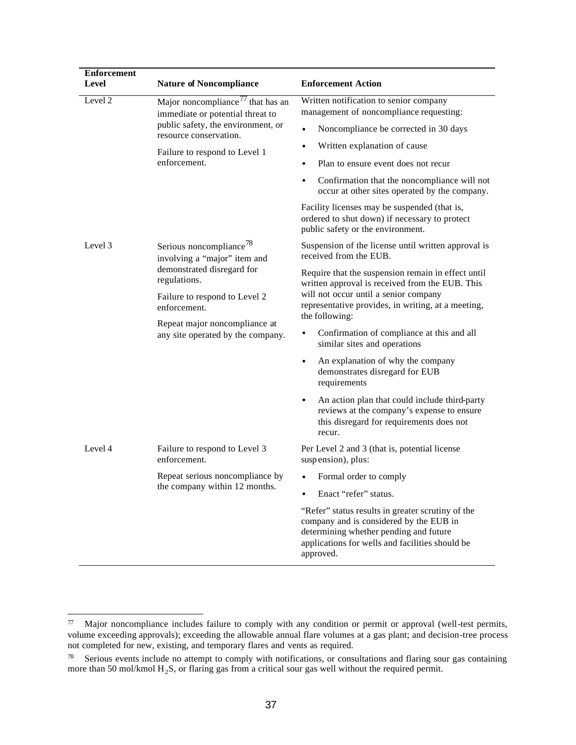| Enforcement Level | Nature of Noncompliance | Enforcement Action |
|---|---|---|
| Level 2 | Major noncompliance[77] that has an immediate or potential threat to public safety, the environment, or resource conservation.<br><br>Failure to respond to Level 1 enforcement. | Written notification to senior company management of noncompliance requesting:<br>• Noncompliance be corrected in 30 days<br>• Written explanation of cause<br>• Plan to ensure event does not recur<br>• Confirmation that the noncompliance will not occur at other sites operated by the company.<br><br>Facility licenses may be suspended (that is, ordered to shut down) if necessary to protect public safety or the environment. |
| Level 3 | Serious noncompliance[78] involving a "major" item and demonstrated disregard for regulations.<br><br>Failure to respond to Level 2 enforcement.<br><br>Repeat major noncompliance at any site operated by the company. | Suspension of the license until written approval is received from the EUB.<br><br>Require that the suspension remain in effect until written approval is received from the EUB. This will not occur until a senior company representative provides, in writing, at a meeting, the following:<br>• Confirmation of compliance at this and all similar sites and operations<br>• An explanation of why the company demonstrates disregard for EUB requirements<br>• An action plan that could include third-party reviews at the company's expense to ensure this disregard for requirements does not recur. |
| Level 4 | Failure to respond to Level 3 enforcement.<br><br>Repeat serious noncompliance by the company within 12 months. | Per Level 2 and 3 (that is, potential license suspension), plus:<br>• Formal order to comply<br>• Enact "refer" status.<br><br>"Refer" status results in greater scrutiny of the company and is considered by the EUB in determining whether pending and future applications for wells and facilities should be approved. |

[77] Major noncompliance includes failure to comply with any condition or permit or approval (well-test permits, volume exceeding approvals); exceeding the allowable annual flare volumes at a gas plant; and decision-tree process not completed for new, existing, and temporary flares and vents as required.

[78] Serious events include no attempt to comply with notifications, or consultations and flaring sour gas containing more than 50 mol/kmol $H_2S$, or flaring gas from a critical sour gas well without the required permit.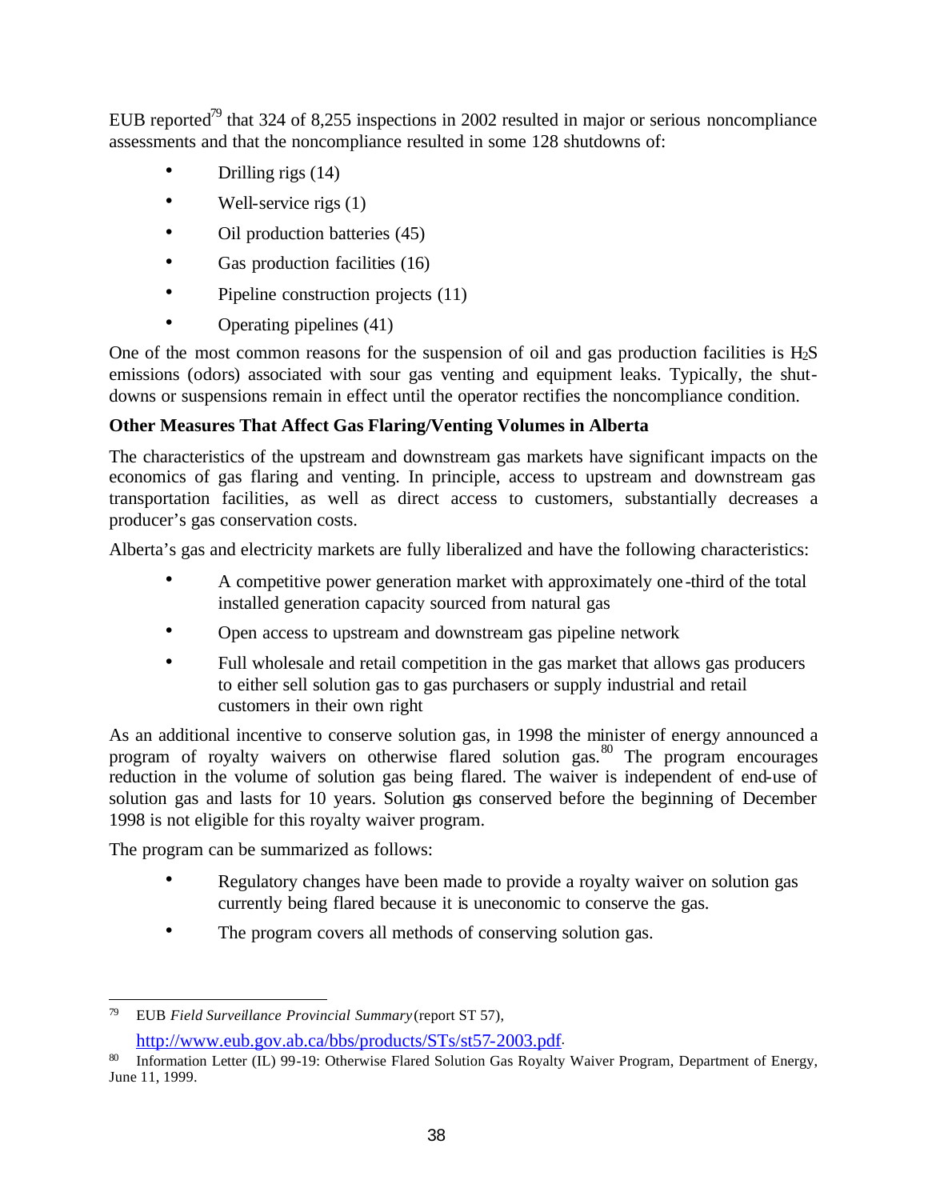EUB reported[79] that 324 of 8,255 inspections in 2002 resulted in major or serious noncompliance assessments and that the noncompliance resulted in some 128 shutdowns of:

- Drilling rigs (14)
- Well-service rigs (1)
- Oil production batteries (45)
- Gas production facilities (16)
- Pipeline construction projects (11)
- Operating pipelines (41)

One of the most common reasons for the suspension of oil and gas production facilities is $H_2S$ emissions (odors) associated with sour gas venting and equipment leaks. Typically, the shut-downs or suspensions remain in effect until the operator rectifies the noncompliance condition.

**Other Measures That Affect Gas Flaring/Venting Volumes in Alberta**

The characteristics of the upstream and downstream gas markets have significant impacts on the economics of gas flaring and venting. In principle, access to upstream and downstream gas transportation facilities, as well as direct access to customers, substantially decreases a producer's gas conservation costs.

Alberta's gas and electricity markets are fully liberalized and have the following characteristics:

- A competitive power generation market with approximately one-third of the total installed generation capacity sourced from natural gas
- Open access to upstream and downstream gas pipeline network
- Full wholesale and retail competition in the gas market that allows gas producers to either sell solution gas to gas purchasers or supply industrial and retail customers in their own right

As an additional incentive to conserve solution gas, in 1998 the minister of energy announced a program of royalty waivers on otherwise flared solution gas.[80] The program encourages reduction in the volume of solution gas being flared. The waiver is independent of end-use of solution gas and lasts for 10 years. Solution gas conserved before the beginning of December 1998 is not eligible for this royalty waiver program.

The program can be summarized as follows:

- Regulatory changes have been made to provide a royalty waiver on solution gas currently being flared because it is uneconomic to conserve the gas.
- The program covers all methods of conserving solution gas.

---

[79] EUB *Field Surveillance Provincial Summary* (report ST 57), http://www.eub.gov.ab.ca/bbs/products/STs/st57-2003.pdf.

[80] Information Letter (IL) 99-19: Otherwise Flared Solution Gas Royalty Waiver Program, Department of Energy, June 11, 1999.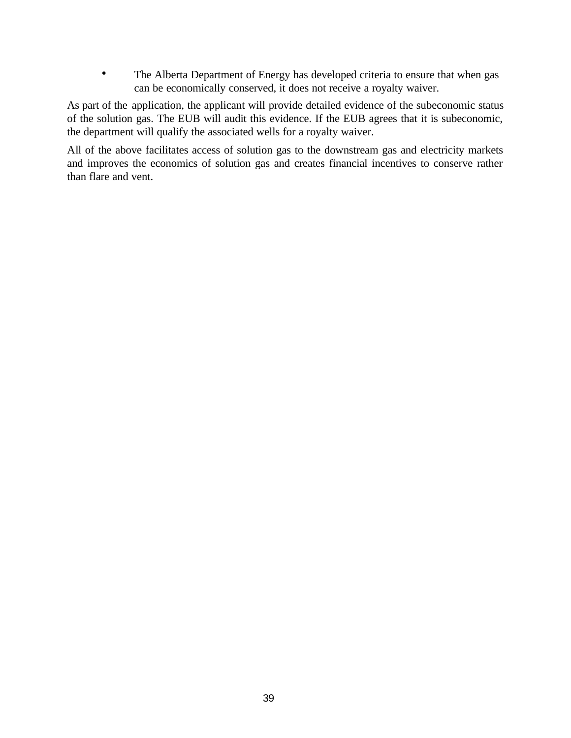- The Alberta Department of Energy has developed criteria to ensure that when gas can be economically conserved, it does not receive a royalty waiver.

As part of the application, the applicant will provide detailed evidence of the subeconomic status of the solution gas. The EUB will audit this evidence. If the EUB agrees that it is subeconomic, the department will qualify the associated wells for a royalty waiver.

All of the above facilitates access of solution gas to the downstream gas and electricity markets and improves the economics of solution gas and creates financial incentives to conserve rather than flare and vent.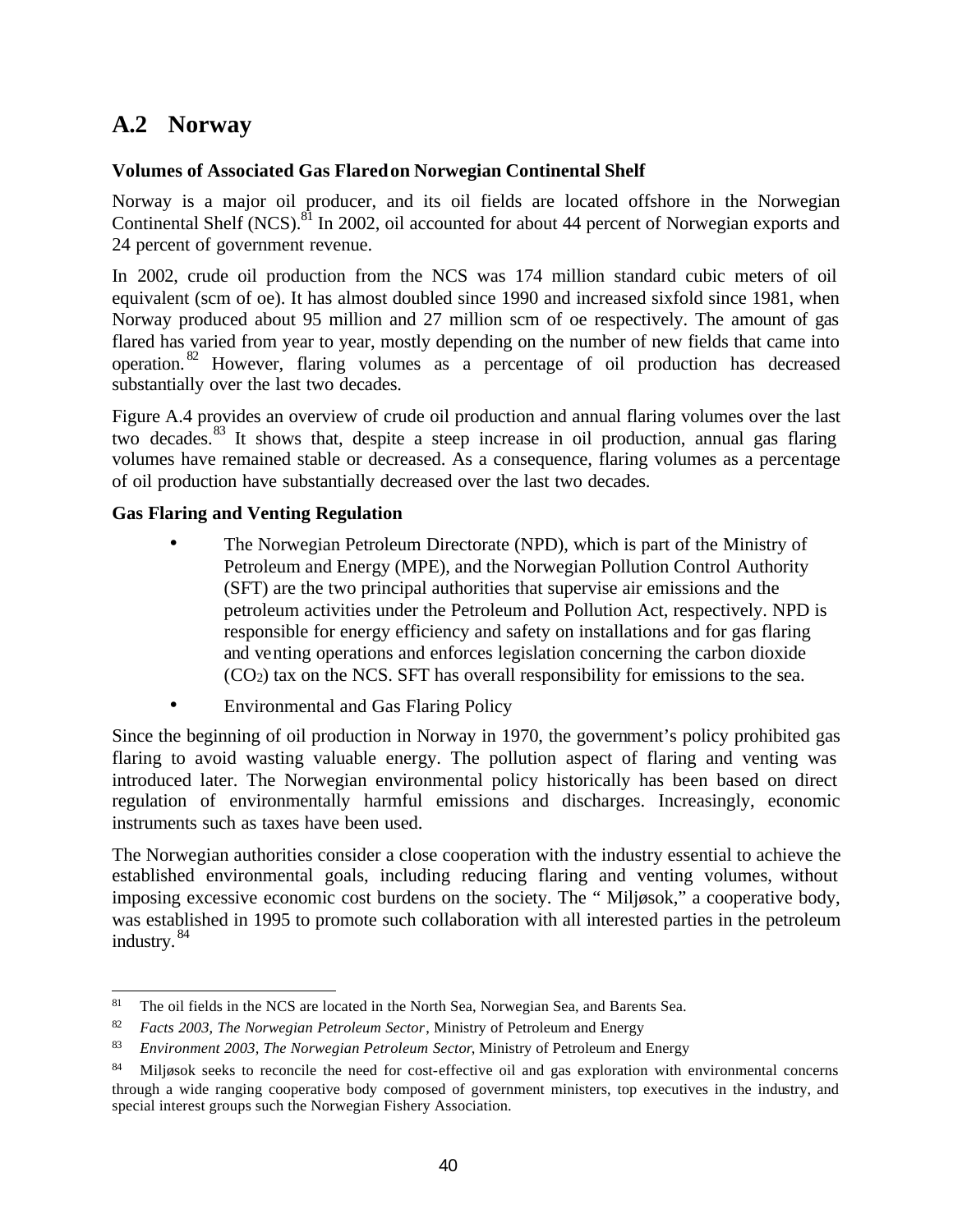## A.2 Norway

**Volumes of Associated Gas Flared on Norwegian Continental Shelf**

Norway is a major oil producer, and its oil fields are located offshore in the Norwegian Continental Shelf (NCS).[81] In 2002, oil accounted for about 44 percent of Norwegian exports and 24 percent of government revenue.

In 2002, crude oil production from the NCS was 174 million standard cubic meters of oil equivalent (scm of oe). It has almost doubled since 1990 and increased sixfold since 1981, when Norway produced about 95 million and 27 million scm of oe respectively. The amount of gas flared has varied from year to year, mostly depending on the number of new fields that came into operation.[82] However, flaring volumes as a percentage of oil production has decreased substantially over the last two decades.

Figure A.4 provides an overview of crude oil production and annual flaring volumes over the last two decades.[83] It shows that, despite a steep increase in oil production, annual gas flaring volumes have remained stable or decreased. As a consequence, flaring volumes as a percentage of oil production have substantially decreased over the last two decades.

**Gas Flaring and Venting Regulation**

- The Norwegian Petroleum Directorate (NPD), which is part of the Ministry of Petroleum and Energy (MPE), and the Norwegian Pollution Control Authority (SFT) are the two principal authorities that supervise air emissions and the petroleum activities under the Petroleum and Pollution Act, respectively. NPD is responsible for energy efficiency and safety on installations and for gas flaring and venting operations and enforces legislation concerning the carbon dioxide ($CO_2$) tax on the NCS. SFT has overall responsibility for emissions to the sea.
- Environmental and Gas Flaring Policy

Since the beginning of oil production in Norway in 1970, the government's policy prohibited gas flaring to avoid wasting valuable energy. The pollution aspect of flaring and venting was introduced later. The Norwegian environmental policy historically has been based on direct regulation of environmentally harmful emissions and discharges. Increasingly, economic instruments such as taxes have been used.

The Norwegian authorities consider a close cooperation with the industry essential to achieve the established environmental goals, including reducing flaring and venting volumes, without imposing excessive economic cost burdens on the society. The " Miljøsok," a cooperative body, was established in 1995 to promote such collaboration with all interested parties in the petroleum industry.[84]

---

[81] The oil fields in the NCS are located in the North Sea, Norwegian Sea, and Barents Sea.

[82] *Facts 2003, The Norwegian Petroleum Sector*, Ministry of Petroleum and Energy

[83] *Environment 2003, The Norwegian Petroleum Sector*, Ministry of Petroleum and Energy

[84] Miljøsok seeks to reconcile the need for cost-effective oil and gas exploration with environmental concerns through a wide ranging cooperative body composed of government ministers, top executives in the industry, and special interest groups such the Norwegian Fishery Association.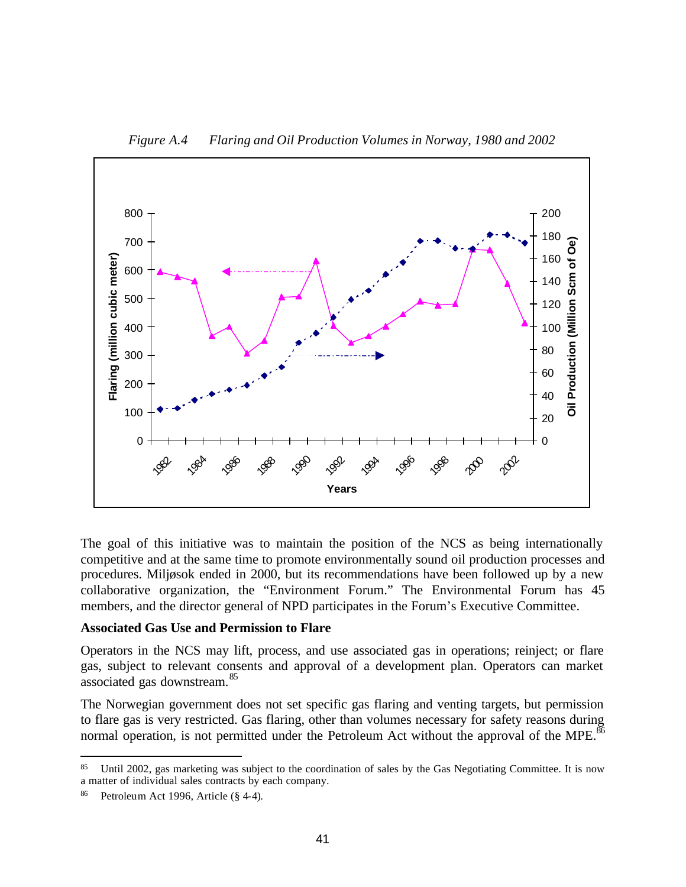*Figure A.4 Flaring and Oil Production Volumes in Norway, 1980 and 2002*

The goal of this initiative was to maintain the position of the NCS as being internationally competitive and at the same time to promote environmentally sound oil production processes and procedures. Miljøsok ended in 2000, but its recommendations have been followed up by a new collaborative organization, the "Environment Forum." The Environmental Forum has 45 members, and the director general of NPD participates in the Forum's Executive Committee.

**Associated Gas Use and Permission to Flare**

Operators in the NCS may lift, process, and use associated gas in operations; reinject; or flare gas, subject to relevant consents and approval of a development plan. Operators can market associated gas downstream.[85]

The Norwegian government does not set specific gas flaring and venting targets, but permission to flare gas is very restricted. Gas flaring, other than volumes necessary for safety reasons during normal operation, is not permitted under the Petroleum Act without the approval of the MPE.[86]

---

[85] Until 2002, gas marketing was subject to the coordination of sales by the Gas Negotiating Committee. It is now a matter of individual sales contracts by each company.

[86] Petroleum Act 1996, Article (§ 4-4).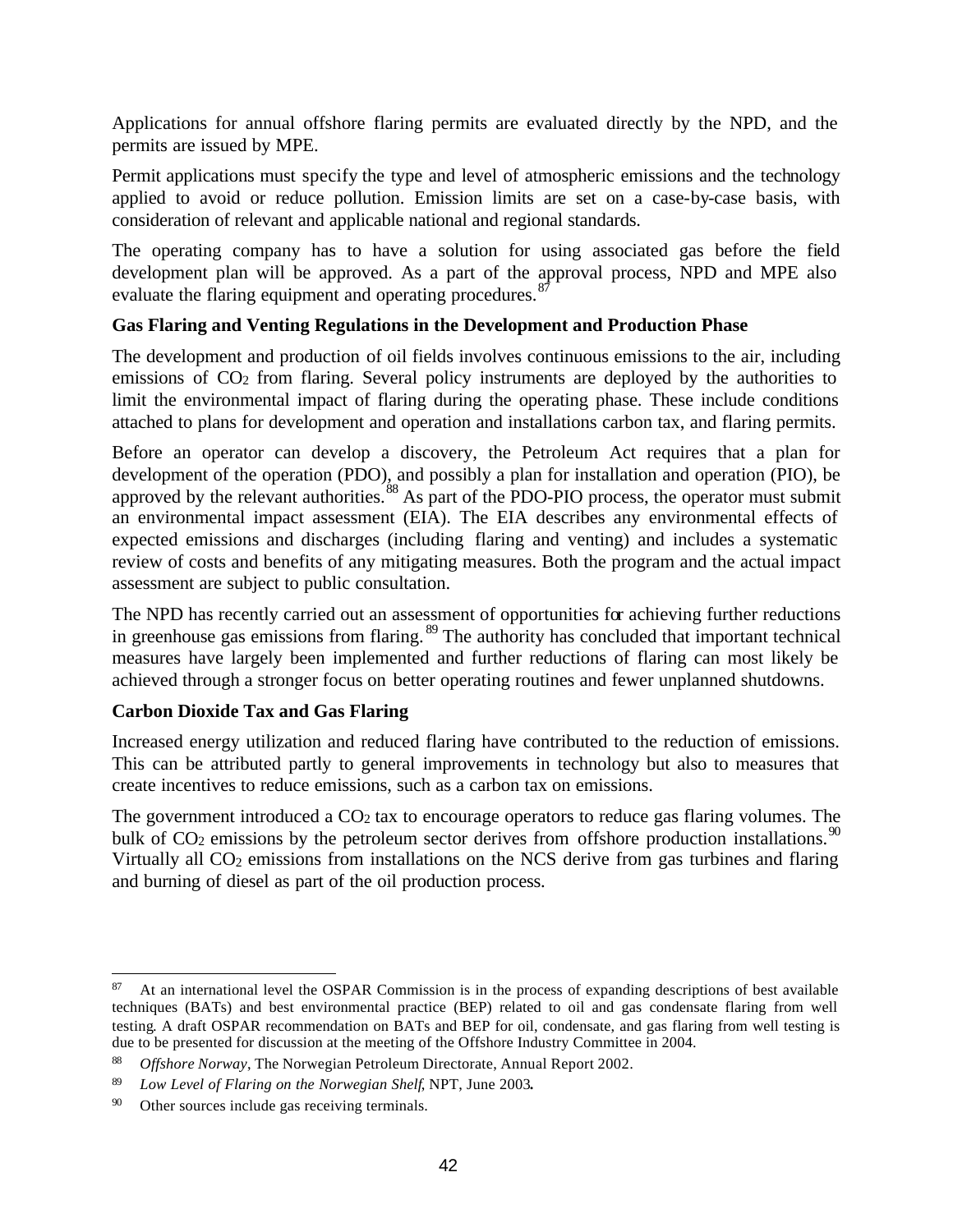Applications for annual offshore flaring permits are evaluated directly by the NPD, and the permits are issued by MPE.

Permit applications must specify the type and level of atmospheric emissions and the technology applied to avoid or reduce pollution. Emission limits are set on a case-by-case basis, with consideration of relevant and applicable national and regional standards.

The operating company has to have a solution for using associated gas before the field development plan will be approved. As a part of the approval process, NPD and MPE also evaluate the flaring equipment and operating procedures.[87]

**Gas Flaring and Venting Regulations in the Development and Production Phase**

The development and production of oil fields involves continuous emissions to the air, including emissions of $CO_2$ from flaring. Several policy instruments are deployed by the authorities to limit the environmental impact of flaring during the operating phase. These include conditions attached to plans for development and operation and installations carbon tax, and flaring permits.

Before an operator can develop a discovery, the Petroleum Act requires that a plan for development of the operation (PDO), and possibly a plan for installation and operation (PIO), be approved by the relevant authorities.[88] As part of the PDO-PIO process, the operator must submit an environmental impact assessment (EIA). The EIA describes any environmental effects of expected emissions and discharges (including flaring and venting) and includes a systematic review of costs and benefits of any mitigating measures. Both the program and the actual impact assessment are subject to public consultation.

The NPD has recently carried out an assessment of opportunities for achieving further reductions in greenhouse gas emissions from flaring.[89] The authority has concluded that important technical measures have largely been implemented and further reductions of flaring can most likely be achieved through a stronger focus on better operating routines and fewer unplanned shutdowns.

**Carbon Dioxide Tax and Gas Flaring**

Increased energy utilization and reduced flaring have contributed to the reduction of emissions. This can be attributed partly to general improvements in technology but also to measures that create incentives to reduce emissions, such as a carbon tax on emissions.

The government introduced a $CO_2$ tax to encourage operators to reduce gas flaring volumes. The bulk of $CO_2$ emissions by the petroleum sector derives from offshore production installations.[90] Virtually all $CO_2$ emissions from installations on the NCS derive from gas turbines and flaring and burning of diesel as part of the oil production process.

---

[87] At an international level the OSPAR Commission is in the process of expanding descriptions of best available techniques (BATs) and best environmental practice (BEP) related to oil and gas condensate flaring from well testing. A draft OSPAR recommendation on BATs and BEP for oil, condensate, and gas flaring from well testing is due to be presented for discussion at the meeting of the Offshore Industry Committee in 2004.

[88] *Offshore Norway*, The Norwegian Petroleum Directorate, Annual Report 2002.

[89] *Low Level of Flaring on the Norwegian Shelf*, NPT, June 2003.

[90] Other sources include gas receiving terminals.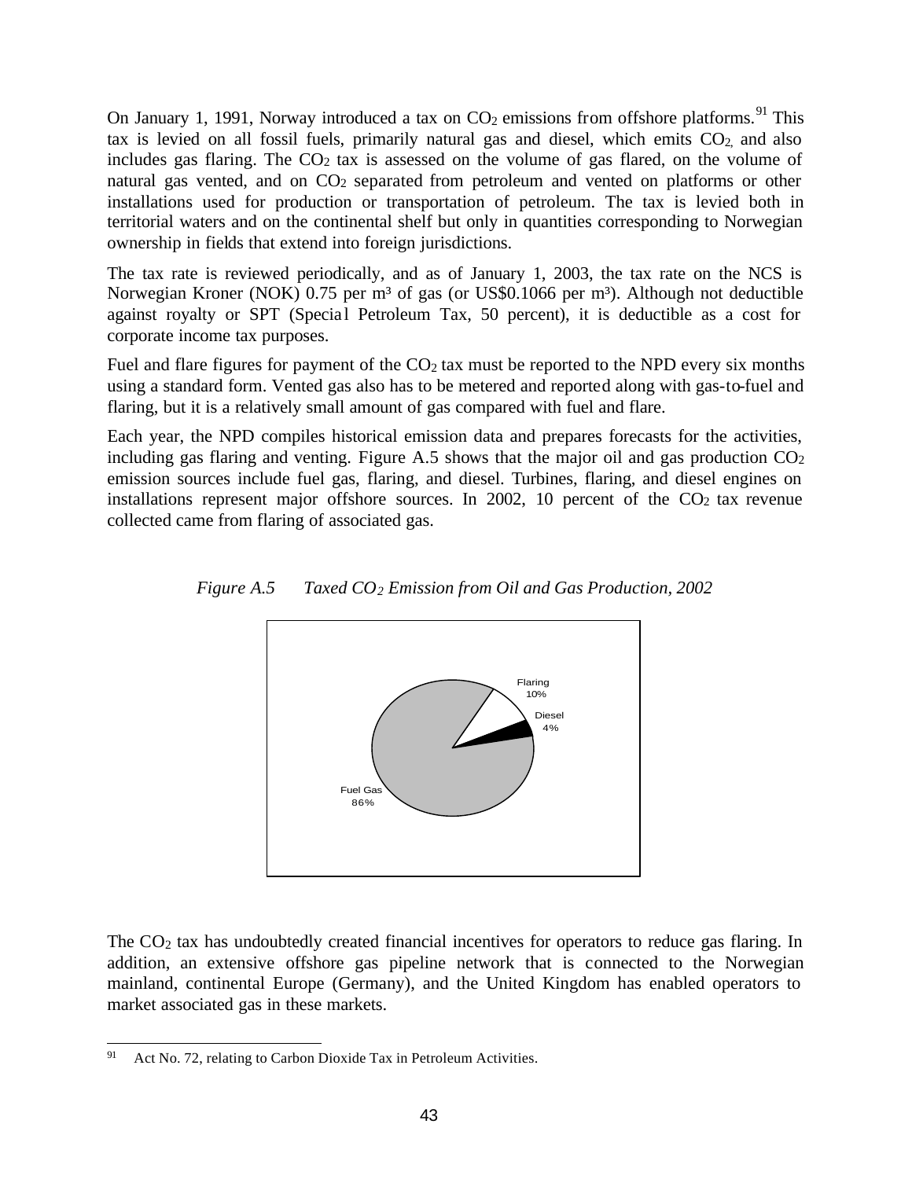On January 1, 1991, Norway introduced a tax on $CO_2$ emissions from offshore platforms.[91] This tax is levied on all fossil fuels, primarily natural gas and diesel, which emits $CO_2$, and also includes gas flaring. The $CO_2$ tax is assessed on the volume of gas flared, on the volume of natural gas vented, and on $CO_2$ separated from petroleum and vented on platforms or other installations used for production or transportation of petroleum. The tax is levied both in territorial waters and on the continental shelf but only in quantities corresponding to Norwegian ownership in fields that extend into foreign jurisdictions.

The tax rate is reviewed periodically, and as of January 1, 2003, the tax rate on the NCS is Norwegian Kroner (NOK) 0.75 per m³ of gas (or US$0.1066 per m³). Although not deductible against royalty or SPT (Special Petroleum Tax, 50 percent), it is deductible as a cost for corporate income tax purposes.

Fuel and flare figures for payment of the $CO_2$ tax must be reported to the NPD every six months using a standard form. Vented gas also has to be metered and reported along with gas-to-fuel and flaring, but it is a relatively small amount of gas compared with fuel and flare.

Each year, the NPD compiles historical emission data and prepares forecasts for the activities, including gas flaring and venting. Figure A.5 shows that the major oil and gas production $CO_2$ emission sources include fuel gas, flaring, and diesel. Turbines, flaring, and diesel engines on installations represent major offshore sources. In 2002, 10 percent of the $CO_2$ tax revenue collected came from flaring of associated gas.

*Figure A.5 Taxed $CO_2$ Emission from Oil and Gas Production, 2002*

| Source | Share |
|---|---|
| Fuel Gas | 86% |
| Flaring | 10% |
| Diesel | 4% |

The $CO_2$ tax has undoubtedly created financial incentives for operators to reduce gas flaring. In addition, an extensive offshore gas pipeline network that is connected to the Norwegian mainland, continental Europe (Germany), and the United Kingdom has enabled operators to market associated gas in these markets.

[91] Act No. 72, relating to Carbon Dioxide Tax in Petroleum Activities.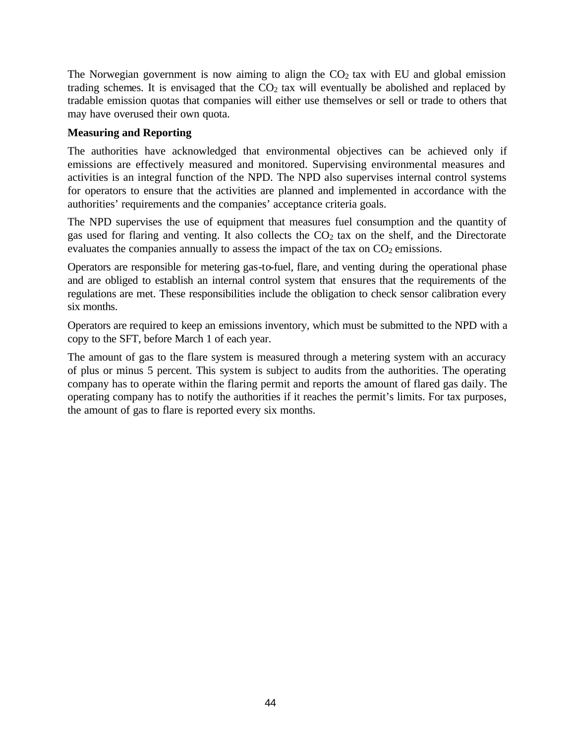The Norwegian government is now aiming to align the $CO_2$ tax with EU and global emission trading schemes. It is envisaged that the $CO_2$ tax will eventually be abolished and replaced by tradable emission quotas that companies will either use themselves or sell or trade to others that may have overused their own quota.

**Measuring and Reporting**

The authorities have acknowledged that environmental objectives can be achieved only if emissions are effectively measured and monitored. Supervising environmental measures and activities is an integral function of the NPD. The NPD also supervises internal control systems for operators to ensure that the activities are planned and implemented in accordance with the authorities' requirements and the companies' acceptance criteria goals.

The NPD supervises the use of equipment that measures fuel consumption and the quantity of gas used for flaring and venting. It also collects the $CO_2$ tax on the shelf, and the Directorate evaluates the companies annually to assess the impact of the tax on $CO_2$ emissions.

Operators are responsible for metering gas-to-fuel, flare, and venting during the operational phase and are obliged to establish an internal control system that ensures that the requirements of the regulations are met. These responsibilities include the obligation to check sensor calibration every six months.

Operators are required to keep an emissions inventory, which must be submitted to the NPD with a copy to the SFT, before March 1 of each year.

The amount of gas to the flare system is measured through a metering system with an accuracy of plus or minus 5 percent. This system is subject to audits from the authorities. The operating company has to operate within the flaring permit and reports the amount of flared gas daily. The operating company has to notify the authorities if it reaches the permit's limits. For tax purposes, the amount of gas to flare is reported every six months.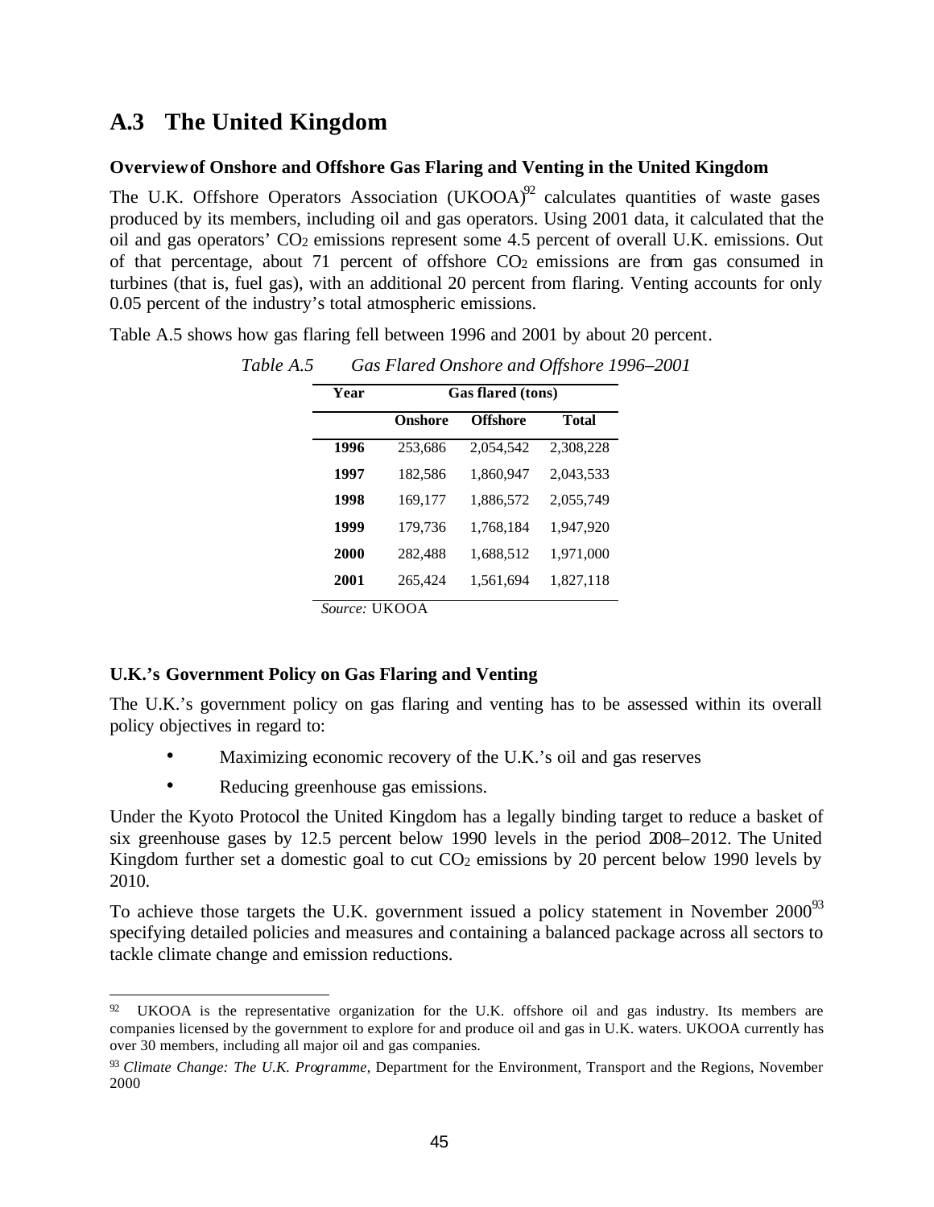## A.3 The United Kingdom

### Overview of Onshore and Offshore Gas Flaring and Venting in the United Kingdom

The U.K. Offshore Operators Association (UKOOA)[92] calculates quantities of waste gases produced by its members, including oil and gas operators. Using 2001 data, it calculated that the oil and gas operators' $CO_2$ emissions represent some 4.5 percent of overall U.K. emissions. Out of that percentage, about 71 percent of offshore $CO_2$ emissions are from gas consumed in turbines (that is, fuel gas), with an additional 20 percent from flaring. Venting accounts for only 0.05 percent of the industry's total atmospheric emissions.

Table A.5 shows how gas flaring fell between 1996 and 2001 by about 20 percent.

*Table A.5 Gas Flared Onshore and Offshore 1996–2001*

| Year | Gas flared (tons) | | |
|---|---|---|---|
| | Onshore | Offshore | Total |
| 1996 | 253,686 | 2,054,542 | 2,308,228 |
| 1997 | 182,586 | 1,860,947 | 2,043,533 |
| 1998 | 169,177 | 1,886,572 | 2,055,749 |
| 1999 | 179,736 | 1,768,184 | 1,947,920 |
| 2000 | 282,488 | 1,688,512 | 1,971,000 |
| 2001 | 265,424 | 1,561,694 | 1,827,118 |

*Source:* UKOOA

### U.K.'s Government Policy on Gas Flaring and Venting

The U.K.'s government policy on gas flaring and venting has to be assessed within its overall policy objectives in regard to:

- Maximizing economic recovery of the U.K.'s oil and gas reserves
- Reducing greenhouse gas emissions.

Under the Kyoto Protocol the United Kingdom has a legally binding target to reduce a basket of six greenhouse gases by 12.5 percent below 1990 levels in the period 2008–2012. The United Kingdom further set a domestic goal to cut $CO_2$ emissions by 20 percent below 1990 levels by 2010.

To achieve those targets the U.K. government issued a policy statement in November 2000[93] specifying detailed policies and measures and containing a balanced package across all sectors to tackle climate change and emission reductions.

---

[92] UKOOA is the representative organization for the U.K. offshore oil and gas industry. Its members are companies licensed by the government to explore for and produce oil and gas in U.K. waters. UKOOA currently has over 30 members, including all major oil and gas companies.

[93] *Climate Change: The U.K. Programme*, Department for the Environment, Transport and the Regions, November 2000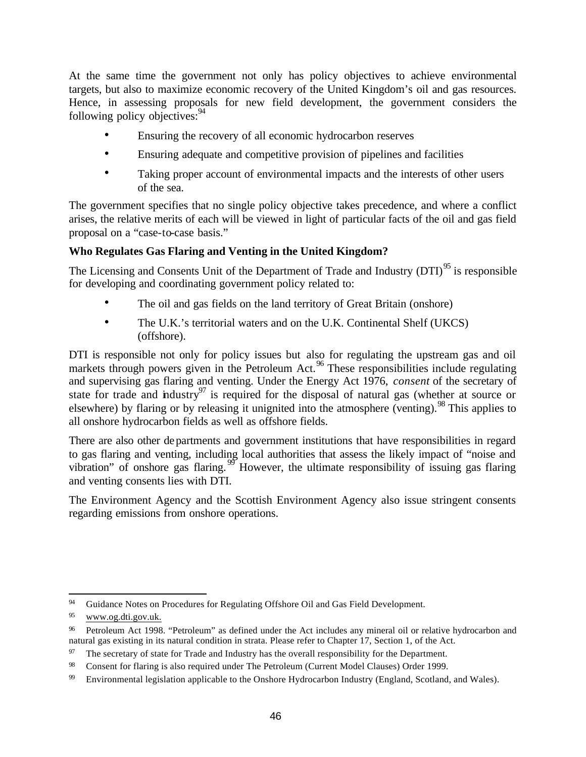At the same time the government not only has policy objectives to achieve environmental targets, but also to maximize economic recovery of the United Kingdom's oil and gas resources. Hence, in assessing proposals for new field development, the government considers the following policy objectives:[94]

- Ensuring the recovery of all economic hydrocarbon reserves
- Ensuring adequate and competitive provision of pipelines and facilities
- Taking proper account of environmental impacts and the interests of other users of the sea.

The government specifies that no single policy objective takes precedence, and where a conflict arises, the relative merits of each will be viewed in light of particular facts of the oil and gas field proposal on a "case-to-case basis."

**Who Regulates Gas Flaring and Venting in the United Kingdom?**

The Licensing and Consents Unit of the Department of Trade and Industry (DTI)[95] is responsible for developing and coordinating government policy related to:

- The oil and gas fields on the land territory of Great Britain (onshore)
- The U.K.'s territorial waters and on the U.K. Continental Shelf (UKCS) (offshore).

DTI is responsible not only for policy issues but also for regulating the upstream gas and oil markets through powers given in the Petroleum Act.[96] These responsibilities include regulating and supervising gas flaring and venting. Under the Energy Act 1976, *consent* of the secretary of state for trade and industry[97] is required for the disposal of natural gas (whether at source or elsewhere) by flaring or by releasing it unignited into the atmosphere (venting).[98] This applies to all onshore hydrocarbon fields as well as offshore fields.

There are also other departments and government institutions that have responsibilities in regard to gas flaring and venting, including local authorities that assess the likely impact of "noise and vibration" of onshore gas flaring.[99] However, the ultimate responsibility of issuing gas flaring and venting consents lies with DTI.

The Environment Agency and the Scottish Environment Agency also issue stringent consents regarding emissions from onshore operations.

---

[94] Guidance Notes on Procedures for Regulating Offshore Oil and Gas Field Development.

[95] www.og.dti.gov.uk.

[96] Petroleum Act 1998. "Petroleum" as defined under the Act includes any mineral oil or relative hydrocarbon and natural gas existing in its natural condition in strata. Please refer to Chapter 17, Section 1, of the Act.

[97] The secretary of state for Trade and Industry has the overall responsibility for the Department.

[98] Consent for flaring is also required under The Petroleum (Current Model Clauses) Order 1999.

[99] Environmental legislation applicable to the Onshore Hydrocarbon Industry (England, Scotland, and Wales).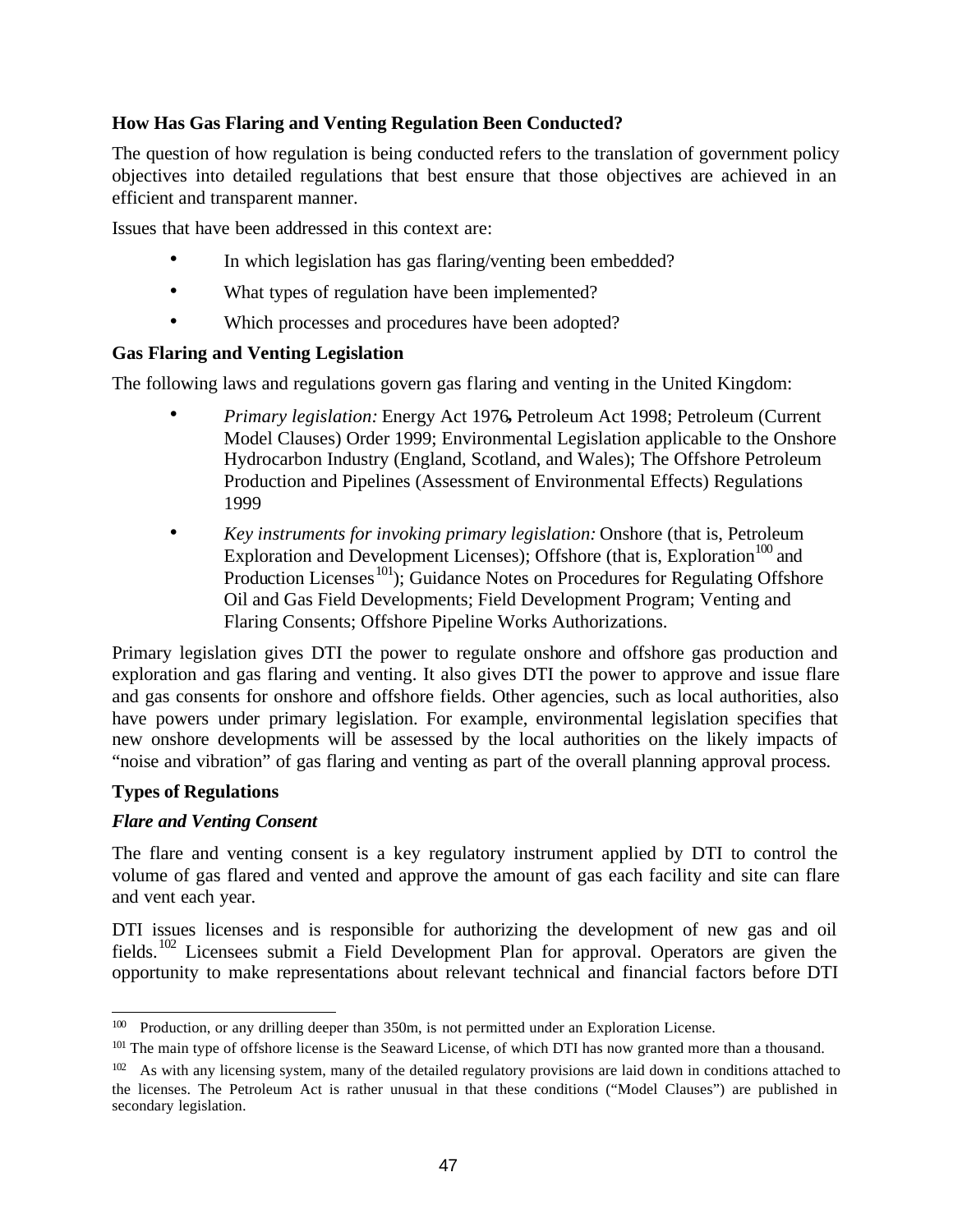**How Has Gas Flaring and Venting Regulation Been Conducted?**

The question of how regulation is being conducted refers to the translation of government policy objectives into detailed regulations that best ensure that those objectives are achieved in an efficient and transparent manner.

Issues that have been addressed in this context are:

- In which legislation has gas flaring/venting been embedded?
- What types of regulation have been implemented?
- Which processes and procedures have been adopted?

**Gas Flaring and Venting Legislation**

The following laws and regulations govern gas flaring and venting in the United Kingdom:

- *Primary legislation:* Energy Act 1976**,** Petroleum Act 1998; Petroleum (Current Model Clauses) Order 1999; Environmental Legislation applicable to the Onshore Hydrocarbon Industry (England, Scotland, and Wales); The Offshore Petroleum Production and Pipelines (Assessment of Environmental Effects) Regulations 1999
- *Key instruments for invoking primary legislation:* Onshore (that is, Petroleum Exploration and Development Licenses); Offshore (that is, Exploration[100] and Production Licenses[101]); Guidance Notes on Procedures for Regulating Offshore Oil and Gas Field Developments; Field Development Program; Venting and Flaring Consents; Offshore Pipeline Works Authorizations.

Primary legislation gives DTI the power to regulate onshore and offshore gas production and exploration and gas flaring and venting. It also gives DTI the power to approve and issue flare and gas consents for onshore and offshore fields. Other agencies, such as local authorities, also have powers under primary legislation. For example, environmental legislation specifies that new onshore developments will be assessed by the local authorities on the likely impacts of "noise and vibration" of gas flaring and venting as part of the overall planning approval process.

**Types of Regulations**

***Flare and Venting Consent***

The flare and venting consent is a key regulatory instrument applied by DTI to control the volume of gas flared and vented and approve the amount of gas each facility and site can flare and vent each year.

DTI issues licenses and is responsible for authorizing the development of new gas and oil fields.[102] Licensees submit a Field Development Plan for approval. Operators are given the opportunity to make representations about relevant technical and financial factors before DTI

---

[100] Production, or any drilling deeper than 350m, is not permitted under an Exploration License.

[101] The main type of offshore license is the Seaward License, of which DTI has now granted more than a thousand.

[102] As with any licensing system, many of the detailed regulatory provisions are laid down in conditions attached to the licenses. The Petroleum Act is rather unusual in that these conditions ("Model Clauses") are published in secondary legislation.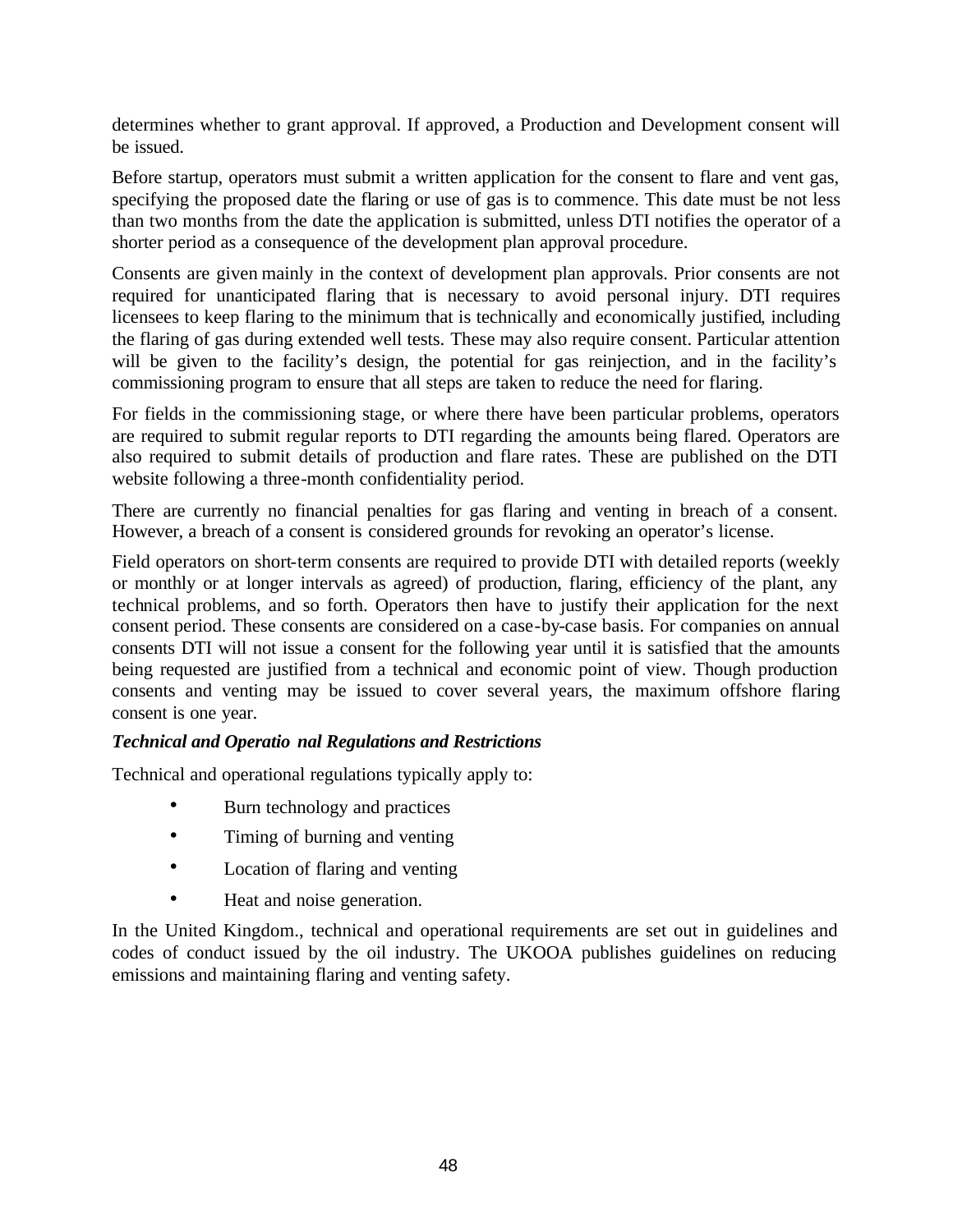determines whether to grant approval. If approved, a Production and Development consent will be issued.

Before startup, operators must submit a written application for the consent to flare and vent gas, specifying the proposed date the flaring or use of gas is to commence. This date must be not less than two months from the date the application is submitted, unless DTI notifies the operator of a shorter period as a consequence of the development plan approval procedure.

Consents are given mainly in the context of development plan approvals. Prior consents are not required for unanticipated flaring that is necessary to avoid personal injury. DTI requires licensees to keep flaring to the minimum that is technically and economically justified, including the flaring of gas during extended well tests. These may also require consent. Particular attention will be given to the facility's design, the potential for gas reinjection, and in the facility's commissioning program to ensure that all steps are taken to reduce the need for flaring.

For fields in the commissioning stage, or where there have been particular problems, operators are required to submit regular reports to DTI regarding the amounts being flared. Operators are also required to submit details of production and flare rates. These are published on the DTI website following a three-month confidentiality period.

There are currently no financial penalties for gas flaring and venting in breach of a consent. However, a breach of a consent is considered grounds for revoking an operator's license.

Field operators on short-term consents are required to provide DTI with detailed reports (weekly or monthly or at longer intervals as agreed) of production, flaring, efficiency of the plant, any technical problems, and so forth. Operators then have to justify their application for the next consent period. These consents are considered on a case-by-case basis. For companies on annual consents DTI will not issue a consent for the following year until it is satisfied that the amounts being requested are justified from a technical and economic point of view. Though production consents and venting may be issued to cover several years, the maximum offshore flaring consent is one year.

***Technical and Operational Regulations and Restrictions***

Technical and operational regulations typically apply to:

- Burn technology and practices
- Timing of burning and venting
- Location of flaring and venting
- Heat and noise generation.

In the United Kingdom., technical and operational requirements are set out in guidelines and codes of conduct issued by the oil industry. The UKOOA publishes guidelines on reducing emissions and maintaining flaring and venting safety.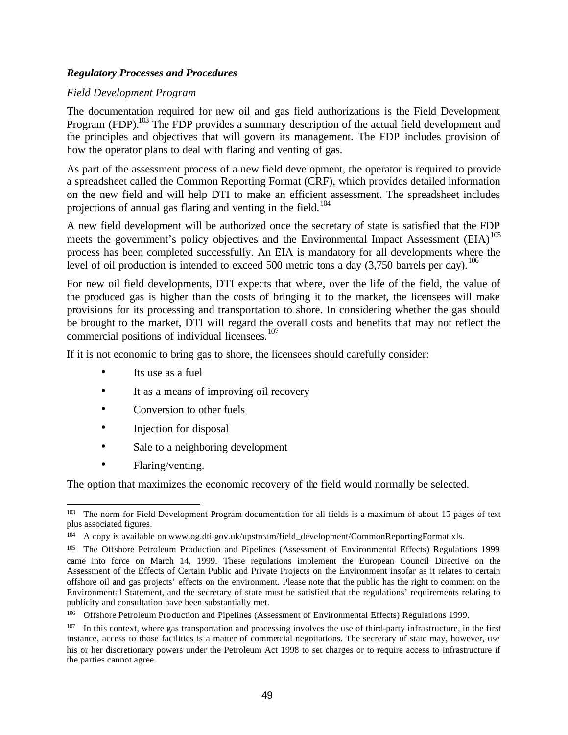***Regulatory Processes and Procedures***

*Field Development Program*

The documentation required for new oil and gas field authorizations is the Field Development Program (FDP).[103] The FDP provides a summary description of the actual field development and the principles and objectives that will govern its management. The FDP includes provision of how the operator plans to deal with flaring and venting of gas.

As part of the assessment process of a new field development, the operator is required to provide a spreadsheet called the Common Reporting Format (CRF), which provides detailed information on the new field and will help DTI to make an efficient assessment. The spreadsheet includes projections of annual gas flaring and venting in the field.[104]

A new field development will be authorized once the secretary of state is satisfied that the FDP meets the government's policy objectives and the Environmental Impact Assessment (EIA)[105] process has been completed successfully. An EIA is mandatory for all developments where the level of oil production is intended to exceed 500 metric tons a day (3,750 barrels per day).[106]

For new oil field developments, DTI expects that where, over the life of the field, the value of the produced gas is higher than the costs of bringing it to the market, the licensees will make provisions for its processing and transportation to shore. In considering whether the gas should be brought to the market, DTI will regard the overall costs and benefits that may not reflect the commercial positions of individual licensees.[107]

If it is not economic to bring gas to shore, the licensees should carefully consider:

- Its use as a fuel
- It as a means of improving oil recovery
- Conversion to other fuels
- Injection for disposal
- Sale to a neighboring development
- Flaring/venting.

The option that maximizes the economic recovery of the field would normally be selected.

---

[103] The norm for Field Development Program documentation for all fields is a maximum of about 15 pages of text plus associated figures.

[104] A copy is available on www.og.dti.gov.uk/upstream/field_development/CommonReportingFormat.xls.

[105] The Offshore Petroleum Production and Pipelines (Assessment of Environmental Effects) Regulations 1999 came into force on March 14, 1999. These regulations implement the European Council Directive on the Assessment of the Effects of Certain Public and Private Projects on the Environment insofar as it relates to certain offshore oil and gas projects' effects on the environment. Please note that the public has the right to comment on the Environmental Statement, and the secretary of state must be satisfied that the regulations' requirements relating to publicity and consultation have been substantially met.

[106] Offshore Petroleum Production and Pipelines (Assessment of Environmental Effects) Regulations 1999.

[107] In this context, where gas transportation and processing involves the use of third-party infrastructure, in the first instance, access to those facilities is a matter of commercial negotiations. The secretary of state may, however, use his or her discretionary powers under the Petroleum Act 1998 to set charges or to require access to infrastructure if the parties cannot agree.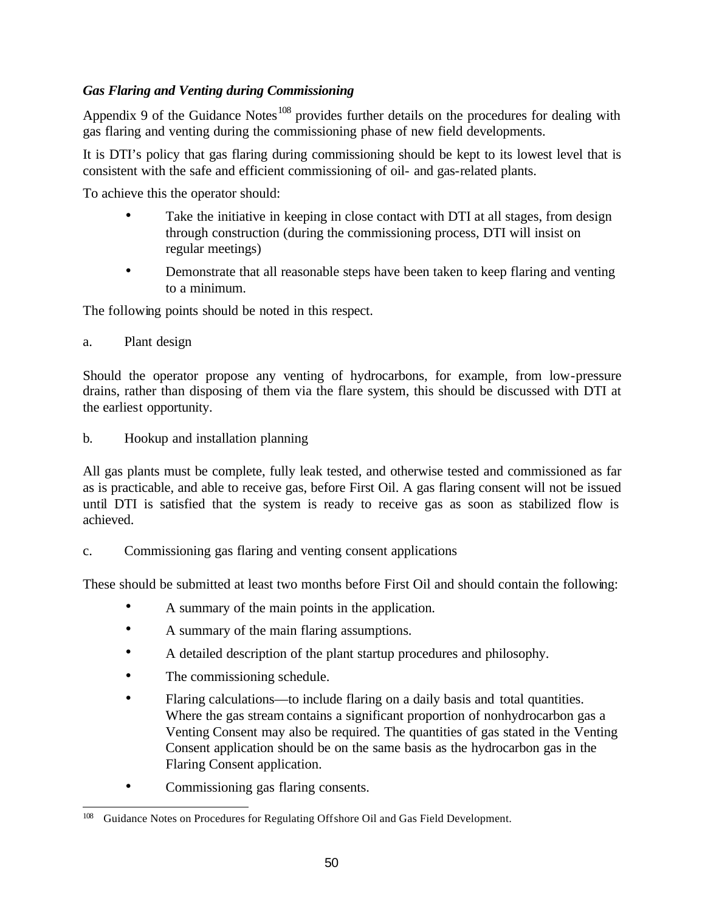### *Gas Flaring and Venting during Commissioning*

Appendix 9 of the Guidance Notes[108] provides further details on the procedures for dealing with gas flaring and venting during the commissioning phase of new field developments.

It is DTI's policy that gas flaring during commissioning should be kept to its lowest level that is consistent with the safe and efficient commissioning of oil- and gas-related plants.

To achieve this the operator should:

- Take the initiative in keeping in close contact with DTI at all stages, from design through construction (during the commissioning process, DTI will insist on regular meetings)
- Demonstrate that all reasonable steps have been taken to keep flaring and venting to a minimum.

The following points should be noted in this respect.

a. Plant design

Should the operator propose any venting of hydrocarbons, for example, from low-pressure drains, rather than disposing of them via the flare system, this should be discussed with DTI at the earliest opportunity.

b. Hookup and installation planning

All gas plants must be complete, fully leak tested, and otherwise tested and commissioned as far as is practicable, and able to receive gas, before First Oil. A gas flaring consent will not be issued until DTI is satisfied that the system is ready to receive gas as soon as stabilized flow is achieved.

c. Commissioning gas flaring and venting consent applications

These should be submitted at least two months before First Oil and should contain the following:

- A summary of the main points in the application.
- A summary of the main flaring assumptions.
- A detailed description of the plant startup procedures and philosophy.
- The commissioning schedule.
- Flaring calculations—to include flaring on a daily basis and total quantities. Where the gas stream contains a significant proportion of nonhydrocarbon gas a Venting Consent may also be required. The quantities of gas stated in the Venting Consent application should be on the same basis as the hydrocarbon gas in the Flaring Consent application.
- Commissioning gas flaring consents.

---

[108] Guidance Notes on Procedures for Regulating Offshore Oil and Gas Field Development.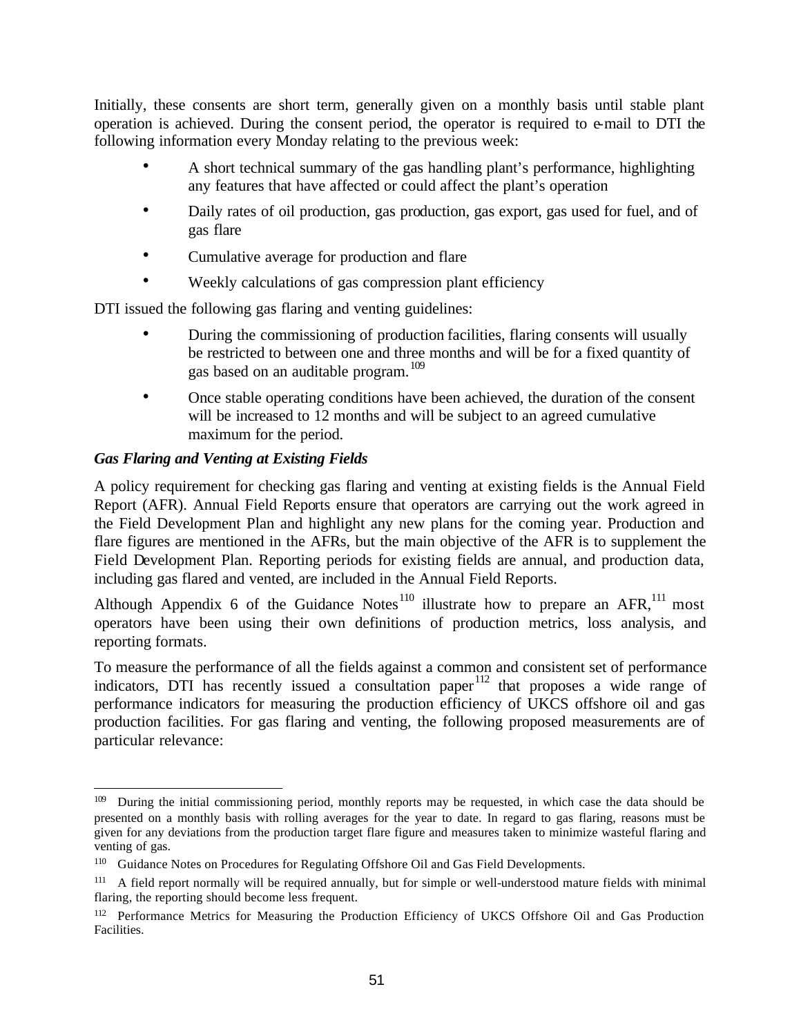Initially, these consents are short term, generally given on a monthly basis until stable plant operation is achieved. During the consent period, the operator is required to e-mail to DTI the following information every Monday relating to the previous week:

- A short technical summary of the gas handling plant's performance, highlighting any features that have affected or could affect the plant's operation
- Daily rates of oil production, gas production, gas export, gas used for fuel, and of gas flare
- Cumulative average for production and flare
- Weekly calculations of gas compression plant efficiency

DTI issued the following gas flaring and venting guidelines:

- During the commissioning of production facilities, flaring consents will usually be restricted to between one and three months and will be for a fixed quantity of gas based on an auditable program.[109]
- Once stable operating conditions have been achieved, the duration of the consent will be increased to 12 months and will be subject to an agreed cumulative maximum for the period.

***Gas Flaring and Venting at Existing Fields***

A policy requirement for checking gas flaring and venting at existing fields is the Annual Field Report (AFR). Annual Field Reports ensure that operators are carrying out the work agreed in the Field Development Plan and highlight any new plans for the coming year. Production and flare figures are mentioned in the AFRs, but the main objective of the AFR is to supplement the Field Development Plan. Reporting periods for existing fields are annual, and production data, including gas flared and vented, are included in the Annual Field Reports.

Although Appendix 6 of the Guidance Notes[110] illustrate how to prepare an AFR,[111] most operators have been using their own definitions of production metrics, loss analysis, and reporting formats.

To measure the performance of all the fields against a common and consistent set of performance indicators, DTI has recently issued a consultation paper[112] that proposes a wide range of performance indicators for measuring the production efficiency of UKCS offshore oil and gas production facilities. For gas flaring and venting, the following proposed measurements are of particular relevance:

---

[109] During the initial commissioning period, monthly reports may be requested, in which case the data should be presented on a monthly basis with rolling averages for the year to date. In regard to gas flaring, reasons must be given for any deviations from the production target flare figure and measures taken to minimize wasteful flaring and venting of gas.

[110] Guidance Notes on Procedures for Regulating Offshore Oil and Gas Field Developments.

[111] A field report normally will be required annually, but for simple or well-understood mature fields with minimal flaring, the reporting should become less frequent.

[112] Performance Metrics for Measuring the Production Efficiency of UKCS Offshore Oil and Gas Production Facilities.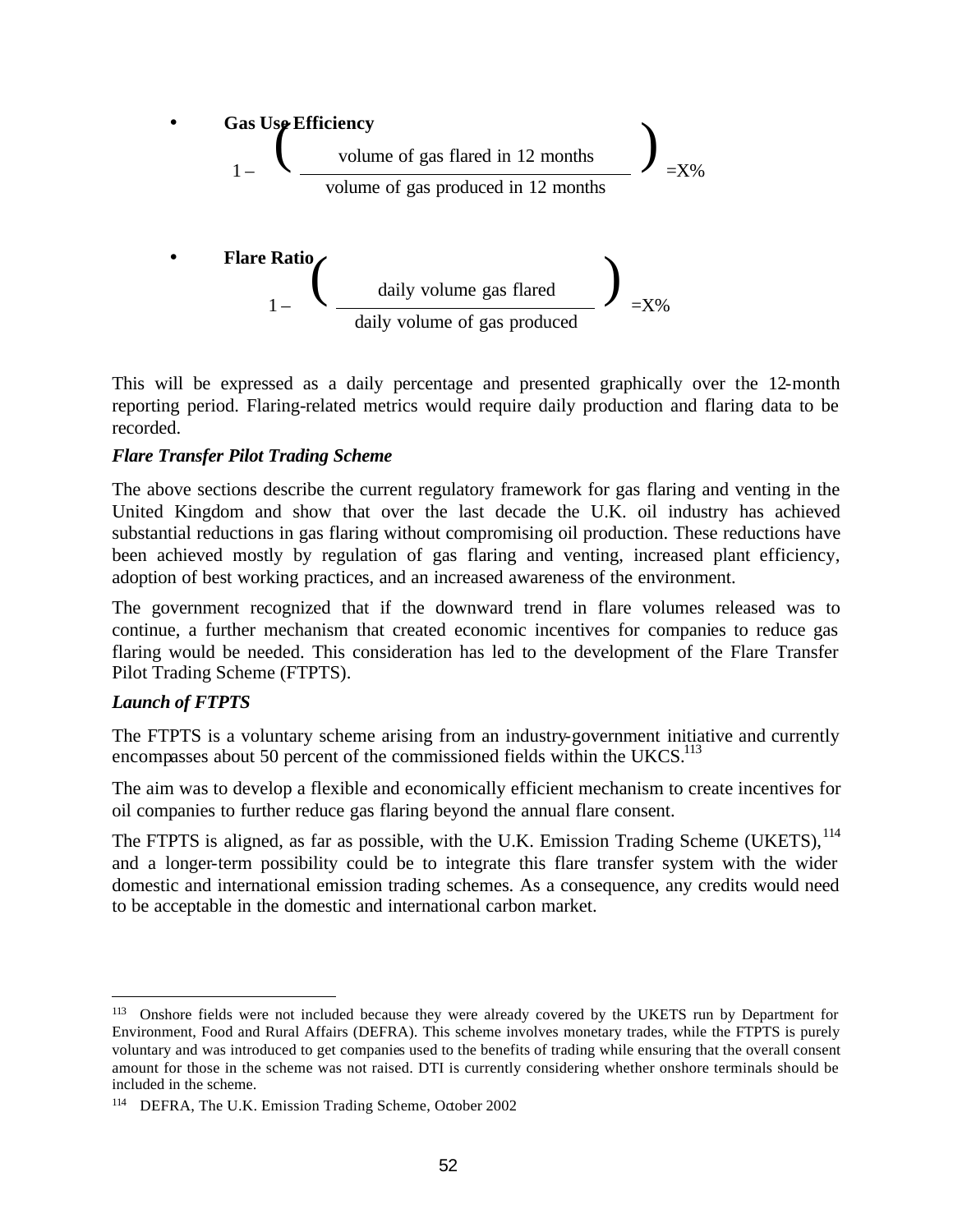- **Gas Use Efficiency**

$$1 - \left( \frac{\text{volume of gas flared in 12 months}}{\text{volume of gas produced in 12 months}} \right) = X\%$$

- **Flare Ratio**

$$1 - \left( \frac{\text{daily volume gas flared}}{\text{daily volume of gas produced}} \right) = X\%$$

This will be expressed as a daily percentage and presented graphically over the 12-month reporting period. Flaring-related metrics would require daily production and flaring data to be recorded.

***Flare Transfer Pilot Trading Scheme***

The above sections describe the current regulatory framework for gas flaring and venting in the United Kingdom and show that over the last decade the U.K. oil industry has achieved substantial reductions in gas flaring without compromising oil production. These reductions have been achieved mostly by regulation of gas flaring and venting, increased plant efficiency, adoption of best working practices, and an increased awareness of the environment.

The government recognized that if the downward trend in flare volumes released was to continue, a further mechanism that created economic incentives for companies to reduce gas flaring would be needed. This consideration has led to the development of the Flare Transfer Pilot Trading Scheme (FTPTS).

***Launch of FTPTS***

The FTPTS is a voluntary scheme arising from an industry-government initiative and currently encompasses about 50 percent of the commissioned fields within the UKCS.[113]

The aim was to develop a flexible and economically efficient mechanism to create incentives for oil companies to further reduce gas flaring beyond the annual flare consent.

The FTPTS is aligned, as far as possible, with the U.K. Emission Trading Scheme (UKETS),[114] and a longer-term possibility could be to integrate this flare transfer system with the wider domestic and international emission trading schemes. As a consequence, any credits would need to be acceptable in the domestic and international carbon market.

---

[113] Onshore fields were not included because they were already covered by the UKETS run by Department for Environment, Food and Rural Affairs (DEFRA). This scheme involves monetary trades, while the FTPTS is purely voluntary and was introduced to get companies used to the benefits of trading while ensuring that the overall consent amount for those in the scheme was not raised. DTI is currently considering whether onshore terminals should be included in the scheme.

[114] DEFRA, The U.K. Emission Trading Scheme, October 2002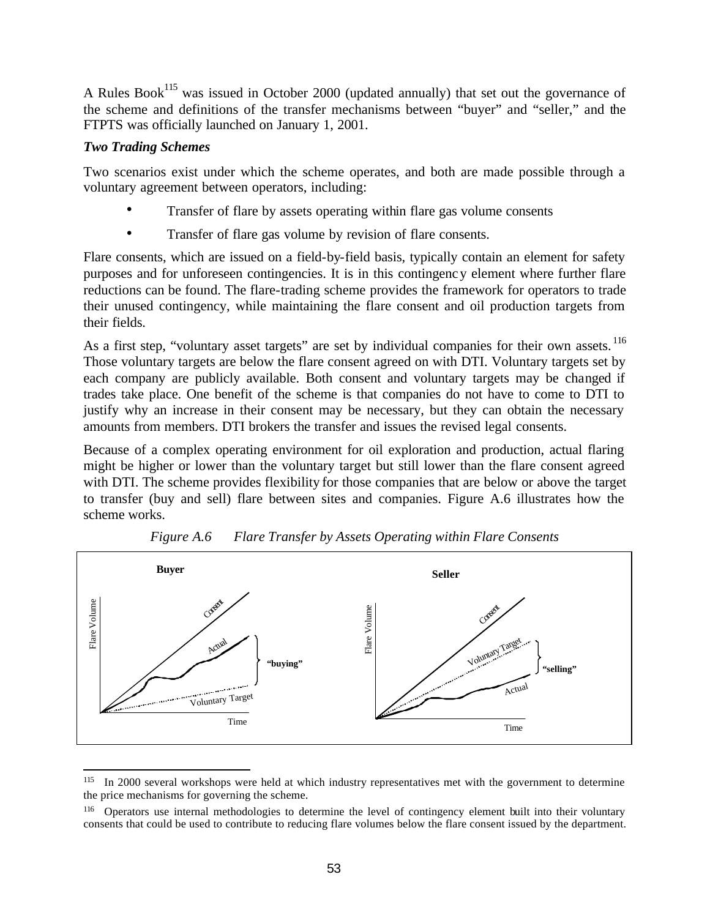A Rules Book[115] was issued in October 2000 (updated annually) that set out the governance of the scheme and definitions of the transfer mechanisms between "buyer" and "seller," and the FTPTS was officially launched on January 1, 2001.

***Two Trading Schemes***

Two scenarios exist under which the scheme operates, and both are made possible through a voluntary agreement between operators, including:

- Transfer of flare by assets operating within flare gas volume consents
- Transfer of flare gas volume by revision of flare consents.

Flare consents, which are issued on a field-by-field basis, typically contain an element for safety purposes and for unforeseen contingencies. It is in this contingency element where further flare reductions can be found. The flare-trading scheme provides the framework for operators to trade their unused contingency, while maintaining the flare consent and oil production targets from their fields.

As a first step, "voluntary asset targets" are set by individual companies for their own assets.[116] Those voluntary targets are below the flare consent agreed on with DTI. Voluntary targets set by each company are publicly available. Both consent and voluntary targets may be changed if trades take place. One benefit of the scheme is that companies do not have to come to DTI to justify why an increase in their consent may be necessary, but they can obtain the necessary amounts from members. DTI brokers the transfer and issues the revised legal consents.

Because of a complex operating environment for oil exploration and production, actual flaring might be higher or lower than the voluntary target but still lower than the flare consent agreed with DTI. The scheme provides flexibility for those companies that are below or above the target to transfer (buy and sell) flare between sites and companies. Figure A.6 illustrates how the scheme works.

*Figure A.6 Flare Transfer by Assets Operating within Flare Consents*

---

[115] In 2000 several workshops were held at which industry representatives met with the government to determine the price mechanisms for governing the scheme.

[116] Operators use internal methodologies to determine the level of contingency element built into their voluntary consents that could be used to contribute to reducing flare volumes below the flare consent issued by the department.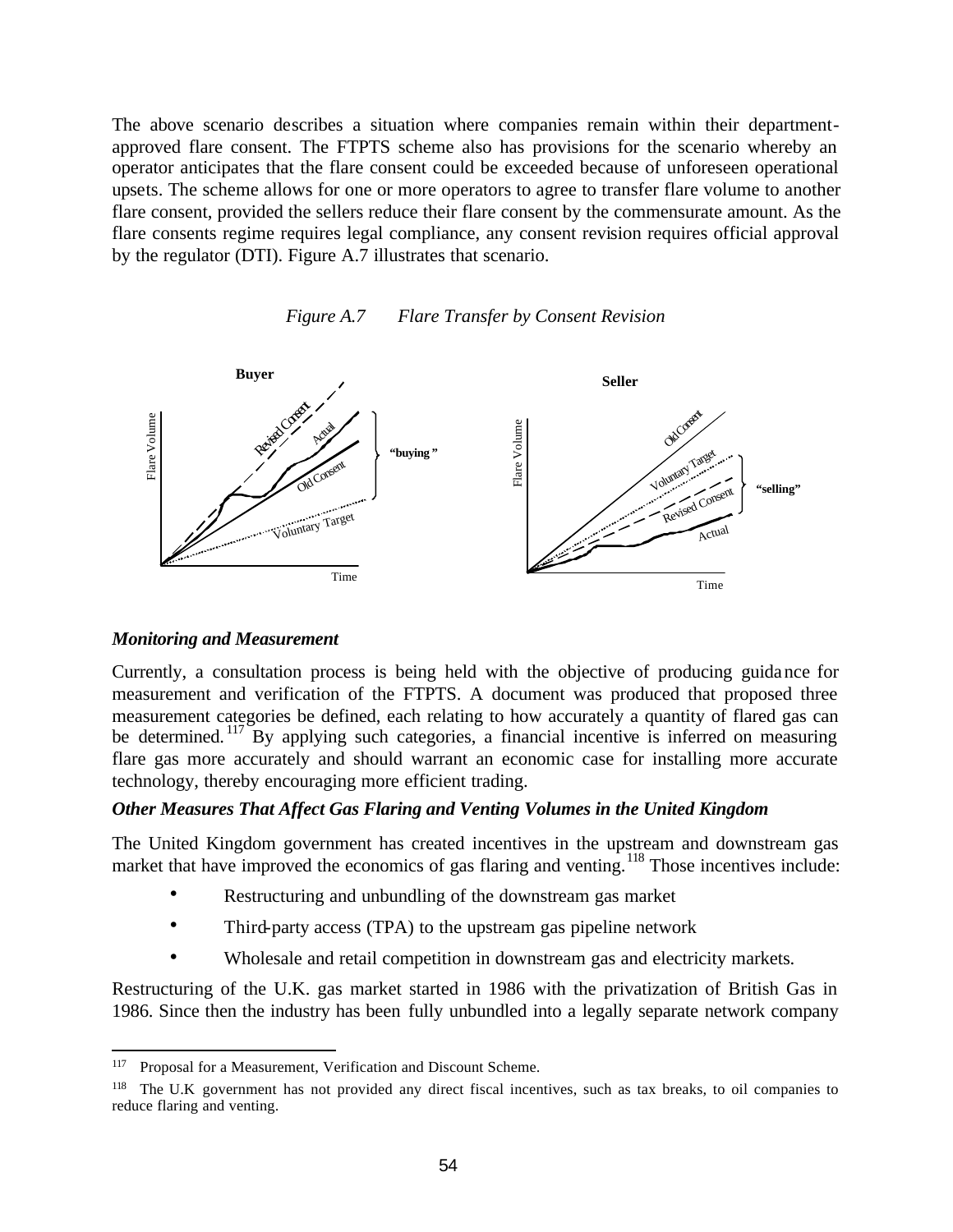The above scenario describes a situation where companies remain within their department-approved flare consent. The FTPTS scheme also has provisions for the scenario whereby an operator anticipates that the flare consent could be exceeded because of unforeseen operational upsets. The scheme allows for one or more operators to agree to transfer flare volume to another flare consent, provided the sellers reduce their flare consent by the commensurate amount. As the flare consents regime requires legal compliance, any consent revision requires official approval by the regulator (DTI). Figure A.7 illustrates that scenario.

*Figure A.7 Flare Transfer by Consent Revision*

#### *Monitoring and Measurement*

Currently, a consultation process is being held with the objective of producing guidance for measurement and verification of the FTPTS. A document was produced that proposed three measurement categories be defined, each relating to how accurately a quantity of flared gas can be determined.[117] By applying such categories, a financial incentive is inferred on measuring flare gas more accurately and should warrant an economic case for installing more accurate technology, thereby encouraging more efficient trading.

#### *Other Measures That Affect Gas Flaring and Venting Volumes in the United Kingdom*

The United Kingdom government has created incentives in the upstream and downstream gas market that have improved the economics of gas flaring and venting.[118] Those incentives include:

- Restructuring and unbundling of the downstream gas market
- Third-party access (TPA) to the upstream gas pipeline network
- Wholesale and retail competition in downstream gas and electricity markets.

Restructuring of the U.K. gas market started in 1986 with the privatization of British Gas in 1986. Since then the industry has been fully unbundled into a legally separate network company

---

[117] Proposal for a Measurement, Verification and Discount Scheme.

[118] The U.K government has not provided any direct fiscal incentives, such as tax breaks, to oil companies to reduce flaring and venting.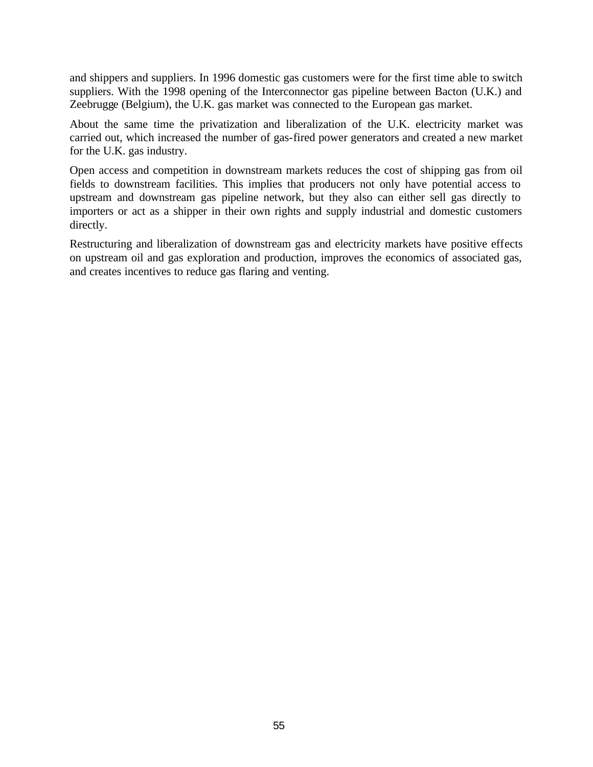and shippers and suppliers. In 1996 domestic gas customers were for the first time able to switch suppliers. With the 1998 opening of the Interconnector gas pipeline between Bacton (U.K.) and Zeebrugge (Belgium), the U.K. gas market was connected to the European gas market.

About the same time the privatization and liberalization of the U.K. electricity market was carried out, which increased the number of gas-fired power generators and created a new market for the U.K. gas industry.

Open access and competition in downstream markets reduces the cost of shipping gas from oil fields to downstream facilities. This implies that producers not only have potential access to upstream and downstream gas pipeline network, but they also can either sell gas directly to importers or act as a shipper in their own rights and supply industrial and domestic customers directly.

Restructuring and liberalization of downstream gas and electricity markets have positive effects on upstream oil and gas exploration and production, improves the economics of associated gas, and creates incentives to reduce gas flaring and venting.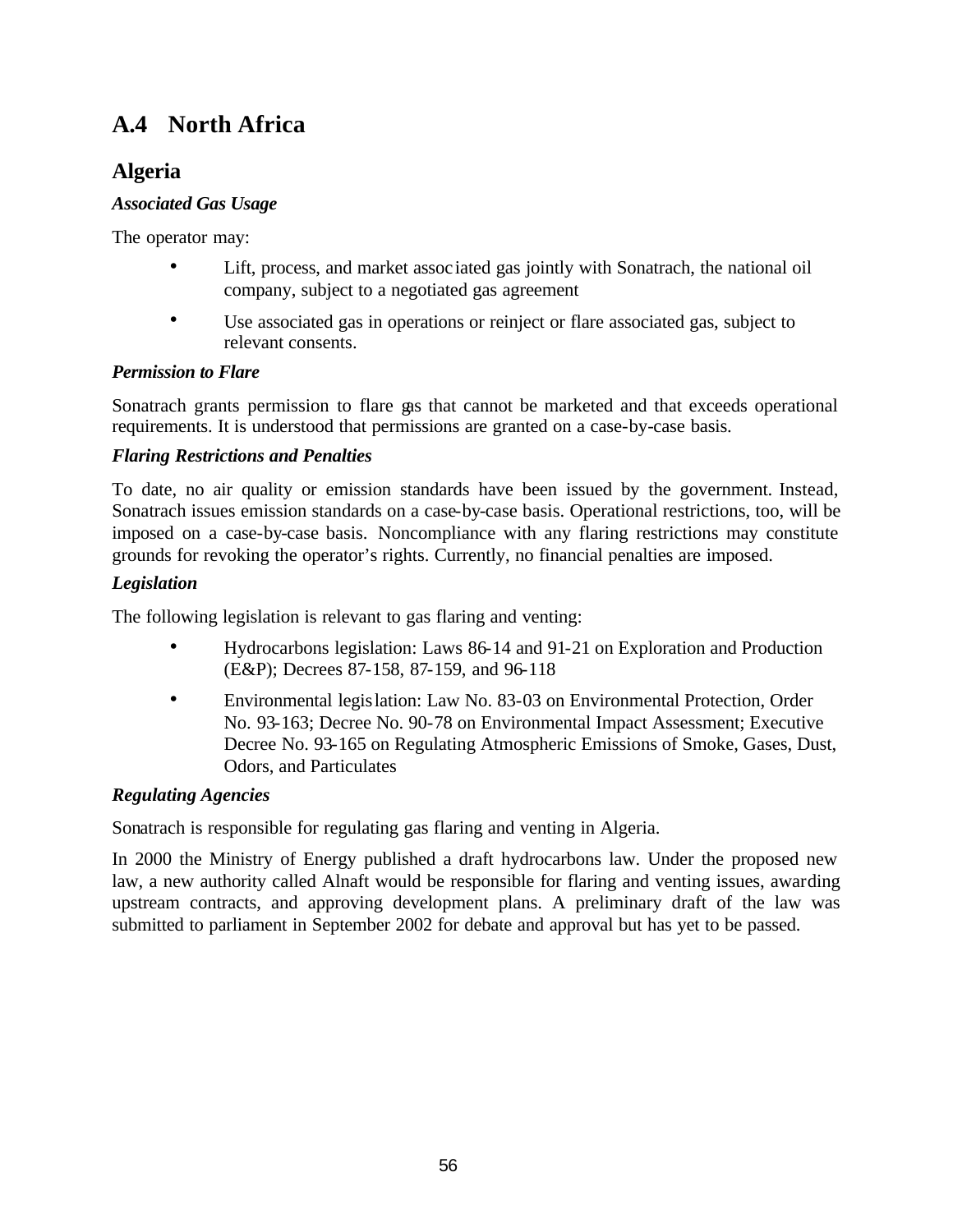# A.4 North Africa

## Algeria

***Associated Gas Usage***

The operator may:

- Lift, process, and market associated gas jointly with Sonatrach, the national oil company, subject to a negotiated gas agreement
- Use associated gas in operations or reinject or flare associated gas, subject to relevant consents.

***Permission to Flare***

Sonatrach grants permission to flare gas that cannot be marketed and that exceeds operational requirements. It is understood that permissions are granted on a case-by-case basis.

***Flaring Restrictions and Penalties***

To date, no air quality or emission standards have been issued by the government. Instead, Sonatrach issues emission standards on a case-by-case basis. Operational restrictions, too, will be imposed on a case-by-case basis. Noncompliance with any flaring restrictions may constitute grounds for revoking the operator's rights. Currently, no financial penalties are imposed.

***Legislation***

The following legislation is relevant to gas flaring and venting:

- Hydrocarbons legislation: Laws 86-14 and 91-21 on Exploration and Production (E&P); Decrees 87-158, 87-159, and 96-118
- Environmental legislation: Law No. 83-03 on Environmental Protection, Order No. 93-163; Decree No. 90-78 on Environmental Impact Assessment; Executive Decree No. 93-165 on Regulating Atmospheric Emissions of Smoke, Gases, Dust, Odors, and Particulates

***Regulating Agencies***

Sonatrach is responsible for regulating gas flaring and venting in Algeria.

In 2000 the Ministry of Energy published a draft hydrocarbons law. Under the proposed new law, a new authority called Alnaft would be responsible for flaring and venting issues, awarding upstream contracts, and approving development plans. A preliminary draft of the law was submitted to parliament in September 2002 for debate and approval but has yet to be passed.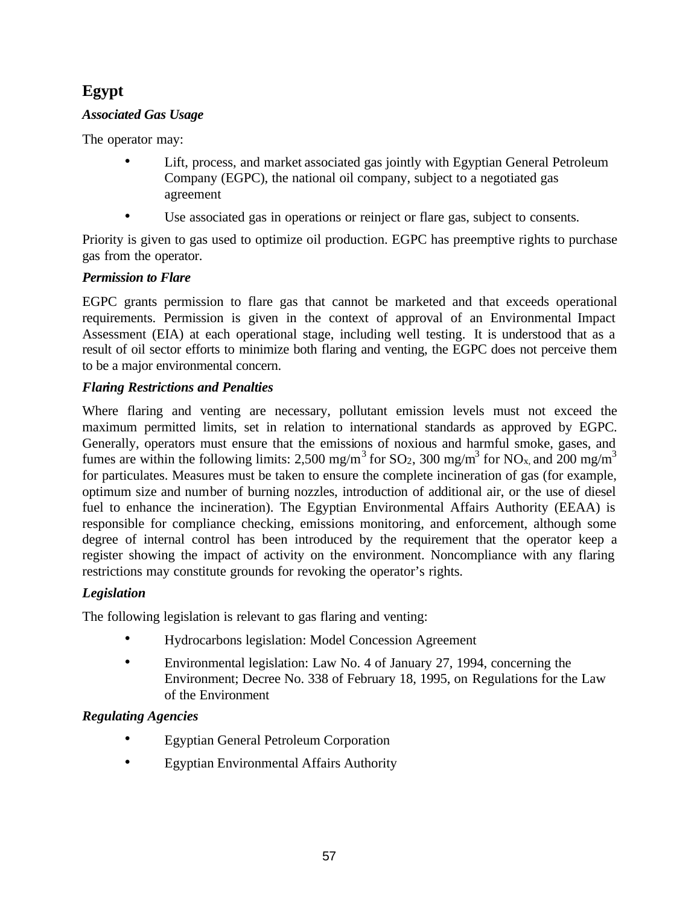## Egypt

***Associated Gas Usage***

The operator may:

- Lift, process, and market associated gas jointly with Egyptian General Petroleum Company (EGPC), the national oil company, subject to a negotiated gas agreement
- Use associated gas in operations or reinject or flare gas, subject to consents.

Priority is given to gas used to optimize oil production. EGPC has preemptive rights to purchase gas from the operator.

***Permission to Flare***

EGPC grants permission to flare gas that cannot be marketed and that exceeds operational requirements. Permission is given in the context of approval of an Environmental Impact Assessment (EIA) at each operational stage, including well testing. It is understood that as a result of oil sector efforts to minimize both flaring and venting, the EGPC does not perceive them to be a major environmental concern.

***Flaring Restrictions and Penalties***

Where flaring and venting are necessary, pollutant emission levels must not exceed the maximum permitted limits, set in relation to international standards as approved by EGPC. Generally, operators must ensure that the emissions of noxious and harmful smoke, gases, and fumes are within the following limits: 2,500 mg/$m^3$ for $SO_2$, 300 mg/$m^3$ for $NO_x$, and 200 mg/$m^3$ for particulates. Measures must be taken to ensure the complete incineration of gas (for example, optimum size and number of burning nozzles, introduction of additional air, or the use of diesel fuel to enhance the incineration). The Egyptian Environmental Affairs Authority (EEAA) is responsible for compliance checking, emissions monitoring, and enforcement, although some degree of internal control has been introduced by the requirement that the operator keep a register showing the impact of activity on the environment. Noncompliance with any flaring restrictions may constitute grounds for revoking the operator's rights.

***Legislation***

The following legislation is relevant to gas flaring and venting:

- Hydrocarbons legislation: Model Concession Agreement
- Environmental legislation: Law No. 4 of January 27, 1994, concerning the Environment; Decree No. 338 of February 18, 1995, on Regulations for the Law of the Environment

***Regulating Agencies***

- Egyptian General Petroleum Corporation
- Egyptian Environmental Affairs Authority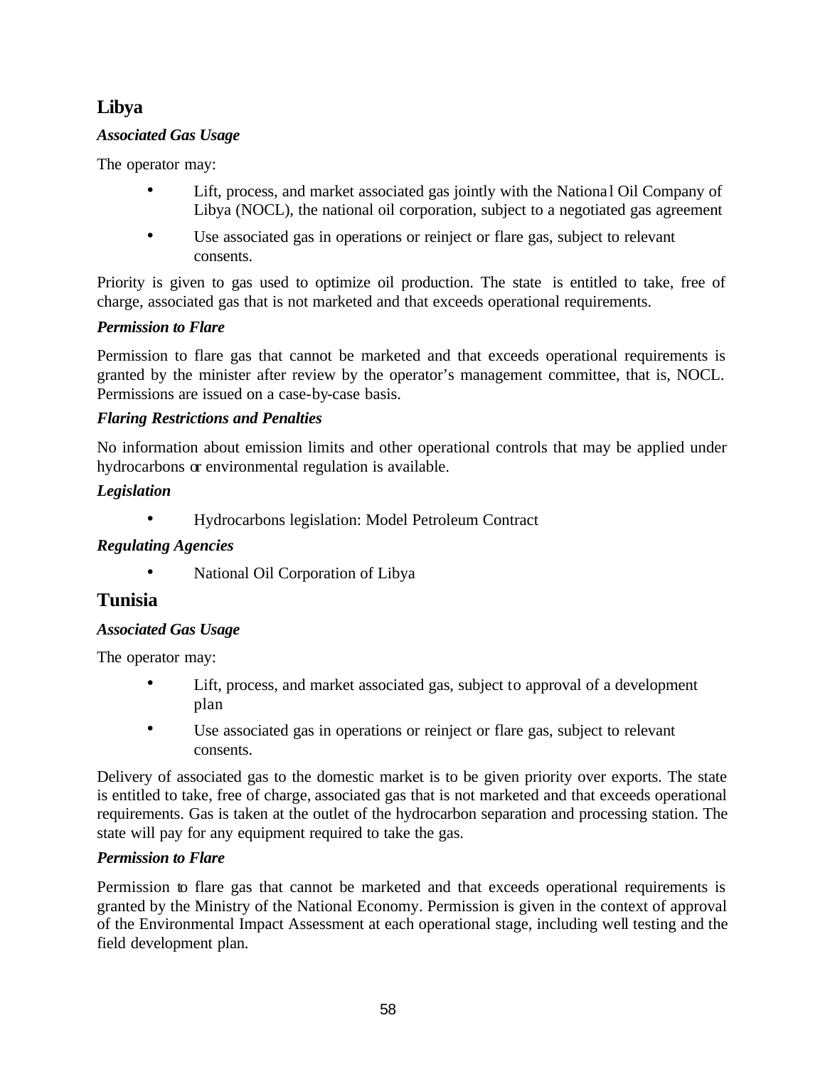## Libya

### *Associated Gas Usage*

The operator may:

- Lift, process, and market associated gas jointly with the National Oil Company of Libya (NOCL), the national oil corporation, subject to a negotiated gas agreement
- Use associated gas in operations or reinject or flare gas, subject to relevant consents.

Priority is given to gas used to optimize oil production. The state is entitled to take, free of charge, associated gas that is not marketed and that exceeds operational requirements.

### *Permission to Flare*

Permission to flare gas that cannot be marketed and that exceeds operational requirements is granted by the minister after review by the operator's management committee, that is, NOCL. Permissions are issued on a case-by-case basis.

### *Flaring Restrictions and Penalties*

No information about emission limits and other operational controls that may be applied under hydrocarbons or environmental regulation is available.

### *Legislation*

- Hydrocarbons legislation: Model Petroleum Contract

### *Regulating Agencies*

- National Oil Corporation of Libya

## Tunisia

### *Associated Gas Usage*

The operator may:

- Lift, process, and market associated gas, subject to approval of a development plan
- Use associated gas in operations or reinject or flare gas, subject to relevant consents.

Delivery of associated gas to the domestic market is to be given priority over exports. The state is entitled to take, free of charge, associated gas that is not marketed and that exceeds operational requirements. Gas is taken at the outlet of the hydrocarbon separation and processing station. The state will pay for any equipment required to take the gas.

### *Permission to Flare*

Permission to flare gas that cannot be marketed and that exceeds operational requirements is granted by the Ministry of the National Economy. Permission is given in the context of approval of the Environmental Impact Assessment at each operational stage, including well testing and the field development plan.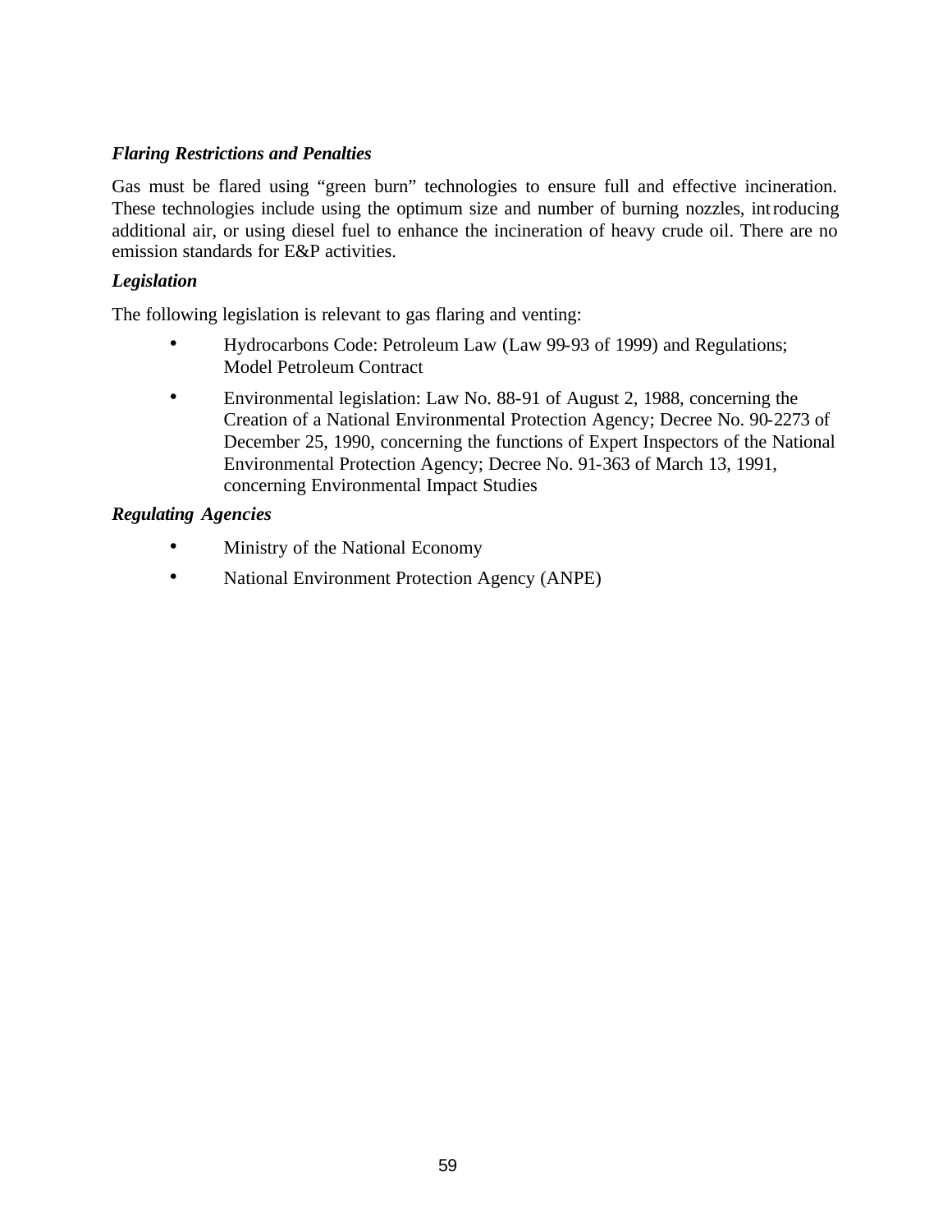***Flaring Restrictions and Penalties***

Gas must be flared using "green burn" technologies to ensure full and effective incineration. These technologies include using the optimum size and number of burning nozzles, introducing additional air, or using diesel fuel to enhance the incineration of heavy crude oil. There are no emission standards for E&P activities.

***Legislation***

The following legislation is relevant to gas flaring and venting:

- Hydrocarbons Code: Petroleum Law (Law 99-93 of 1999) and Regulations; Model Petroleum Contract
- Environmental legislation: Law No. 88-91 of August 2, 1988, concerning the Creation of a National Environmental Protection Agency; Decree No. 90-2273 of December 25, 1990, concerning the functions of Expert Inspectors of the National Environmental Protection Agency; Decree No. 91-363 of March 13, 1991, concerning Environmental Impact Studies

***Regulating Agencies***

- Ministry of the National Economy
- National Environment Protection Agency (ANPE)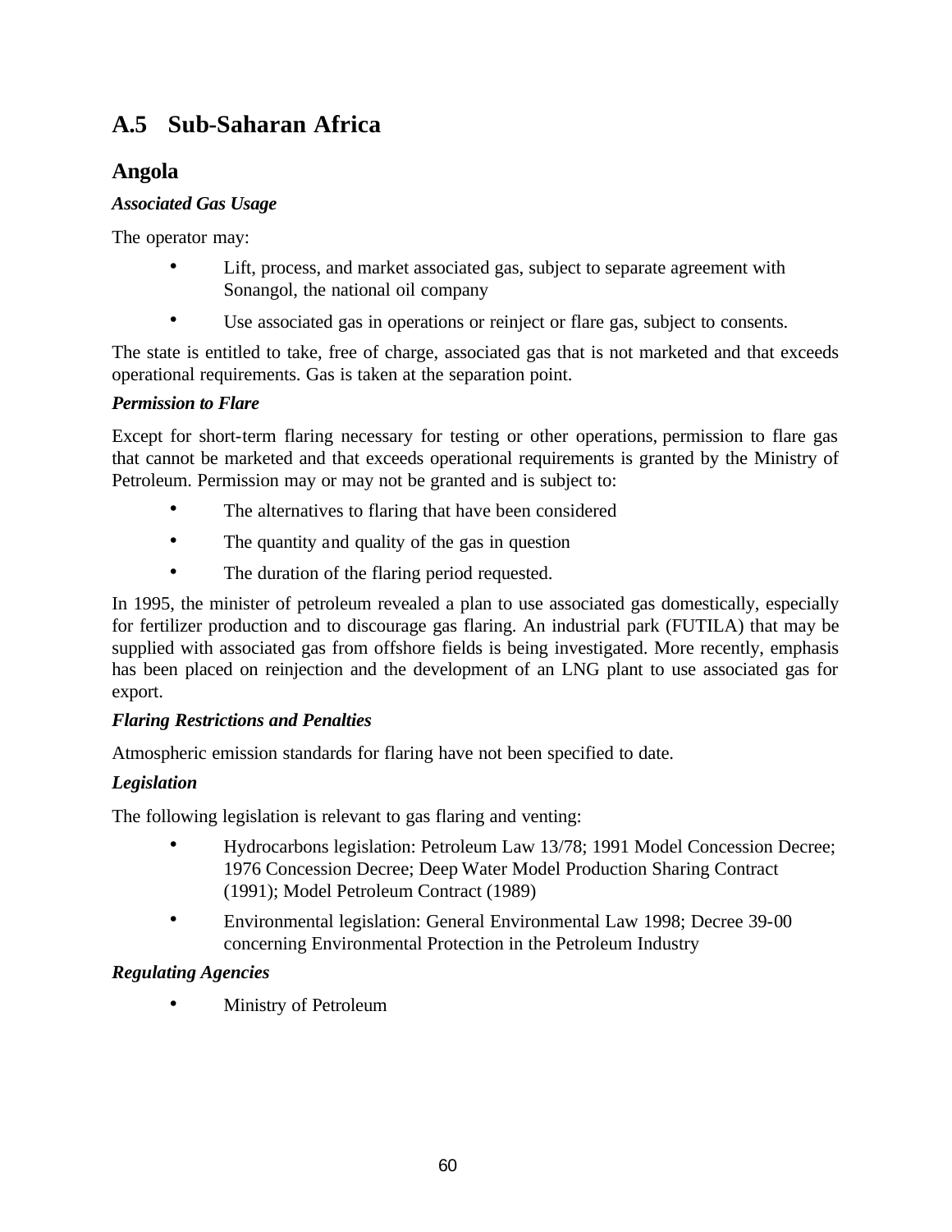## A.5 Sub-Saharan Africa

### Angola

***Associated Gas Usage***

The operator may:

- Lift, process, and market associated gas, subject to separate agreement with Sonangol, the national oil company
- Use associated gas in operations or reinject or flare gas, subject to consents.

The state is entitled to take, free of charge, associated gas that is not marketed and that exceeds operational requirements. Gas is taken at the separation point.

***Permission to Flare***

Except for short-term flaring necessary for testing or other operations, permission to flare gas that cannot be marketed and that exceeds operational requirements is granted by the Ministry of Petroleum. Permission may or may not be granted and is subject to:

- The alternatives to flaring that have been considered
- The quantity and quality of the gas in question
- The duration of the flaring period requested.

In 1995, the minister of petroleum revealed a plan to use associated gas domestically, especially for fertilizer production and to discourage gas flaring. An industrial park (FUTILA) that may be supplied with associated gas from offshore fields is being investigated. More recently, emphasis has been placed on reinjection and the development of an LNG plant to use associated gas for export.

***Flaring Restrictions and Penalties***

Atmospheric emission standards for flaring have not been specified to date.

***Legislation***

The following legislation is relevant to gas flaring and venting:

- Hydrocarbons legislation: Petroleum Law 13/78; 1991 Model Concession Decree; 1976 Concession Decree; Deep Water Model Production Sharing Contract (1991); Model Petroleum Contract (1989)
- Environmental legislation: General Environmental Law 1998; Decree 39-00 concerning Environmental Protection in the Petroleum Industry

***Regulating Agencies***

- Ministry of Petroleum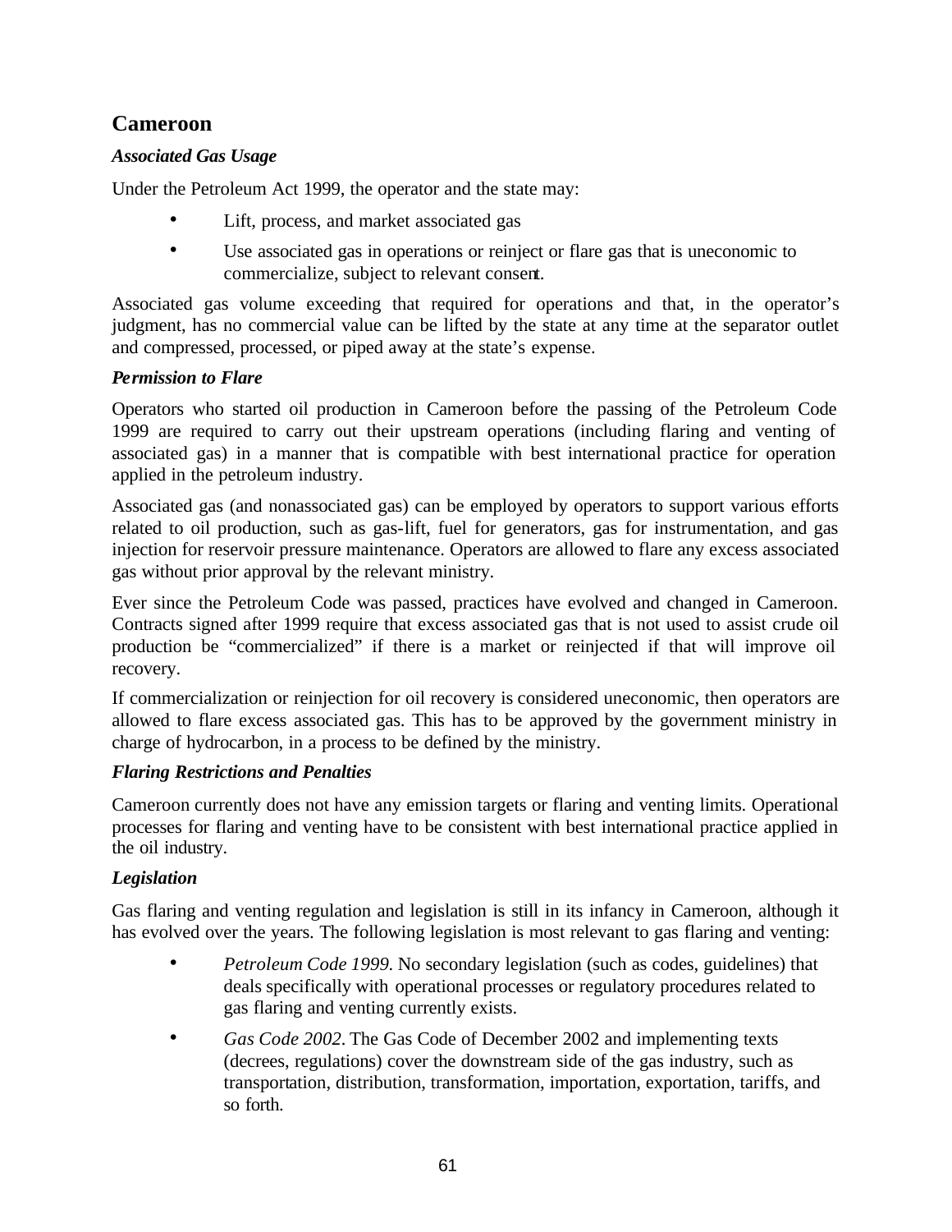## Cameroon

### *Associated Gas Usage*

Under the Petroleum Act 1999, the operator and the state may:

- Lift, process, and market associated gas
- Use associated gas in operations or reinject or flare gas that is uneconomic to commercialize, subject to relevant consent.

Associated gas volume exceeding that required for operations and that, in the operator's judgment, has no commercial value can be lifted by the state at any time at the separator outlet and compressed, processed, or piped away at the state's expense.

### *Permission to Flare*

Operators who started oil production in Cameroon before the passing of the Petroleum Code 1999 are required to carry out their upstream operations (including flaring and venting of associated gas) in a manner that is compatible with best international practice for operation applied in the petroleum industry.

Associated gas (and nonassociated gas) can be employed by operators to support various efforts related to oil production, such as gas-lift, fuel for generators, gas for instrumentation, and gas injection for reservoir pressure maintenance. Operators are allowed to flare any excess associated gas without prior approval by the relevant ministry.

Ever since the Petroleum Code was passed, practices have evolved and changed in Cameroon. Contracts signed after 1999 require that excess associated gas that is not used to assist crude oil production be "commercialized" if there is a market or reinjected if that will improve oil recovery.

If commercialization or reinjection for oil recovery is considered uneconomic, then operators are allowed to flare excess associated gas. This has to be approved by the government ministry in charge of hydrocarbon, in a process to be defined by the ministry.

### *Flaring Restrictions and Penalties*

Cameroon currently does not have any emission targets or flaring and venting limits. Operational processes for flaring and venting have to be consistent with best international practice applied in the oil industry.

### *Legislation*

Gas flaring and venting regulation and legislation is still in its infancy in Cameroon, although it has evolved over the years. The following legislation is most relevant to gas flaring and venting:

- *Petroleum Code 1999*. No secondary legislation (such as codes, guidelines) that deals specifically with operational processes or regulatory procedures related to gas flaring and venting currently exists.
- *Gas Code 2002*. The Gas Code of December 2002 and implementing texts (decrees, regulations) cover the downstream side of the gas industry, such as transportation, distribution, transformation, importation, exportation, tariffs, and so forth.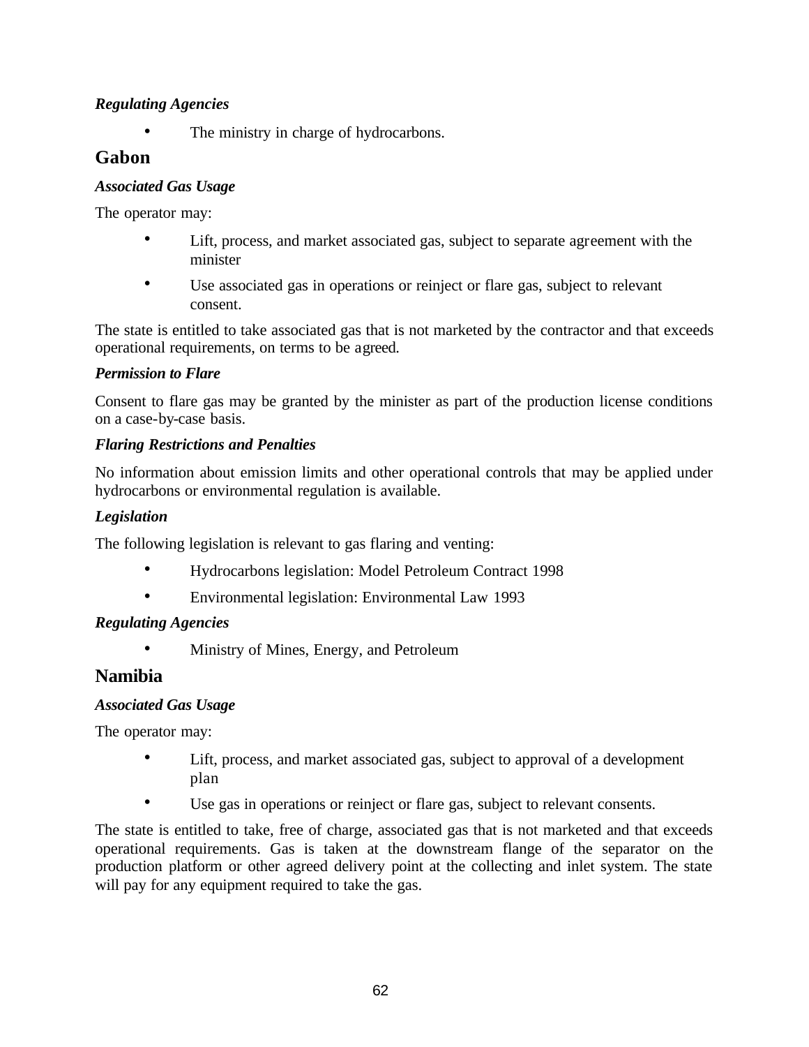### *Regulating Agencies*

- The ministry in charge of hydrocarbons.

## Gabon

### *Associated Gas Usage*

The operator may:

- Lift, process, and market associated gas, subject to separate agreement with the minister
- Use associated gas in operations or reinject or flare gas, subject to relevant consent.

The state is entitled to take associated gas that is not marketed by the contractor and that exceeds operational requirements, on terms to be agreed.

### *Permission to Flare*

Consent to flare gas may be granted by the minister as part of the production license conditions on a case-by-case basis.

### *Flaring Restrictions and Penalties*

No information about emission limits and other operational controls that may be applied under hydrocarbons or environmental regulation is available.

### *Legislation*

The following legislation is relevant to gas flaring and venting:

- Hydrocarbons legislation: Model Petroleum Contract 1998
- Environmental legislation: Environmental Law 1993

### *Regulating Agencies*

- Ministry of Mines, Energy, and Petroleum

## Namibia

### *Associated Gas Usage*

The operator may:

- Lift, process, and market associated gas, subject to approval of a development plan
- Use gas in operations or reinject or flare gas, subject to relevant consents.

The state is entitled to take, free of charge, associated gas that is not marketed and that exceeds operational requirements. Gas is taken at the downstream flange of the separator on the production platform or other agreed delivery point at the collecting and inlet system. The state will pay for any equipment required to take the gas.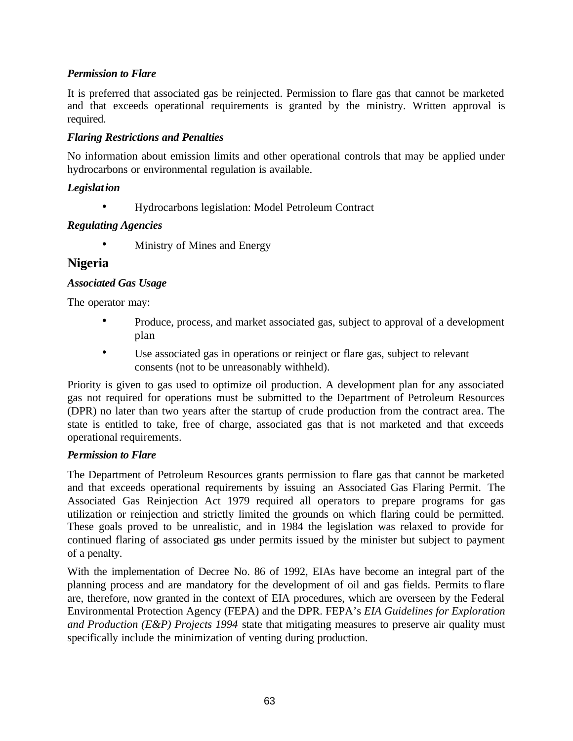*Permission to Flare*

It is preferred that associated gas be reinjected. Permission to flare gas that cannot be marketed and that exceeds operational requirements is granted by the ministry. Written approval is required.

*Flaring Restrictions and Penalties*

No information about emission limits and other operational controls that may be applied under hydrocarbons or environmental regulation is available.

*Legislation*

- Hydrocarbons legislation: Model Petroleum Contract

*Regulating Agencies*

- Ministry of Mines and Energy

## Nigeria

*Associated Gas Usage*

The operator may:

- Produce, process, and market associated gas, subject to approval of a development plan
- Use associated gas in operations or reinject or flare gas, subject to relevant consents (not to be unreasonably withheld).

Priority is given to gas used to optimize oil production. A development plan for any associated gas not required for operations must be submitted to the Department of Petroleum Resources (DPR) no later than two years after the startup of crude production from the contract area. The state is entitled to take, free of charge, associated gas that is not marketed and that exceeds operational requirements.

*Permission to Flare*

The Department of Petroleum Resources grants permission to flare gas that cannot be marketed and that exceeds operational requirements by issuing an Associated Gas Flaring Permit. The Associated Gas Reinjection Act 1979 required all operators to prepare programs for gas utilization or reinjection and strictly limited the grounds on which flaring could be permitted. These goals proved to be unrealistic, and in 1984 the legislation was relaxed to provide for continued flaring of associated gas under permits issued by the minister but subject to payment of a penalty.

With the implementation of Decree No. 86 of 1992, EIAs have become an integral part of the planning process and are mandatory for the development of oil and gas fields. Permits to flare are, therefore, now granted in the context of EIA procedures, which are overseen by the Federal Environmental Protection Agency (FEPA) and the DPR. FEPA's *EIA Guidelines for Exploration and Production (E&P) Projects 1994* state that mitigating measures to preserve air quality must specifically include the minimization of venting during production.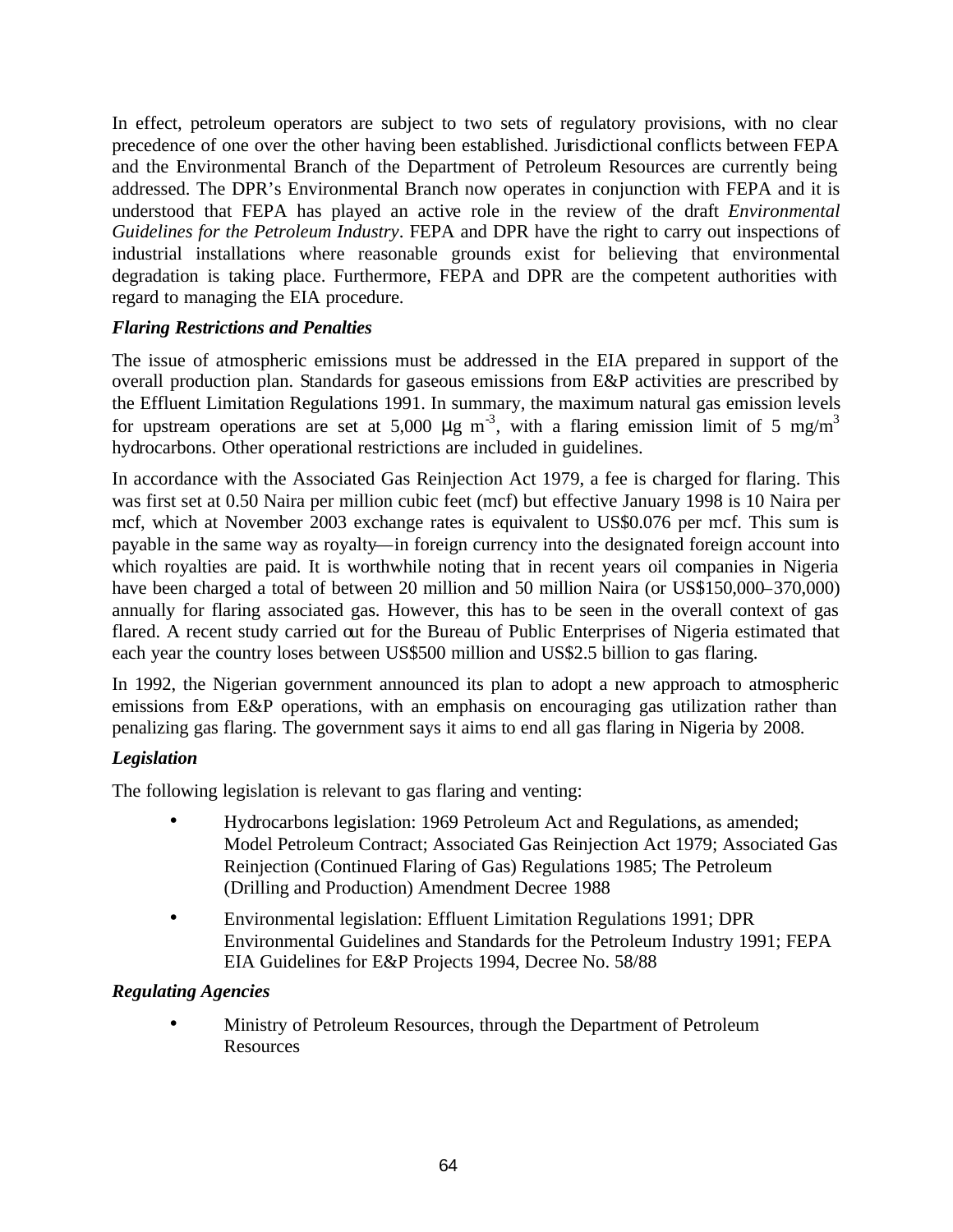In effect, petroleum operators are subject to two sets of regulatory provisions, with no clear precedence of one over the other having been established. Jurisdictional conflicts between FEPA and the Environmental Branch of the Department of Petroleum Resources are currently being addressed. The DPR's Environmental Branch now operates in conjunction with FEPA and it is understood that FEPA has played an active role in the review of the draft *Environmental Guidelines for the Petroleum Industry*. FEPA and DPR have the right to carry out inspections of industrial installations where reasonable grounds exist for believing that environmental degradation is taking place. Furthermore, FEPA and DPR are the competent authorities with regard to managing the EIA procedure.

***Flaring Restrictions and Penalties***

The issue of atmospheric emissions must be addressed in the EIA prepared in support of the overall production plan. Standards for gaseous emissions from E&P activities are prescribed by the Effluent Limitation Regulations 1991. In summary, the maximum natural gas emission levels for upstream operations are set at 5,000 $\mu g\ m^{-3}$, with a flaring emission limit of 5 $mg/m^3$ hydrocarbons. Other operational restrictions are included in guidelines.

In accordance with the Associated Gas Reinjection Act 1979, a fee is charged for flaring. This was first set at 0.50 Naira per million cubic feet (mcf) but effective January 1998 is 10 Naira per mcf, which at November 2003 exchange rates is equivalent to US$0.076 per mcf. This sum is payable in the same way as royalty—in foreign currency into the designated foreign account into which royalties are paid. It is worthwhile noting that in recent years oil companies in Nigeria have been charged a total of between 20 million and 50 million Naira (or US$150,000–370,000) annually for flaring associated gas. However, this has to be seen in the overall context of gas flared. A recent study carried out for the Bureau of Public Enterprises of Nigeria estimated that each year the country loses between US$500 million and US$2.5 billion to gas flaring.

In 1992, the Nigerian government announced its plan to adopt a new approach to atmospheric emissions from E&P operations, with an emphasis on encouraging gas utilization rather than penalizing gas flaring. The government says it aims to end all gas flaring in Nigeria by 2008.

***Legislation***

The following legislation is relevant to gas flaring and venting:

- Hydrocarbons legislation: 1969 Petroleum Act and Regulations, as amended; Model Petroleum Contract; Associated Gas Reinjection Act 1979; Associated Gas Reinjection (Continued Flaring of Gas) Regulations 1985; The Petroleum (Drilling and Production) Amendment Decree 1988
- Environmental legislation: Effluent Limitation Regulations 1991; DPR Environmental Guidelines and Standards for the Petroleum Industry 1991; FEPA EIA Guidelines for E&P Projects 1994, Decree No. 58/88

***Regulating Agencies***

- Ministry of Petroleum Resources, through the Department of Petroleum Resources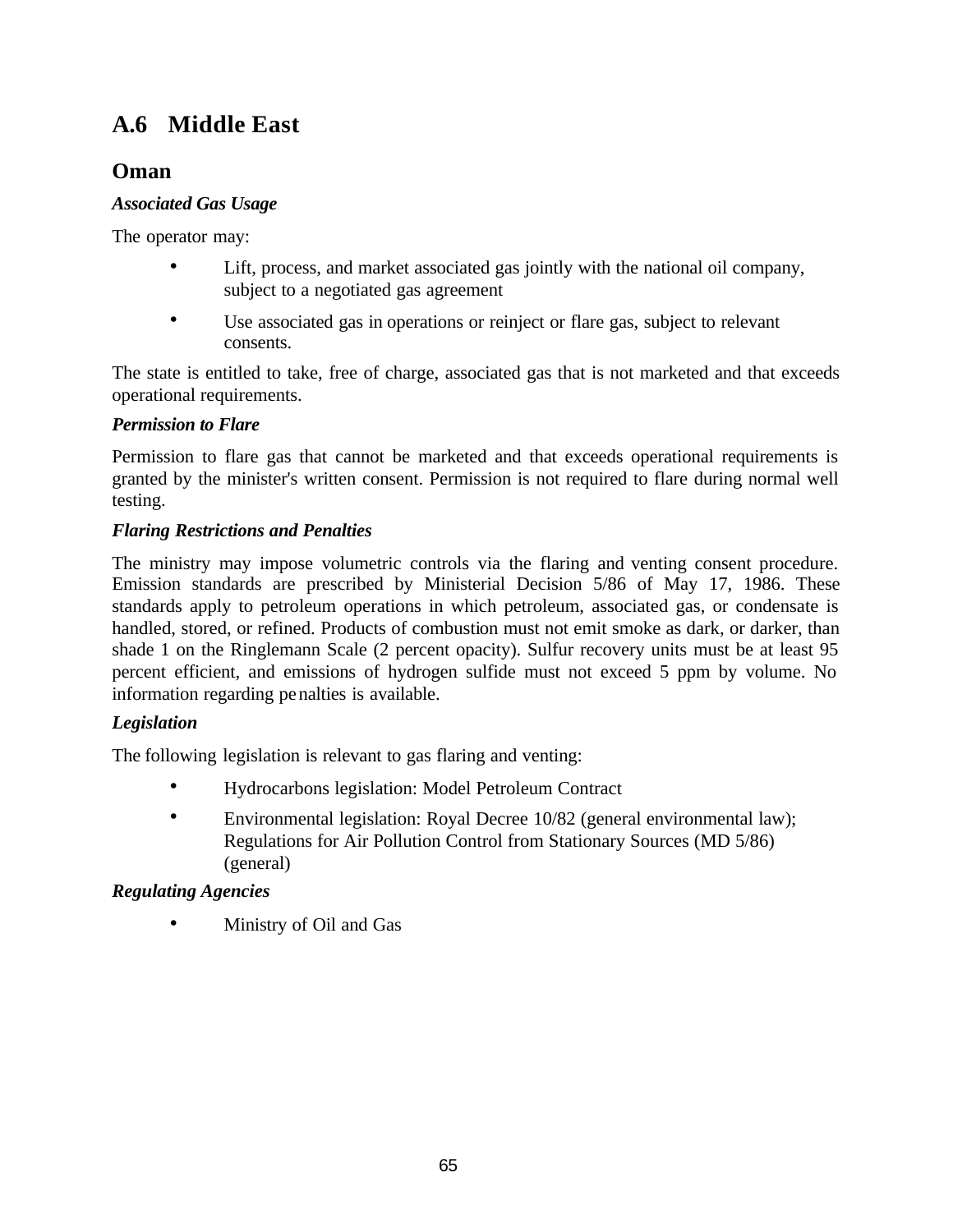## A.6 Middle East

### Oman

***Associated Gas Usage***

The operator may:

- Lift, process, and market associated gas jointly with the national oil company, subject to a negotiated gas agreement
- Use associated gas in operations or reinject or flare gas, subject to relevant consents.

The state is entitled to take, free of charge, associated gas that is not marketed and that exceeds operational requirements.

***Permission to Flare***

Permission to flare gas that cannot be marketed and that exceeds operational requirements is granted by the minister's written consent. Permission is not required to flare during normal well testing.

***Flaring Restrictions and Penalties***

The ministry may impose volumetric controls via the flaring and venting consent procedure. Emission standards are prescribed by Ministerial Decision 5/86 of May 17, 1986. These standards apply to petroleum operations in which petroleum, associated gas, or condensate is handled, stored, or refined. Products of combustion must not emit smoke as dark, or darker, than shade 1 on the Ringlemann Scale (2 percent opacity). Sulfur recovery units must be at least 95 percent efficient, and emissions of hydrogen sulfide must not exceed 5 ppm by volume. No information regarding penalties is available.

***Legislation***

The following legislation is relevant to gas flaring and venting:

- Hydrocarbons legislation: Model Petroleum Contract
- Environmental legislation: Royal Decree 10/82 (general environmental law); Regulations for Air Pollution Control from Stationary Sources (MD 5/86) (general)

***Regulating Agencies***

- Ministry of Oil and Gas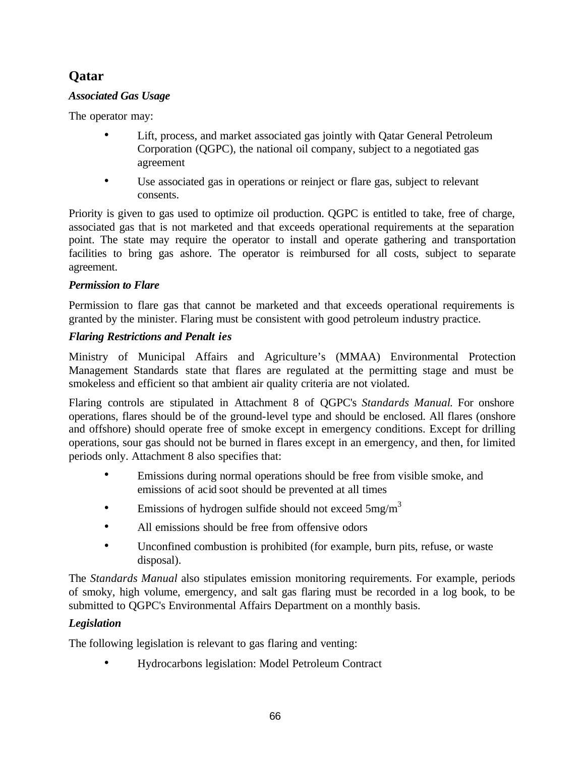## Qatar

### *Associated Gas Usage*

The operator may:

- Lift, process, and market associated gas jointly with Qatar General Petroleum Corporation (QGPC), the national oil company, subject to a negotiated gas agreement
- Use associated gas in operations or reinject or flare gas, subject to relevant consents.

Priority is given to gas used to optimize oil production. QGPC is entitled to take, free of charge, associated gas that is not marketed and that exceeds operational requirements at the separation point. The state may require the operator to install and operate gathering and transportation facilities to bring gas ashore. The operator is reimbursed for all costs, subject to separate agreement.

### *Permission to Flare*

Permission to flare gas that cannot be marketed and that exceeds operational requirements is granted by the minister. Flaring must be consistent with good petroleum industry practice.

### *Flaring Restrictions and Penalties*

Ministry of Municipal Affairs and Agriculture's (MMAA) Environmental Protection Management Standards state that flares are regulated at the permitting stage and must be smokeless and efficient so that ambient air quality criteria are not violated.

Flaring controls are stipulated in Attachment 8 of QGPC's *Standards Manual.* For onshore operations, flares should be of the ground-level type and should be enclosed. All flares (onshore and offshore) should operate free of smoke except in emergency conditions. Except for drilling operations, sour gas should not be burned in flares except in an emergency, and then, for limited periods only. Attachment 8 also specifies that:

- Emissions during normal operations should be free from visible smoke, and emissions of acid soot should be prevented at all times
- Emissions of hydrogen sulfide should not exceed 5mg/m$^3$
- All emissions should be free from offensive odors
- Unconfined combustion is prohibited (for example, burn pits, refuse, or waste disposal).

The *Standards Manual* also stipulates emission monitoring requirements. For example, periods of smoky, high volume, emergency, and salt gas flaring must be recorded in a log book, to be submitted to QGPC's Environmental Affairs Department on a monthly basis.

### *Legislation*

The following legislation is relevant to gas flaring and venting:

- Hydrocarbons legislation: Model Petroleum Contract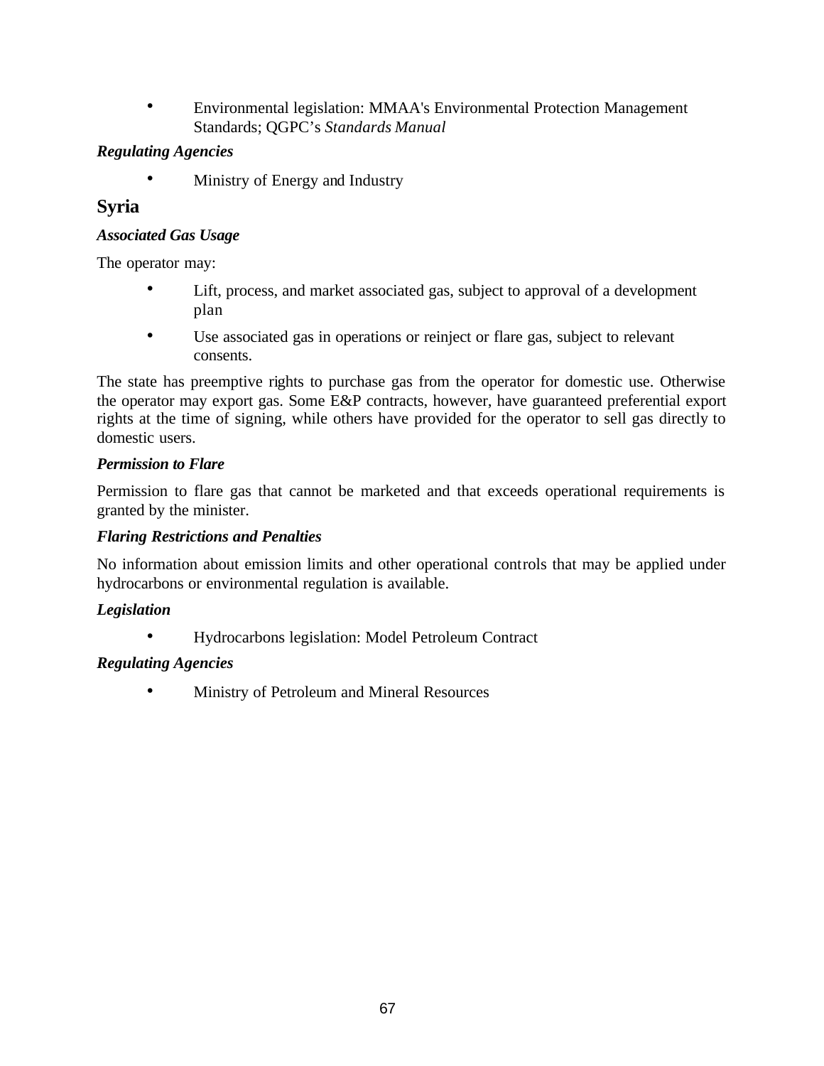- Environmental legislation: MMAA's Environmental Protection Management Standards; QGPC's *Standards Manual*

***Regulating Agencies***

- Ministry of Energy and Industry

## Syria

***Associated Gas Usage***

The operator may:

- Lift, process, and market associated gas, subject to approval of a development plan
- Use associated gas in operations or reinject or flare gas, subject to relevant consents.

The state has preemptive rights to purchase gas from the operator for domestic use. Otherwise the operator may export gas. Some E&P contracts, however, have guaranteed preferential export rights at the time of signing, while others have provided for the operator to sell gas directly to domestic users.

***Permission to Flare***

Permission to flare gas that cannot be marketed and that exceeds operational requirements is granted by the minister.

***Flaring Restrictions and Penalties***

No information about emission limits and other operational controls that may be applied under hydrocarbons or environmental regulation is available.

***Legislation***

- Hydrocarbons legislation: Model Petroleum Contract

***Regulating Agencies***

- Ministry of Petroleum and Mineral Resources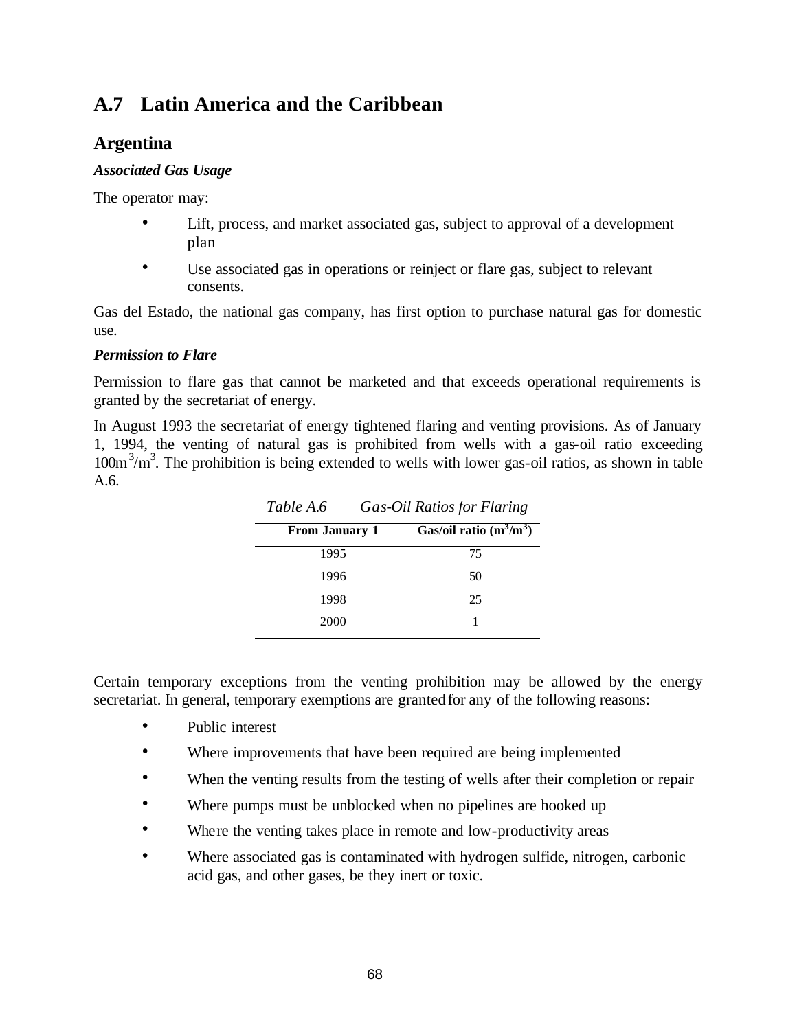## A.7 Latin America and the Caribbean

### Argentina

***Associated Gas Usage***

The operator may:

- Lift, process, and market associated gas, subject to approval of a development plan
- Use associated gas in operations or reinject or flare gas, subject to relevant consents.

Gas del Estado, the national gas company, has first option to purchase natural gas for domestic use.

***Permission to Flare***

Permission to flare gas that cannot be marketed and that exceeds operational requirements is granted by the secretariat of energy.

In August 1993 the secretariat of energy tightened flaring and venting provisions. As of January 1, 1994, the venting of natural gas is prohibited from wells with a gas-oil ratio exceeding $100m^3/m^3$. The prohibition is being extended to wells with lower gas-oil ratios, as shown in table A.6.

*Table A.6 Gas-Oil Ratios for Flaring*

| From January 1 | Gas/oil ratio ($m^3/m^3$) |
|---|---|
| 1995 | 75 |
| 1996 | 50 |
| 1998 | 25 |
| 2000 | 1 |

Certain temporary exceptions from the venting prohibition may be allowed by the energy secretariat. In general, temporary exemptions are granted for any of the following reasons:

- Public interest
- Where improvements that have been required are being implemented
- When the venting results from the testing of wells after their completion or repair
- Where pumps must be unblocked when no pipelines are hooked up
- Where the venting takes place in remote and low-productivity areas
- Where associated gas is contaminated with hydrogen sulfide, nitrogen, carbonic acid gas, and other gases, be they inert or toxic.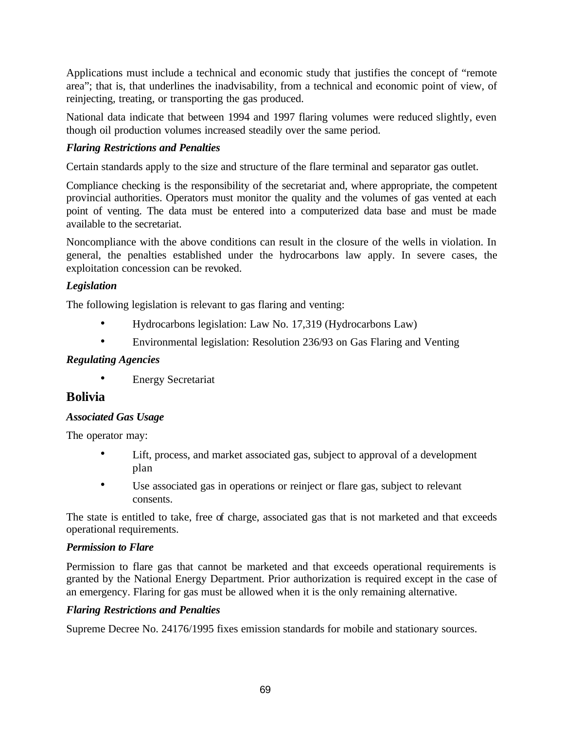Applications must include a technical and economic study that justifies the concept of "remote area"; that is, that underlines the inadvisability, from a technical and economic point of view, of reinjecting, treating, or transporting the gas produced.

National data indicate that between 1994 and 1997 flaring volumes were reduced slightly, even though oil production volumes increased steadily over the same period.

***Flaring Restrictions and Penalties***

Certain standards apply to the size and structure of the flare terminal and separator gas outlet.

Compliance checking is the responsibility of the secretariat and, where appropriate, the competent provincial authorities. Operators must monitor the quality and the volumes of gas vented at each point of venting. The data must be entered into a computerized data base and must be made available to the secretariat.

Noncompliance with the above conditions can result in the closure of the wells in violation. In general, the penalties established under the hydrocarbons law apply. In severe cases, the exploitation concession can be revoked.

***Legislation***

The following legislation is relevant to gas flaring and venting:

- Hydrocarbons legislation: Law No. 17,319 (Hydrocarbons Law)
- Environmental legislation: Resolution 236/93 on Gas Flaring and Venting

***Regulating Agencies***

- Energy Secretariat

## Bolivia

***Associated Gas Usage***

The operator may:

- Lift, process, and market associated gas, subject to approval of a development plan
- Use associated gas in operations or reinject or flare gas, subject to relevant consents.

The state is entitled to take, free of charge, associated gas that is not marketed and that exceeds operational requirements.

***Permission to Flare***

Permission to flare gas that cannot be marketed and that exceeds operational requirements is granted by the National Energy Department. Prior authorization is required except in the case of an emergency. Flaring for gas must be allowed when it is the only remaining alternative.

***Flaring Restrictions and Penalties***

Supreme Decree No. 24176/1995 fixes emission standards for mobile and stationary sources.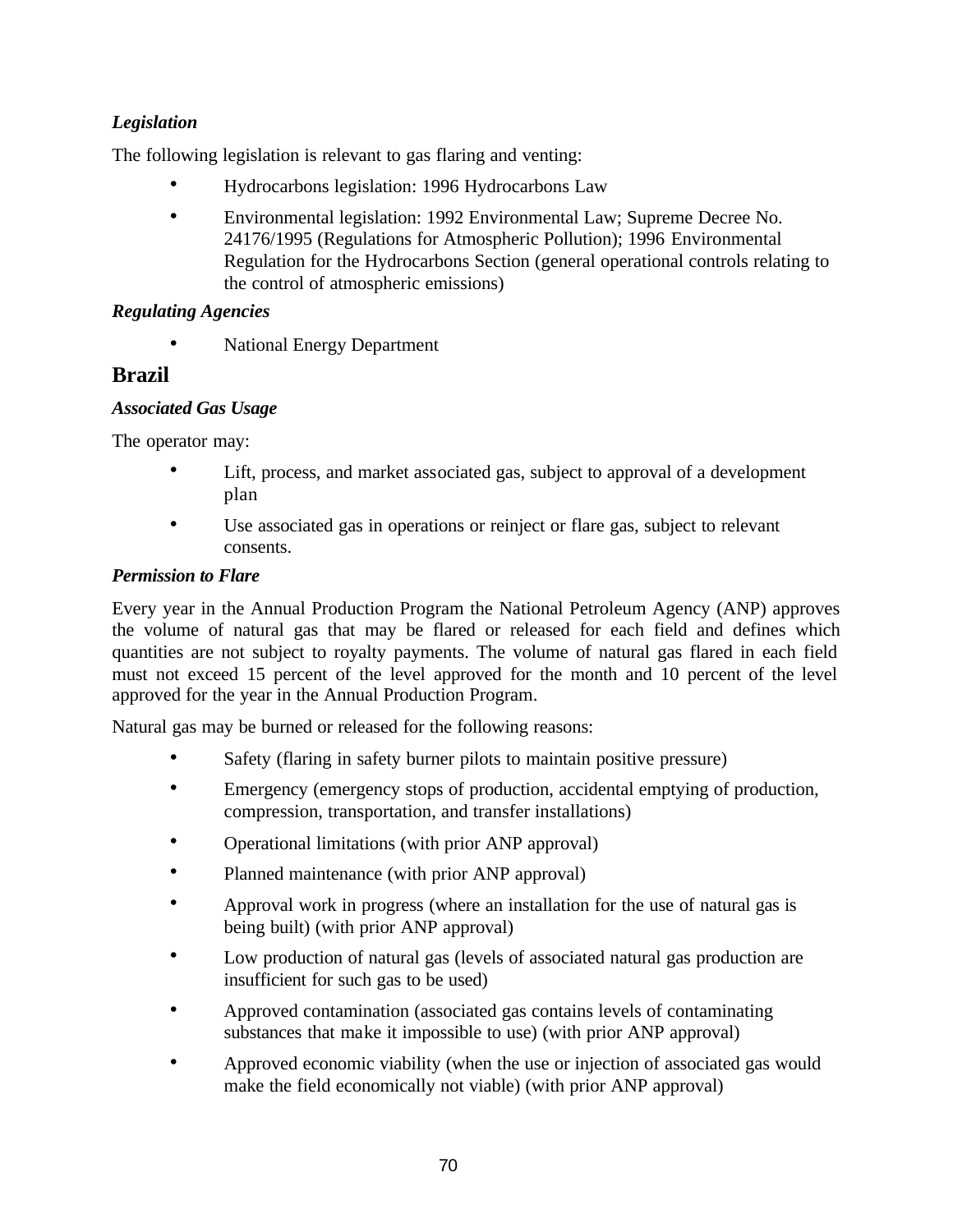*Legislation*

The following legislation is relevant to gas flaring and venting:

- Hydrocarbons legislation: 1996 Hydrocarbons Law
- Environmental legislation: 1992 Environmental Law; Supreme Decree No. 24176/1995 (Regulations for Atmospheric Pollution); 1996 Environmental Regulation for the Hydrocarbons Section (general operational controls relating to the control of atmospheric emissions)

*Regulating Agencies*

- National Energy Department

## Brazil

*Associated Gas Usage*

The operator may:

- Lift, process, and market associated gas, subject to approval of a development plan
- Use associated gas in operations or reinject or flare gas, subject to relevant consents.

*Permission to Flare*

Every year in the Annual Production Program the National Petroleum Agency (ANP) approves the volume of natural gas that may be flared or released for each field and defines which quantities are not subject to royalty payments. The volume of natural gas flared in each field must not exceed 15 percent of the level approved for the month and 10 percent of the level approved for the year in the Annual Production Program.

Natural gas may be burned or released for the following reasons:

- Safety (flaring in safety burner pilots to maintain positive pressure)
- Emergency (emergency stops of production, accidental emptying of production, compression, transportation, and transfer installations)
- Operational limitations (with prior ANP approval)
- Planned maintenance (with prior ANP approval)
- Approval work in progress (where an installation for the use of natural gas is being built) (with prior ANP approval)
- Low production of natural gas (levels of associated natural gas production are insufficient for such gas to be used)
- Approved contamination (associated gas contains levels of contaminating substances that make it impossible to use) (with prior ANP approval)
- Approved economic viability (when the use or injection of associated gas would make the field economically not viable) (with prior ANP approval)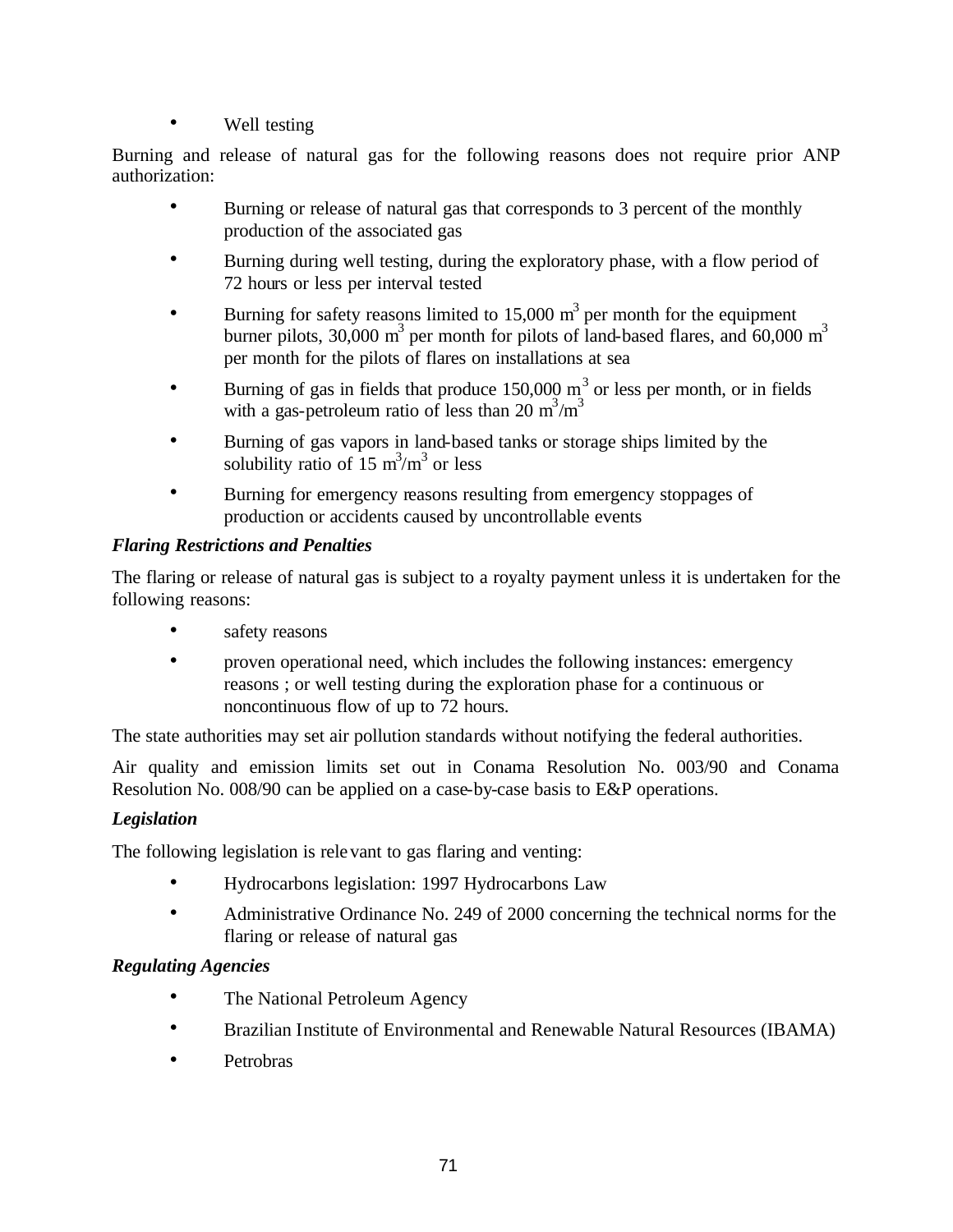- Well testing

Burning and release of natural gas for the following reasons does not require prior ANP authorization:

- Burning or release of natural gas that corresponds to 3 percent of the monthly production of the associated gas
- Burning during well testing, during the exploratory phase, with a flow period of 72 hours or less per interval tested
- Burning for safety reasons limited to 15,000 $m^3$ per month for the equipment burner pilots, 30,000 $m^3$ per month for pilots of land-based flares, and 60,000 $m^3$ per month for the pilots of flares on installations at sea
- Burning of gas in fields that produce 150,000 $m^3$ or less per month, or in fields with a gas-petroleum ratio of less than 20 $m^3/m^3$
- Burning of gas vapors in land-based tanks or storage ships limited by the solubility ratio of 15 $m^3/m^3$ or less
- Burning for emergency reasons resulting from emergency stoppages of production or accidents caused by uncontrollable events

***Flaring Restrictions and Penalties***

The flaring or release of natural gas is subject to a royalty payment unless it is undertaken for the following reasons:

- safety reasons
- proven operational need, which includes the following instances: emergency reasons ; or well testing during the exploration phase for a continuous or noncontinuous flow of up to 72 hours.

The state authorities may set air pollution standards without notifying the federal authorities.

Air quality and emission limits set out in Conama Resolution No. 003/90 and Conama Resolution No. 008/90 can be applied on a case-by-case basis to E&P operations.

***Legislation***

The following legislation is relevant to gas flaring and venting:

- Hydrocarbons legislation: 1997 Hydrocarbons Law
- Administrative Ordinance No. 249 of 2000 concerning the technical norms for the flaring or release of natural gas

***Regulating Agencies***

- The National Petroleum Agency
- Brazilian Institute of Environmental and Renewable Natural Resources (IBAMA)
- Petrobras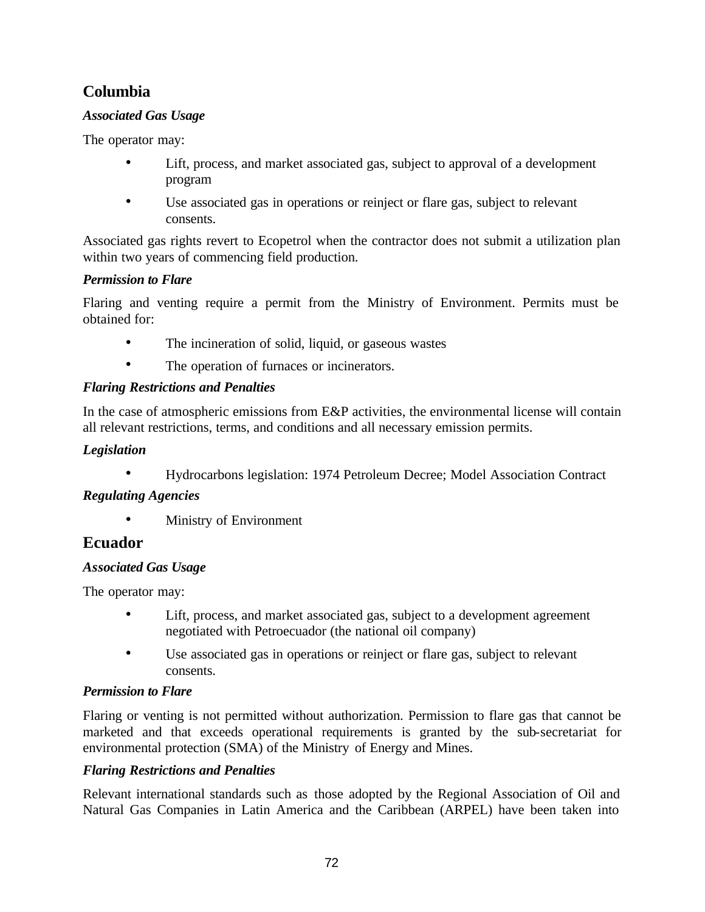## Columbia

***Associated Gas Usage***

The operator may:

- Lift, process, and market associated gas, subject to approval of a development program
- Use associated gas in operations or reinject or flare gas, subject to relevant consents.

Associated gas rights revert to Ecopetrol when the contractor does not submit a utilization plan within two years of commencing field production.

***Permission to Flare***

Flaring and venting require a permit from the Ministry of Environment. Permits must be obtained for:

- The incineration of solid, liquid, or gaseous wastes
- The operation of furnaces or incinerators.

***Flaring Restrictions and Penalties***

In the case of atmospheric emissions from E&P activities, the environmental license will contain all relevant restrictions, terms, and conditions and all necessary emission permits.

***Legislation***

- Hydrocarbons legislation: 1974 Petroleum Decree; Model Association Contract

***Regulating Agencies***

- Ministry of Environment

## Ecuador

***Associated Gas Usage***

The operator may:

- Lift, process, and market associated gas, subject to a development agreement negotiated with Petroecuador (the national oil company)
- Use associated gas in operations or reinject or flare gas, subject to relevant consents.

***Permission to Flare***

Flaring or venting is not permitted without authorization. Permission to flare gas that cannot be marketed and that exceeds operational requirements is granted by the sub-secretariat for environmental protection (SMA) of the Ministry of Energy and Mines.

***Flaring Restrictions and Penalties***

Relevant international standards such as those adopted by the Regional Association of Oil and Natural Gas Companies in Latin America and the Caribbean (ARPEL) have been taken into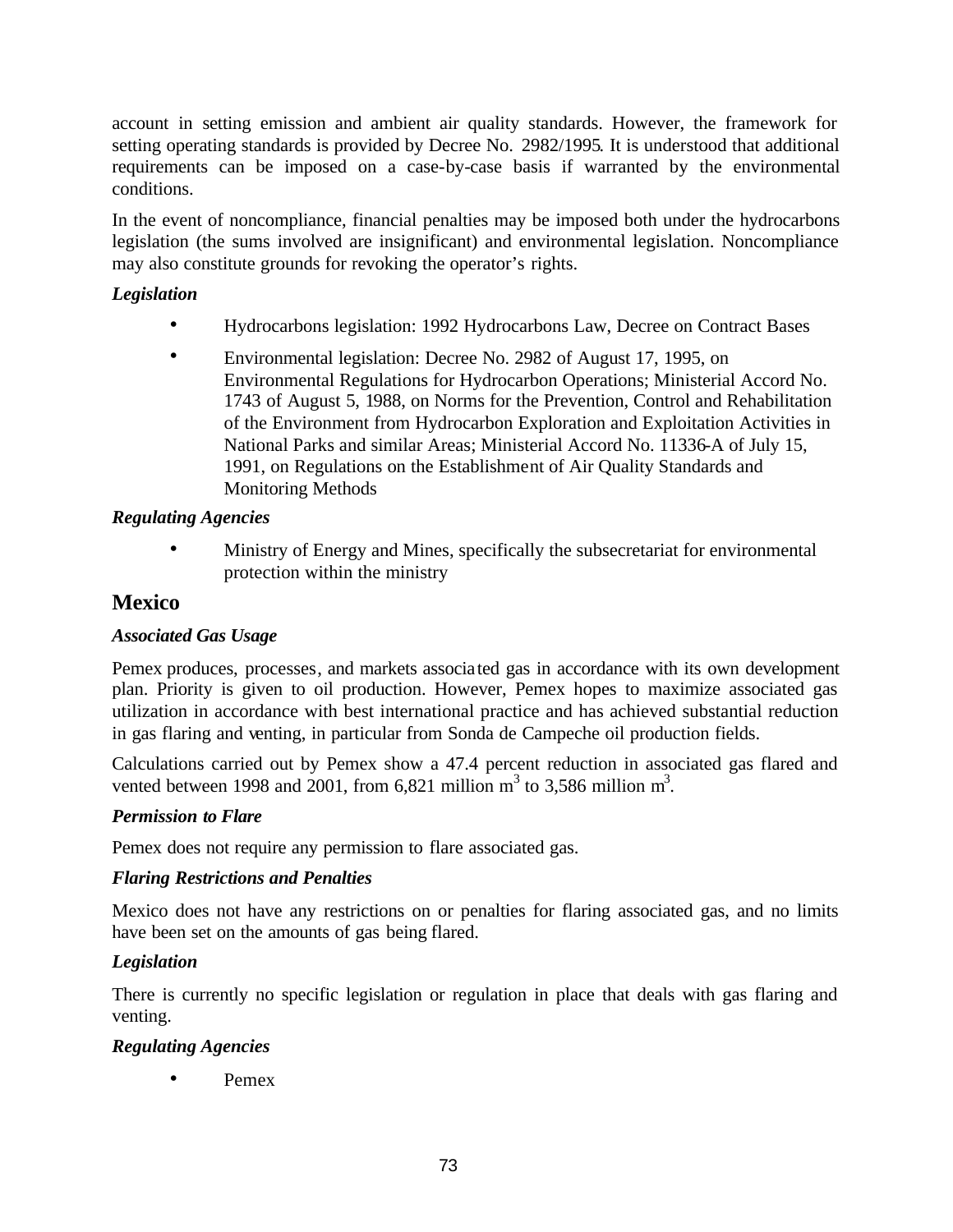account in setting emission and ambient air quality standards. However, the framework for setting operating standards is provided by Decree No. 2982/1995. It is understood that additional requirements can be imposed on a case-by-case basis if warranted by the environmental conditions.

In the event of noncompliance, financial penalties may be imposed both under the hydrocarbons legislation (the sums involved are insignificant) and environmental legislation. Noncompliance may also constitute grounds for revoking the operator's rights.

***Legislation***

- Hydrocarbons legislation: 1992 Hydrocarbons Law, Decree on Contract Bases
- Environmental legislation: Decree No. 2982 of August 17, 1995, on Environmental Regulations for Hydrocarbon Operations; Ministerial Accord No. 1743 of August 5, 1988, on Norms for the Prevention, Control and Rehabilitation of the Environment from Hydrocarbon Exploration and Exploitation Activities in National Parks and similar Areas; Ministerial Accord No. 11336-A of July 15, 1991, on Regulations on the Establishment of Air Quality Standards and Monitoring Methods

***Regulating Agencies***

- Ministry of Energy and Mines, specifically the subsecretariat for environmental protection within the ministry

## Mexico

***Associated Gas Usage***

Pemex produces, processes, and markets associated gas in accordance with its own development plan. Priority is given to oil production. However, Pemex hopes to maximize associated gas utilization in accordance with best international practice and has achieved substantial reduction in gas flaring and venting, in particular from Sonda de Campeche oil production fields.

Calculations carried out by Pemex show a 47.4 percent reduction in associated gas flared and vented between 1998 and 2001, from 6,821 million $m^3$ to 3,586 million $m^3$.

***Permission to Flare***

Pemex does not require any permission to flare associated gas.

***Flaring Restrictions and Penalties***

Mexico does not have any restrictions on or penalties for flaring associated gas, and no limits have been set on the amounts of gas being flared.

***Legislation***

There is currently no specific legislation or regulation in place that deals with gas flaring and venting.

***Regulating Agencies***

- Pemex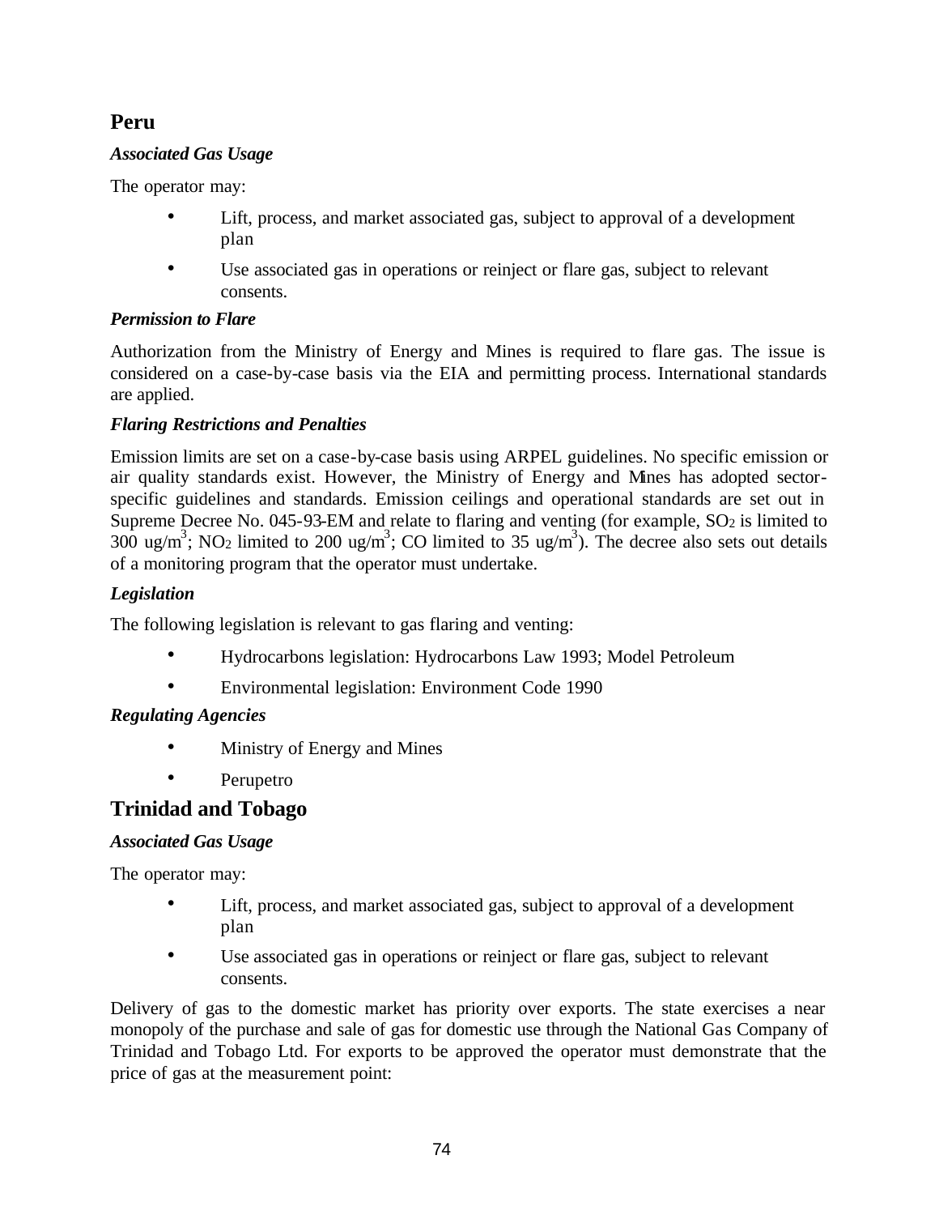## Peru

***Associated Gas Usage***

The operator may:

- Lift, process, and market associated gas, subject to approval of a development plan
- Use associated gas in operations or reinject or flare gas, subject to relevant consents.

***Permission to Flare***

Authorization from the Ministry of Energy and Mines is required to flare gas. The issue is considered on a case-by-case basis via the EIA and permitting process. International standards are applied.

***Flaring Restrictions and Penalties***

Emission limits are set on a case-by-case basis using ARPEL guidelines. No specific emission or air quality standards exist. However, the Ministry of Energy and Mines has adopted sector-specific guidelines and standards. Emission ceilings and operational standards are set out in Supreme Decree No. 045-93-EM and relate to flaring and venting (for example, $SO_2$ is limited to 300 ug/$m^3$; $NO_2$ limited to 200 ug/$m^3$; CO limited to 35 ug/$m^3$). The decree also sets out details of a monitoring program that the operator must undertake.

***Legislation***

The following legislation is relevant to gas flaring and venting:

- Hydrocarbons legislation: Hydrocarbons Law 1993; Model Petroleum
- Environmental legislation: Environment Code 1990

***Regulating Agencies***

- Ministry of Energy and Mines
- Perupetro

## Trinidad and Tobago

***Associated Gas Usage***

The operator may:

- Lift, process, and market associated gas, subject to approval of a development plan
- Use associated gas in operations or reinject or flare gas, subject to relevant consents.

Delivery of gas to the domestic market has priority over exports. The state exercises a near monopoly of the purchase and sale of gas for domestic use through the National Gas Company of Trinidad and Tobago Ltd. For exports to be approved the operator must demonstrate that the price of gas at the measurement point: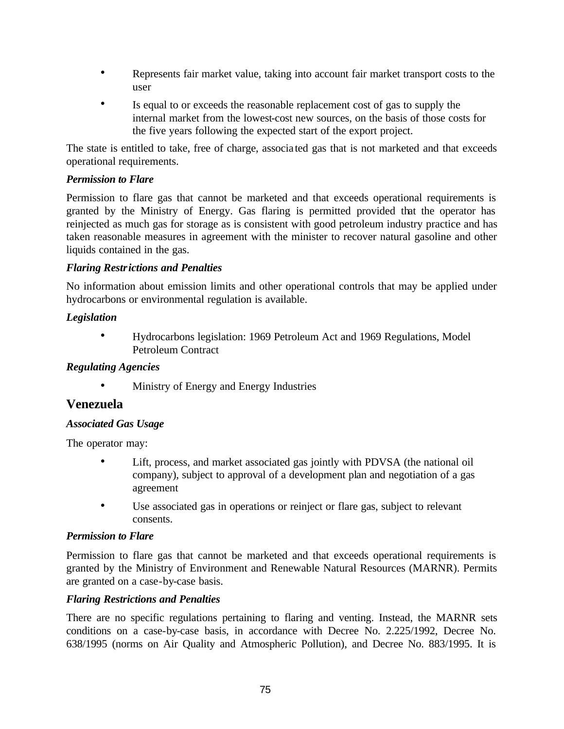- Represents fair market value, taking into account fair market transport costs to the user
- Is equal to or exceeds the reasonable replacement cost of gas to supply the internal market from the lowest-cost new sources, on the basis of those costs for the five years following the expected start of the export project.

The state is entitled to take, free of charge, associated gas that is not marketed and that exceeds operational requirements.

***Permission to Flare***

Permission to flare gas that cannot be marketed and that exceeds operational requirements is granted by the Ministry of Energy. Gas flaring is permitted provided that the operator has reinjected as much gas for storage as is consistent with good petroleum industry practice and has taken reasonable measures in agreement with the minister to recover natural gasoline and other liquids contained in the gas.

***Flaring Restrictions and Penalties***

No information about emission limits and other operational controls that may be applied under hydrocarbons or environmental regulation is available.

***Legislation***

- Hydrocarbons legislation: 1969 Petroleum Act and 1969 Regulations, Model Petroleum Contract

***Regulating Agencies***

- Ministry of Energy and Energy Industries

## Venezuela

***Associated Gas Usage***

The operator may:

- Lift, process, and market associated gas jointly with PDVSA (the national oil company), subject to approval of a development plan and negotiation of a gas agreement
- Use associated gas in operations or reinject or flare gas, subject to relevant consents.

***Permission to Flare***

Permission to flare gas that cannot be marketed and that exceeds operational requirements is granted by the Ministry of Environment and Renewable Natural Resources (MARNR). Permits are granted on a case-by-case basis.

***Flaring Restrictions and Penalties***

There are no specific regulations pertaining to flaring and venting. Instead, the MARNR sets conditions on a case-by-case basis, in accordance with Decree No. 2.225/1992, Decree No. 638/1995 (norms on Air Quality and Atmospheric Pollution), and Decree No. 883/1995. It is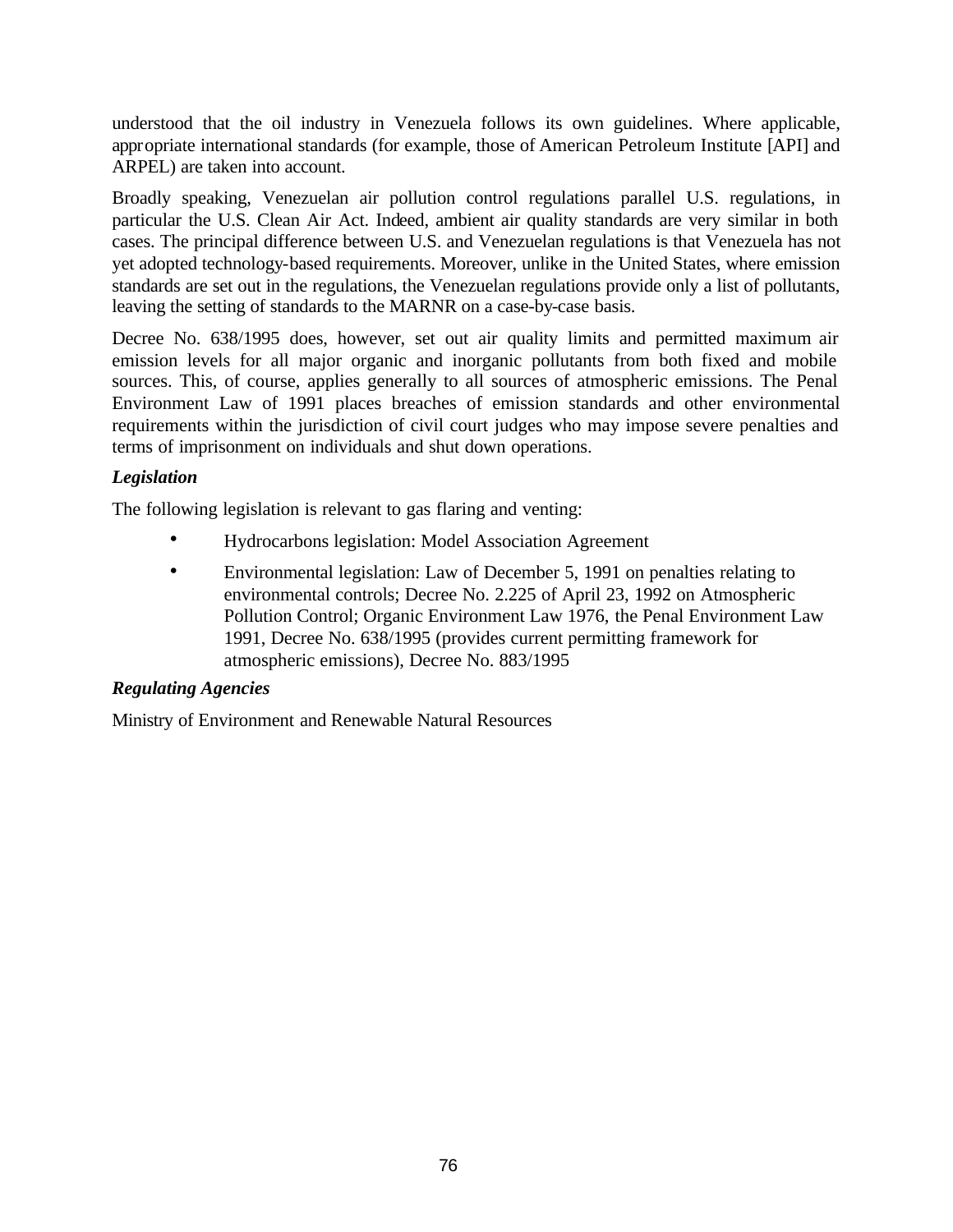understood that the oil industry in Venezuela follows its own guidelines. Where applicable, appropriate international standards (for example, those of American Petroleum Institute [API] and ARPEL) are taken into account.

Broadly speaking, Venezuelan air pollution control regulations parallel U.S. regulations, in particular the U.S. Clean Air Act. Indeed, ambient air quality standards are very similar in both cases. The principal difference between U.S. and Venezuelan regulations is that Venezuela has not yet adopted technology-based requirements. Moreover, unlike in the United States, where emission standards are set out in the regulations, the Venezuelan regulations provide only a list of pollutants, leaving the setting of standards to the MARNR on a case-by-case basis.

Decree No. 638/1995 does, however, set out air quality limits and permitted maximum air emission levels for all major organic and inorganic pollutants from both fixed and mobile sources. This, of course, applies generally to all sources of atmospheric emissions. The Penal Environment Law of 1991 places breaches of emission standards and other environmental requirements within the jurisdiction of civil court judges who may impose severe penalties and terms of imprisonment on individuals and shut down operations.

***Legislation***

The following legislation is relevant to gas flaring and venting:

- Hydrocarbons legislation: Model Association Agreement
- Environmental legislation: Law of December 5, 1991 on penalties relating to environmental controls; Decree No. 2.225 of April 23, 1992 on Atmospheric Pollution Control; Organic Environment Law 1976, the Penal Environment Law 1991, Decree No. 638/1995 (provides current permitting framework for atmospheric emissions), Decree No. 883/1995

***Regulating Agencies***

Ministry of Environment and Renewable Natural Resources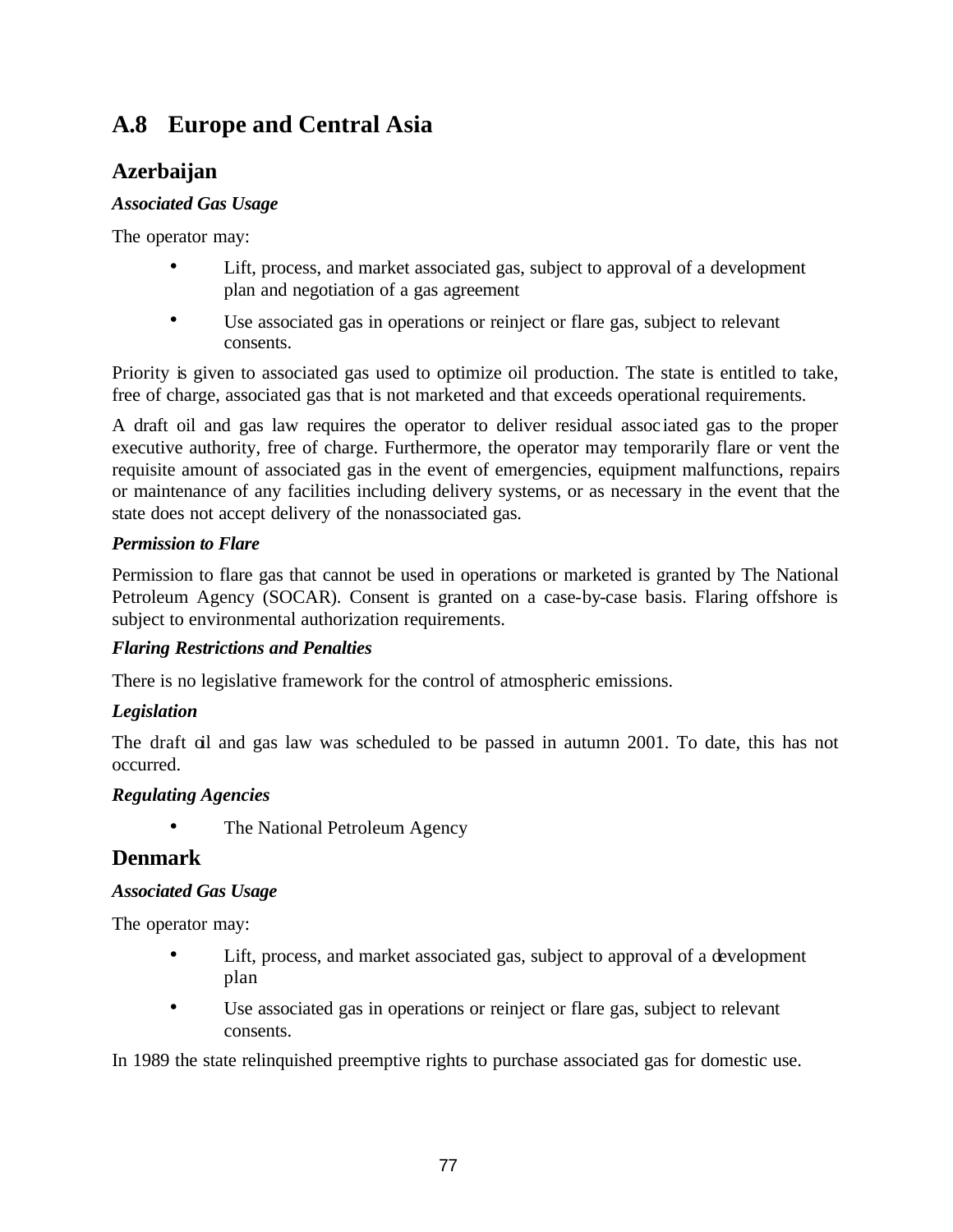# A.8 Europe and Central Asia

## Azerbaijan

***Associated Gas Usage***

The operator may:

- Lift, process, and market associated gas, subject to approval of a development plan and negotiation of a gas agreement
- Use associated gas in operations or reinject or flare gas, subject to relevant consents.

Priority is given to associated gas used to optimize oil production. The state is entitled to take, free of charge, associated gas that is not marketed and that exceeds operational requirements.

A draft oil and gas law requires the operator to deliver residual associated gas to the proper executive authority, free of charge. Furthermore, the operator may temporarily flare or vent the requisite amount of associated gas in the event of emergencies, equipment malfunctions, repairs or maintenance of any facilities including delivery systems, or as necessary in the event that the state does not accept delivery of the nonassociated gas.

***Permission to Flare***

Permission to flare gas that cannot be used in operations or marketed is granted by The National Petroleum Agency (SOCAR). Consent is granted on a case-by-case basis. Flaring offshore is subject to environmental authorization requirements.

***Flaring Restrictions and Penalties***

There is no legislative framework for the control of atmospheric emissions.

***Legislation***

The draft oil and gas law was scheduled to be passed in autumn 2001. To date, this has not occurred.

***Regulating Agencies***

- The National Petroleum Agency

## Denmark

***Associated Gas Usage***

The operator may:

- Lift, process, and market associated gas, subject to approval of a development plan
- Use associated gas in operations or reinject or flare gas, subject to relevant consents.

In 1989 the state relinquished preemptive rights to purchase associated gas for domestic use.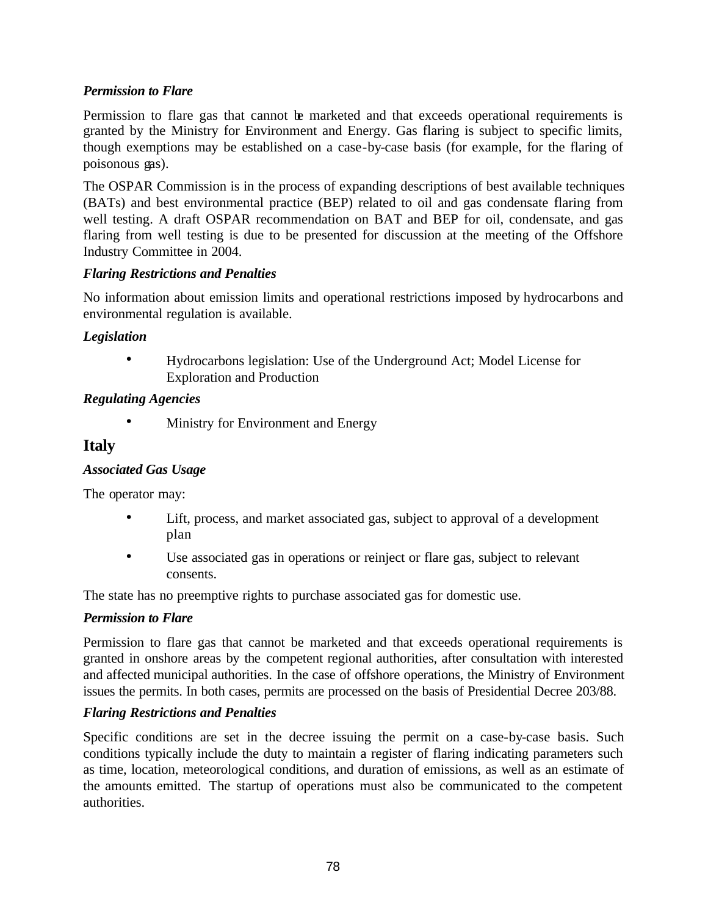***Permission to Flare***

Permission to flare gas that cannot be marketed and that exceeds operational requirements is granted by the Ministry for Environment and Energy. Gas flaring is subject to specific limits, though exemptions may be established on a case-by-case basis (for example, for the flaring of poisonous gas).

The OSPAR Commission is in the process of expanding descriptions of best available techniques (BATs) and best environmental practice (BEP) related to oil and gas condensate flaring from well testing. A draft OSPAR recommendation on BAT and BEP for oil, condensate, and gas flaring from well testing is due to be presented for discussion at the meeting of the Offshore Industry Committee in 2004.

***Flaring Restrictions and Penalties***

No information about emission limits and operational restrictions imposed by hydrocarbons and environmental regulation is available.

***Legislation***

- Hydrocarbons legislation: Use of the Underground Act; Model License for Exploration and Production

***Regulating Agencies***

- Ministry for Environment and Energy

## Italy

***Associated Gas Usage***

The operator may:

- Lift, process, and market associated gas, subject to approval of a development plan
- Use associated gas in operations or reinject or flare gas, subject to relevant consents.

The state has no preemptive rights to purchase associated gas for domestic use.

***Permission to Flare***

Permission to flare gas that cannot be marketed and that exceeds operational requirements is granted in onshore areas by the competent regional authorities, after consultation with interested and affected municipal authorities. In the case of offshore operations, the Ministry of Environment issues the permits. In both cases, permits are processed on the basis of Presidential Decree 203/88.

***Flaring Restrictions and Penalties***

Specific conditions are set in the decree issuing the permit on a case-by-case basis. Such conditions typically include the duty to maintain a register of flaring indicating parameters such as time, location, meteorological conditions, and duration of emissions, as well as an estimate of the amounts emitted. The startup of operations must also be communicated to the competent authorities.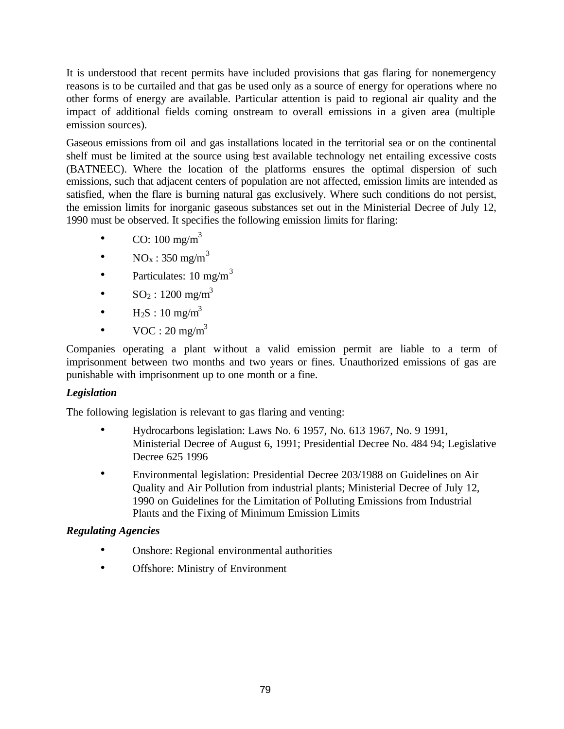It is understood that recent permits have included provisions that gas flaring for nonemergency reasons is to be curtailed and that gas be used only as a source of energy for operations where no other forms of energy are available. Particular attention is paid to regional air quality and the impact of additional fields coming onstream to overall emissions in a given area (multiple emission sources).

Gaseous emissions from oil and gas installations located in the territorial sea or on the continental shelf must be limited at the source using best available technology net entailing excessive costs (BATNEEC). Where the location of the platforms ensures the optimal dispersion of such emissions, such that adjacent centers of population are not affected, emission limits are intended as satisfied, when the flare is burning natural gas exclusively. Where such conditions do not persist, the emission limits for inorganic gaseous substances set out in the Ministerial Decree of July 12, 1990 must be observed. It specifies the following emission limits for flaring:

- CO: 100 $mg/m^3$
- $NO_x$ : 350 $mg/m^3$
- Particulates: 10 $mg/m^3$
- $SO_2$ : 1200 $mg/m^3$
- $H_2S$ : 10 $mg/m^3$
- VOC : 20 $mg/m^3$

Companies operating a plant without a valid emission permit are liable to a term of imprisonment between two months and two years or fines. Unauthorized emissions of gas are punishable with imprisonment up to one month or a fine.

***Legislation***

The following legislation is relevant to gas flaring and venting:

- Hydrocarbons legislation: Laws No. 6 1957, No. 613 1967, No. 9 1991, Ministerial Decree of August 6, 1991; Presidential Decree No. 484 94; Legislative Decree 625 1996
- Environmental legislation: Presidential Decree 203/1988 on Guidelines on Air Quality and Air Pollution from industrial plants; Ministerial Decree of July 12, 1990 on Guidelines for the Limitation of Polluting Emissions from Industrial Plants and the Fixing of Minimum Emission Limits

***Regulating Agencies***

- Onshore: Regional environmental authorities
- Offshore: Ministry of Environment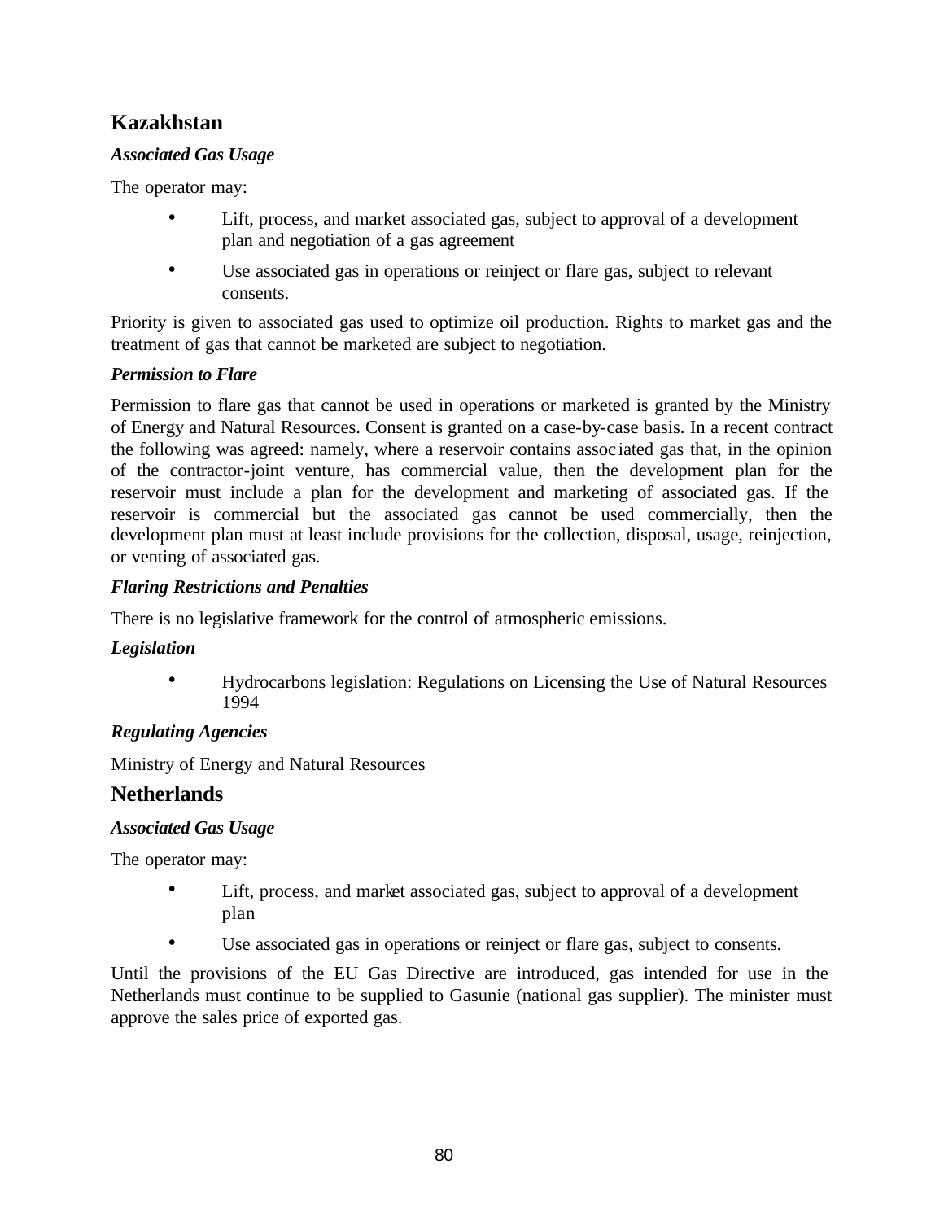## Kazakhstan

***Associated Gas Usage***

The operator may:

- Lift, process, and market associated gas, subject to approval of a development plan and negotiation of a gas agreement
- Use associated gas in operations or reinject or flare gas, subject to relevant consents.

Priority is given to associated gas used to optimize oil production. Rights to market gas and the treatment of gas that cannot be marketed are subject to negotiation.

***Permission to Flare***

Permission to flare gas that cannot be used in operations or marketed is granted by the Ministry of Energy and Natural Resources. Consent is granted on a case-by-case basis. In a recent contract the following was agreed: namely, where a reservoir contains associated gas that, in the opinion of the contractor-joint venture, has commercial value, then the development plan for the reservoir must include a plan for the development and marketing of associated gas. If the reservoir is commercial but the associated gas cannot be used commercially, then the development plan must at least include provisions for the collection, disposal, usage, reinjection, or venting of associated gas.

***Flaring Restrictions and Penalties***

There is no legislative framework for the control of atmospheric emissions.

***Legislation***

- Hydrocarbons legislation: Regulations on Licensing the Use of Natural Resources 1994

***Regulating Agencies***

Ministry of Energy and Natural Resources

## Netherlands

***Associated Gas Usage***

The operator may:

- Lift, process, and market associated gas, subject to approval of a development plan
- Use associated gas in operations or reinject or flare gas, subject to consents.

Until the provisions of the EU Gas Directive are introduced, gas intended for use in the Netherlands must continue to be supplied to Gasunie (national gas supplier). The minister must approve the sales price of exported gas.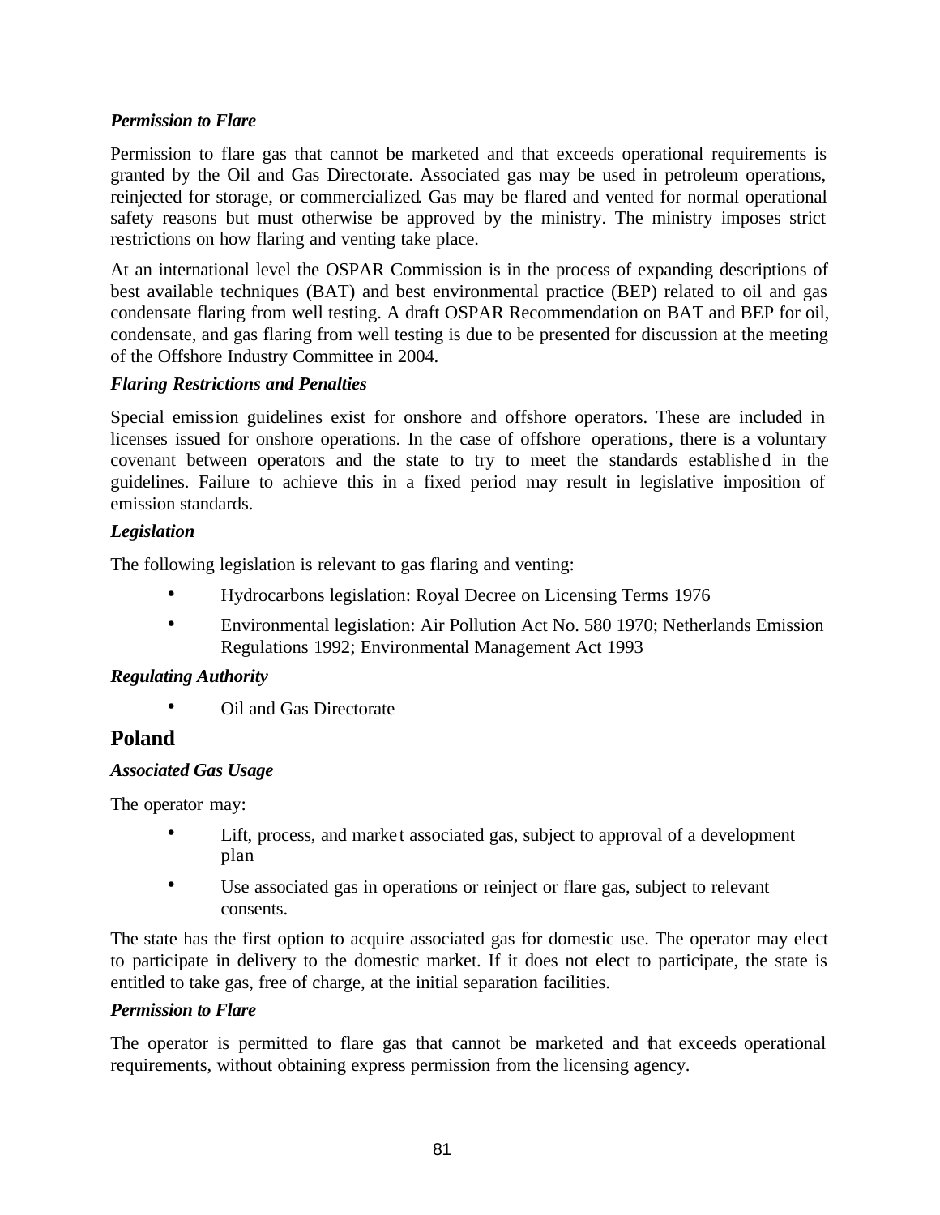***Permission to Flare***

Permission to flare gas that cannot be marketed and that exceeds operational requirements is granted by the Oil and Gas Directorate. Associated gas may be used in petroleum operations, reinjected for storage, or commercialized. Gas may be flared and vented for normal operational safety reasons but must otherwise be approved by the ministry. The ministry imposes strict restrictions on how flaring and venting take place.

At an international level the OSPAR Commission is in the process of expanding descriptions of best available techniques (BAT) and best environmental practice (BEP) related to oil and gas condensate flaring from well testing. A draft OSPAR Recommendation on BAT and BEP for oil, condensate, and gas flaring from well testing is due to be presented for discussion at the meeting of the Offshore Industry Committee in 2004.

***Flaring Restrictions and Penalties***

Special emission guidelines exist for onshore and offshore operators. These are included in licenses issued for onshore operations. In the case of offshore operations, there is a voluntary covenant between operators and the state to try to meet the standards established in the guidelines. Failure to achieve this in a fixed period may result in legislative imposition of emission standards.

***Legislation***

The following legislation is relevant to gas flaring and venting:

- Hydrocarbons legislation: Royal Decree on Licensing Terms 1976
- Environmental legislation: Air Pollution Act No. 580 1970; Netherlands Emission Regulations 1992; Environmental Management Act 1993

***Regulating Authority***

- Oil and Gas Directorate

## Poland

***Associated Gas Usage***

The operator may:

- Lift, process, and market associated gas, subject to approval of a development plan
- Use associated gas in operations or reinject or flare gas, subject to relevant consents.

The state has the first option to acquire associated gas for domestic use. The operator may elect to participate in delivery to the domestic market. If it does not elect to participate, the state is entitled to take gas, free of charge, at the initial separation facilities.

***Permission to Flare***

The operator is permitted to flare gas that cannot be marketed and that exceeds operational requirements, without obtaining express permission from the licensing agency.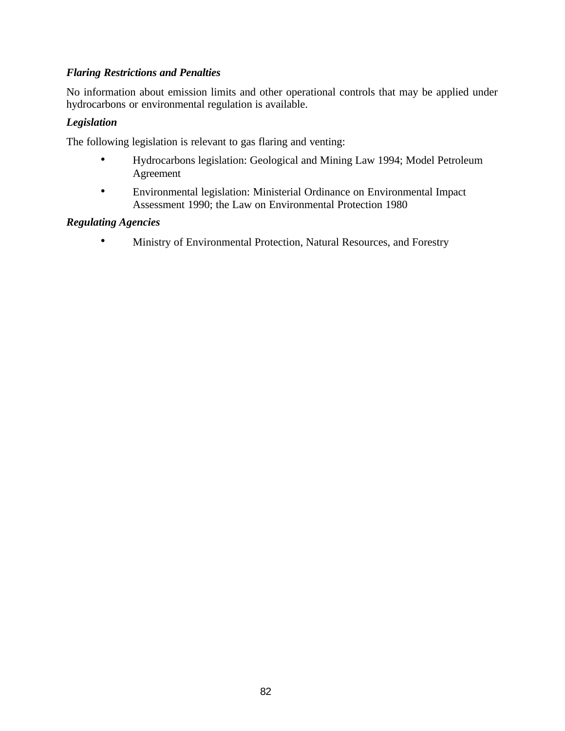***Flaring Restrictions and Penalties***

No information about emission limits and other operational controls that may be applied under hydrocarbons or environmental regulation is available.

***Legislation***

The following legislation is relevant to gas flaring and venting:

- Hydrocarbons legislation: Geological and Mining Law 1994; Model Petroleum Agreement
- Environmental legislation: Ministerial Ordinance on Environmental Impact Assessment 1990; the Law on Environmental Protection 1980

***Regulating Agencies***

- Ministry of Environmental Protection, Natural Resources, and Forestry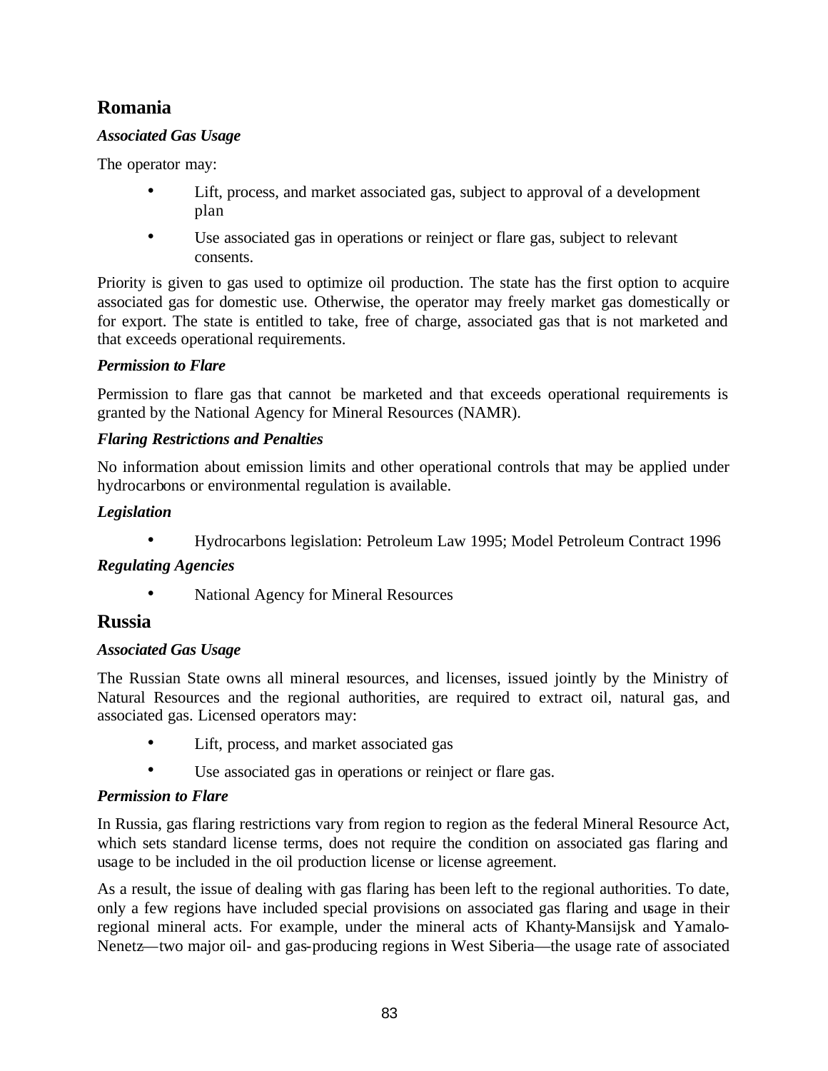## Romania

### *Associated Gas Usage*

The operator may:

- Lift, process, and market associated gas, subject to approval of a development plan
- Use associated gas in operations or reinject or flare gas, subject to relevant consents.

Priority is given to gas used to optimize oil production. The state has the first option to acquire associated gas for domestic use. Otherwise, the operator may freely market gas domestically or for export. The state is entitled to take, free of charge, associated gas that is not marketed and that exceeds operational requirements.

### *Permission to Flare*

Permission to flare gas that cannot be marketed and that exceeds operational requirements is granted by the National Agency for Mineral Resources (NAMR).

### *Flaring Restrictions and Penalties*

No information about emission limits and other operational controls that may be applied under hydrocarbons or environmental regulation is available.

### *Legislation*

- Hydrocarbons legislation: Petroleum Law 1995; Model Petroleum Contract 1996

### *Regulating Agencies*

- National Agency for Mineral Resources

## Russia

### *Associated Gas Usage*

The Russian State owns all mineral resources, and licenses, issued jointly by the Ministry of Natural Resources and the regional authorities, are required to extract oil, natural gas, and associated gas. Licensed operators may:

- Lift, process, and market associated gas
- Use associated gas in operations or reinject or flare gas.

### *Permission to Flare*

In Russia, gas flaring restrictions vary from region to region as the federal Mineral Resource Act, which sets standard license terms, does not require the condition on associated gas flaring and usage to be included in the oil production license or license agreement.

As a result, the issue of dealing with gas flaring has been left to the regional authorities. To date, only a few regions have included special provisions on associated gas flaring and usage in their regional mineral acts. For example, under the mineral acts of Khanty-Mansijsk and Yamalo-Nenetz—two major oil- and gas-producing regions in West Siberia—the usage rate of associated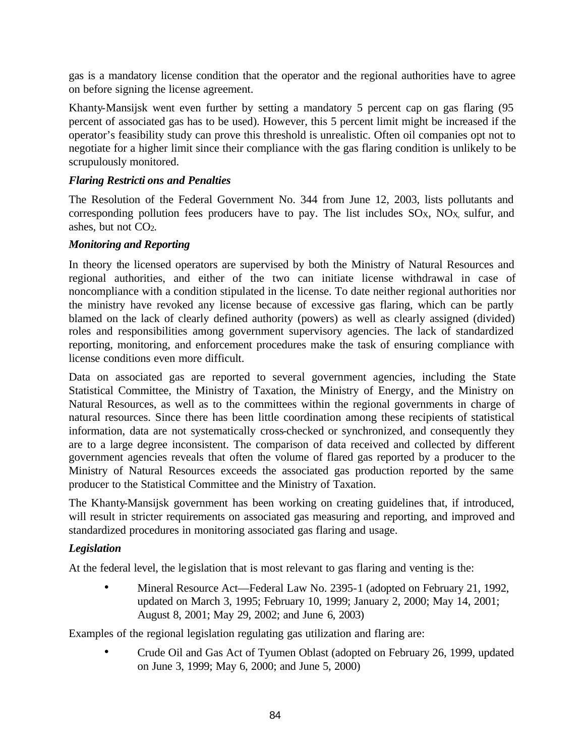gas is a mandatory license condition that the operator and the regional authorities have to agree on before signing the license agreement.

Khanty-Mansijsk went even further by setting a mandatory 5 percent cap on gas flaring (95 percent of associated gas has to be used). However, this 5 percent limit might be increased if the operator's feasibility study can prove this threshold is unrealistic. Often oil companies opt not to negotiate for a higher limit since their compliance with the gas flaring condition is unlikely to be scrupulously monitored.

***Flaring Restrictions and Penalties***

The Resolution of the Federal Government No. 344 from June 12, 2003, lists pollutants and corresponding pollution fees producers have to pay. The list includes $SO_X$, $NO_X$, sulfur, and ashes, but not $CO_2$.

***Monitoring and Reporting***

In theory the licensed operators are supervised by both the Ministry of Natural Resources and regional authorities, and either of the two can initiate license withdrawal in case of noncompliance with a condition stipulated in the license. To date neither regional authorities nor the ministry have revoked any license because of excessive gas flaring, which can be partly blamed on the lack of clearly defined authority (powers) as well as clearly assigned (divided) roles and responsibilities among government supervisory agencies. The lack of standardized reporting, monitoring, and enforcement procedures make the task of ensuring compliance with license conditions even more difficult.

Data on associated gas are reported to several government agencies, including the State Statistical Committee, the Ministry of Taxation, the Ministry of Energy, and the Ministry on Natural Resources, as well as to the committees within the regional governments in charge of natural resources. Since there has been little coordination among these recipients of statistical information, data are not systematically cross-checked or synchronized, and consequently they are to a large degree inconsistent. The comparison of data received and collected by different government agencies reveals that often the volume of flared gas reported by a producer to the Ministry of Natural Resources exceeds the associated gas production reported by the same producer to the Statistical Committee and the Ministry of Taxation.

The Khanty-Mansijsk government has been working on creating guidelines that, if introduced, will result in stricter requirements on associated gas measuring and reporting, and improved and standardized procedures in monitoring associated gas flaring and usage.

***Legislation***

At the federal level, the legislation that is most relevant to gas flaring and venting is the:

- Mineral Resource Act—Federal Law No. 2395-1 (adopted on February 21, 1992, updated on March 3, 1995; February 10, 1999; January 2, 2000; May 14, 2001; August 8, 2001; May 29, 2002; and June 6, 2003)

Examples of the regional legislation regulating gas utilization and flaring are:

- Crude Oil and Gas Act of Tyumen Oblast (adopted on February 26, 1999, updated on June 3, 1999; May 6, 2000; and June 5, 2000)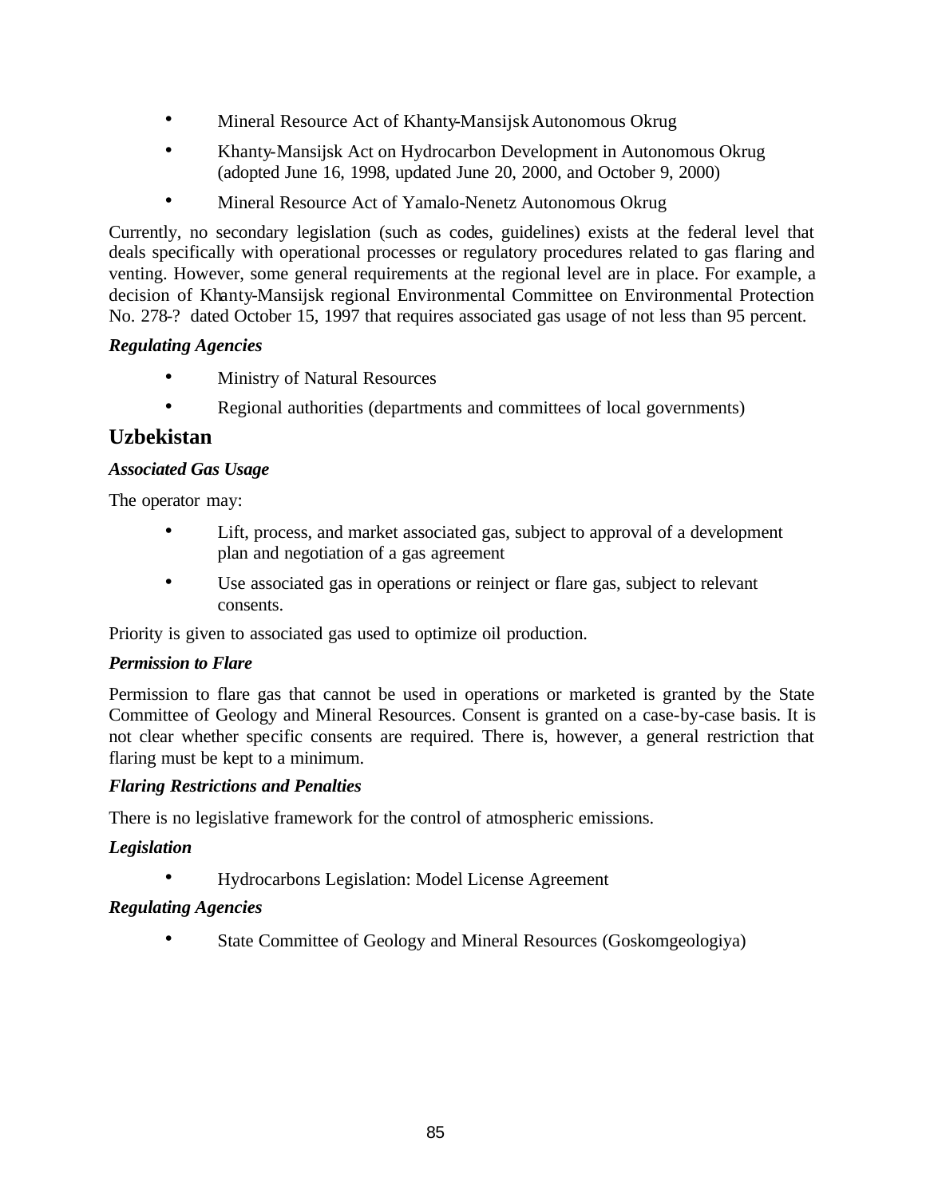- Mineral Resource Act of Khanty-Mansijsk Autonomous Okrug
- Khanty-Mansijsk Act on Hydrocarbon Development in Autonomous Okrug (adopted June 16, 1998, updated June 20, 2000, and October 9, 2000)
- Mineral Resource Act of Yamalo-Nenetz Autonomous Okrug

Currently, no secondary legislation (such as codes, guidelines) exists at the federal level that deals specifically with operational processes or regulatory procedures related to gas flaring and venting. However, some general requirements at the regional level are in place. For example, a decision of Khanty-Mansijsk regional Environmental Committee on Environmental Protection No. 278-? dated October 15, 1997 that requires associated gas usage of not less than 95 percent.

***Regulating Agencies***

- Ministry of Natural Resources
- Regional authorities (departments and committees of local governments)

## Uzbekistan

***Associated Gas Usage***

The operator may:

- Lift, process, and market associated gas, subject to approval of a development plan and negotiation of a gas agreement
- Use associated gas in operations or reinject or flare gas, subject to relevant consents.

Priority is given to associated gas used to optimize oil production.

***Permission to Flare***

Permission to flare gas that cannot be used in operations or marketed is granted by the State Committee of Geology and Mineral Resources. Consent is granted on a case-by-case basis. It is not clear whether specific consents are required. There is, however, a general restriction that flaring must be kept to a minimum.

***Flaring Restrictions and Penalties***

There is no legislative framework for the control of atmospheric emissions.

***Legislation***

- Hydrocarbons Legislation: Model License Agreement

***Regulating Agencies***

- State Committee of Geology and Mineral Resources (Goskomgeologiya)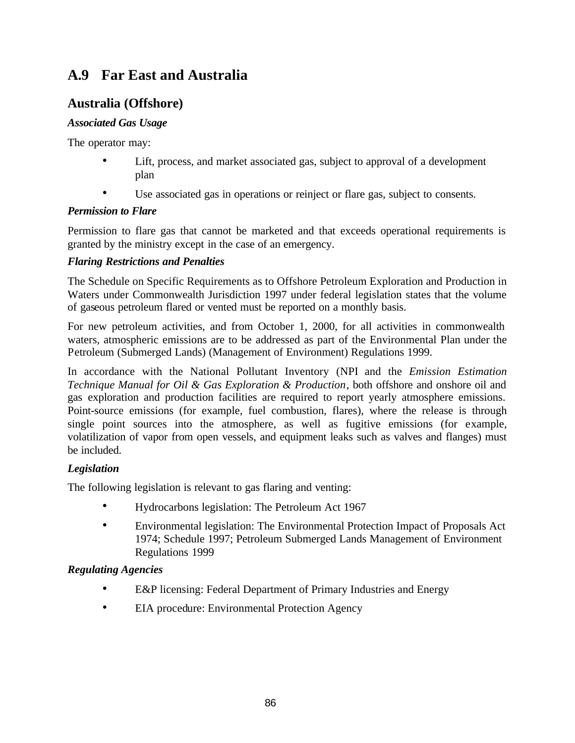## A.9 Far East and Australia

### Australia (Offshore)

***Associated Gas Usage***

The operator may:

- Lift, process, and market associated gas, subject to approval of a development plan
- Use associated gas in operations or reinject or flare gas, subject to consents.

***Permission to Flare***

Permission to flare gas that cannot be marketed and that exceeds operational requirements is granted by the ministry except in the case of an emergency.

***Flaring Restrictions and Penalties***

The Schedule on Specific Requirements as to Offshore Petroleum Exploration and Production in Waters under Commonwealth Jurisdiction 1997 under federal legislation states that the volume of gaseous petroleum flared or vented must be reported on a monthly basis.

For new petroleum activities, and from October 1, 2000, for all activities in commonwealth waters, atmospheric emissions are to be addressed as part of the Environmental Plan under the Petroleum (Submerged Lands) (Management of Environment) Regulations 1999.

In accordance with the National Pollutant Inventory (NPI and the *Emission Estimation Technique Manual for Oil & Gas Exploration & Production*, both offshore and onshore oil and gas exploration and production facilities are required to report yearly atmosphere emissions. Point-source emissions (for example, fuel combustion, flares), where the release is through single point sources into the atmosphere, as well as fugitive emissions (for example, volatilization of vapor from open vessels, and equipment leaks such as valves and flanges) must be included.

***Legislation***

The following legislation is relevant to gas flaring and venting:

- Hydrocarbons legislation: The Petroleum Act 1967
- Environmental legislation: The Environmental Protection Impact of Proposals Act 1974; Schedule 1997; Petroleum Submerged Lands Management of Environment Regulations 1999

***Regulating Agencies***

- E&P licensing: Federal Department of Primary Industries and Energy
- EIA procedure: Environmental Protection Agency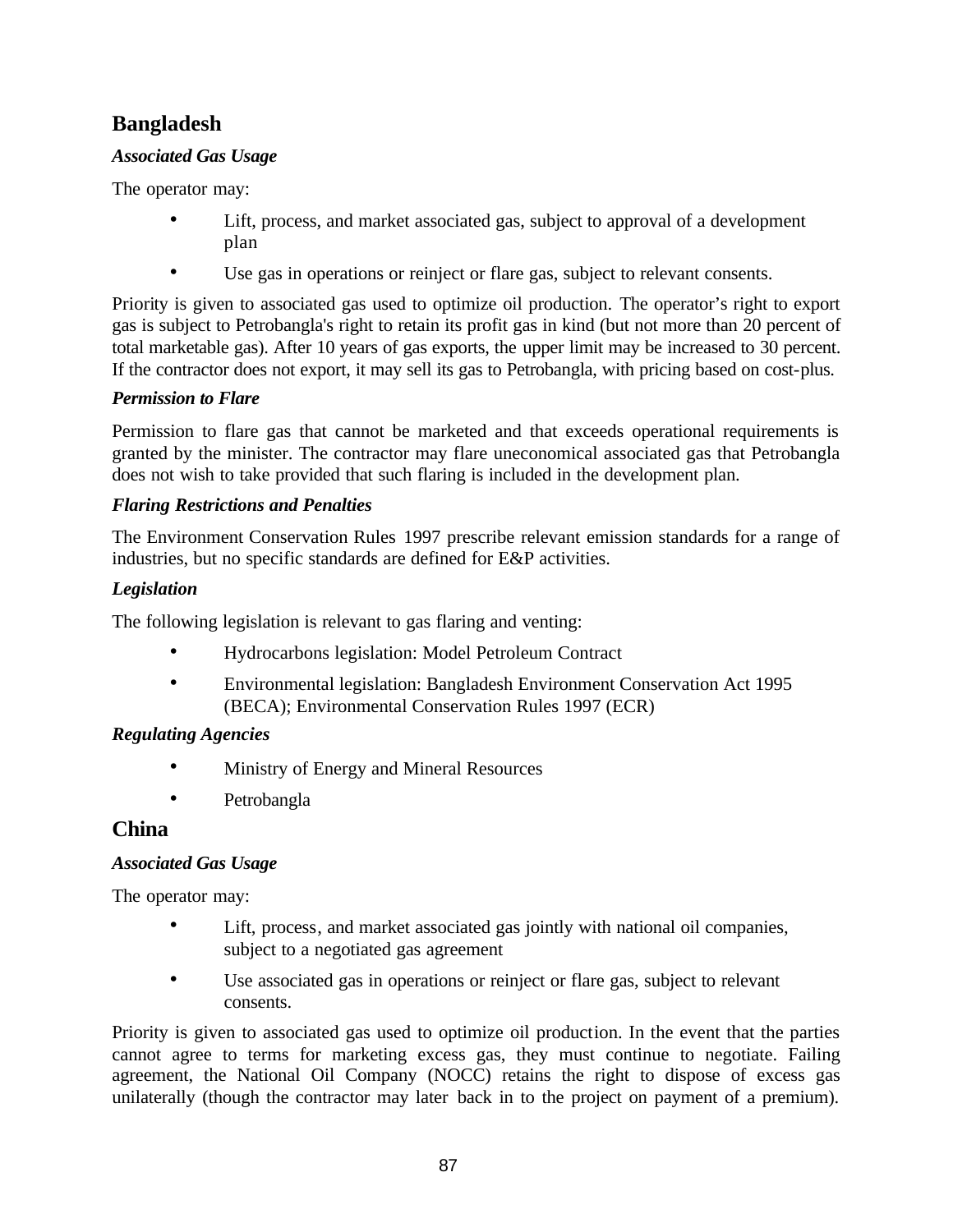## Bangladesh

***Associated Gas Usage***

The operator may:

- Lift, process, and market associated gas, subject to approval of a development plan
- Use gas in operations or reinject or flare gas, subject to relevant consents.

Priority is given to associated gas used to optimize oil production. The operator's right to export gas is subject to Petrobangla's right to retain its profit gas in kind (but not more than 20 percent of total marketable gas). After 10 years of gas exports, the upper limit may be increased to 30 percent. If the contractor does not export, it may sell its gas to Petrobangla, with pricing based on cost-plus.

***Permission to Flare***

Permission to flare gas that cannot be marketed and that exceeds operational requirements is granted by the minister. The contractor may flare uneconomical associated gas that Petrobangla does not wish to take provided that such flaring is included in the development plan.

***Flaring Restrictions and Penalties***

The Environment Conservation Rules 1997 prescribe relevant emission standards for a range of industries, but no specific standards are defined for E&P activities.

***Legislation***

The following legislation is relevant to gas flaring and venting:

- Hydrocarbons legislation: Model Petroleum Contract
- Environmental legislation: Bangladesh Environment Conservation Act 1995 (BECA); Environmental Conservation Rules 1997 (ECR)

***Regulating Agencies***

- Ministry of Energy and Mineral Resources
- Petrobangla

## China

***Associated Gas Usage***

The operator may:

- Lift, process, and market associated gas jointly with national oil companies, subject to a negotiated gas agreement
- Use associated gas in operations or reinject or flare gas, subject to relevant consents.

Priority is given to associated gas used to optimize oil production. In the event that the parties cannot agree to terms for marketing excess gas, they must continue to negotiate. Failing agreement, the National Oil Company (NOCC) retains the right to dispose of excess gas unilaterally (though the contractor may later back in to the project on payment of a premium).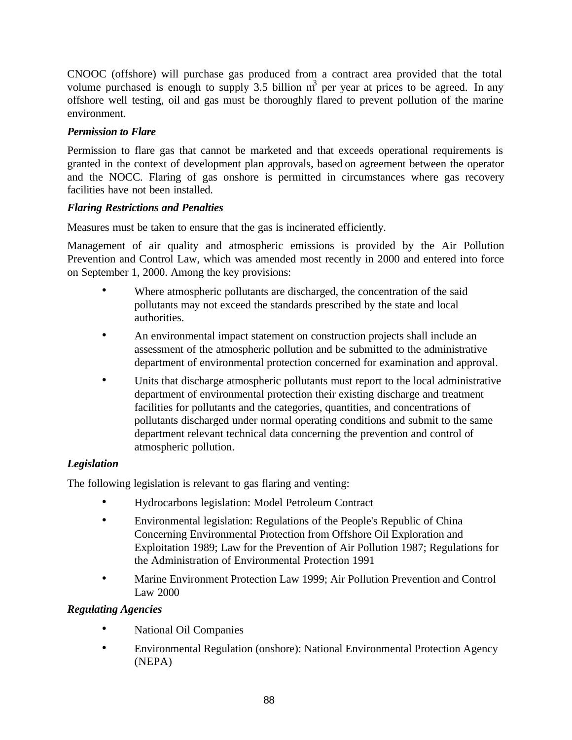CNOOC (offshore) will purchase gas produced from a contract area provided that the total volume purchased is enough to supply 3.5 billion $m^3$ per year at prices to be agreed. In any offshore well testing, oil and gas must be thoroughly flared to prevent pollution of the marine environment.

***Permission to Flare***

Permission to flare gas that cannot be marketed and that exceeds operational requirements is granted in the context of development plan approvals, based on agreement between the operator and the NOCC. Flaring of gas onshore is permitted in circumstances where gas recovery facilities have not been installed.

***Flaring Restrictions and Penalties***

Measures must be taken to ensure that the gas is incinerated efficiently.

Management of air quality and atmospheric emissions is provided by the Air Pollution Prevention and Control Law, which was amended most recently in 2000 and entered into force on September 1, 2000. Among the key provisions:

- Where atmospheric pollutants are discharged, the concentration of the said pollutants may not exceed the standards prescribed by the state and local authorities.
- An environmental impact statement on construction projects shall include an assessment of the atmospheric pollution and be submitted to the administrative department of environmental protection concerned for examination and approval.
- Units that discharge atmospheric pollutants must report to the local administrative department of environmental protection their existing discharge and treatment facilities for pollutants and the categories, quantities, and concentrations of pollutants discharged under normal operating conditions and submit to the same department relevant technical data concerning the prevention and control of atmospheric pollution.

***Legislation***

The following legislation is relevant to gas flaring and venting:

- Hydrocarbons legislation: Model Petroleum Contract
- Environmental legislation: Regulations of the People's Republic of China Concerning Environmental Protection from Offshore Oil Exploration and Exploitation 1989; Law for the Prevention of Air Pollution 1987; Regulations for the Administration of Environmental Protection 1991
- Marine Environment Protection Law 1999; Air Pollution Prevention and Control Law 2000

***Regulating Agencies***

- National Oil Companies
- Environmental Regulation (onshore): National Environmental Protection Agency (NEPA)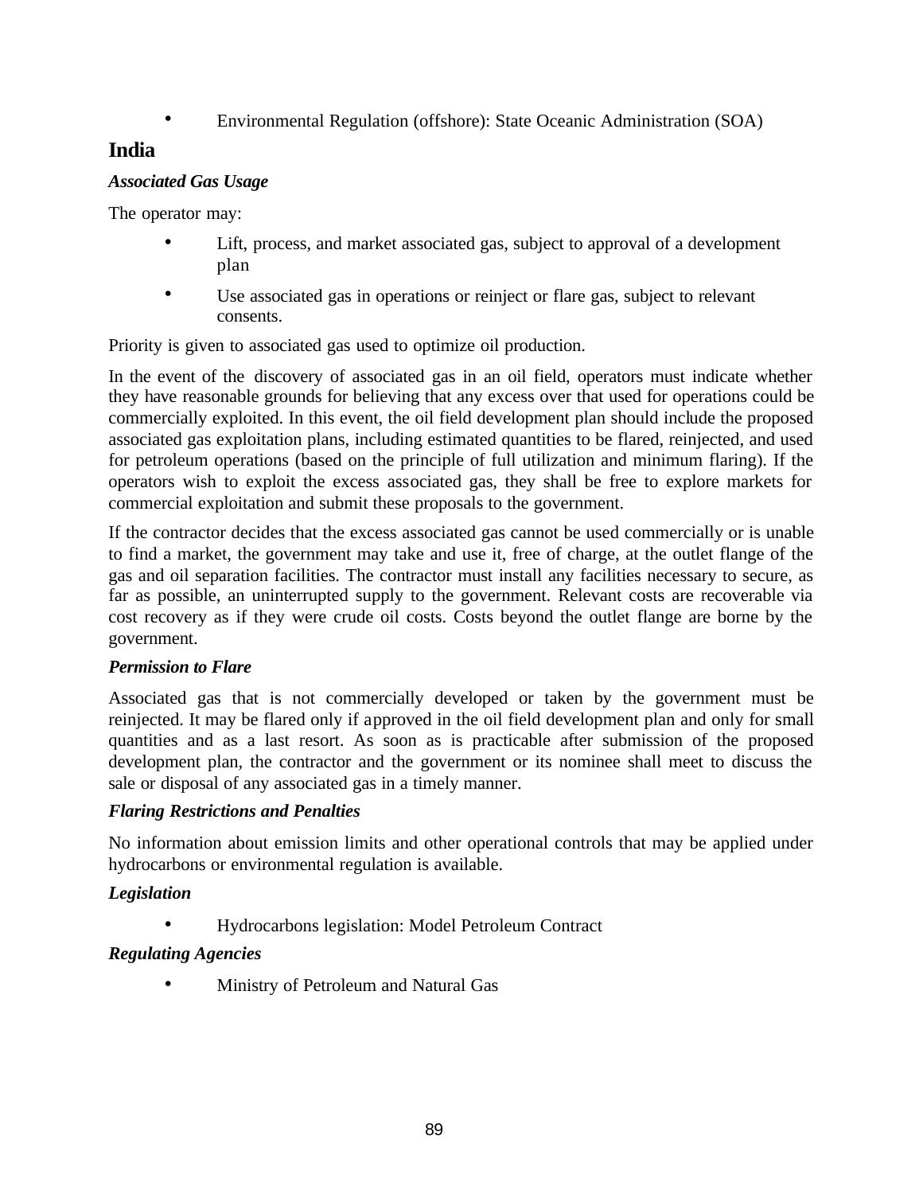- Environmental Regulation (offshore): State Oceanic Administration (SOA)

## India

***Associated Gas Usage***

The operator may:

- Lift, process, and market associated gas, subject to approval of a development plan
- Use associated gas in operations or reinject or flare gas, subject to relevant consents.

Priority is given to associated gas used to optimize oil production.

In the event of the discovery of associated gas in an oil field, operators must indicate whether they have reasonable grounds for believing that any excess over that used for operations could be commercially exploited. In this event, the oil field development plan should include the proposed associated gas exploitation plans, including estimated quantities to be flared, reinjected, and used for petroleum operations (based on the principle of full utilization and minimum flaring). If the operators wish to exploit the excess associated gas, they shall be free to explore markets for commercial exploitation and submit these proposals to the government.

If the contractor decides that the excess associated gas cannot be used commercially or is unable to find a market, the government may take and use it, free of charge, at the outlet flange of the gas and oil separation facilities. The contractor must install any facilities necessary to secure, as far as possible, an uninterrupted supply to the government. Relevant costs are recoverable via cost recovery as if they were crude oil costs. Costs beyond the outlet flange are borne by the government.

***Permission to Flare***

Associated gas that is not commercially developed or taken by the government must be reinjected. It may be flared only if approved in the oil field development plan and only for small quantities and as a last resort. As soon as is practicable after submission of the proposed development plan, the contractor and the government or its nominee shall meet to discuss the sale or disposal of any associated gas in a timely manner.

***Flaring Restrictions and Penalties***

No information about emission limits and other operational controls that may be applied under hydrocarbons or environmental regulation is available.

***Legislation***

- Hydrocarbons legislation: Model Petroleum Contract

***Regulating Agencies***

- Ministry of Petroleum and Natural Gas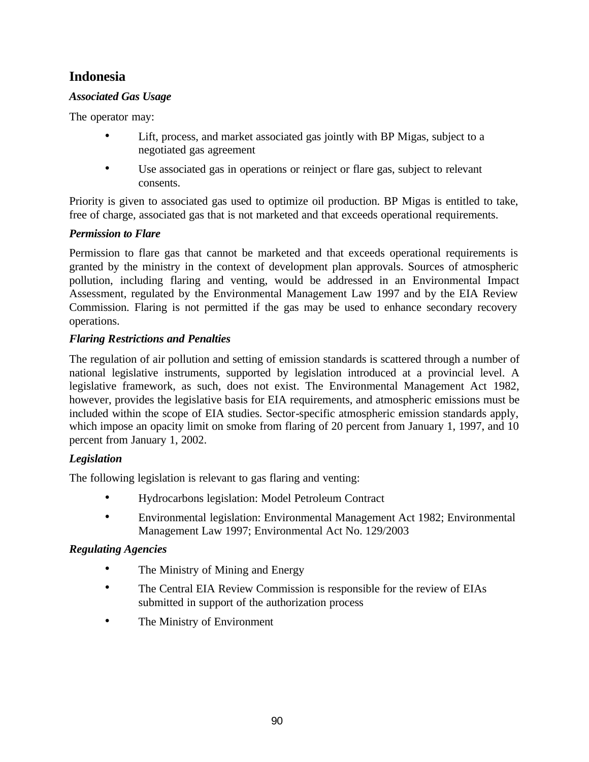## Indonesia

### *Associated Gas Usage*

The operator may:

- Lift, process, and market associated gas jointly with BP Migas, subject to a negotiated gas agreement
- Use associated gas in operations or reinject or flare gas, subject to relevant consents.

Priority is given to associated gas used to optimize oil production. BP Migas is entitled to take, free of charge, associated gas that is not marketed and that exceeds operational requirements.

### *Permission to Flare*

Permission to flare gas that cannot be marketed and that exceeds operational requirements is granted by the ministry in the context of development plan approvals. Sources of atmospheric pollution, including flaring and venting, would be addressed in an Environmental Impact Assessment, regulated by the Environmental Management Law 1997 and by the EIA Review Commission. Flaring is not permitted if the gas may be used to enhance secondary recovery operations.

### *Flaring Restrictions and Penalties*

The regulation of air pollution and setting of emission standards is scattered through a number of national legislative instruments, supported by legislation introduced at a provincial level. A legislative framework, as such, does not exist. The Environmental Management Act 1982, however, provides the legislative basis for EIA requirements, and atmospheric emissions must be included within the scope of EIA studies. Sector-specific atmospheric emission standards apply, which impose an opacity limit on smoke from flaring of 20 percent from January 1, 1997, and 10 percent from January 1, 2002.

### *Legislation*

The following legislation is relevant to gas flaring and venting:

- Hydrocarbons legislation: Model Petroleum Contract
- Environmental legislation: Environmental Management Act 1982; Environmental Management Law 1997; Environmental Act No. 129/2003

### *Regulating Agencies*

- The Ministry of Mining and Energy
- The Central EIA Review Commission is responsible for the review of EIAs submitted in support of the authorization process
- The Ministry of Environment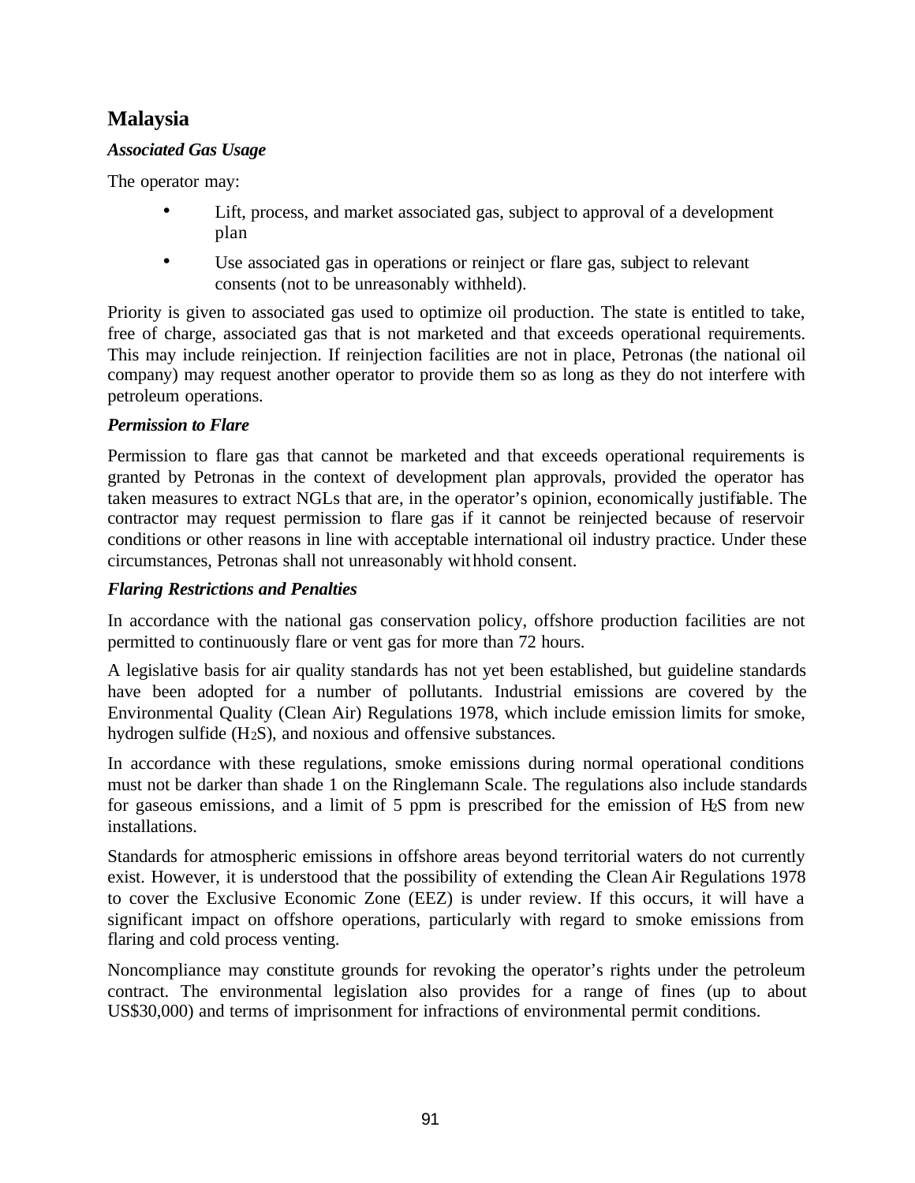## Malaysia

***Associated Gas Usage***

The operator may:

- Lift, process, and market associated gas, subject to approval of a development plan
- Use associated gas in operations or reinject or flare gas, subject to relevant consents (not to be unreasonably withheld).

Priority is given to associated gas used to optimize oil production. The state is entitled to take, free of charge, associated gas that is not marketed and that exceeds operational requirements. This may include reinjection. If reinjection facilities are not in place, Petronas (the national oil company) may request another operator to provide them so as long as they do not interfere with petroleum operations.

***Permission to Flare***

Permission to flare gas that cannot be marketed and that exceeds operational requirements is granted by Petronas in the context of development plan approvals, provided the operator has taken measures to extract NGLs that are, in the operator's opinion, economically justifiable. The contractor may request permission to flare gas if it cannot be reinjected because of reservoir conditions or other reasons in line with acceptable international oil industry practice. Under these circumstances, Petronas shall not unreasonably withhold consent.

***Flaring Restrictions and Penalties***

In accordance with the national gas conservation policy, offshore production facilities are not permitted to continuously flare or vent gas for more than 72 hours.

A legislative basis for air quality standards has not yet been established, but guideline standards have been adopted for a number of pollutants. Industrial emissions are covered by the Environmental Quality (Clean Air) Regulations 1978, which include emission limits for smoke, hydrogen sulfide ($H_2S$), and noxious and offensive substances.

In accordance with these regulations, smoke emissions during normal operational conditions must not be darker than shade 1 on the Ringlemann Scale. The regulations also include standards for gaseous emissions, and a limit of 5 ppm is prescribed for the emission of $H_2S$ from new installations.

Standards for atmospheric emissions in offshore areas beyond territorial waters do not currently exist. However, it is understood that the possibility of extending the Clean Air Regulations 1978 to cover the Exclusive Economic Zone (EEZ) is under review. If this occurs, it will have a significant impact on offshore operations, particularly with regard to smoke emissions from flaring and cold process venting.

Noncompliance may constitute grounds for revoking the operator's rights under the petroleum contract. The environmental legislation also provides for a range of fines (up to about US$30,000) and terms of imprisonment for infractions of environmental permit conditions.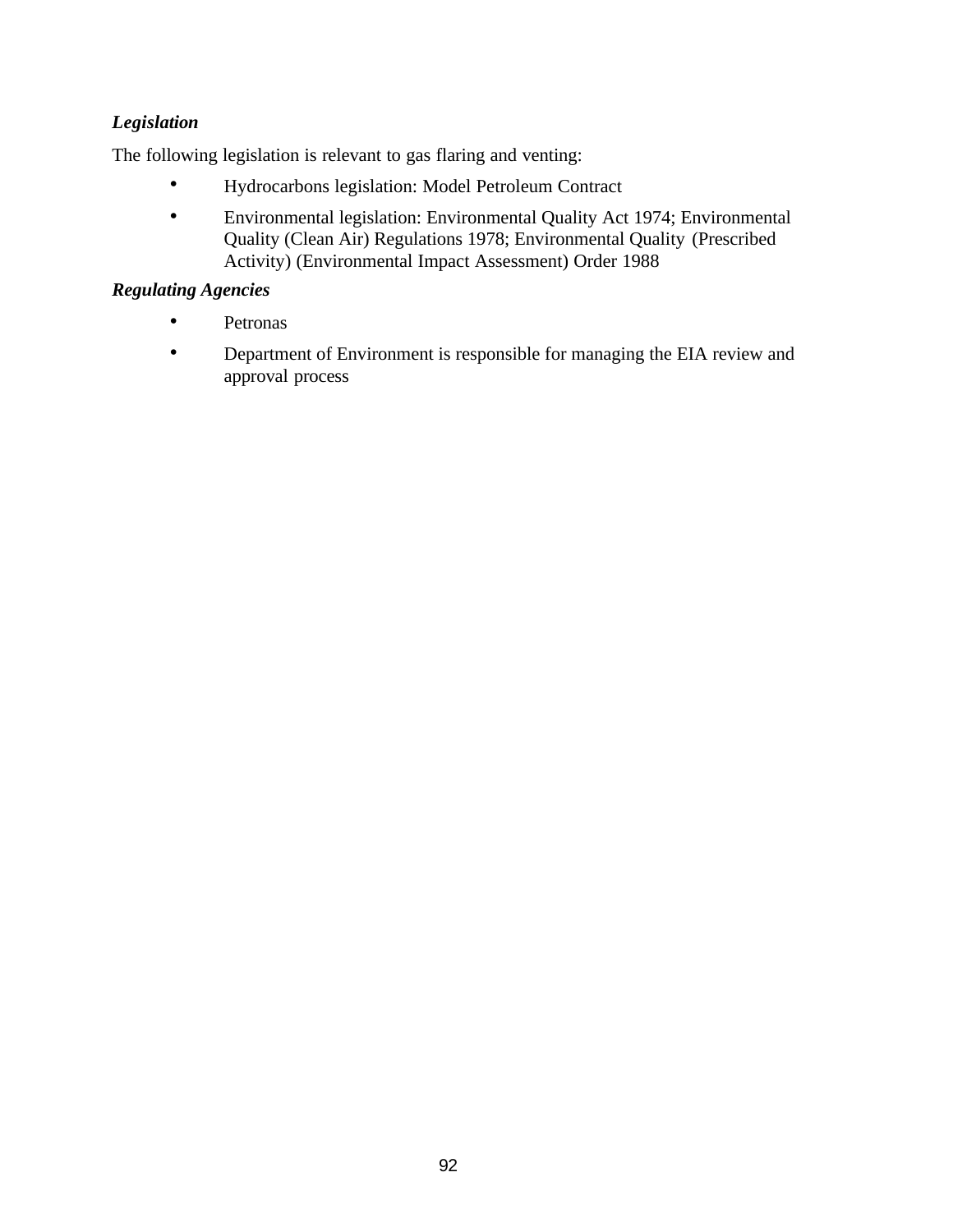***Legislation***

The following legislation is relevant to gas flaring and venting:

- Hydrocarbons legislation: Model Petroleum Contract
- Environmental legislation: Environmental Quality Act 1974; Environmental Quality (Clean Air) Regulations 1978; Environmental Quality (Prescribed Activity) (Environmental Impact Assessment) Order 1988

***Regulating Agencies***

- Petronas
- Department of Environment is responsible for managing the EIA review and approval process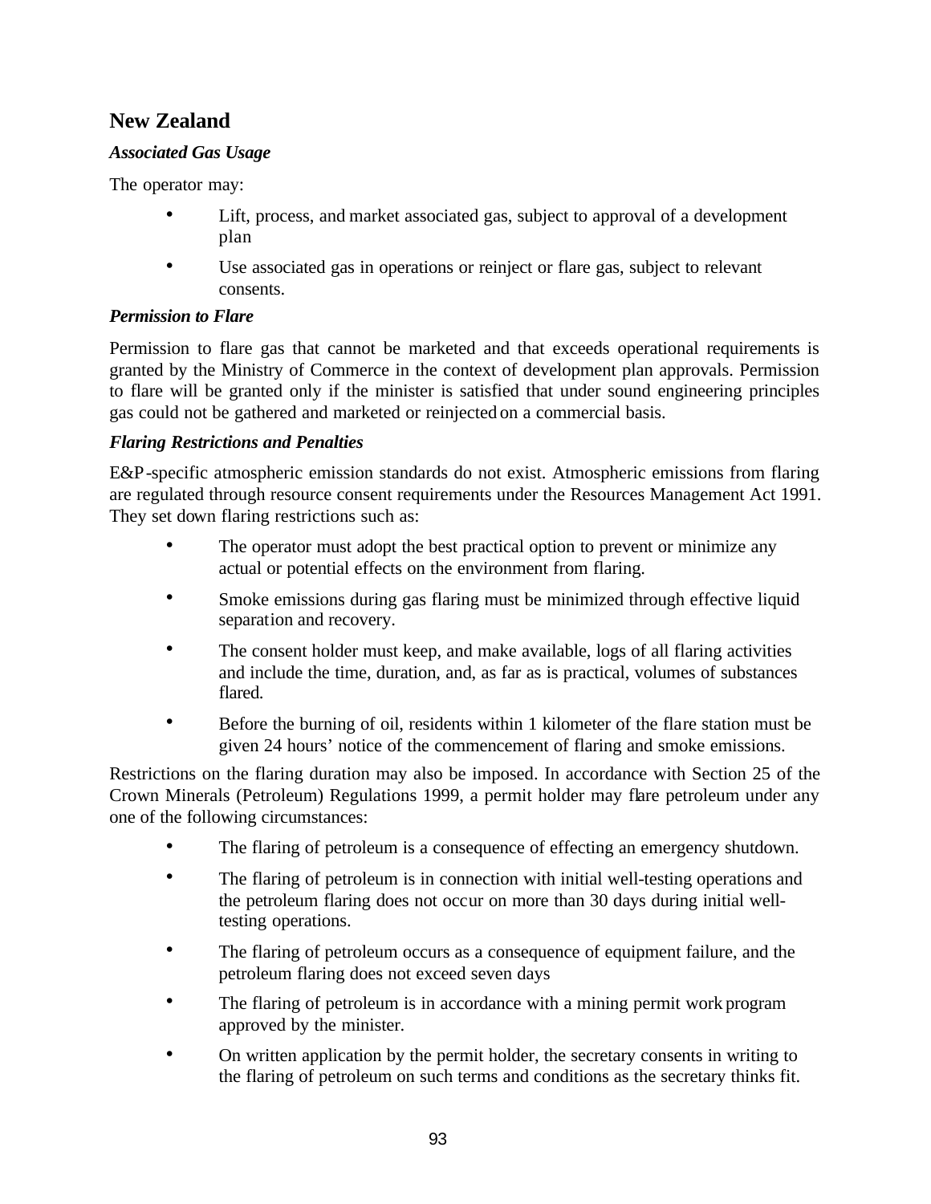## New Zealand

### *Associated Gas Usage*

The operator may:

- Lift, process, and market associated gas, subject to approval of a development plan
- Use associated gas in operations or reinject or flare gas, subject to relevant consents.

### *Permission to Flare*

Permission to flare gas that cannot be marketed and that exceeds operational requirements is granted by the Ministry of Commerce in the context of development plan approvals. Permission to flare will be granted only if the minister is satisfied that under sound engineering principles gas could not be gathered and marketed or reinjected on a commercial basis.

### *Flaring Restrictions and Penalties*

E&P-specific atmospheric emission standards do not exist. Atmospheric emissions from flaring are regulated through resource consent requirements under the Resources Management Act 1991. They set down flaring restrictions such as:

- The operator must adopt the best practical option to prevent or minimize any actual or potential effects on the environment from flaring.
- Smoke emissions during gas flaring must be minimized through effective liquid separation and recovery.
- The consent holder must keep, and make available, logs of all flaring activities and include the time, duration, and, as far as is practical, volumes of substances flared.
- Before the burning of oil, residents within 1 kilometer of the flare station must be given 24 hours' notice of the commencement of flaring and smoke emissions.

Restrictions on the flaring duration may also be imposed. In accordance with Section 25 of the Crown Minerals (Petroleum) Regulations 1999, a permit holder may flare petroleum under any one of the following circumstances:

- The flaring of petroleum is a consequence of effecting an emergency shutdown.
- The flaring of petroleum is in connection with initial well-testing operations and the petroleum flaring does not occur on more than 30 days during initial well-testing operations.
- The flaring of petroleum occurs as a consequence of equipment failure, and the petroleum flaring does not exceed seven days
- The flaring of petroleum is in accordance with a mining permit work program approved by the minister.
- On written application by the permit holder, the secretary consents in writing to the flaring of petroleum on such terms and conditions as the secretary thinks fit.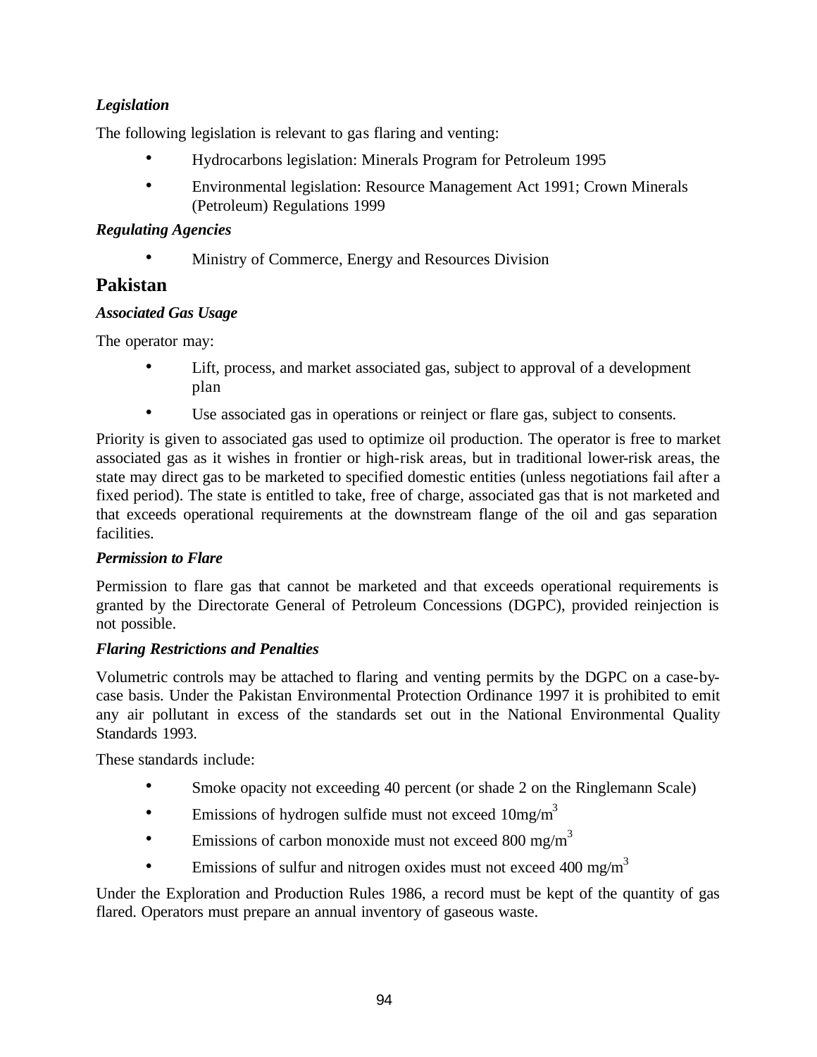***Legislation***

The following legislation is relevant to gas flaring and venting:

- Hydrocarbons legislation: Minerals Program for Petroleum 1995
- Environmental legislation: Resource Management Act 1991; Crown Minerals (Petroleum) Regulations 1999

***Regulating Agencies***

- Ministry of Commerce, Energy and Resources Division

## Pakistan

***Associated Gas Usage***

The operator may:

- Lift, process, and market associated gas, subject to approval of a development plan
- Use associated gas in operations or reinject or flare gas, subject to consents.

Priority is given to associated gas used to optimize oil production. The operator is free to market associated gas as it wishes in frontier or high-risk areas, but in traditional lower-risk areas, the state may direct gas to be marketed to specified domestic entities (unless negotiations fail after a fixed period). The state is entitled to take, free of charge, associated gas that is not marketed and that exceeds operational requirements at the downstream flange of the oil and gas separation facilities.

***Permission to Flare***

Permission to flare gas that cannot be marketed and that exceeds operational requirements is granted by the Directorate General of Petroleum Concessions (DGPC), provided reinjection is not possible.

***Flaring Restrictions and Penalties***

Volumetric controls may be attached to flaring and venting permits by the DGPC on a case-by-case basis. Under the Pakistan Environmental Protection Ordinance 1997 it is prohibited to emit any air pollutant in excess of the standards set out in the National Environmental Quality Standards 1993.

These standards include:

- Smoke opacity not exceeding 40 percent (or shade 2 on the Ringlemann Scale)
- Emissions of hydrogen sulfide must not exceed 10mg/$m^3$
- Emissions of carbon monoxide must not exceed 800 mg/$m^3$
- Emissions of sulfur and nitrogen oxides must not exceed 400 mg/$m^3$

Under the Exploration and Production Rules 1986, a record must be kept of the quantity of gas flared. Operators must prepare an annual inventory of gaseous waste.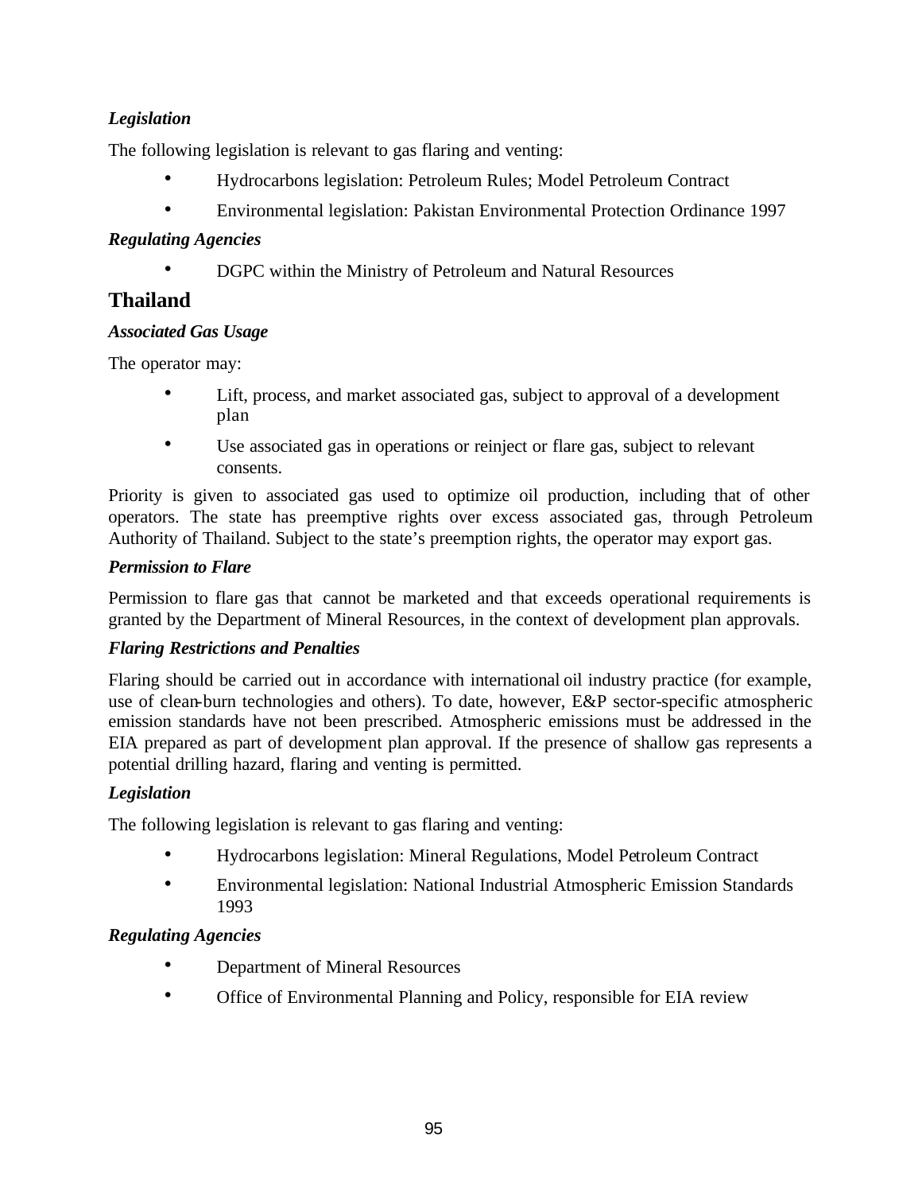*Legislation*

The following legislation is relevant to gas flaring and venting:

- Hydrocarbons legislation: Petroleum Rules; Model Petroleum Contract
- Environmental legislation: Pakistan Environmental Protection Ordinance 1997

*Regulating Agencies*

- DGPC within the Ministry of Petroleum and Natural Resources

## Thailand

*Associated Gas Usage*

The operator may:

- Lift, process, and market associated gas, subject to approval of a development plan
- Use associated gas in operations or reinject or flare gas, subject to relevant consents.

Priority is given to associated gas used to optimize oil production, including that of other operators. The state has preemptive rights over excess associated gas, through Petroleum Authority of Thailand. Subject to the state's preemption rights, the operator may export gas.

*Permission to Flare*

Permission to flare gas that cannot be marketed and that exceeds operational requirements is granted by the Department of Mineral Resources, in the context of development plan approvals.

*Flaring Restrictions and Penalties*

Flaring should be carried out in accordance with international oil industry practice (for example, use of clean-burn technologies and others). To date, however, E&P sector-specific atmospheric emission standards have not been prescribed. Atmospheric emissions must be addressed in the EIA prepared as part of development plan approval. If the presence of shallow gas represents a potential drilling hazard, flaring and venting is permitted.

*Legislation*

The following legislation is relevant to gas flaring and venting:

- Hydrocarbons legislation: Mineral Regulations, Model Petroleum Contract
- Environmental legislation: National Industrial Atmospheric Emission Standards 1993

*Regulating Agencies*

- Department of Mineral Resources
- Office of Environmental Planning and Policy, responsible for EIA review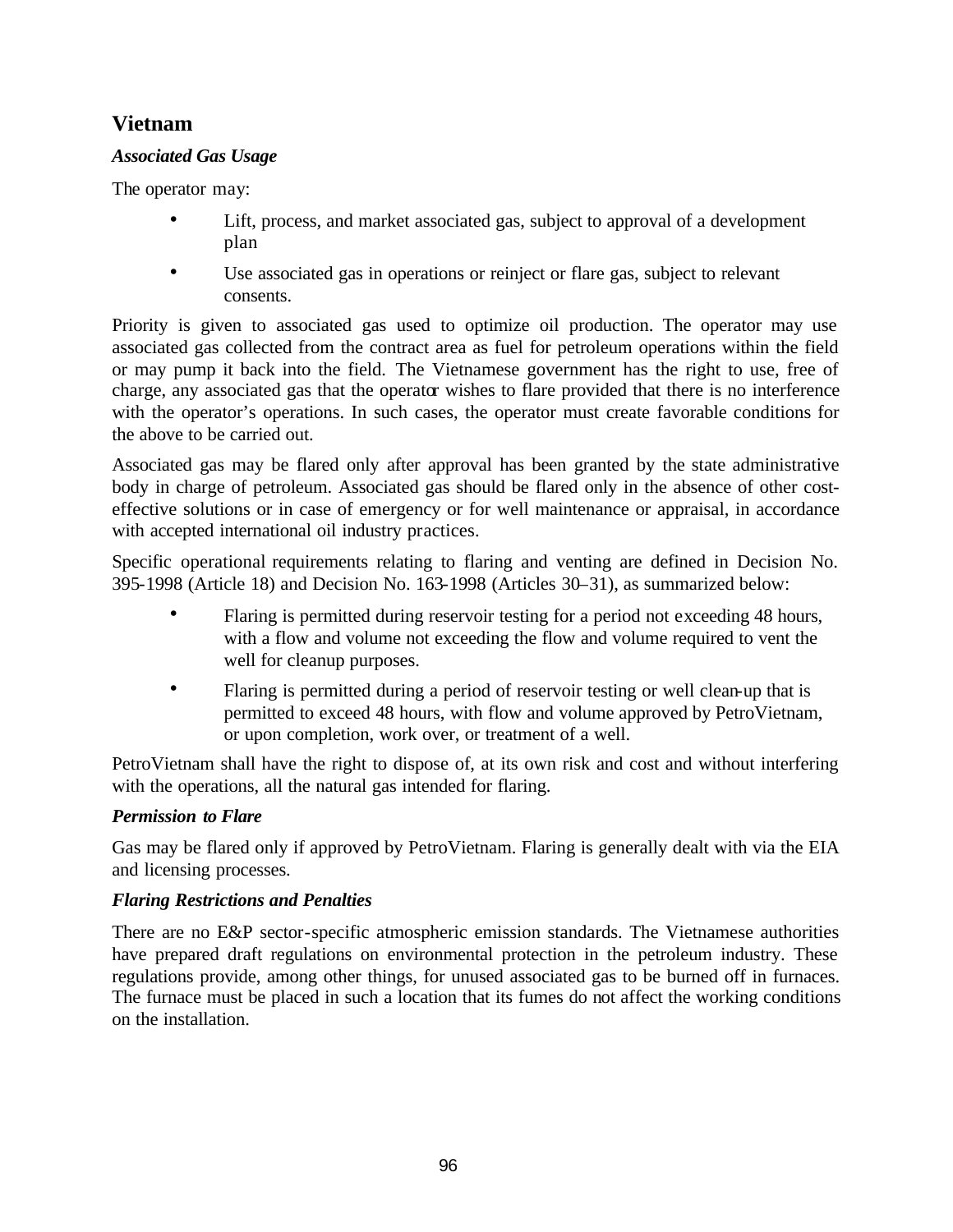## Vietnam

### *Associated Gas Usage*

The operator may:

- Lift, process, and market associated gas, subject to approval of a development plan
- Use associated gas in operations or reinject or flare gas, subject to relevant consents.

Priority is given to associated gas used to optimize oil production. The operator may use associated gas collected from the contract area as fuel for petroleum operations within the field or may pump it back into the field. The Vietnamese government has the right to use, free of charge, any associated gas that the operator wishes to flare provided that there is no interference with the operator's operations. In such cases, the operator must create favorable conditions for the above to be carried out.

Associated gas may be flared only after approval has been granted by the state administrative body in charge of petroleum. Associated gas should be flared only in the absence of other cost-effective solutions or in case of emergency or for well maintenance or appraisal, in accordance with accepted international oil industry practices.

Specific operational requirements relating to flaring and venting are defined in Decision No. 395-1998 (Article 18) and Decision No. 163-1998 (Articles 30–31), as summarized below:

- Flaring is permitted during reservoir testing for a period not exceeding 48 hours, with a flow and volume not exceeding the flow and volume required to vent the well for cleanup purposes.
- Flaring is permitted during a period of reservoir testing or well clean-up that is permitted to exceed 48 hours, with flow and volume approved by PetroVietnam, or upon completion, work over, or treatment of a well.

PetroVietnam shall have the right to dispose of, at its own risk and cost and without interfering with the operations, all the natural gas intended for flaring.

### *Permission to Flare*

Gas may be flared only if approved by PetroVietnam. Flaring is generally dealt with via the EIA and licensing processes.

### *Flaring Restrictions and Penalties*

There are no E&P sector-specific atmospheric emission standards. The Vietnamese authorities have prepared draft regulations on environmental protection in the petroleum industry. These regulations provide, among other things, for unused associated gas to be burned off in furnaces. The furnace must be placed in such a location that its fumes do not affect the working conditions on the installation.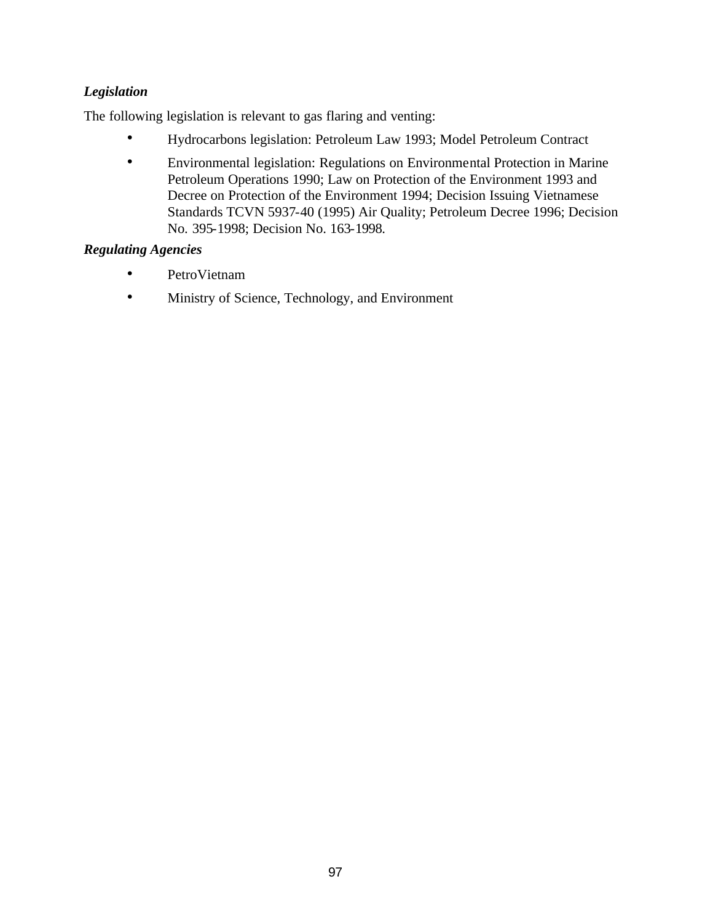***Legislation***

The following legislation is relevant to gas flaring and venting:

- Hydrocarbons legislation: Petroleum Law 1993; Model Petroleum Contract
- Environmental legislation: Regulations on Environmental Protection in Marine Petroleum Operations 1990; Law on Protection of the Environment 1993 and Decree on Protection of the Environment 1994; Decision Issuing Vietnamese Standards TCVN 5937-40 (1995) Air Quality; Petroleum Decree 1996; Decision No. 395-1998; Decision No. 163-1998.

***Regulating Agencies***

- PetroVietnam
- Ministry of Science, Technology, and Environment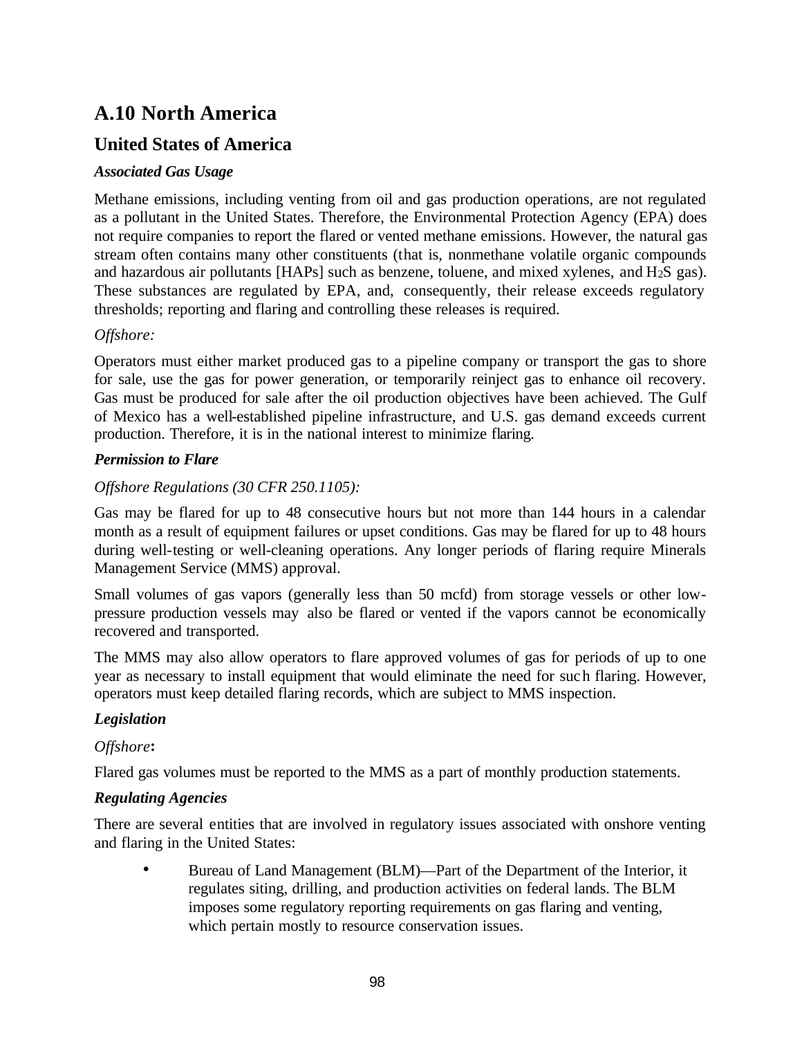## A.10 North America

### United States of America

#### *Associated Gas Usage*

Methane emissions, including venting from oil and gas production operations, are not regulated as a pollutant in the United States. Therefore, the Environmental Protection Agency (EPA) does not require companies to report the flared or vented methane emissions. However, the natural gas stream often contains many other constituents (that is, nonmethane volatile organic compounds and hazardous air pollutants [HAPs] such as benzene, toluene, and mixed xylenes, and $H_2S$ gas). These substances are regulated by EPA, and, consequently, their release exceeds regulatory thresholds; reporting and flaring and controlling these releases is required.

*Offshore:*

Operators must either market produced gas to a pipeline company or transport the gas to shore for sale, use the gas for power generation, or temporarily reinject gas to enhance oil recovery. Gas must be produced for sale after the oil production objectives have been achieved. The Gulf of Mexico has a well-established pipeline infrastructure, and U.S. gas demand exceeds current production. Therefore, it is in the national interest to minimize flaring.

#### *Permission to Flare*

*Offshore Regulations (30 CFR 250.1105):*

Gas may be flared for up to 48 consecutive hours but not more than 144 hours in a calendar month as a result of equipment failures or upset conditions. Gas may be flared for up to 48 hours during well-testing or well-cleaning operations. Any longer periods of flaring require Minerals Management Service (MMS) approval.

Small volumes of gas vapors (generally less than 50 mcfd) from storage vessels or other low-pressure production vessels may also be flared or vented if the vapors cannot be economically recovered and transported.

The MMS may also allow operators to flare approved volumes of gas for periods of up to one year as necessary to install equipment that would eliminate the need for such flaring. However, operators must keep detailed flaring records, which are subject to MMS inspection.

#### *Legislation*

*Offshore***:**

Flared gas volumes must be reported to the MMS as a part of monthly production statements.

#### *Regulating Agencies*

There are several entities that are involved in regulatory issues associated with onshore venting and flaring in the United States:

- Bureau of Land Management (BLM)—Part of the Department of the Interior, it regulates siting, drilling, and production activities on federal lands. The BLM imposes some regulatory reporting requirements on gas flaring and venting, which pertain mostly to resource conservation issues.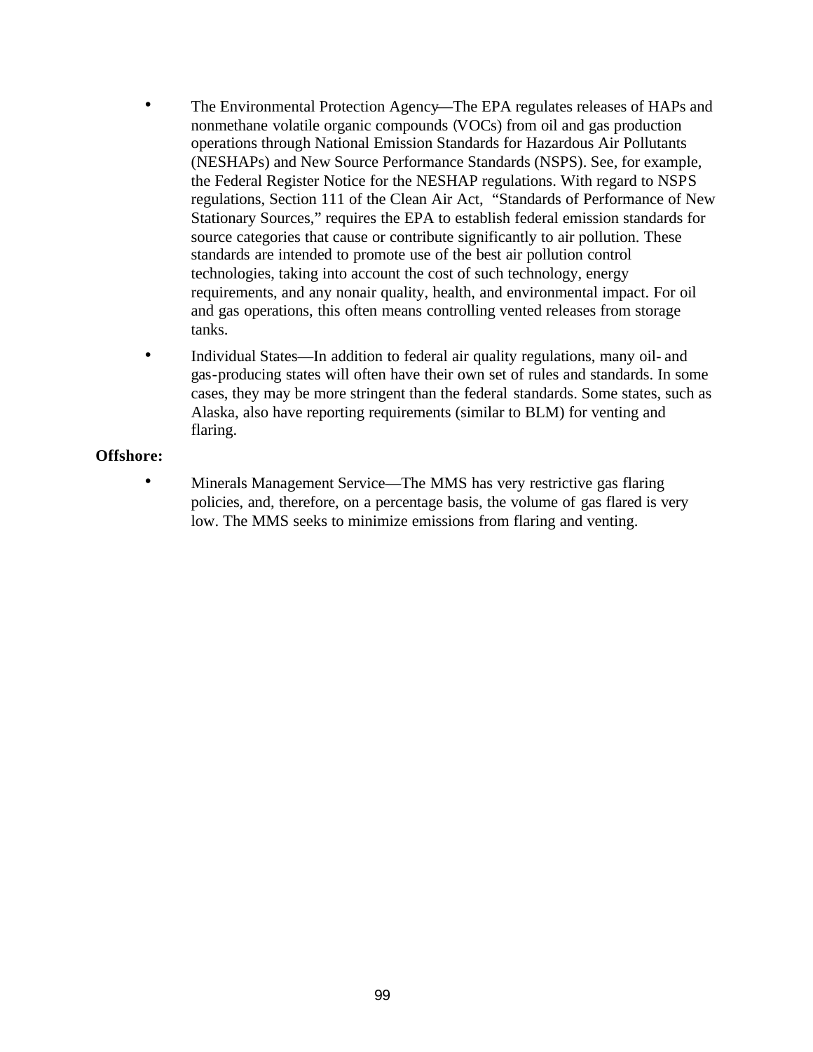- The Environmental Protection Agency—The EPA regulates releases of HAPs and nonmethane volatile organic compounds (VOCs) from oil and gas production operations through National Emission Standards for Hazardous Air Pollutants (NESHAPs) and New Source Performance Standards (NSPS). See, for example, the Federal Register Notice for the NESHAP regulations. With regard to NSPS regulations, Section 111 of the Clean Air Act, "Standards of Performance of New Stationary Sources," requires the EPA to establish federal emission standards for source categories that cause or contribute significantly to air pollution. These standards are intended to promote use of the best air pollution control technologies, taking into account the cost of such technology, energy requirements, and any nonair quality, health, and environmental impact. For oil and gas operations, this often means controlling vented releases from storage tanks.
- Individual States—In addition to federal air quality regulations, many oil- and gas-producing states will often have their own set of rules and standards. In some cases, they may be more stringent than the federal standards. Some states, such as Alaska, also have reporting requirements (similar to BLM) for venting and flaring.

**Offshore:**

- Minerals Management Service—The MMS has very restrictive gas flaring policies, and, therefore, on a percentage basis, the volume of gas flared is very low. The MMS seeks to minimize emissions from flaring and venting.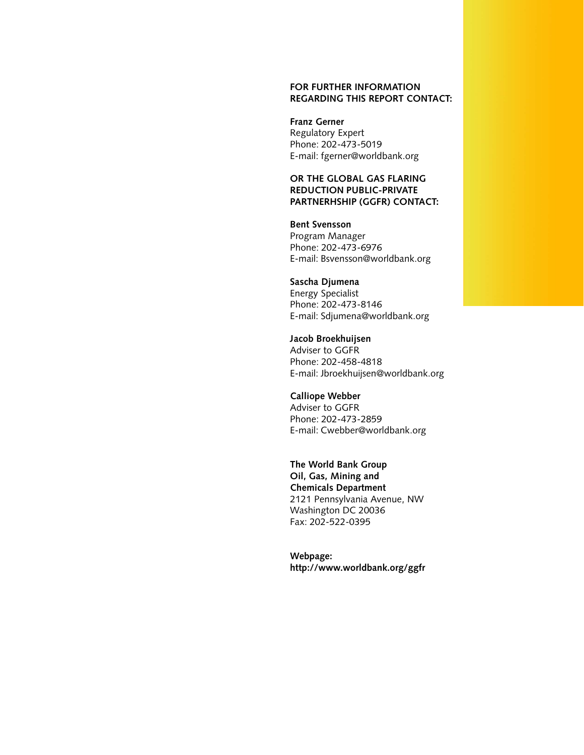**FOR FURTHER INFORMATION REGARDING THIS REPORT CONTACT:**

**Franz Gerner**
Regulatory Expert
Phone: 202-473-5019
E-mail: fgerner@worldbank.org

**OR THE GLOBAL GAS FLARING REDUCTION PUBLIC-PRIVATE PARTNERHSHIP (GGFR) CONTACT:**

**Bent Svensson**
Program Manager
Phone: 202-473-6976
E-mail: Bsvensson@worldbank.org

**Sascha Djumena**
Energy Specialist
Phone: 202-473-8146
E-mail: Sdjumena@worldbank.org

**Jacob Broekhuijsen**
Adviser to GGFR
Phone: 202-458-4818
E-mail: Jbroekhuijsen@worldbank.org

**Calliope Webber**
Adviser to GGFR
Phone: 202-473-2859
E-mail: Cwebber@worldbank.org

**The World Bank Group**
**Oil, Gas, Mining and Chemicals Department**
2121 Pennsylvania Avenue, NW
Washington DC 20036
Fax: 202-522-0395

**Webpage:**
**http://www.worldbank.org/ggfr**